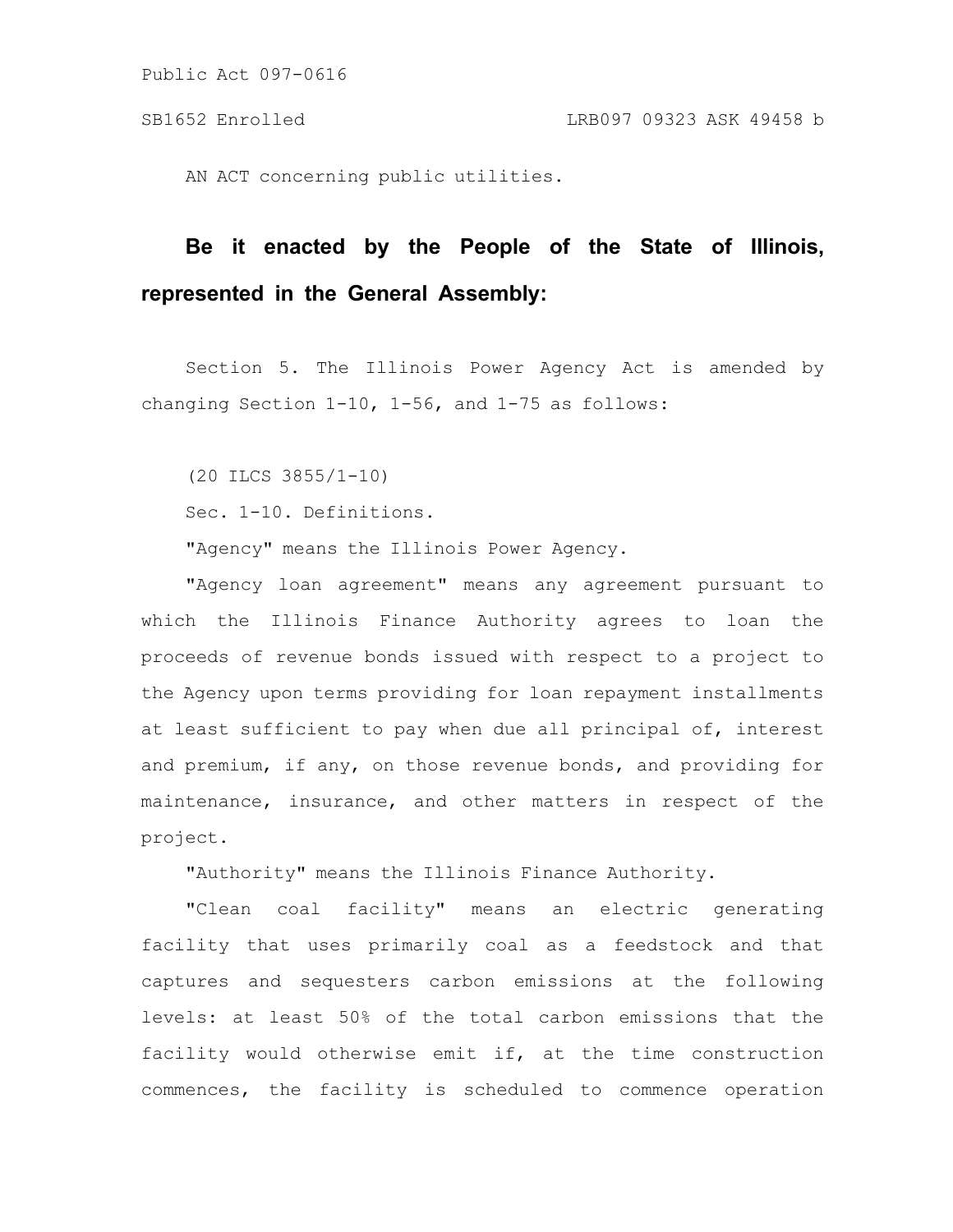Public Act 097-0616

SB1652 Enrolled LRB097 09323 ASK 49458 b

AN ACT concerning public utilities.

**Be it enacted by the People of the State of Illinois, represented in the General Assembly:**

Section 5. The Illinois Power Agency Act is amended by changing Section 1-10, 1-56, and 1-75 as follows:

(20 ILCS 3855/1-10)

Sec. 1-10. Definitions.

"Agency" means the Illinois Power Agency.

"Agency loan agreement" means any agreement pursuant to which the Illinois Finance Authority agrees to loan the proceeds of revenue bonds issued with respect to a project to the Agency upon terms providing for loan repayment installments at least sufficient to pay when due all principal of, interest and premium, if any, on those revenue bonds, and providing for maintenance, insurance, and other matters in respect of the project.

"Authority" means the Illinois Finance Authority.

"Clean coal facility" means an electric generating facility that uses primarily coal as a feedstock and that captures and sequesters carbon emissions at the following levels: at least 50% of the total carbon emissions that the facility would otherwise emit if, at the time construction commences, the facility is scheduled to commence operation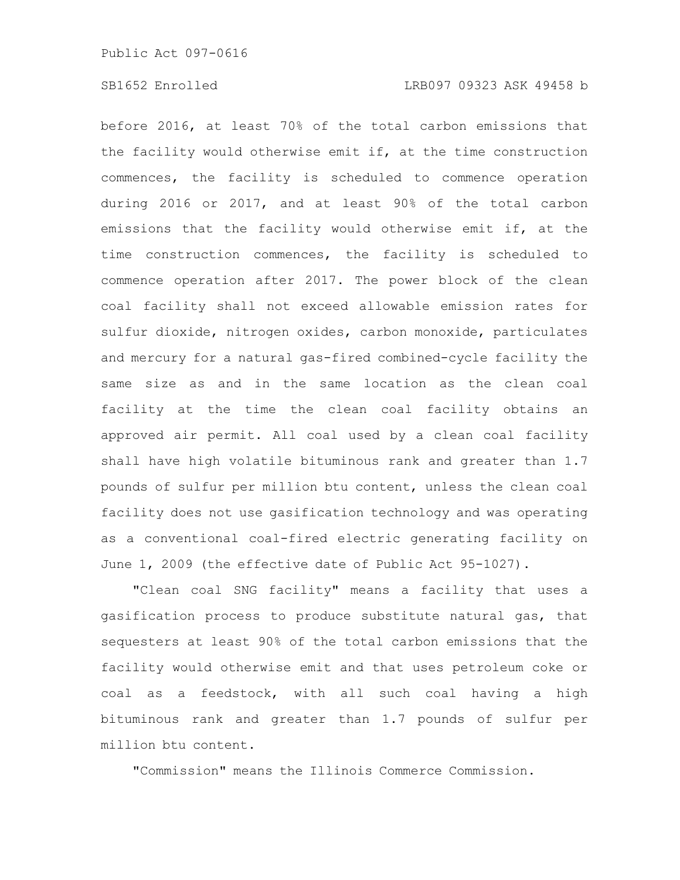before 2016, at least 70% of the total carbon emissions that the facility would otherwise emit if, at the time construction commences, the facility is scheduled to commence operation during 2016 or 2017, and at least 90% of the total carbon emissions that the facility would otherwise emit if, at the time construction commences, the facility is scheduled to commence operation after 2017. The power block of the clean coal facility shall not exceed allowable emission rates for sulfur dioxide, nitrogen oxides, carbon monoxide, particulates and mercury for a natural gas-fired combined-cycle facility the same size as and in the same location as the clean coal facility at the time the clean coal facility obtains an approved air permit. All coal used by a clean coal facility shall have high volatile bituminous rank and greater than 1.7 pounds of sulfur per million btu content, unless the clean coal facility does not use gasification technology and was operating as a conventional coal-fired electric generating facility on June 1, 2009 (the effective date of Public Act 95-1027).

"Clean coal SNG facility" means a facility that uses a gasification process to produce substitute natural gas, that sequesters at least 90% of the total carbon emissions that the facility would otherwise emit and that uses petroleum coke or coal as a feedstock, with all such coal having a high bituminous rank and greater than 1.7 pounds of sulfur per million btu content.

"Commission" means the Illinois Commerce Commission.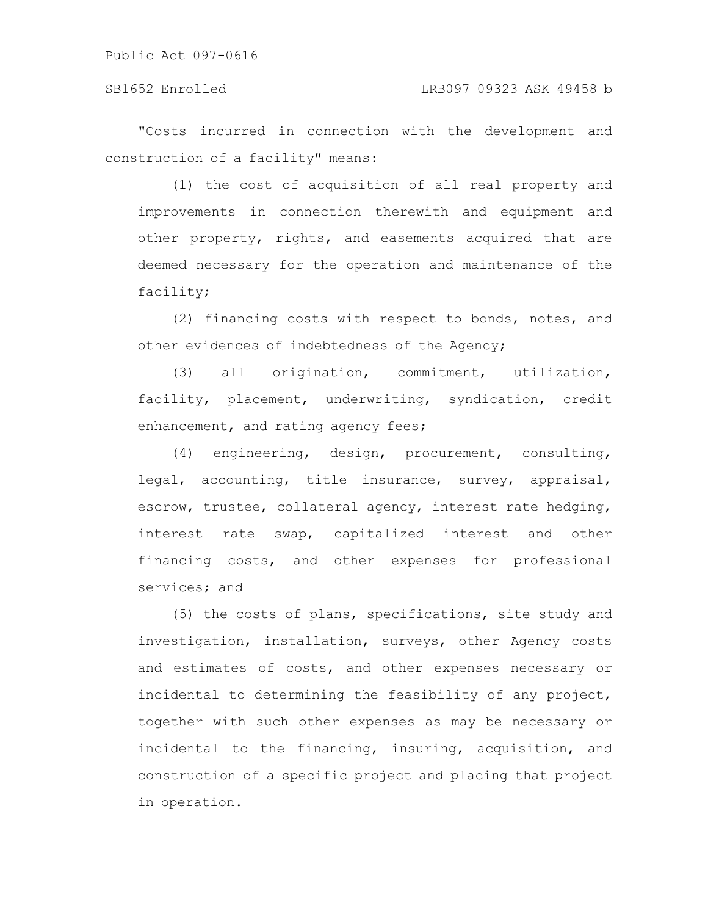"Costs incurred in connection with the development and construction of a facility" means:

(1) the cost of acquisition of all real property and improvements in connection therewith and equipment and other property, rights, and easements acquired that are deemed necessary for the operation and maintenance of the facility;

(2) financing costs with respect to bonds, notes, and other evidences of indebtedness of the Agency;

(3) all origination, commitment, utilization, facility, placement, underwriting, syndication, credit enhancement, and rating agency fees;

(4) engineering, design, procurement, consulting, legal, accounting, title insurance, survey, appraisal, escrow, trustee, collateral agency, interest rate hedging, interest rate swap, capitalized interest and other financing costs, and other expenses for professional services; and

(5) the costs of plans, specifications, site study and investigation, installation, surveys, other Agency costs and estimates of costs, and other expenses necessary or incidental to determining the feasibility of any project, together with such other expenses as may be necessary or incidental to the financing, insuring, acquisition, and construction of a specific project and placing that project in operation.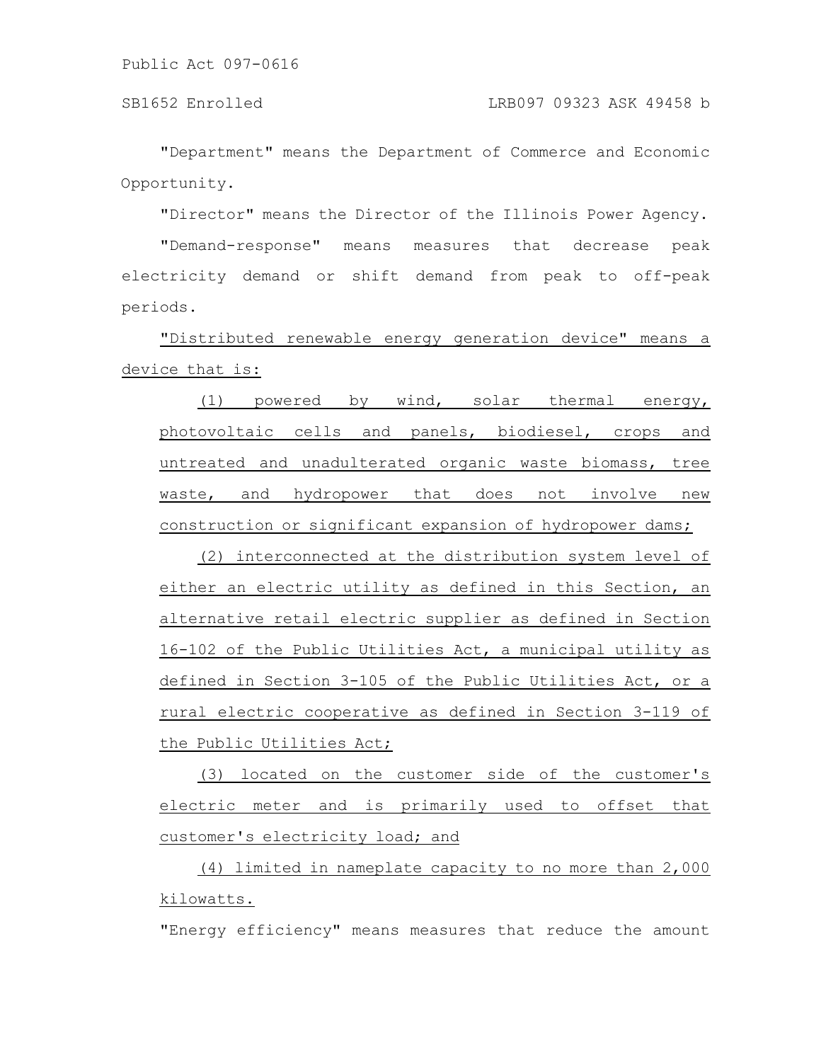"Department" means the Department of Commerce and Economic Opportunity.

"Director" means the Director of the Illinois Power Agency.

"Demand-response" means measures that decrease peak electricity demand or shift demand from peak to off-peak periods.

"Distributed renewable energy generation device" means a device that is:

(1) powered by wind, solar thermal energy, photovoltaic cells and panels, biodiesel, crops and untreated and unadulterated organic waste biomass, tree waste, and hydropower that does not involve new construction or significant expansion of hydropower dams;

(2) interconnected at the distribution system level of either an electric utility as defined in this Section, an alternative retail electric supplier as defined in Section 16-102 of the Public Utilities Act, a municipal utility as defined in Section 3-105 of the Public Utilities Act, or a rural electric cooperative as defined in Section 3-119 of the Public Utilities Act;

(3) located on the customer side of the customer's electric meter and is primarily used to offset that customer's electricity load; and

(4) limited in nameplate capacity to no more than 2,000 kilowatts.

"Energy efficiency" means measures that reduce the amount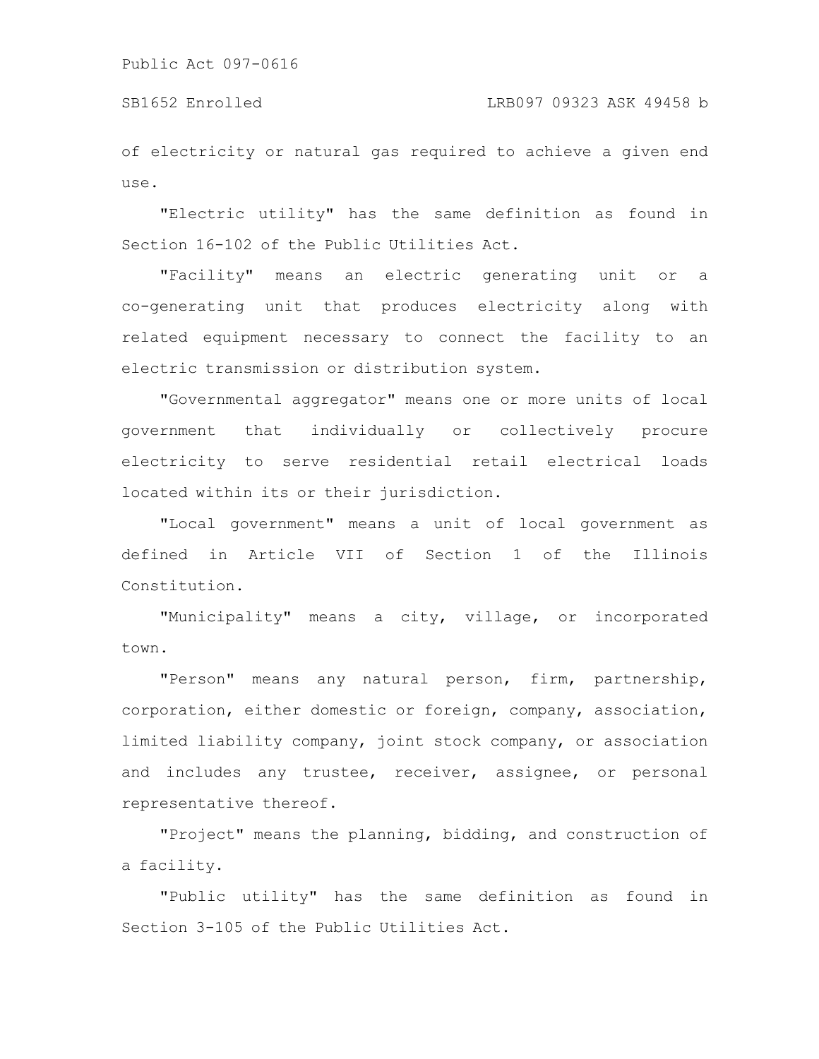of electricity or natural gas required to achieve a given end use.

"Electric utility" has the same definition as found in Section 16-102 of the Public Utilities Act.

"Facility" means an electric generating unit or a co-generating unit that produces electricity along with related equipment necessary to connect the facility to an electric transmission or distribution system.

"Governmental aggregator" means one or more units of local government that individually or collectively procure electricity to serve residential retail electrical loads located within its or their jurisdiction.

"Local government" means a unit of local government as defined in Article VII of Section 1 of the Illinois Constitution.

"Municipality" means a city, village, or incorporated town.

"Person" means any natural person, firm, partnership, corporation, either domestic or foreign, company, association, limited liability company, joint stock company, or association and includes any trustee, receiver, assignee, or personal representative thereof.

"Project" means the planning, bidding, and construction of a facility.

"Public utility" has the same definition as found in Section 3-105 of the Public Utilities Act.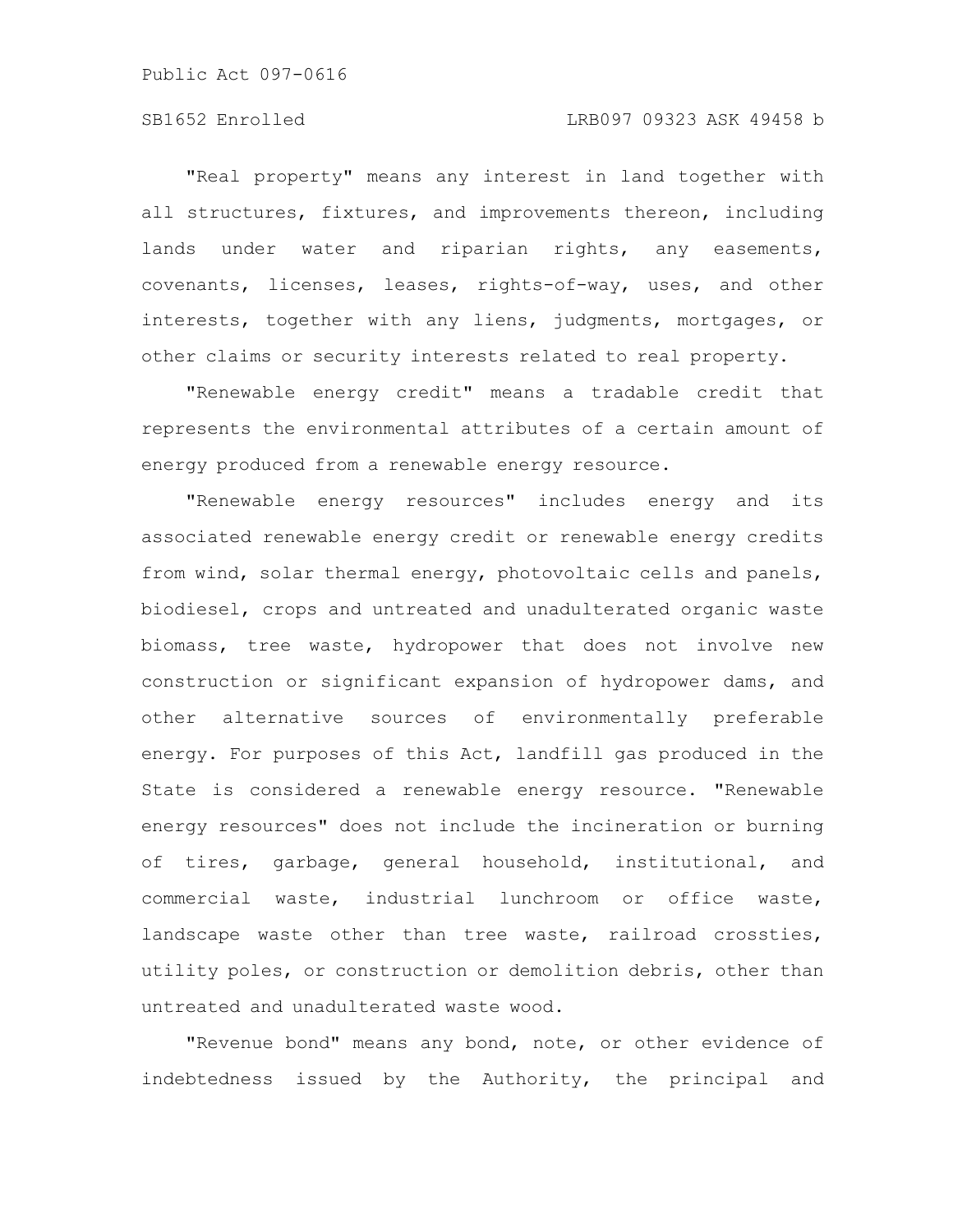"Real property" means any interest in land together with all structures, fixtures, and improvements thereon, including lands under water and riparian rights, any easements, covenants, licenses, leases, rights-of-way, uses, and other interests, together with any liens, judgments, mortgages, or other claims or security interests related to real property.

"Renewable energy credit" means a tradable credit that represents the environmental attributes of a certain amount of energy produced from a renewable energy resource.

"Renewable energy resources" includes energy and its associated renewable energy credit or renewable energy credits from wind, solar thermal energy, photovoltaic cells and panels, biodiesel, crops and untreated and unadulterated organic waste biomass, tree waste, hydropower that does not involve new construction or significant expansion of hydropower dams, and other alternative sources of environmentally preferable energy. For purposes of this Act, landfill gas produced in the State is considered a renewable energy resource. "Renewable energy resources" does not include the incineration or burning of tires, garbage, general household, institutional, and commercial waste, industrial lunchroom or office waste, landscape waste other than tree waste, railroad crossties, utility poles, or construction or demolition debris, other than untreated and unadulterated waste wood.

"Revenue bond" means any bond, note, or other evidence of indebtedness issued by the Authority, the principal and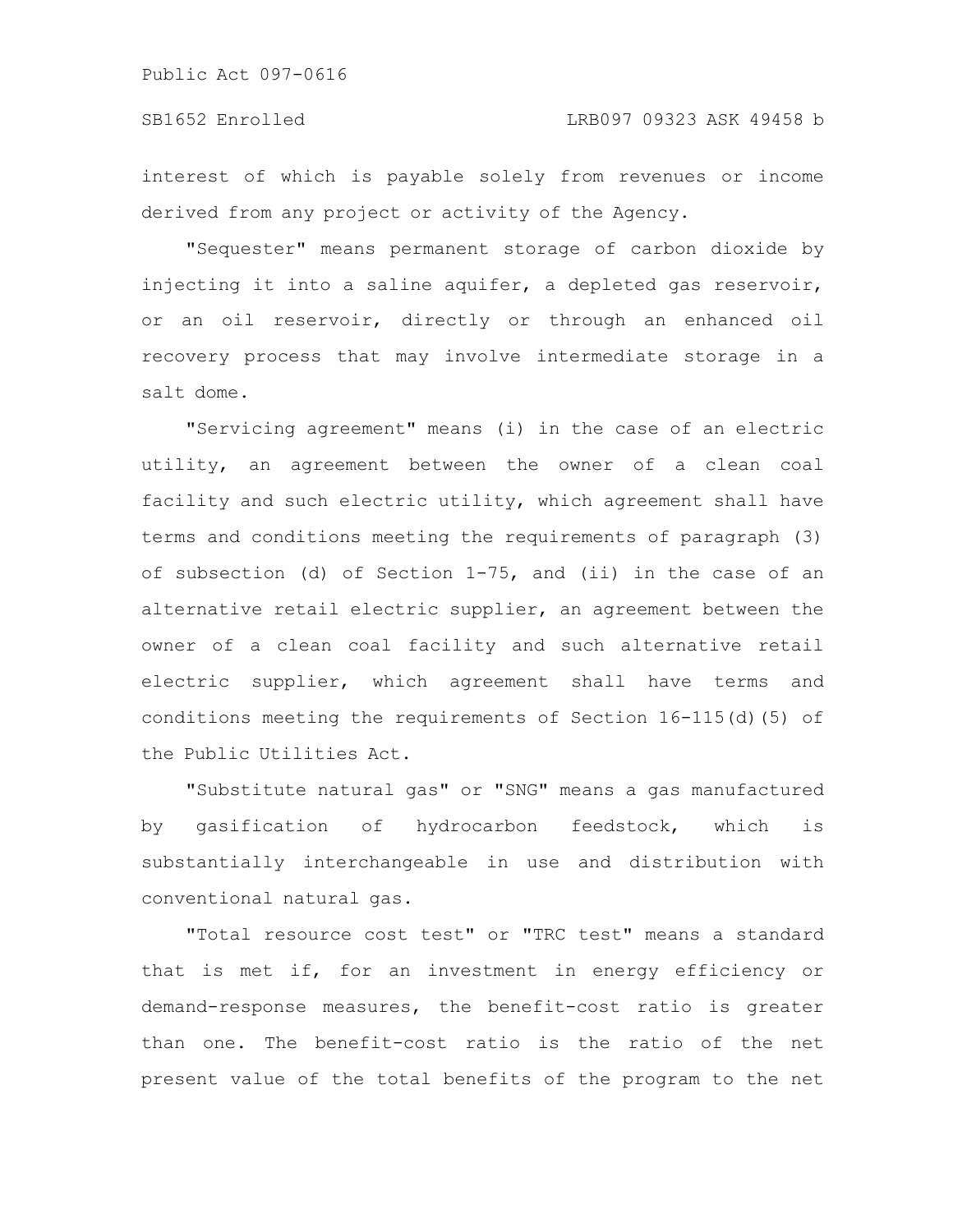interest of which is payable solely from revenues or income derived from any project or activity of the Agency.

"Sequester" means permanent storage of carbon dioxide by injecting it into a saline aquifer, a depleted gas reservoir, or an oil reservoir, directly or through an enhanced oil recovery process that may involve intermediate storage in a salt dome.

"Servicing agreement" means (i) in the case of an electric utility, an agreement between the owner of a clean coal facility and such electric utility, which agreement shall have terms and conditions meeting the requirements of paragraph (3) of subsection (d) of Section 1-75, and (ii) in the case of an alternative retail electric supplier, an agreement between the owner of a clean coal facility and such alternative retail electric supplier, which agreement shall have terms and conditions meeting the requirements of Section 16-115(d)(5) of the Public Utilities Act.

"Substitute natural gas" or "SNG" means a gas manufactured by gasification of hydrocarbon feedstock, which is substantially interchangeable in use and distribution with conventional natural gas.

"Total resource cost test" or "TRC test" means a standard that is met if, for an investment in energy efficiency or demand-response measures, the benefit-cost ratio is greater than one. The benefit-cost ratio is the ratio of the net present value of the total benefits of the program to the net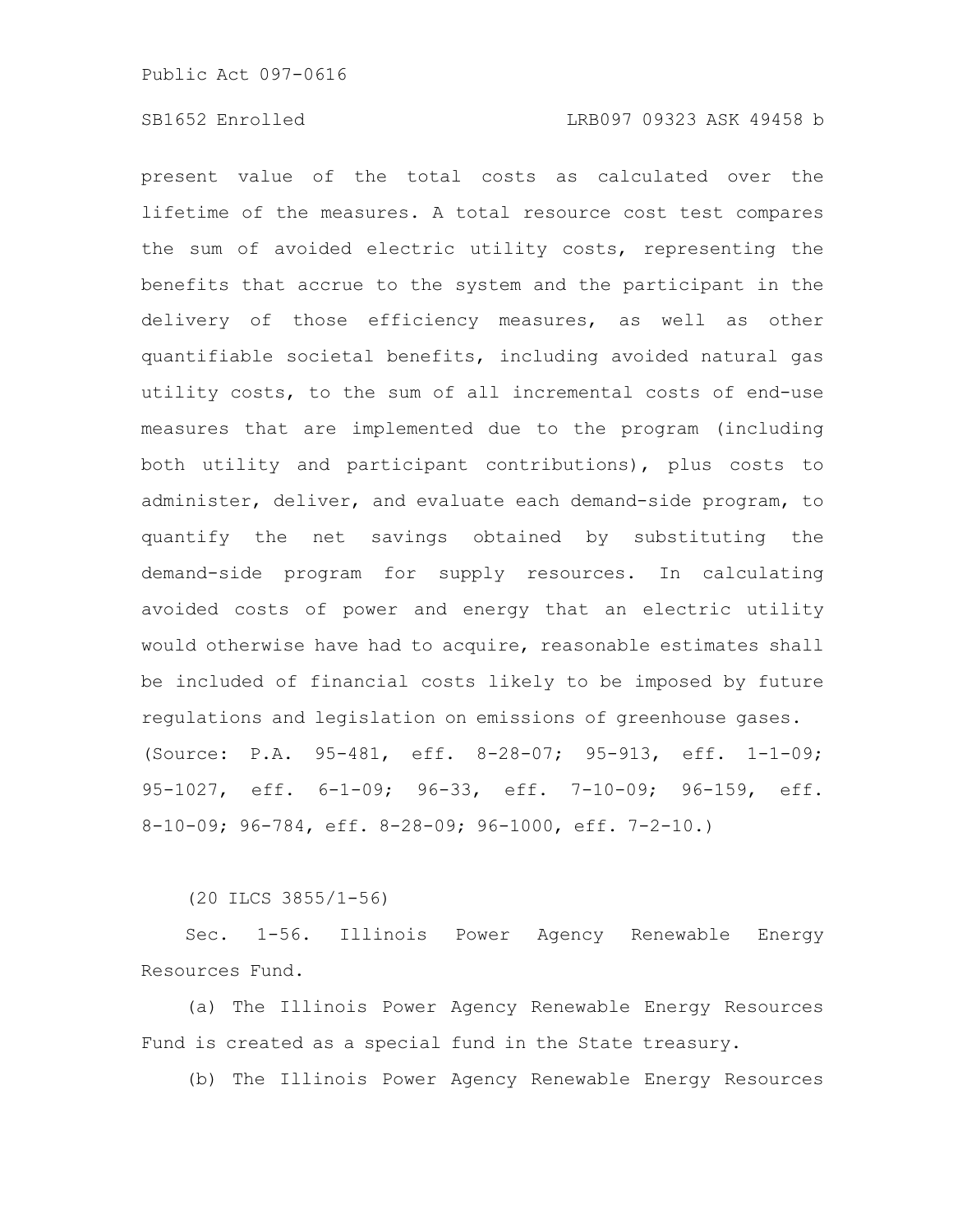present value of the total costs as calculated over the lifetime of the measures. A total resource cost test compares the sum of avoided electric utility costs, representing the benefits that accrue to the system and the participant in the delivery of those efficiency measures, as well as other quantifiable societal benefits, including avoided natural gas utility costs, to the sum of all incremental costs of end-use measures that are implemented due to the program (including both utility and participant contributions), plus costs to administer, deliver, and evaluate each demand-side program, to quantify the net savings obtained by substituting the demand-side program for supply resources. In calculating avoided costs of power and energy that an electric utility would otherwise have had to acquire, reasonable estimates shall be included of financial costs likely to be imposed by future regulations and legislation on emissions of greenhouse gases.

(Source: P.A. 95-481, eff. 8-28-07; 95-913, eff. 1-1-09; 95-1027, eff. 6-1-09; 96-33, eff. 7-10-09; 96-159, eff. 8-10-09; 96-784, eff. 8-28-09; 96-1000, eff. 7-2-10.)

(20 ILCS 3855/1-56)

Sec. 1-56. Illinois Power Agency Renewable Energy Resources Fund.

(a) The Illinois Power Agency Renewable Energy Resources Fund is created as a special fund in the State treasury.

(b) The Illinois Power Agency Renewable Energy Resources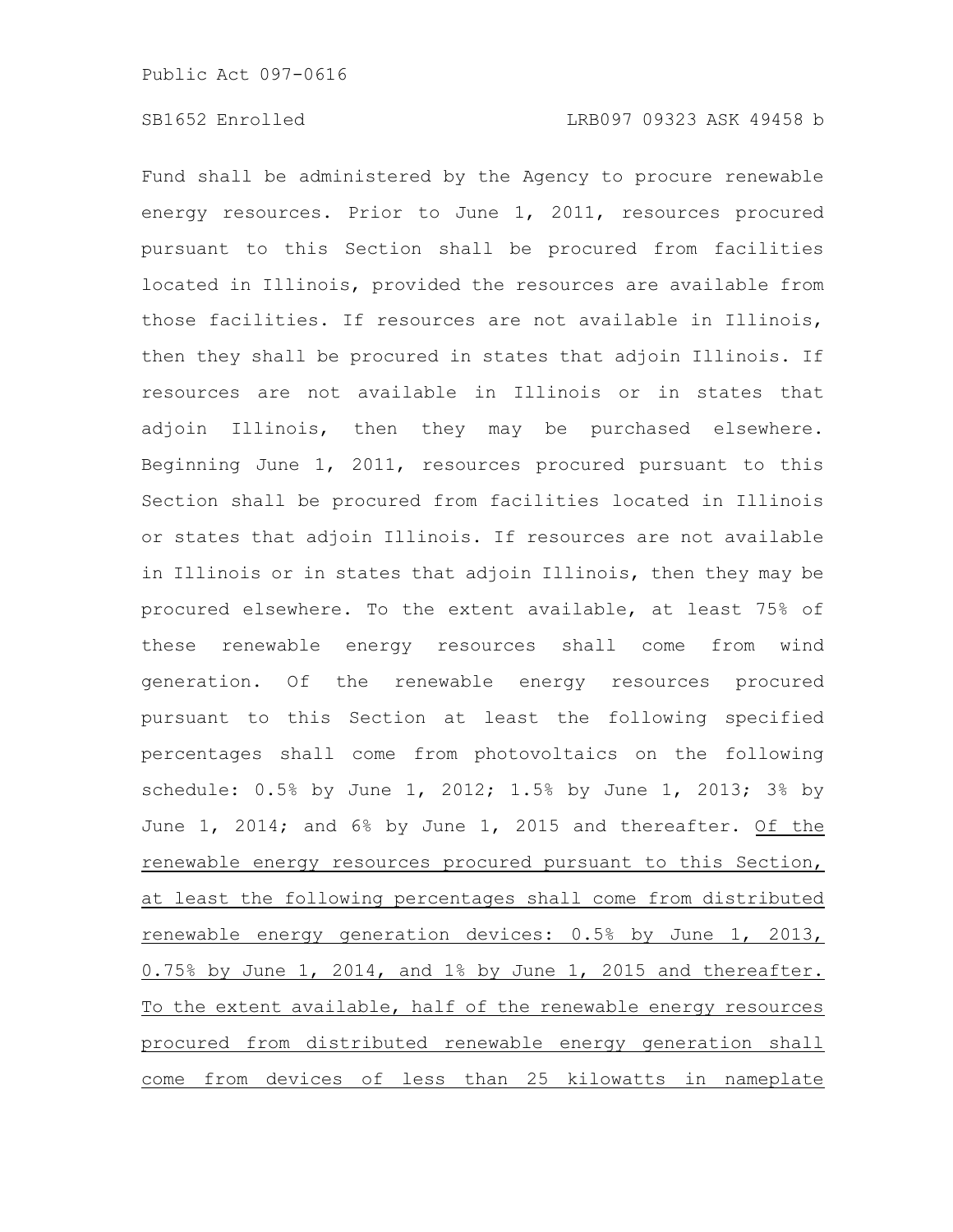Fund shall be administered by the Agency to procure renewable energy resources. Prior to June 1, 2011, resources procured pursuant to this Section shall be procured from facilities located in Illinois, provided the resources are available from those facilities. If resources are not available in Illinois, then they shall be procured in states that adjoin Illinois. If resources are not available in Illinois or in states that adjoin Illinois, then they may be purchased elsewhere. Beginning June 1, 2011, resources procured pursuant to this Section shall be procured from facilities located in Illinois or states that adjoin Illinois. If resources are not available in Illinois or in states that adjoin Illinois, then they may be procured elsewhere. To the extent available, at least 75% of these renewable energy resources shall come from wind generation. Of the renewable energy resources procured pursuant to this Section at least the following specified percentages shall come from photovoltaics on the following schedule: 0.5% by June 1, 2012; 1.5% by June 1, 2013; 3% by June 1, 2014; and 6% by June 1, 2015 and thereafter. <u>Of the renewable energy resources procured pursuant to this Section, at least the following percentages shall come from distributed renewable energy generation devices: 0.5% by June 1, 2013, 0.75% by June 1, 2014, and 1% by June 1, 2015 and thereafter. To the extent available, half of the renewable energy resources procured from distributed renewable energy generation shall come from devices of less than 25 kilowatts in nameplate</u>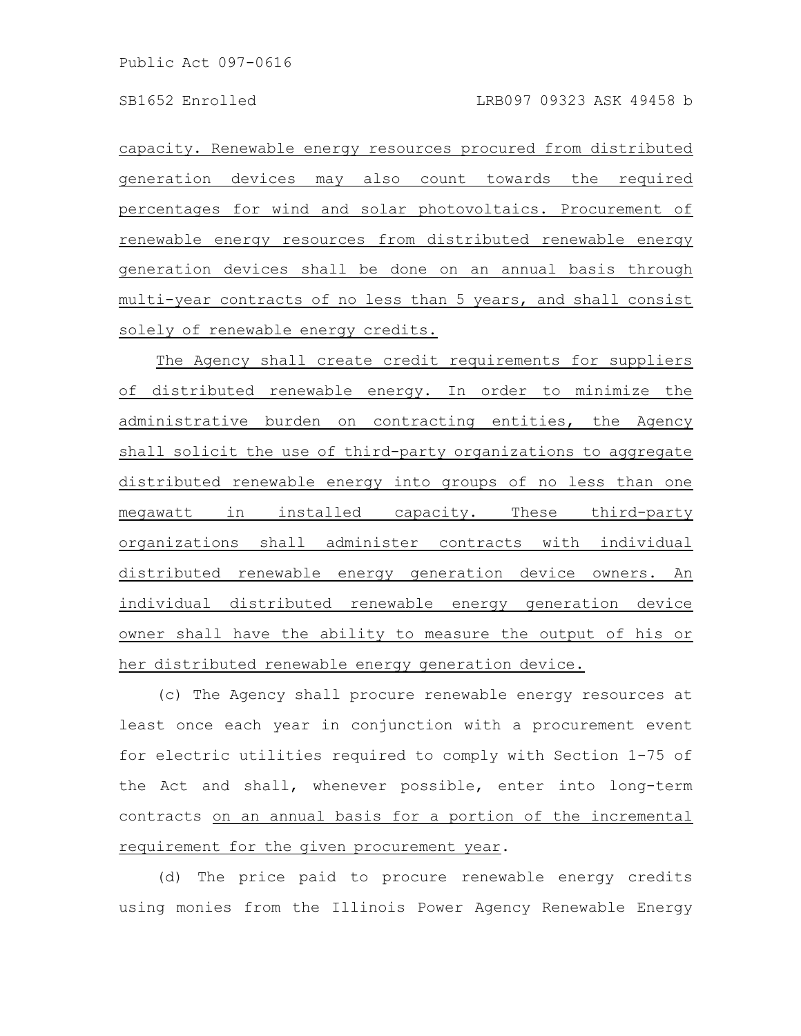capacity. Renewable energy resources procured from distributed generation devices may also count towards the required percentages for wind and solar photovoltaics. Procurement of renewable energy resources from distributed renewable energy generation devices shall be done on an annual basis through multi-year contracts of no less than 5 years, and shall consist solely of renewable energy credits.

The Agency shall create credit requirements for suppliers of distributed renewable energy. In order to minimize the administrative burden on contracting entities, the Agency shall solicit the use of third-party organizations to aggregate distributed renewable energy into groups of no less than one megawatt in installed capacity. These third-party organizations shall administer contracts with individual distributed renewable energy generation device owners. An individual distributed renewable energy generation device owner shall have the ability to measure the output of his or her distributed renewable energy generation device.

(c) The Agency shall procure renewable energy resources at least once each year in conjunction with a procurement event for electric utilities required to comply with Section 1-75 of the Act and shall, whenever possible, enter into long-term contracts on an annual basis for a portion of the incremental requirement for the given procurement year.

(d) The price paid to procure renewable energy credits using monies from the Illinois Power Agency Renewable Energy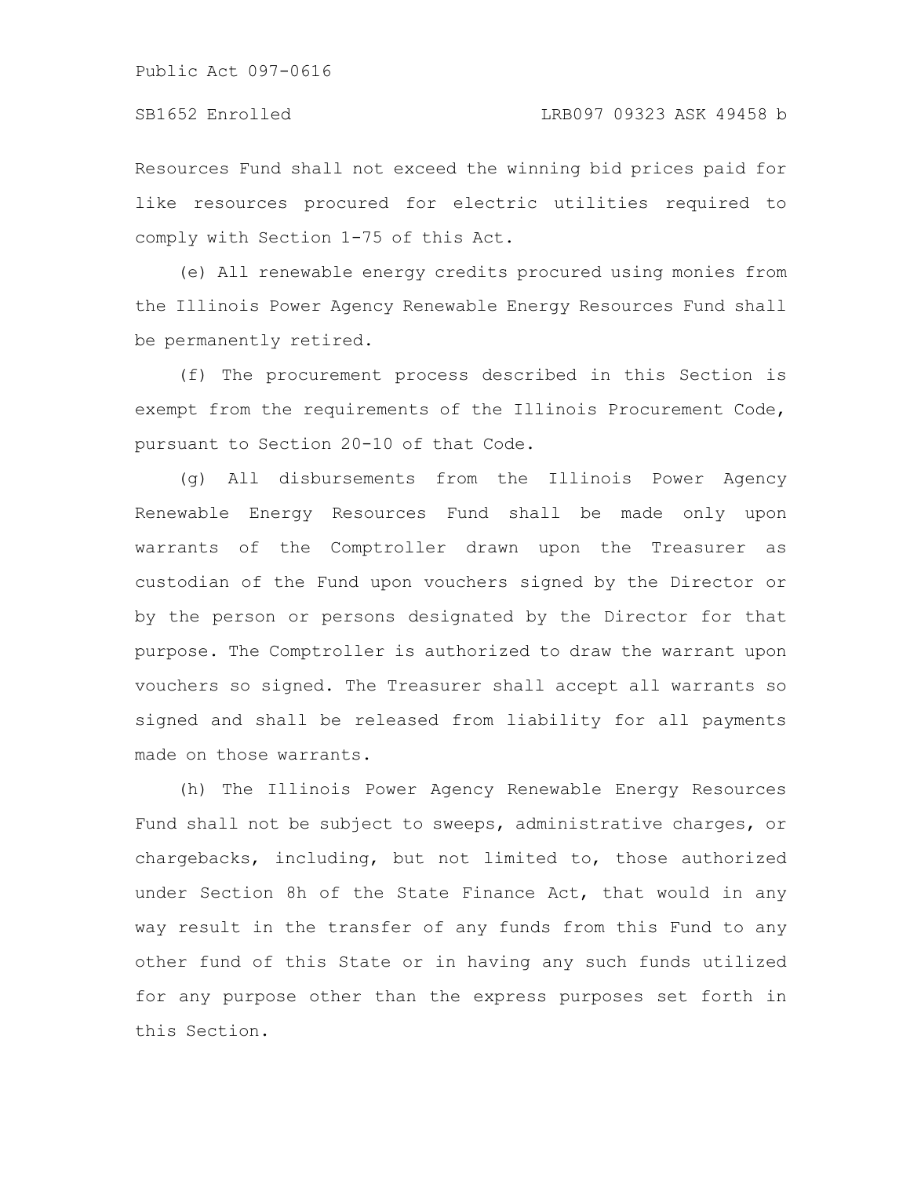Resources Fund shall not exceed the winning bid prices paid for like resources procured for electric utilities required to comply with Section 1-75 of this Act.

(e) All renewable energy credits procured using monies from the Illinois Power Agency Renewable Energy Resources Fund shall be permanently retired.

(f) The procurement process described in this Section is exempt from the requirements of the Illinois Procurement Code, pursuant to Section 20-10 of that Code.

(g) All disbursements from the Illinois Power Agency Renewable Energy Resources Fund shall be made only upon warrants of the Comptroller drawn upon the Treasurer as custodian of the Fund upon vouchers signed by the Director or by the person or persons designated by the Director for that purpose. The Comptroller is authorized to draw the warrant upon vouchers so signed. The Treasurer shall accept all warrants so signed and shall be released from liability for all payments made on those warrants.

(h) The Illinois Power Agency Renewable Energy Resources Fund shall not be subject to sweeps, administrative charges, or chargebacks, including, but not limited to, those authorized under Section 8h of the State Finance Act, that would in any way result in the transfer of any funds from this Fund to any other fund of this State or in having any such funds utilized for any purpose other than the express purposes set forth in this Section.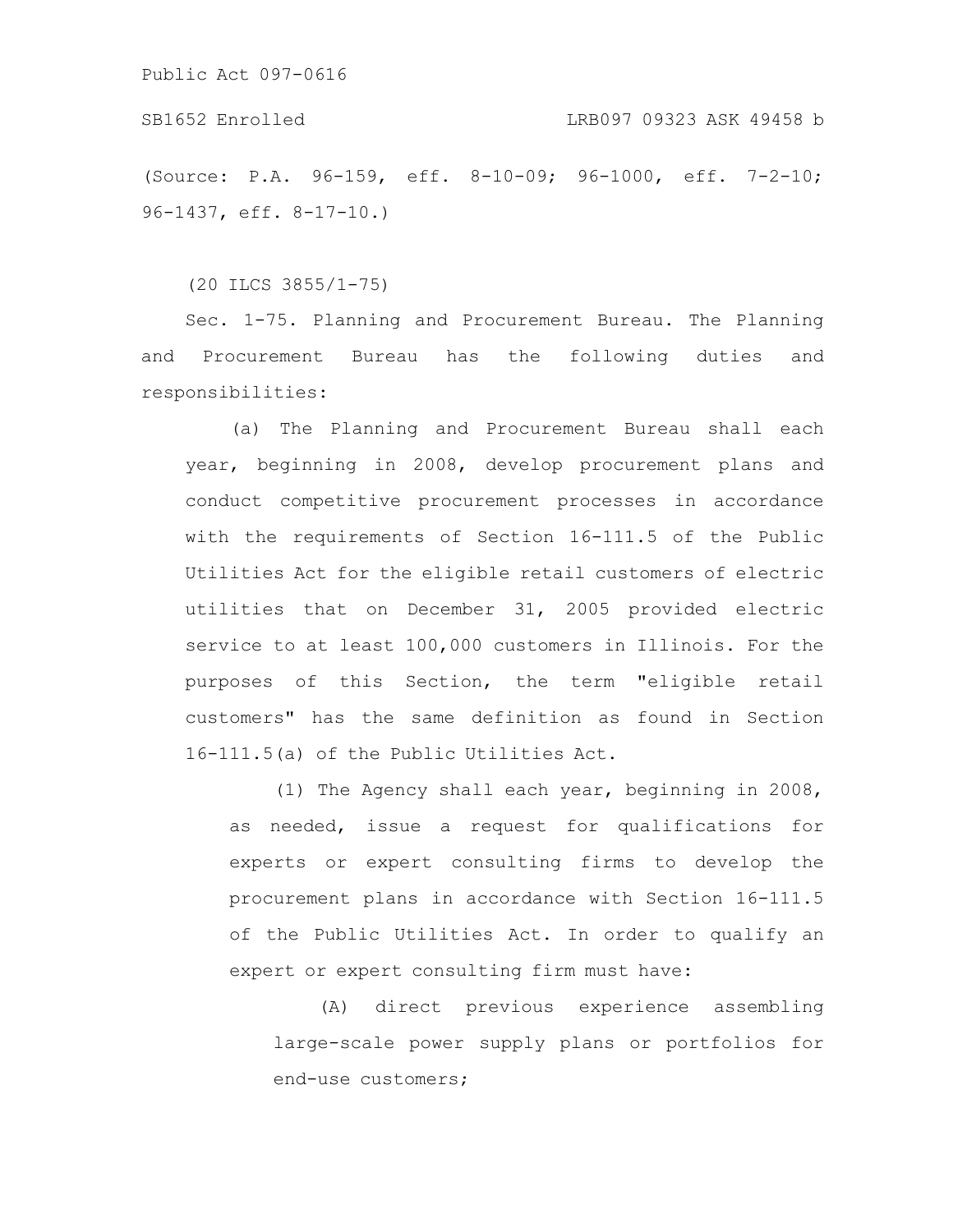(Source: P.A. 96-159, eff. 8-10-09; 96-1000, eff. 7-2-10; 96-1437, eff. 8-17-10.)

(20 ILCS 3855/1-75)

Sec. 1-75. Planning and Procurement Bureau. The Planning and Procurement Bureau has the following duties and responsibilities:

(a) The Planning and Procurement Bureau shall each year, beginning in 2008, develop procurement plans and conduct competitive procurement processes in accordance with the requirements of Section 16-111.5 of the Public Utilities Act for the eligible retail customers of electric utilities that on December 31, 2005 provided electric service to at least 100,000 customers in Illinois. For the purposes of this Section, the term "eligible retail customers" has the same definition as found in Section 16-111.5(a) of the Public Utilities Act.

(1) The Agency shall each year, beginning in 2008, as needed, issue a request for qualifications for experts or expert consulting firms to develop the procurement plans in accordance with Section 16-111.5 of the Public Utilities Act. In order to qualify an expert or expert consulting firm must have:

(A) direct previous experience assembling large-scale power supply plans or portfolios for end-use customers;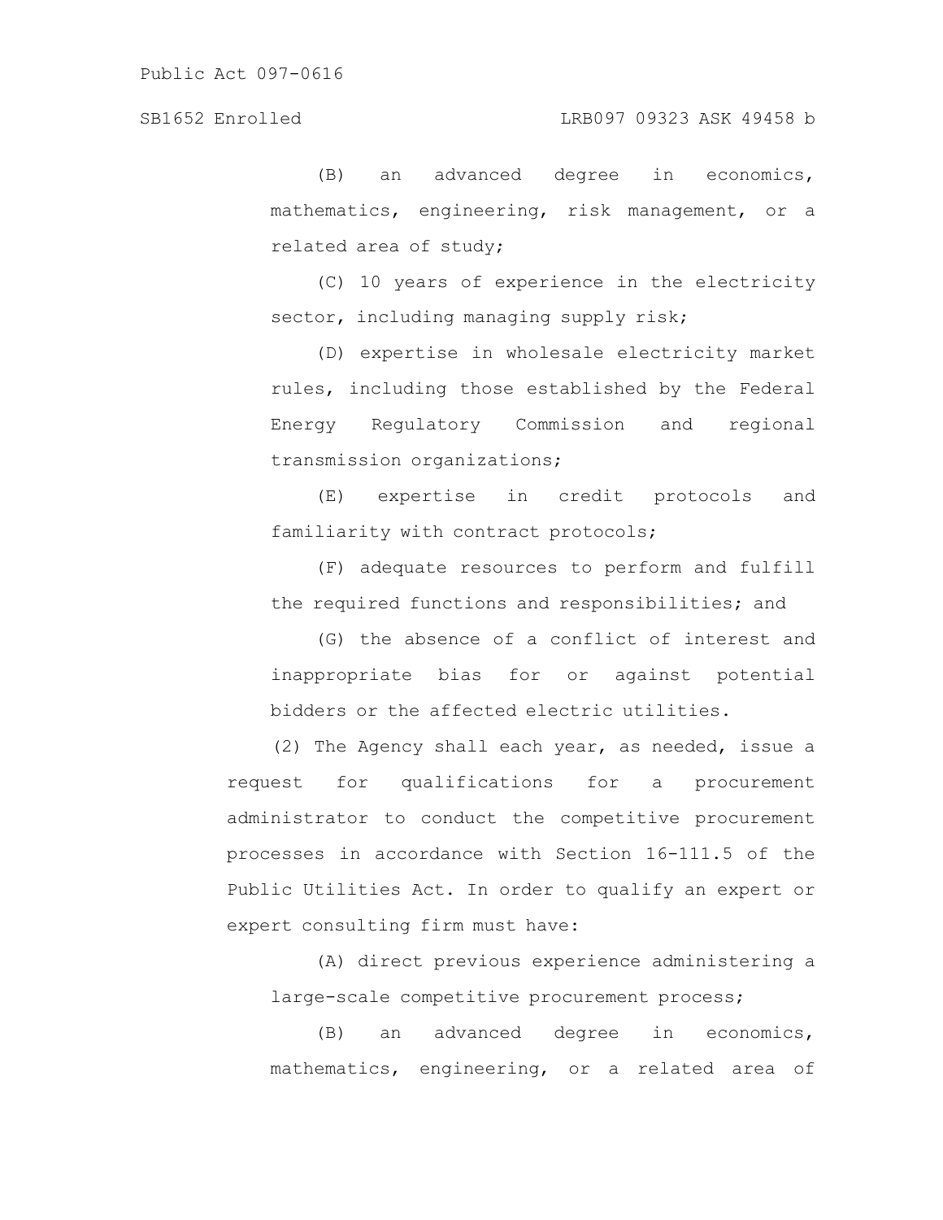(B) an advanced degree in economics, mathematics, engineering, risk management, or a related area of study;

(C) 10 years of experience in the electricity sector, including managing supply risk;

(D) expertise in wholesale electricity market rules, including those established by the Federal Energy Regulatory Commission and regional transmission organizations;

(E) expertise in credit protocols and familiarity with contract protocols;

(F) adequate resources to perform and fulfill the required functions and responsibilities; and

(G) the absence of a conflict of interest and inappropriate bias for or against potential bidders or the affected electric utilities.

(2) The Agency shall each year, as needed, issue a request for qualifications for a procurement administrator to conduct the competitive procurement processes in accordance with Section 16-111.5 of the Public Utilities Act. In order to qualify an expert or expert consulting firm must have:

(A) direct previous experience administering a large-scale competitive procurement process;

(B) an advanced degree in economics, mathematics, engineering, or a related area of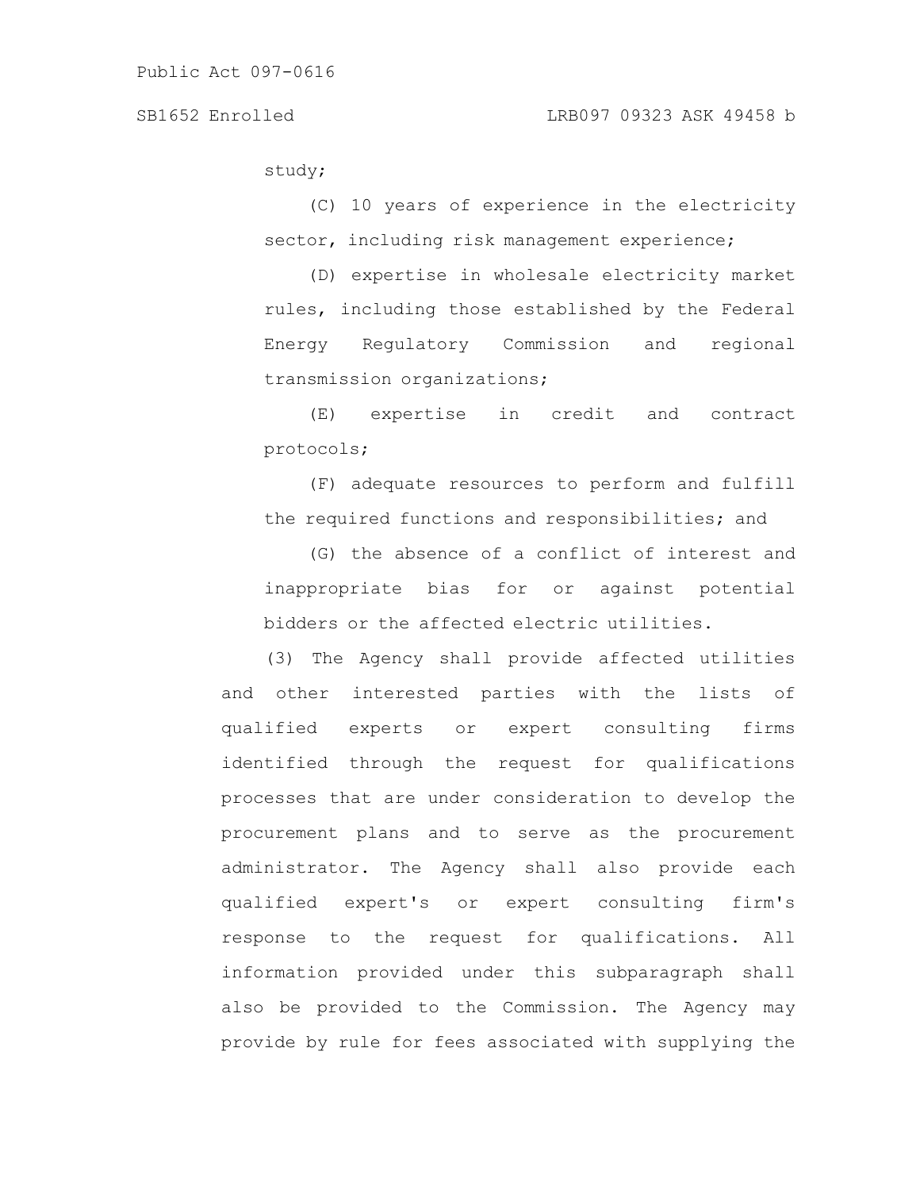study;

(C) 10 years of experience in the electricity sector, including risk management experience;

(D) expertise in wholesale electricity market rules, including those established by the Federal Energy Regulatory Commission and regional transmission organizations;

(E) expertise in credit and contract protocols;

(F) adequate resources to perform and fulfill the required functions and responsibilities; and

(G) the absence of a conflict of interest and inappropriate bias for or against potential bidders or the affected electric utilities.

(3) The Agency shall provide affected utilities and other interested parties with the lists of qualified experts or expert consulting firms identified through the request for qualifications processes that are under consideration to develop the procurement plans and to serve as the procurement administrator. The Agency shall also provide each qualified expert's or expert consulting firm's response to the request for qualifications. All information provided under this subparagraph shall also be provided to the Commission. The Agency may provide by rule for fees associated with supplying the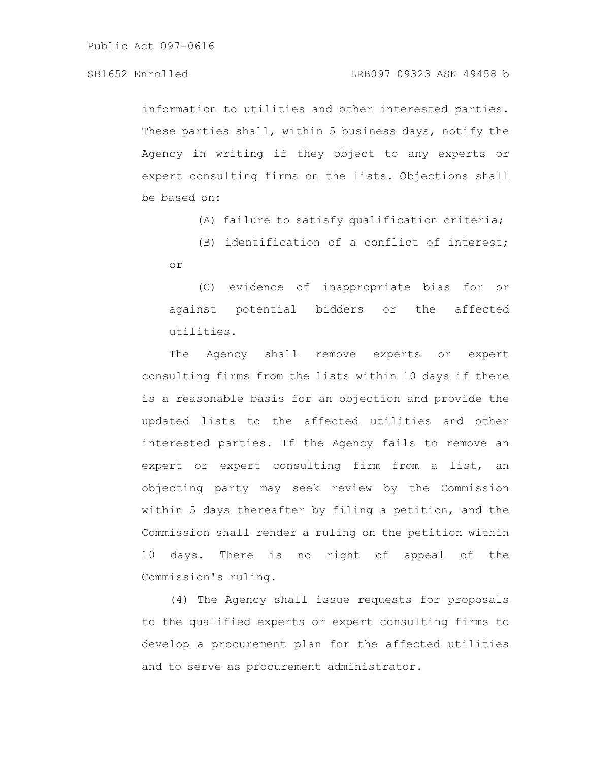information to utilities and other interested parties. These parties shall, within 5 business days, notify the Agency in writing if they object to any experts or expert consulting firms on the lists. Objections shall be based on:

(A) failure to satisfy qualification criteria;

(B) identification of a conflict of interest; or

(C) evidence of inappropriate bias for or against potential bidders or the affected utilities.

The Agency shall remove experts or expert consulting firms from the lists within 10 days if there is a reasonable basis for an objection and provide the updated lists to the affected utilities and other interested parties. If the Agency fails to remove an expert or expert consulting firm from a list, an objecting party may seek review by the Commission within 5 days thereafter by filing a petition, and the Commission shall render a ruling on the petition within 10 days. There is no right of appeal of the Commission's ruling.

(4) The Agency shall issue requests for proposals to the qualified experts or expert consulting firms to develop a procurement plan for the affected utilities and to serve as procurement administrator.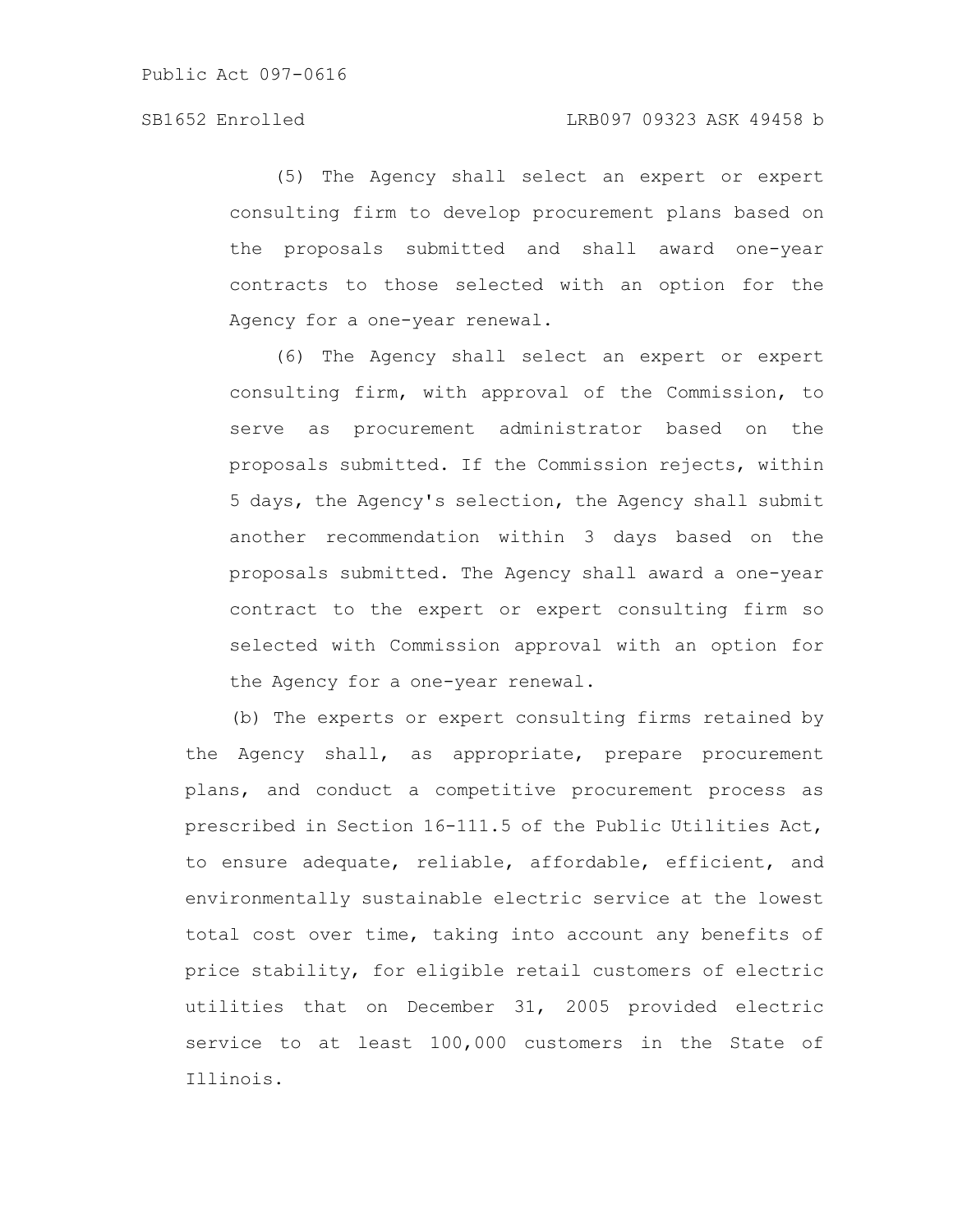(5) The Agency shall select an expert or expert consulting firm to develop procurement plans based on the proposals submitted and shall award one-year contracts to those selected with an option for the Agency for a one-year renewal.

(6) The Agency shall select an expert or expert consulting firm, with approval of the Commission, to serve as procurement administrator based on the proposals submitted. If the Commission rejects, within 5 days, the Agency's selection, the Agency shall submit another recommendation within 3 days based on the proposals submitted. The Agency shall award a one-year contract to the expert or expert consulting firm so selected with Commission approval with an option for the Agency for a one-year renewal.

(b) The experts or expert consulting firms retained by the Agency shall, as appropriate, prepare procurement plans, and conduct a competitive procurement process as prescribed in Section 16-111.5 of the Public Utilities Act, to ensure adequate, reliable, affordable, efficient, and environmentally sustainable electric service at the lowest total cost over time, taking into account any benefits of price stability, for eligible retail customers of electric utilities that on December 31, 2005 provided electric service to at least 100,000 customers in the State of Illinois.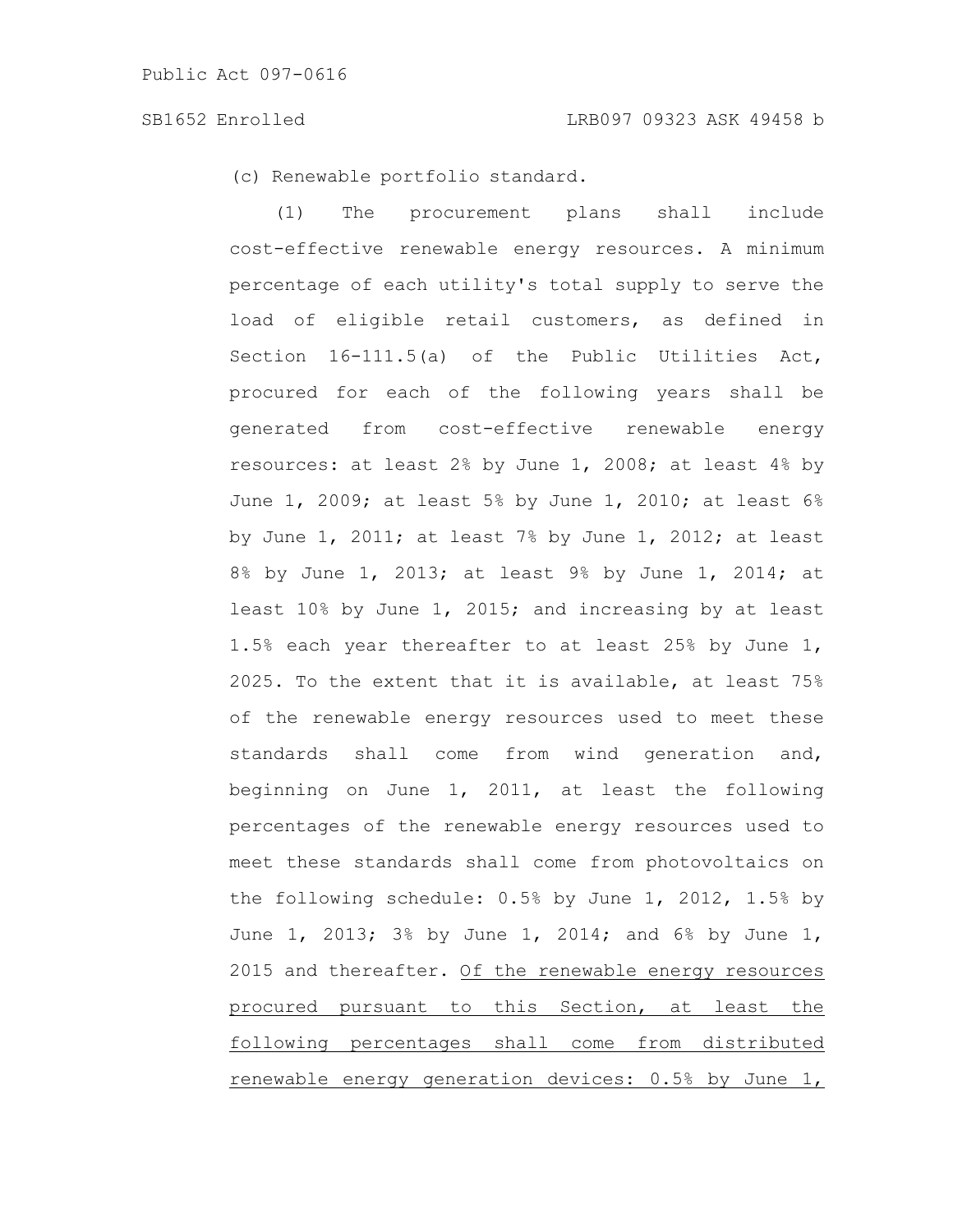(c) Renewable portfolio standard.

(1) The procurement plans shall include cost-effective renewable energy resources. A minimum percentage of each utility's total supply to serve the load of eligible retail customers, as defined in Section 16-111.5(a) of the Public Utilities Act, procured for each of the following years shall be generated from cost-effective renewable energy resources: at least 2% by June 1, 2008; at least 4% by June 1, 2009; at least 5% by June 1, 2010; at least 6% by June 1, 2011; at least 7% by June 1, 2012; at least 8% by June 1, 2013; at least 9% by June 1, 2014; at least 10% by June 1, 2015; and increasing by at least 1.5% each year thereafter to at least 25% by June 1, 2025. To the extent that it is available, at least 75% of the renewable energy resources used to meet these standards shall come from wind generation and, beginning on June 1, 2011, at least the following percentages of the renewable energy resources used to meet these standards shall come from photovoltaics on the following schedule: 0.5% by June 1, 2012, 1.5% by June 1, 2013; 3% by June 1, 2014; and 6% by June 1, 2015 and thereafter. Of the renewable energy resources procured pursuant to this Section, at least the following percentages shall come from distributed renewable energy generation devices: 0.5% by June 1,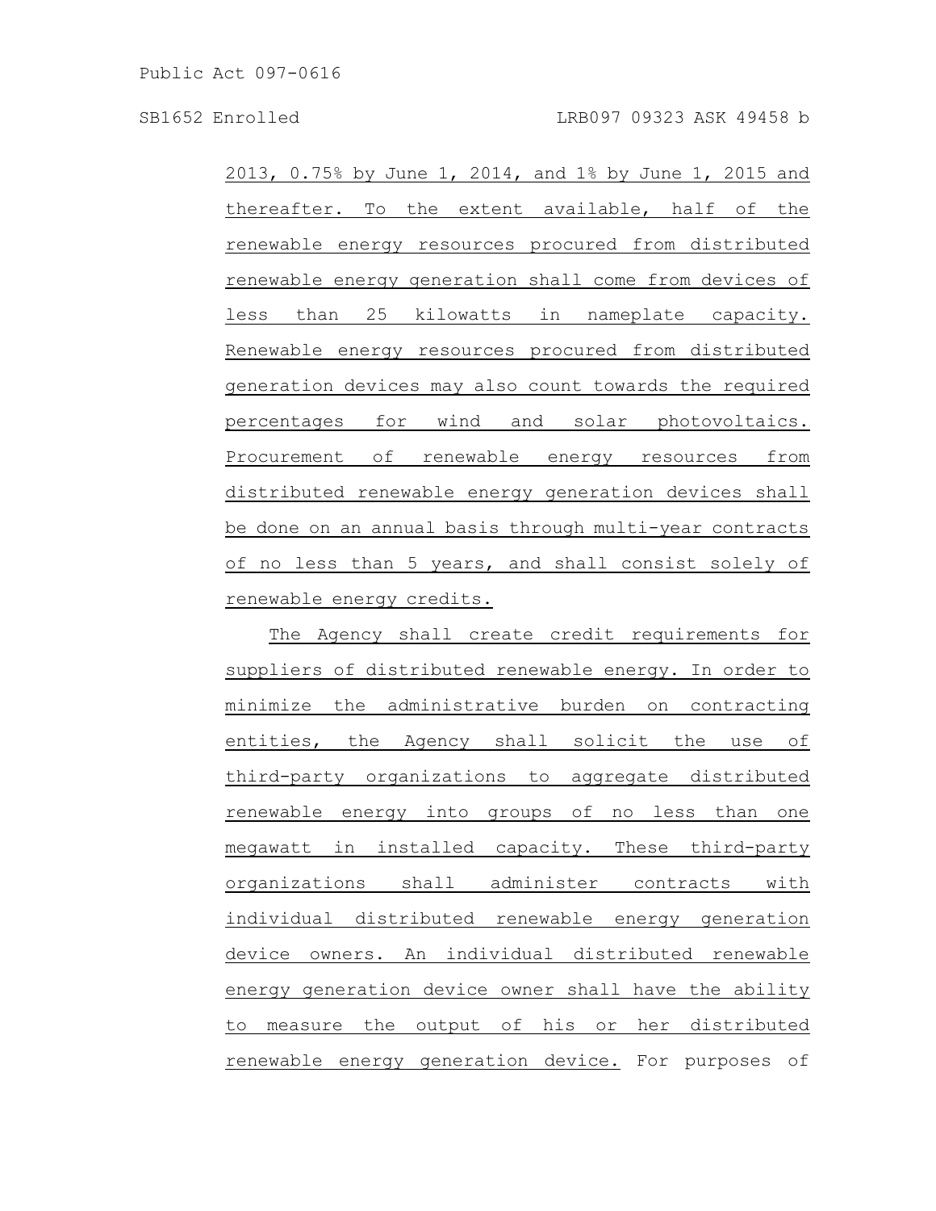2013, 0.75% by June 1, 2014, and 1% by June 1, 2015 and thereafter. To the extent available, half of the renewable energy resources procured from distributed renewable energy generation shall come from devices of less than 25 kilowatts in nameplate capacity. Renewable energy resources procured from distributed generation devices may also count towards the required percentages for wind and solar photovoltaics. Procurement of renewable energy resources from distributed renewable energy generation devices shall be done on an annual basis through multi-year contracts of no less than 5 years, and shall consist solely of renewable energy credits.

The Agency shall create credit requirements for suppliers of distributed renewable energy. In order to minimize the administrative burden on contracting entities, the Agency shall solicit the use of third-party organizations to aggregate distributed renewable energy into groups of no less than one megawatt in installed capacity. These third-party organizations shall administer contracts with individual distributed renewable energy generation device owners. An individual distributed renewable energy generation device owner shall have the ability to measure the output of his or her distributed renewable energy generation device. For purposes of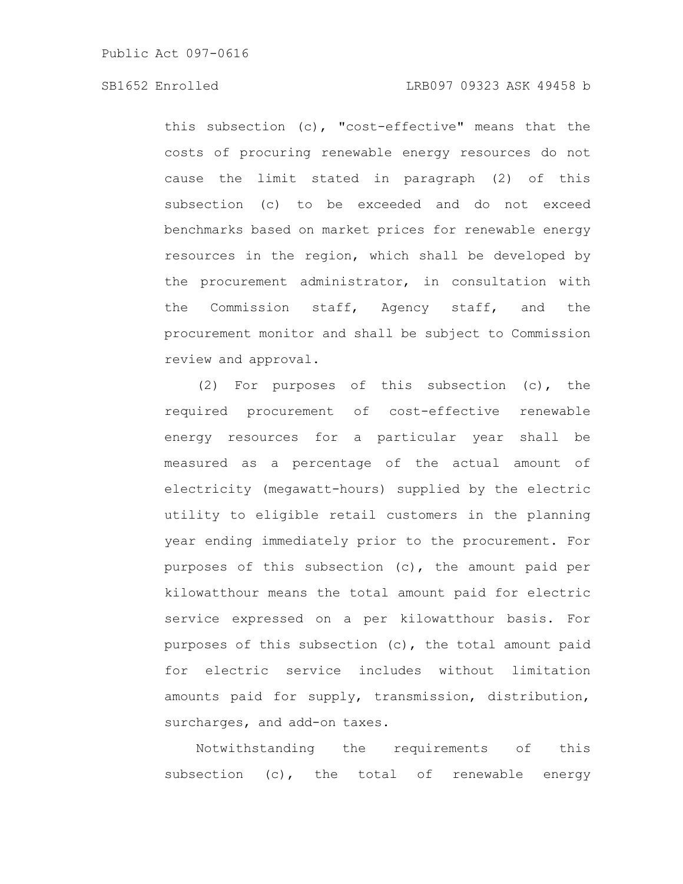this subsection (c), "cost-effective" means that the costs of procuring renewable energy resources do not cause the limit stated in paragraph (2) of this subsection (c) to be exceeded and do not exceed benchmarks based on market prices for renewable energy resources in the region, which shall be developed by the procurement administrator, in consultation with the Commission staff, Agency staff, and the procurement monitor and shall be subject to Commission review and approval.

(2) For purposes of this subsection (c), the required procurement of cost-effective renewable energy resources for a particular year shall be measured as a percentage of the actual amount of electricity (megawatt-hours) supplied by the electric utility to eligible retail customers in the planning year ending immediately prior to the procurement. For purposes of this subsection (c), the amount paid per kilowatthour means the total amount paid for electric service expressed on a per kilowatthour basis. For purposes of this subsection (c), the total amount paid for electric service includes without limitation amounts paid for supply, transmission, distribution, surcharges, and add-on taxes.

Notwithstanding the requirements of this subsection (c), the total of renewable energy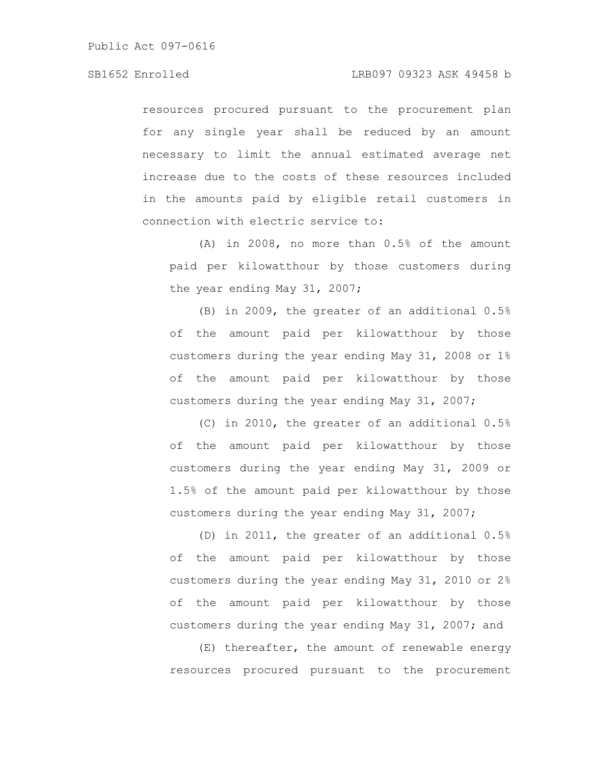resources procured pursuant to the procurement plan for any single year shall be reduced by an amount necessary to limit the annual estimated average net increase due to the costs of these resources included in the amounts paid by eligible retail customers in connection with electric service to:

(A) in 2008, no more than 0.5% of the amount paid per kilowatthour by those customers during the year ending May 31, 2007;

(B) in 2009, the greater of an additional 0.5% of the amount paid per kilowatthour by those customers during the year ending May 31, 2008 or 1% of the amount paid per kilowatthour by those customers during the year ending May 31, 2007;

(C) in 2010, the greater of an additional 0.5% of the amount paid per kilowatthour by those customers during the year ending May 31, 2009 or 1.5% of the amount paid per kilowatthour by those customers during the year ending May 31, 2007;

(D) in 2011, the greater of an additional 0.5% of the amount paid per kilowatthour by those customers during the year ending May 31, 2010 or 2% of the amount paid per kilowatthour by those customers during the year ending May 31, 2007; and

(E) thereafter, the amount of renewable energy resources procured pursuant to the procurement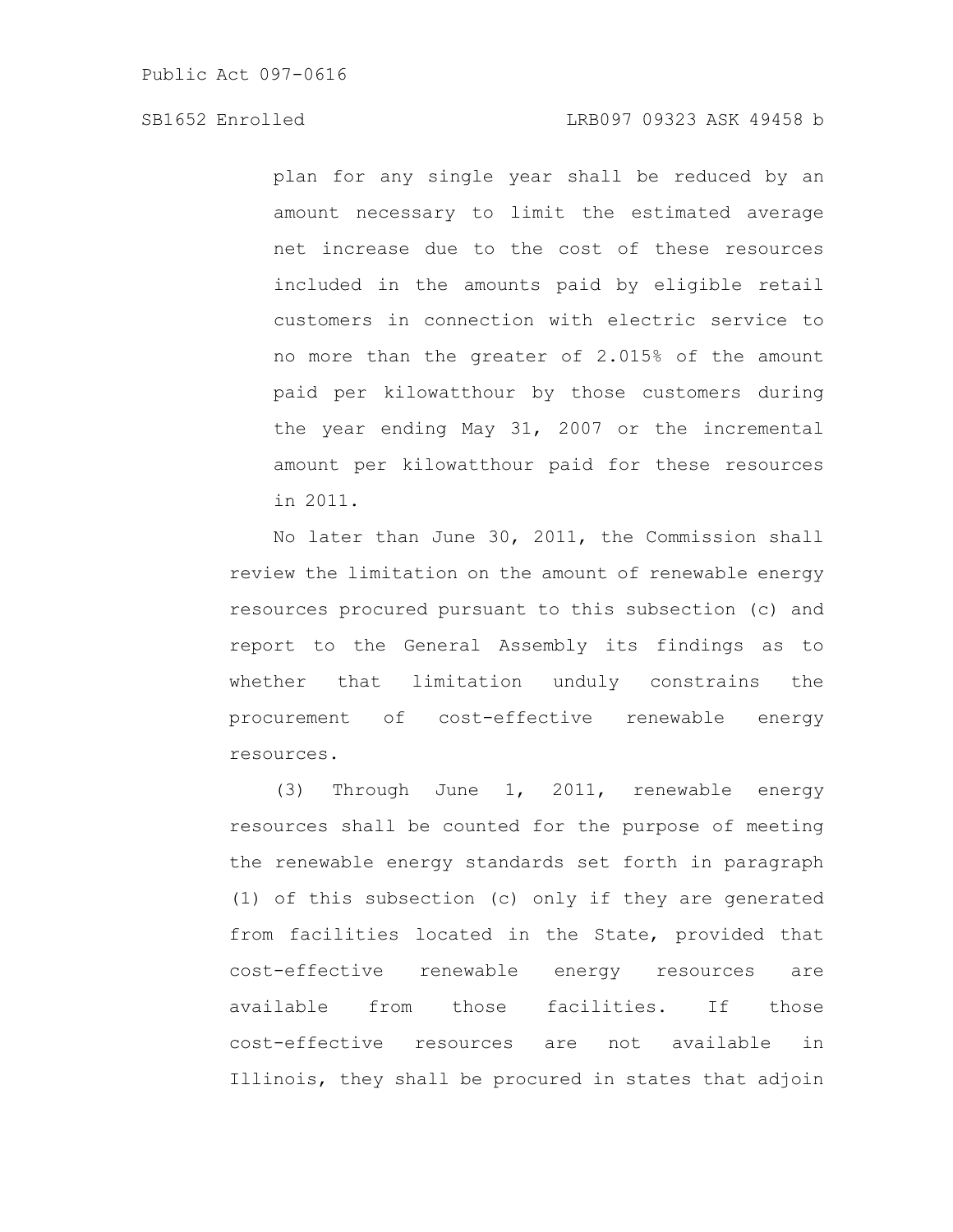plan for any single year shall be reduced by an amount necessary to limit the estimated average net increase due to the cost of these resources included in the amounts paid by eligible retail customers in connection with electric service to no more than the greater of 2.015% of the amount paid per kilowatthour by those customers during the year ending May 31, 2007 or the incremental amount per kilowatthour paid for these resources in 2011.

No later than June 30, 2011, the Commission shall review the limitation on the amount of renewable energy resources procured pursuant to this subsection (c) and report to the General Assembly its findings as to whether that limitation unduly constrains the procurement of cost-effective renewable energy resources.

(3) Through June 1, 2011, renewable energy resources shall be counted for the purpose of meeting the renewable energy standards set forth in paragraph (1) of this subsection (c) only if they are generated from facilities located in the State, provided that cost-effective renewable energy resources are available from those facilities. If those cost-effective resources are not available in Illinois, they shall be procured in states that adjoin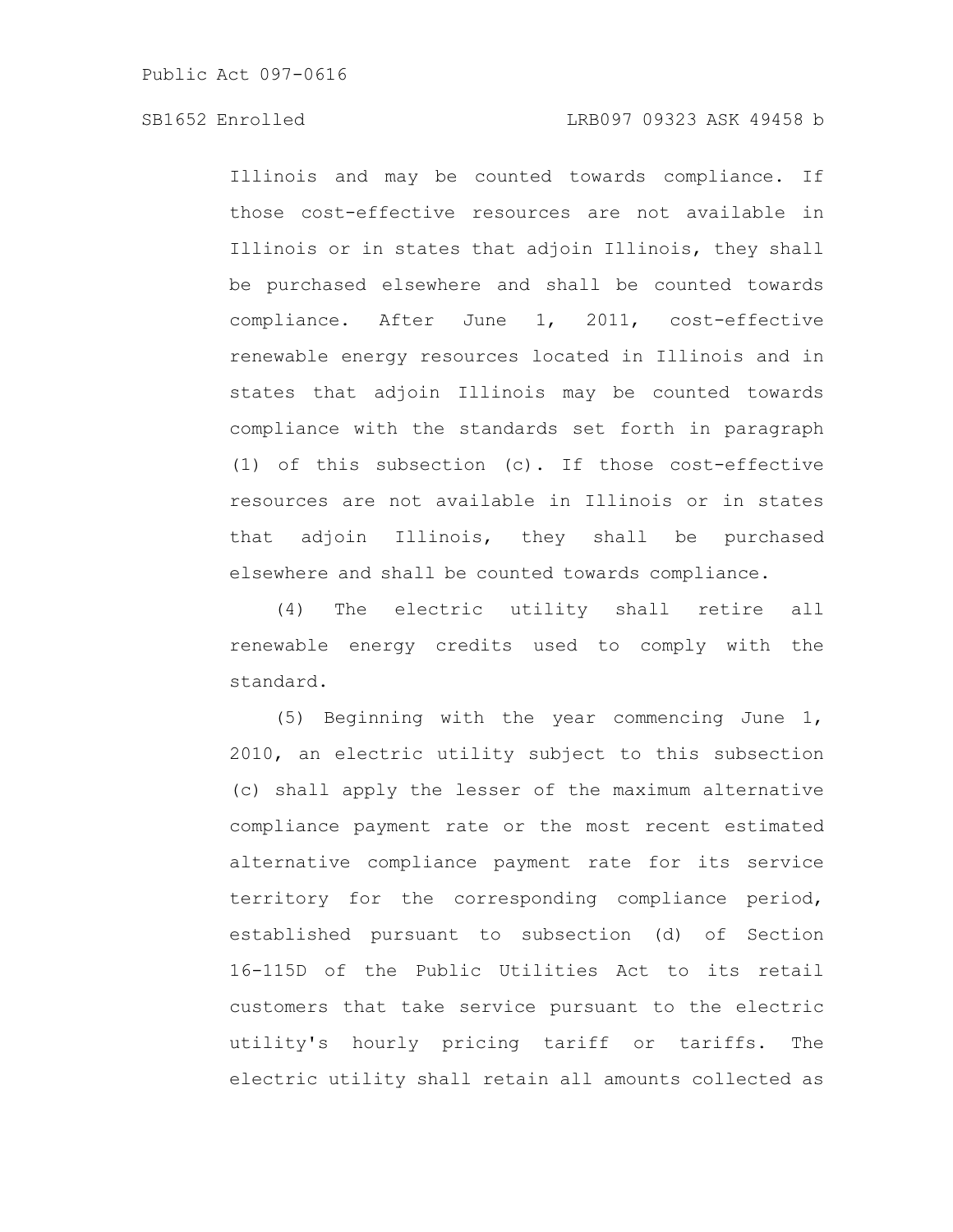Illinois and may be counted towards compliance. If those cost-effective resources are not available in Illinois or in states that adjoin Illinois, they shall be purchased elsewhere and shall be counted towards compliance. After June 1, 2011, cost-effective renewable energy resources located in Illinois and in states that adjoin Illinois may be counted towards compliance with the standards set forth in paragraph (1) of this subsection (c). If those cost-effective resources are not available in Illinois or in states that adjoin Illinois, they shall be purchased elsewhere and shall be counted towards compliance.

(4) The electric utility shall retire all renewable energy credits used to comply with the standard.

(5) Beginning with the year commencing June 1, 2010, an electric utility subject to this subsection (c) shall apply the lesser of the maximum alternative compliance payment rate or the most recent estimated alternative compliance payment rate for its service territory for the corresponding compliance period, established pursuant to subsection (d) of Section 16-115D of the Public Utilities Act to its retail customers that take service pursuant to the electric utility's hourly pricing tariff or tariffs. The electric utility shall retain all amounts collected as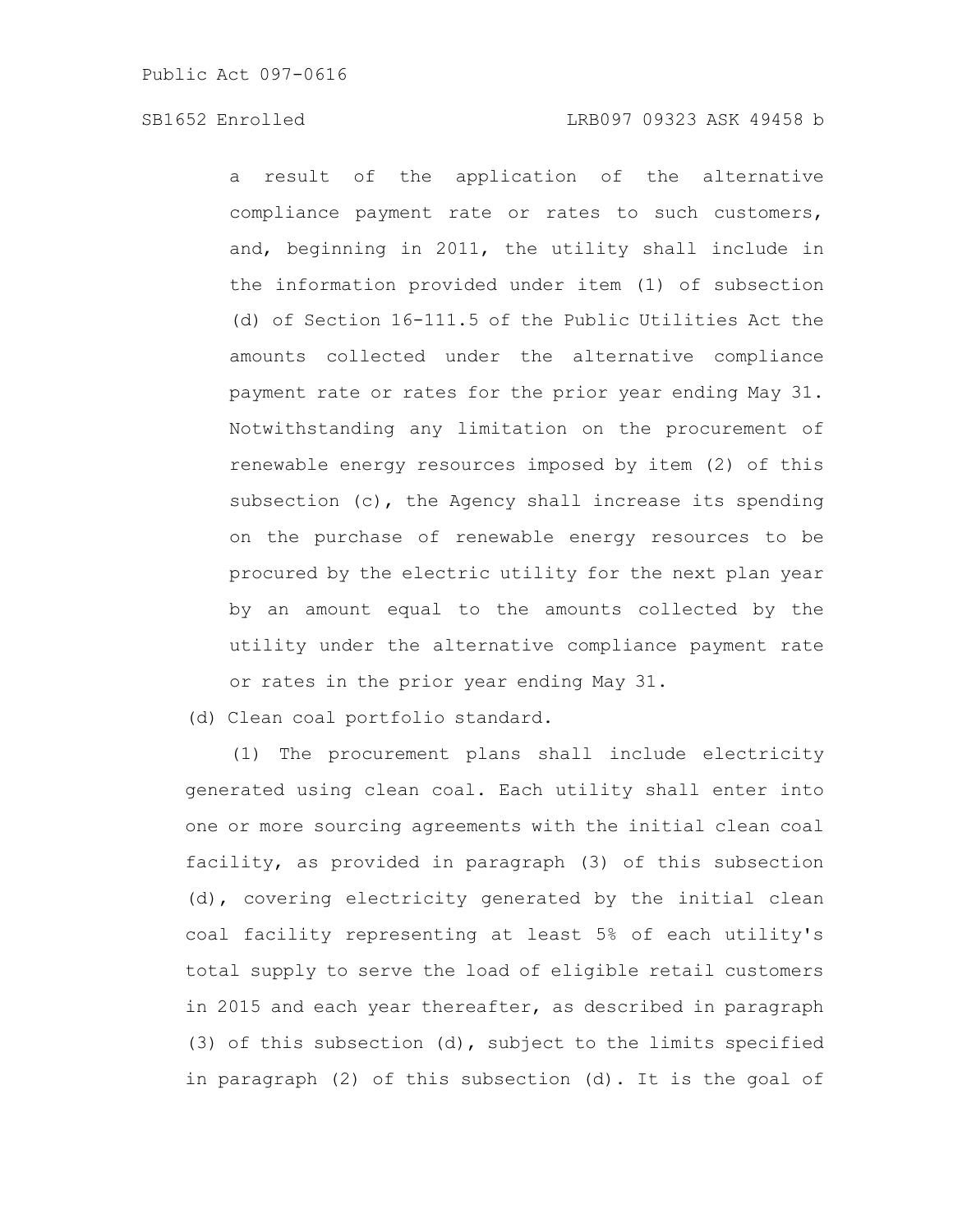a result of the application of the alternative compliance payment rate or rates to such customers, and, beginning in 2011, the utility shall include in the information provided under item (1) of subsection (d) of Section 16-111.5 of the Public Utilities Act the amounts collected under the alternative compliance payment rate or rates for the prior year ending May 31. Notwithstanding any limitation on the procurement of renewable energy resources imposed by item (2) of this subsection (c), the Agency shall increase its spending on the purchase of renewable energy resources to be procured by the electric utility for the next plan year by an amount equal to the amounts collected by the utility under the alternative compliance payment rate or rates in the prior year ending May 31.

(d) Clean coal portfolio standard.

(1) The procurement plans shall include electricity generated using clean coal. Each utility shall enter into one or more sourcing agreements with the initial clean coal facility, as provided in paragraph (3) of this subsection (d), covering electricity generated by the initial clean coal facility representing at least 5% of each utility's total supply to serve the load of eligible retail customers in 2015 and each year thereafter, as described in paragraph (3) of this subsection (d), subject to the limits specified in paragraph (2) of this subsection (d). It is the goal of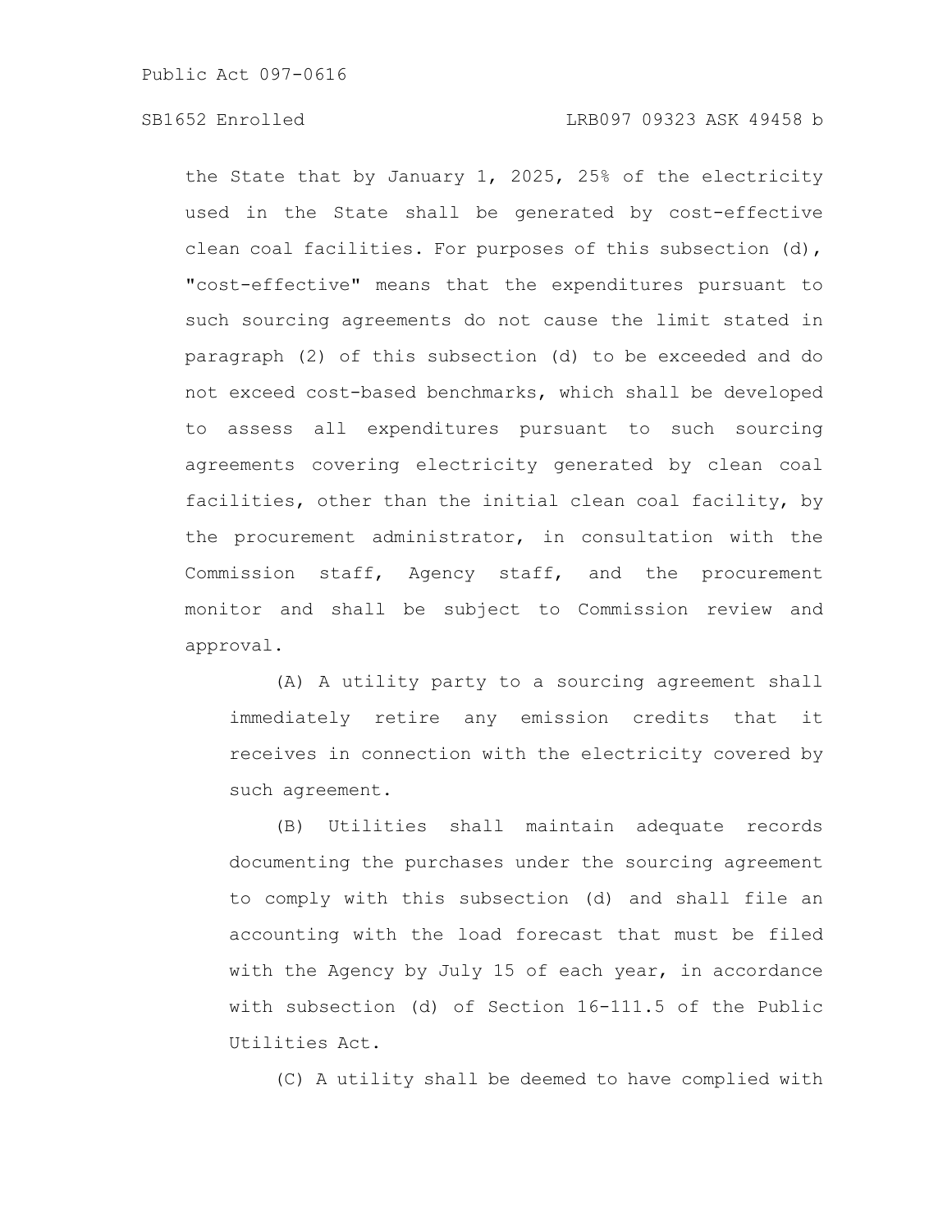the State that by January 1, 2025, 25% of the electricity used in the State shall be generated by cost-effective clean coal facilities. For purposes of this subsection (d), "cost-effective" means that the expenditures pursuant to such sourcing agreements do not cause the limit stated in paragraph (2) of this subsection (d) to be exceeded and do not exceed cost-based benchmarks, which shall be developed to assess all expenditures pursuant to such sourcing agreements covering electricity generated by clean coal facilities, other than the initial clean coal facility, by the procurement administrator, in consultation with the Commission staff, Agency staff, and the procurement monitor and shall be subject to Commission review and approval.

(A) A utility party to a sourcing agreement shall immediately retire any emission credits that it receives in connection with the electricity covered by such agreement.

(B) Utilities shall maintain adequate records documenting the purchases under the sourcing agreement to comply with this subsection (d) and shall file an accounting with the load forecast that must be filed with the Agency by July 15 of each year, in accordance with subsection (d) of Section 16-111.5 of the Public Utilities Act.

(C) A utility shall be deemed to have complied with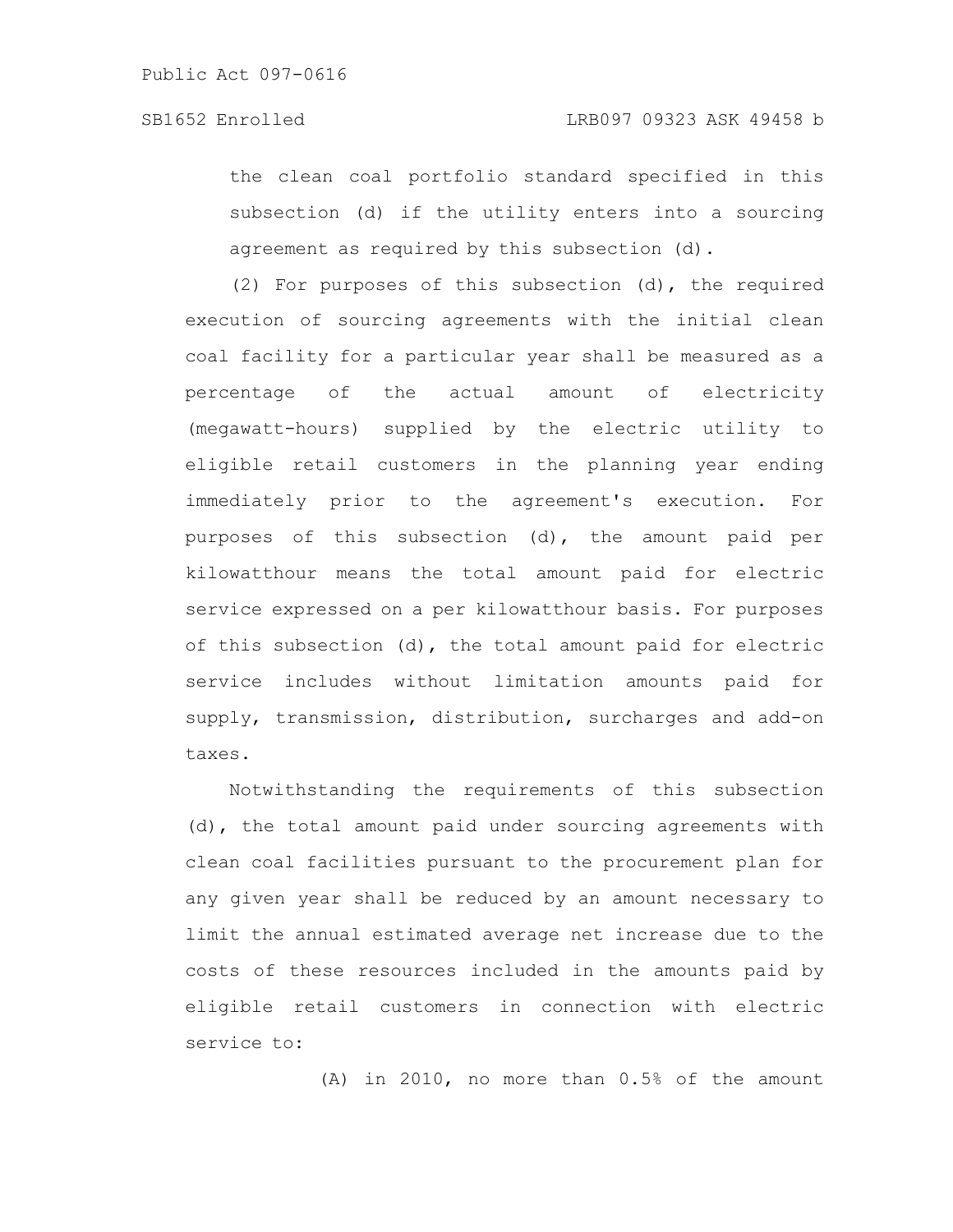the clean coal portfolio standard specified in this subsection (d) if the utility enters into a sourcing agreement as required by this subsection (d).

(2) For purposes of this subsection (d), the required execution of sourcing agreements with the initial clean coal facility for a particular year shall be measured as a percentage of the actual amount of electricity (megawatt-hours) supplied by the electric utility to eligible retail customers in the planning year ending immediately prior to the agreement's execution. For purposes of this subsection (d), the amount paid per kilowatthour means the total amount paid for electric service expressed on a per kilowatthour basis. For purposes of this subsection (d), the total amount paid for electric service includes without limitation amounts paid for supply, transmission, distribution, surcharges and add-on taxes.

Notwithstanding the requirements of this subsection (d), the total amount paid under sourcing agreements with clean coal facilities pursuant to the procurement plan for any given year shall be reduced by an amount necessary to limit the annual estimated average net increase due to the costs of these resources included in the amounts paid by eligible retail customers in connection with electric service to:

(A) in 2010, no more than 0.5% of the amount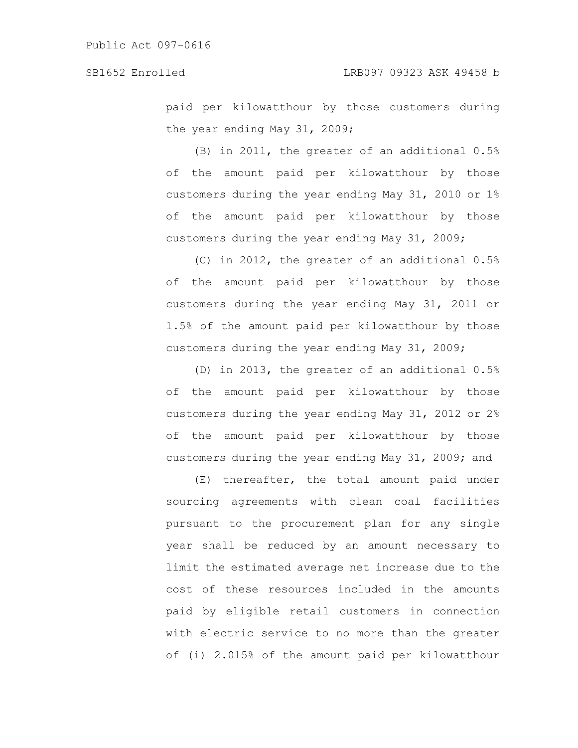paid per kilowatthour by those customers during the year ending May 31, 2009;

(B) in 2011, the greater of an additional 0.5% of the amount paid per kilowatthour by those customers during the year ending May 31, 2010 or 1% of the amount paid per kilowatthour by those customers during the year ending May 31, 2009;

(C) in 2012, the greater of an additional 0.5% of the amount paid per kilowatthour by those customers during the year ending May 31, 2011 or 1.5% of the amount paid per kilowatthour by those customers during the year ending May 31, 2009;

(D) in 2013, the greater of an additional 0.5% of the amount paid per kilowatthour by those customers during the year ending May 31, 2012 or 2% of the amount paid per kilowatthour by those customers during the year ending May 31, 2009; and

(E) thereafter, the total amount paid under sourcing agreements with clean coal facilities pursuant to the procurement plan for any single year shall be reduced by an amount necessary to limit the estimated average net increase due to the cost of these resources included in the amounts paid by eligible retail customers in connection with electric service to no more than the greater of (i) 2.015% of the amount paid per kilowatthour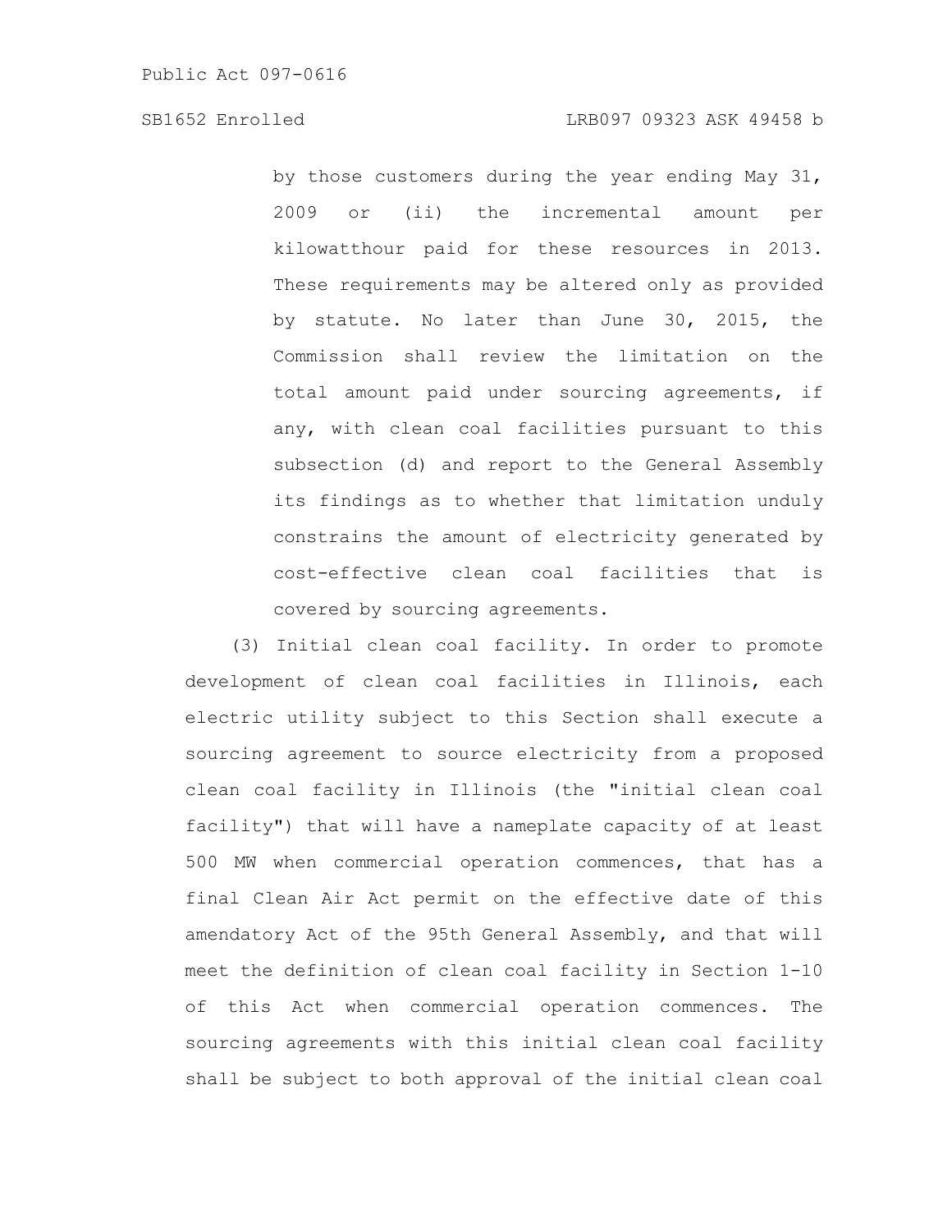by those customers during the year ending May 31, 2009 or (ii) the incremental amount per kilowatthour paid for these resources in 2013. These requirements may be altered only as provided by statute. No later than June 30, 2015, the Commission shall review the limitation on the total amount paid under sourcing agreements, if any, with clean coal facilities pursuant to this subsection (d) and report to the General Assembly its findings as to whether that limitation unduly constrains the amount of electricity generated by cost-effective clean coal facilities that is covered by sourcing agreements.

(3) Initial clean coal facility. In order to promote development of clean coal facilities in Illinois, each electric utility subject to this Section shall execute a sourcing agreement to source electricity from a proposed clean coal facility in Illinois (the "initial clean coal facility") that will have a nameplate capacity of at least 500 MW when commercial operation commences, that has a final Clean Air Act permit on the effective date of this amendatory Act of the 95th General Assembly, and that will meet the definition of clean coal facility in Section 1-10 of this Act when commercial operation commences. The sourcing agreements with this initial clean coal facility shall be subject to both approval of the initial clean coal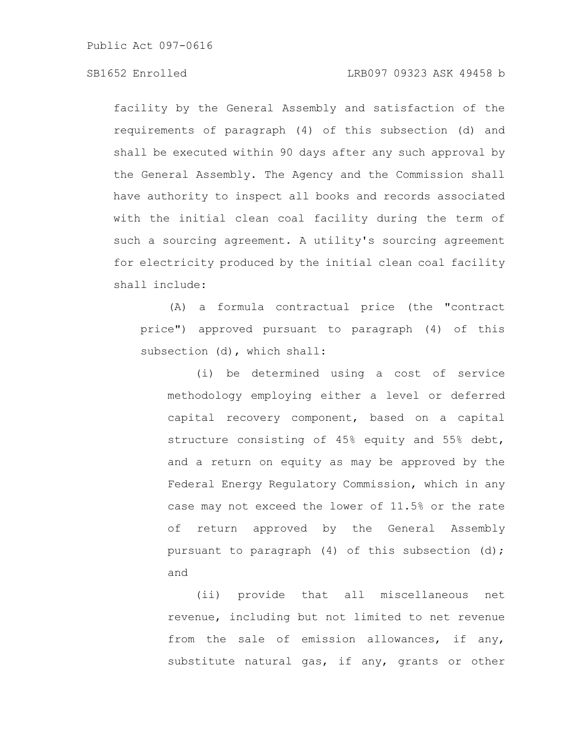facility by the General Assembly and satisfaction of the requirements of paragraph (4) of this subsection (d) and shall be executed within 90 days after any such approval by the General Assembly. The Agency and the Commission shall have authority to inspect all books and records associated with the initial clean coal facility during the term of such a sourcing agreement. A utility's sourcing agreement for electricity produced by the initial clean coal facility shall include:

(A) a formula contractual price (the "contract price") approved pursuant to paragraph (4) of this subsection (d), which shall:

(i) be determined using a cost of service methodology employing either a level or deferred capital recovery component, based on a capital structure consisting of 45% equity and 55% debt, and a return on equity as may be approved by the Federal Energy Regulatory Commission, which in any case may not exceed the lower of 11.5% or the rate of return approved by the General Assembly pursuant to paragraph (4) of this subsection (d); and

(ii) provide that all miscellaneous net revenue, including but not limited to net revenue from the sale of emission allowances, if any, substitute natural gas, if any, grants or other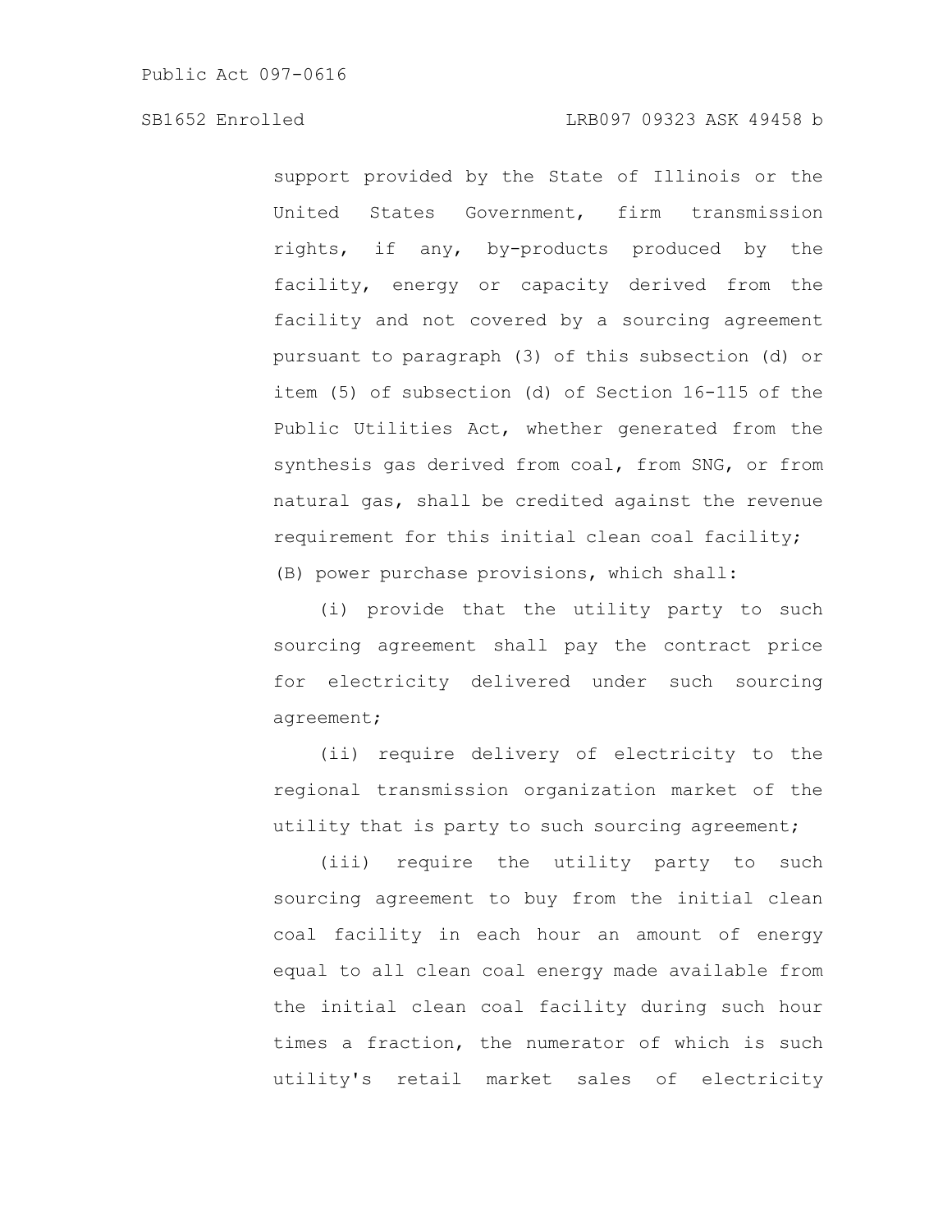support provided by the State of Illinois or the United States Government, firm transmission rights, if any, by-products produced by the facility, energy or capacity derived from the facility and not covered by a sourcing agreement pursuant to paragraph (3) of this subsection (d) or item (5) of subsection (d) of Section 16-115 of the Public Utilities Act, whether generated from the synthesis gas derived from coal, from SNG, or from natural gas, shall be credited against the revenue requirement for this initial clean coal facility;

(B) power purchase provisions, which shall:

(i) provide that the utility party to such sourcing agreement shall pay the contract price for electricity delivered under such sourcing agreement;

(ii) require delivery of electricity to the regional transmission organization market of the utility that is party to such sourcing agreement;

(iii) require the utility party to such sourcing agreement to buy from the initial clean coal facility in each hour an amount of energy equal to all clean coal energy made available from the initial clean coal facility during such hour times a fraction, the numerator of which is such utility's retail market sales of electricity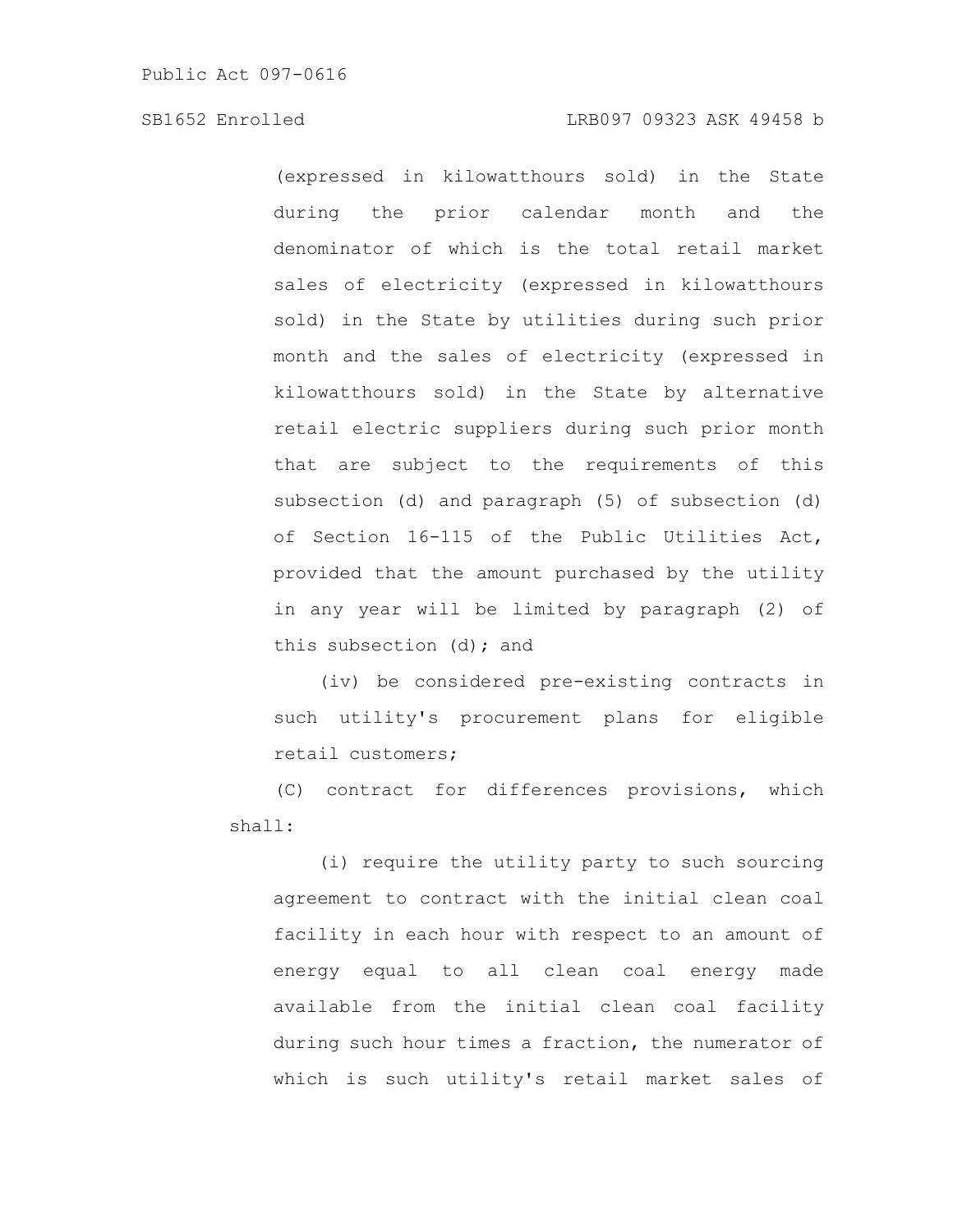(expressed in kilowatthours sold) in the State during the prior calendar month and the denominator of which is the total retail market sales of electricity (expressed in kilowatthours sold) in the State by utilities during such prior month and the sales of electricity (expressed in kilowatthours sold) in the State by alternative retail electric suppliers during such prior month that are subject to the requirements of this subsection (d) and paragraph (5) of subsection (d) of Section 16-115 of the Public Utilities Act, provided that the amount purchased by the utility in any year will be limited by paragraph (2) of this subsection (d); and

(iv) be considered pre-existing contracts in such utility's procurement plans for eligible retail customers;

(C) contract for differences provisions, which shall:

(i) require the utility party to such sourcing agreement to contract with the initial clean coal facility in each hour with respect to an amount of energy equal to all clean coal energy made available from the initial clean coal facility during such hour times a fraction, the numerator of which is such utility's retail market sales of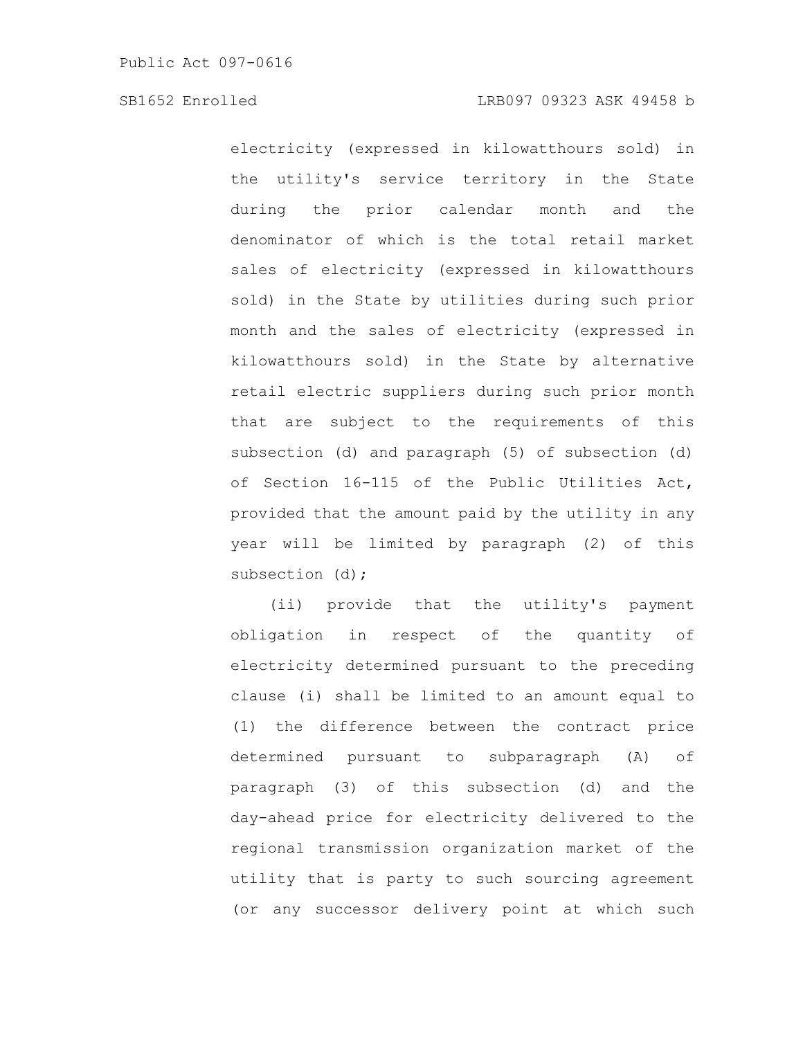electricity (expressed in kilowatthours sold) in the utility's service territory in the State during the prior calendar month and the denominator of which is the total retail market sales of electricity (expressed in kilowatthours sold) in the State by utilities during such prior month and the sales of electricity (expressed in kilowatthours sold) in the State by alternative retail electric suppliers during such prior month that are subject to the requirements of this subsection (d) and paragraph (5) of subsection (d) of Section 16-115 of the Public Utilities Act, provided that the amount paid by the utility in any year will be limited by paragraph (2) of this subsection (d);

(ii) provide that the utility's payment obligation in respect of the quantity of electricity determined pursuant to the preceding clause (i) shall be limited to an amount equal to (1) the difference between the contract price determined pursuant to subparagraph (A) of paragraph (3) of this subsection (d) and the day-ahead price for electricity delivered to the regional transmission organization market of the utility that is party to such sourcing agreement (or any successor delivery point at which such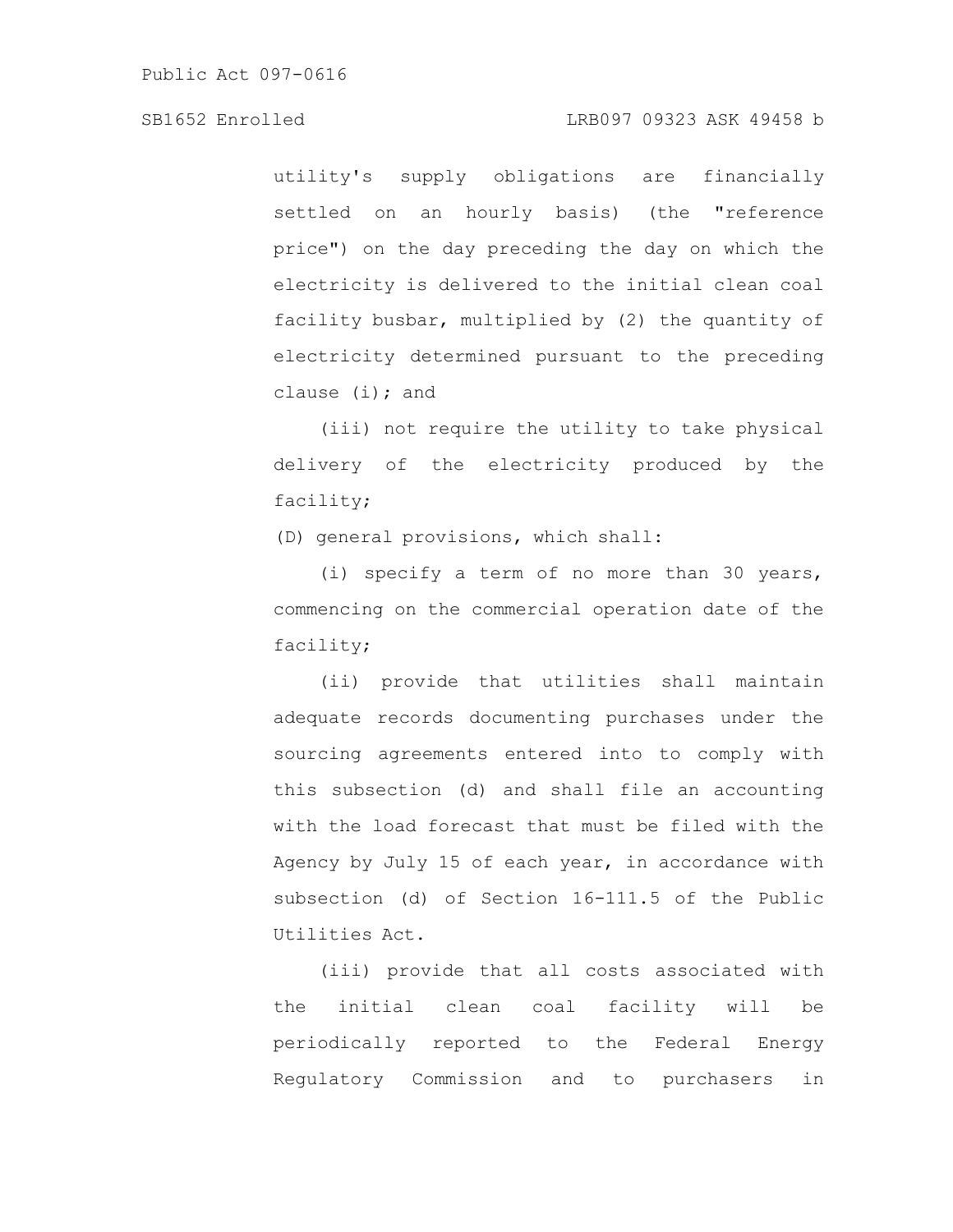utility's supply obligations are financially settled on an hourly basis) (the "reference price") on the day preceding the day on which the electricity is delivered to the initial clean coal facility busbar, multiplied by (2) the quantity of electricity determined pursuant to the preceding clause (i); and

(iii) not require the utility to take physical delivery of the electricity produced by the facility;

(D) general provisions, which shall:

(i) specify a term of no more than 30 years, commencing on the commercial operation date of the facility;

(ii) provide that utilities shall maintain adequate records documenting purchases under the sourcing agreements entered into to comply with this subsection (d) and shall file an accounting with the load forecast that must be filed with the Agency by July 15 of each year, in accordance with subsection (d) of Section 16-111.5 of the Public Utilities Act.

(iii) provide that all costs associated with the initial clean coal facility will be periodically reported to the Federal Energy Regulatory Commission and to purchasers in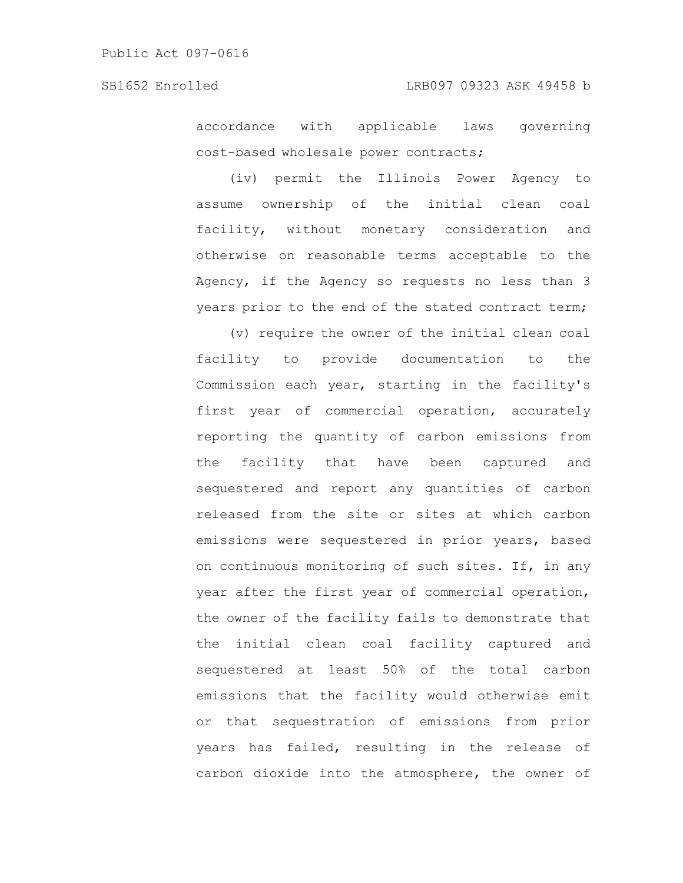accordance with applicable laws governing cost-based wholesale power contracts;

(iv) permit the Illinois Power Agency to assume ownership of the initial clean coal facility, without monetary consideration and otherwise on reasonable terms acceptable to the Agency, if the Agency so requests no less than 3 years prior to the end of the stated contract term;

(v) require the owner of the initial clean coal facility to provide documentation to the Commission each year, starting in the facility's first year of commercial operation, accurately reporting the quantity of carbon emissions from the facility that have been captured and sequestered and report any quantities of carbon released from the site or sites at which carbon emissions were sequestered in prior years, based on continuous monitoring of such sites. If, in any year after the first year of commercial operation, the owner of the facility fails to demonstrate that the initial clean coal facility captured and sequestered at least 50% of the total carbon emissions that the facility would otherwise emit or that sequestration of emissions from prior years has failed, resulting in the release of carbon dioxide into the atmosphere, the owner of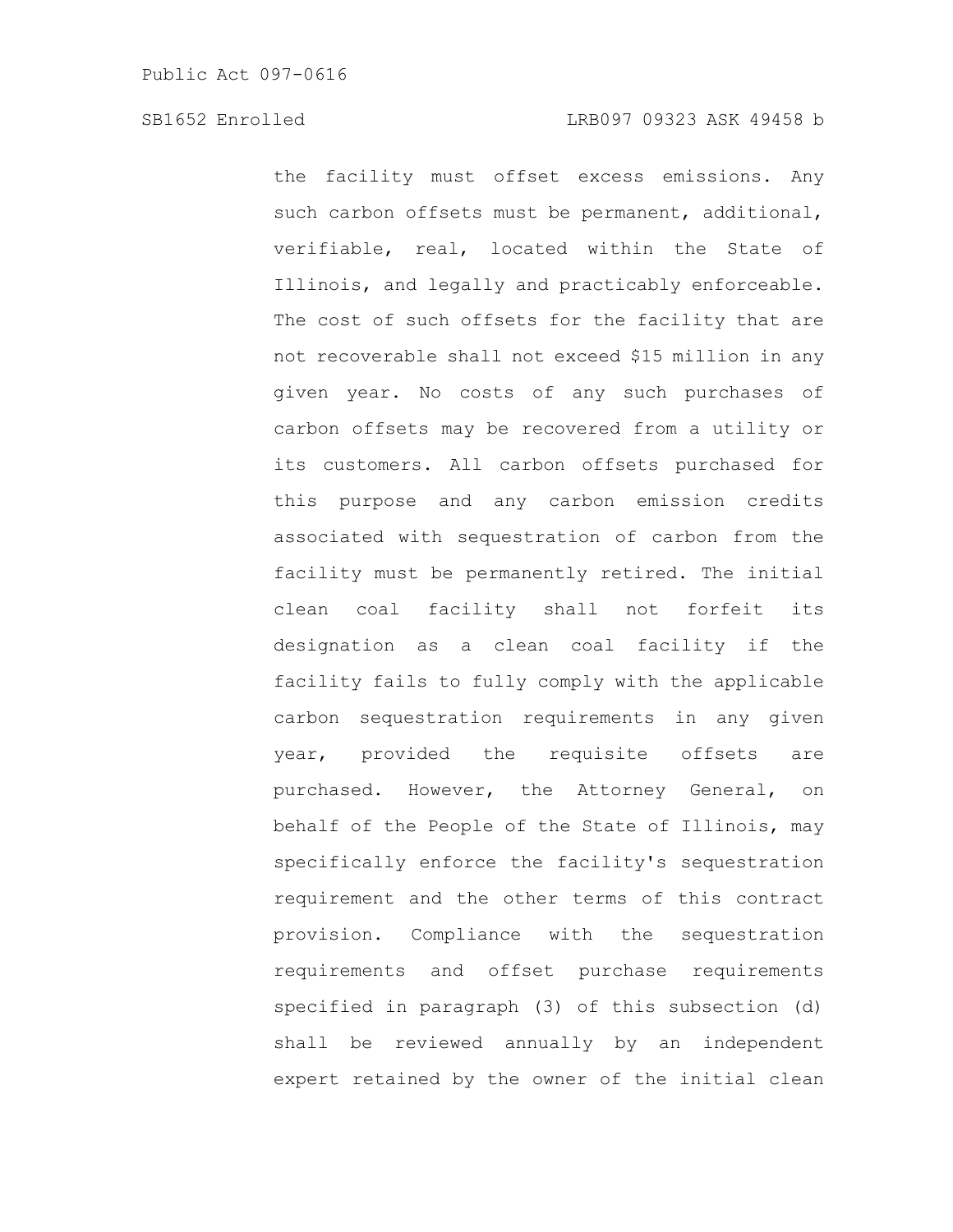the facility must offset excess emissions. Any such carbon offsets must be permanent, additional, verifiable, real, located within the State of Illinois, and legally and practicably enforceable. The cost of such offsets for the facility that are not recoverable shall not exceed $15 million in any given year. No costs of any such purchases of carbon offsets may be recovered from a utility or its customers. All carbon offsets purchased for this purpose and any carbon emission credits associated with sequestration of carbon from the facility must be permanently retired. The initial clean coal facility shall not forfeit its designation as a clean coal facility if the facility fails to fully comply with the applicable carbon sequestration requirements in any given year, provided the requisite offsets are purchased. However, the Attorney General, on behalf of the People of the State of Illinois, may specifically enforce the facility's sequestration requirement and the other terms of this contract provision. Compliance with the sequestration requirements and offset purchase requirements specified in paragraph (3) of this subsection (d) shall be reviewed annually by an independent expert retained by the owner of the initial clean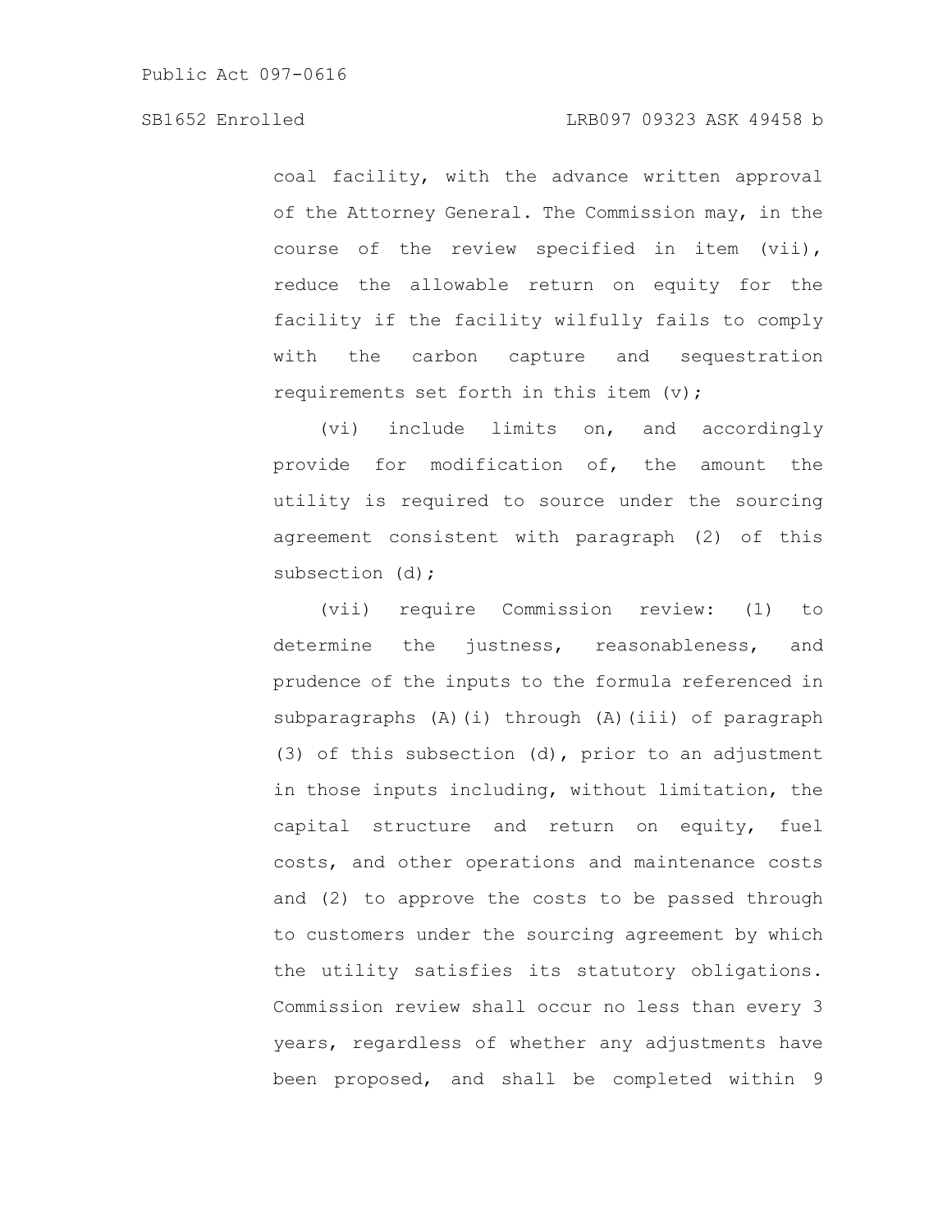coal facility, with the advance written approval of the Attorney General. The Commission may, in the course of the review specified in item (vii), reduce the allowable return on equity for the facility if the facility wilfully fails to comply with the carbon capture and sequestration requirements set forth in this item (v);

(vi) include limits on, and accordingly provide for modification of, the amount the utility is required to source under the sourcing agreement consistent with paragraph (2) of this subsection (d);

(vii) require Commission review: (1) to determine the justness, reasonableness, and prudence of the inputs to the formula referenced in subparagraphs (A)(i) through (A)(iii) of paragraph (3) of this subsection (d), prior to an adjustment in those inputs including, without limitation, the capital structure and return on equity, fuel costs, and other operations and maintenance costs and (2) to approve the costs to be passed through to customers under the sourcing agreement by which the utility satisfies its statutory obligations. Commission review shall occur no less than every 3 years, regardless of whether any adjustments have been proposed, and shall be completed within 9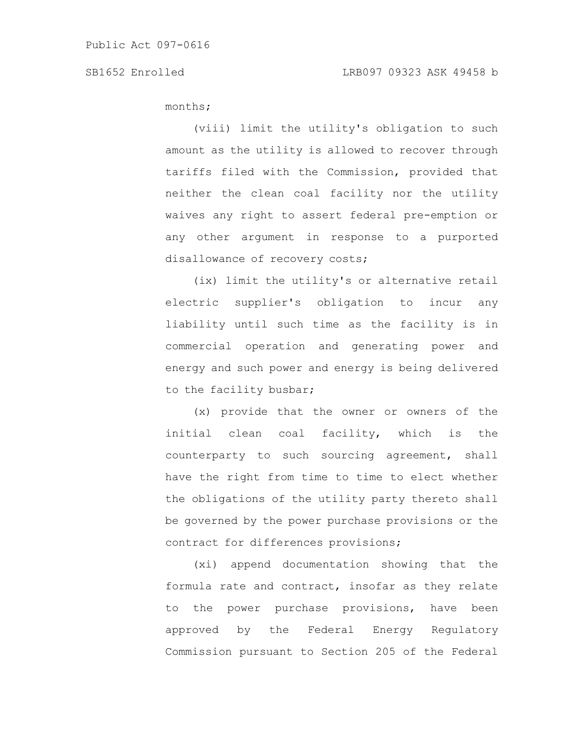months;

(viii) limit the utility's obligation to such amount as the utility is allowed to recover through tariffs filed with the Commission, provided that neither the clean coal facility nor the utility waives any right to assert federal pre-emption or any other argument in response to a purported disallowance of recovery costs;

(ix) limit the utility's or alternative retail electric supplier's obligation to incur any liability until such time as the facility is in commercial operation and generating power and energy and such power and energy is being delivered to the facility busbar;

(x) provide that the owner or owners of the initial clean coal facility, which is the counterparty to such sourcing agreement, shall have the right from time to time to elect whether the obligations of the utility party thereto shall be governed by the power purchase provisions or the contract for differences provisions;

(xi) append documentation showing that the formula rate and contract, insofar as they relate to the power purchase provisions, have been approved by the Federal Energy Regulatory Commission pursuant to Section 205 of the Federal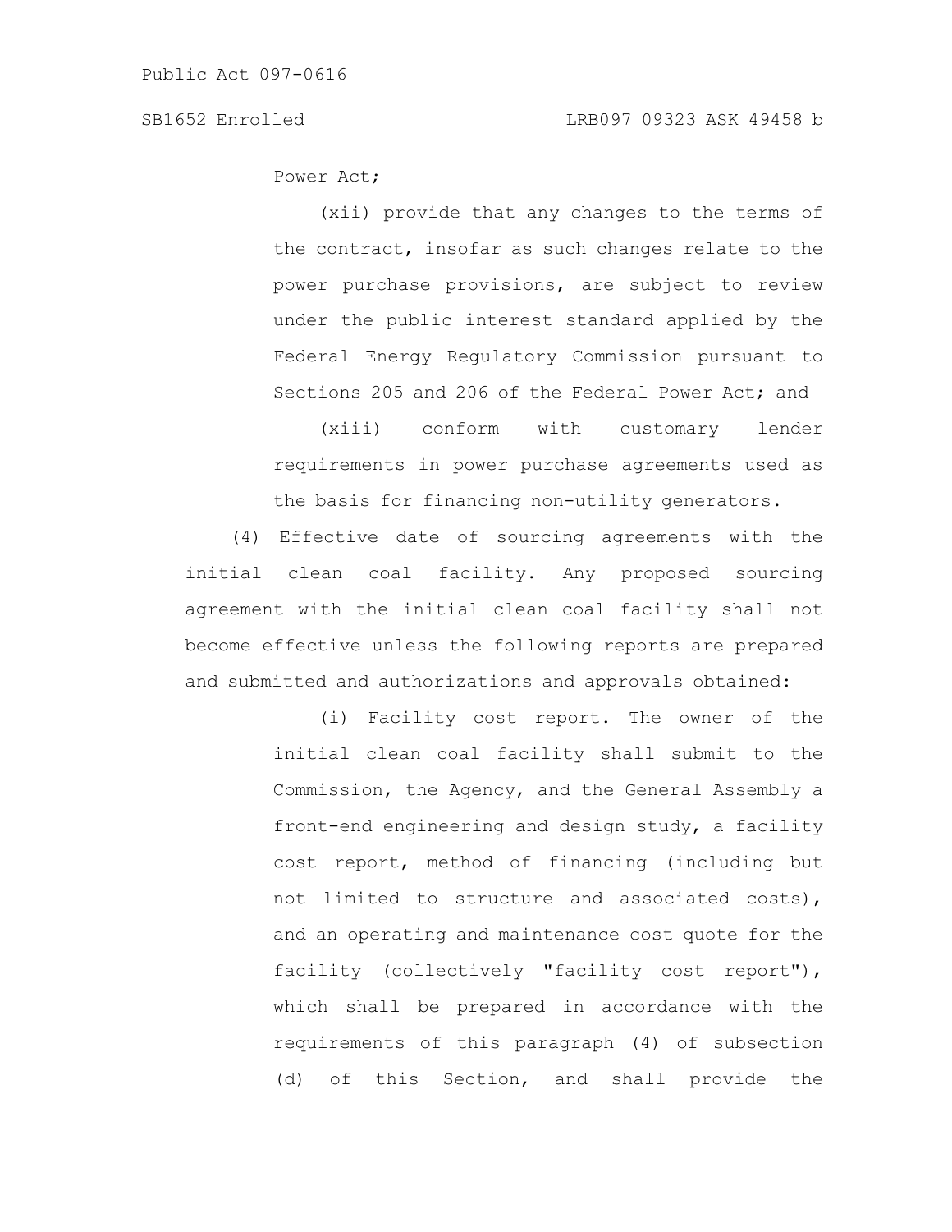Power Act;

(xii) provide that any changes to the terms of the contract, insofar as such changes relate to the power purchase provisions, are subject to review under the public interest standard applied by the Federal Energy Regulatory Commission pursuant to Sections 205 and 206 of the Federal Power Act; and

(xiii) conform with customary lender requirements in power purchase agreements used as the basis for financing non-utility generators.

(4) Effective date of sourcing agreements with the initial clean coal facility. Any proposed sourcing agreement with the initial clean coal facility shall not become effective unless the following reports are prepared and submitted and authorizations and approvals obtained:

(i) Facility cost report. The owner of the initial clean coal facility shall submit to the Commission, the Agency, and the General Assembly a front-end engineering and design study, a facility cost report, method of financing (including but not limited to structure and associated costs), and an operating and maintenance cost quote for the facility (collectively "facility cost report"), which shall be prepared in accordance with the requirements of this paragraph (4) of subsection (d) of this Section, and shall provide the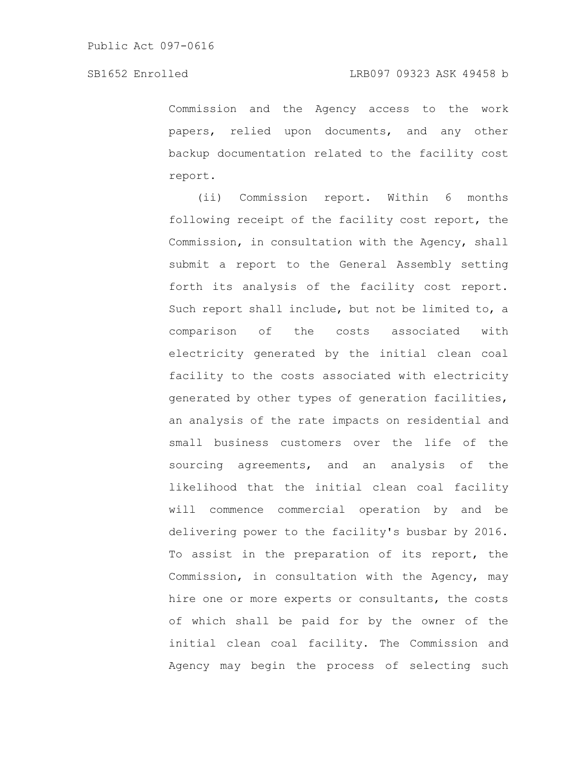Commission and the Agency access to the work papers, relied upon documents, and any other backup documentation related to the facility cost report.

(ii) Commission report. Within 6 months following receipt of the facility cost report, the Commission, in consultation with the Agency, shall submit a report to the General Assembly setting forth its analysis of the facility cost report. Such report shall include, but not be limited to, a comparison of the costs associated with electricity generated by the initial clean coal facility to the costs associated with electricity generated by other types of generation facilities, an analysis of the rate impacts on residential and small business customers over the life of the sourcing agreements, and an analysis of the likelihood that the initial clean coal facility will commence commercial operation by and be delivering power to the facility's busbar by 2016. To assist in the preparation of its report, the Commission, in consultation with the Agency, may hire one or more experts or consultants, the costs of which shall be paid for by the owner of the initial clean coal facility. The Commission and Agency may begin the process of selecting such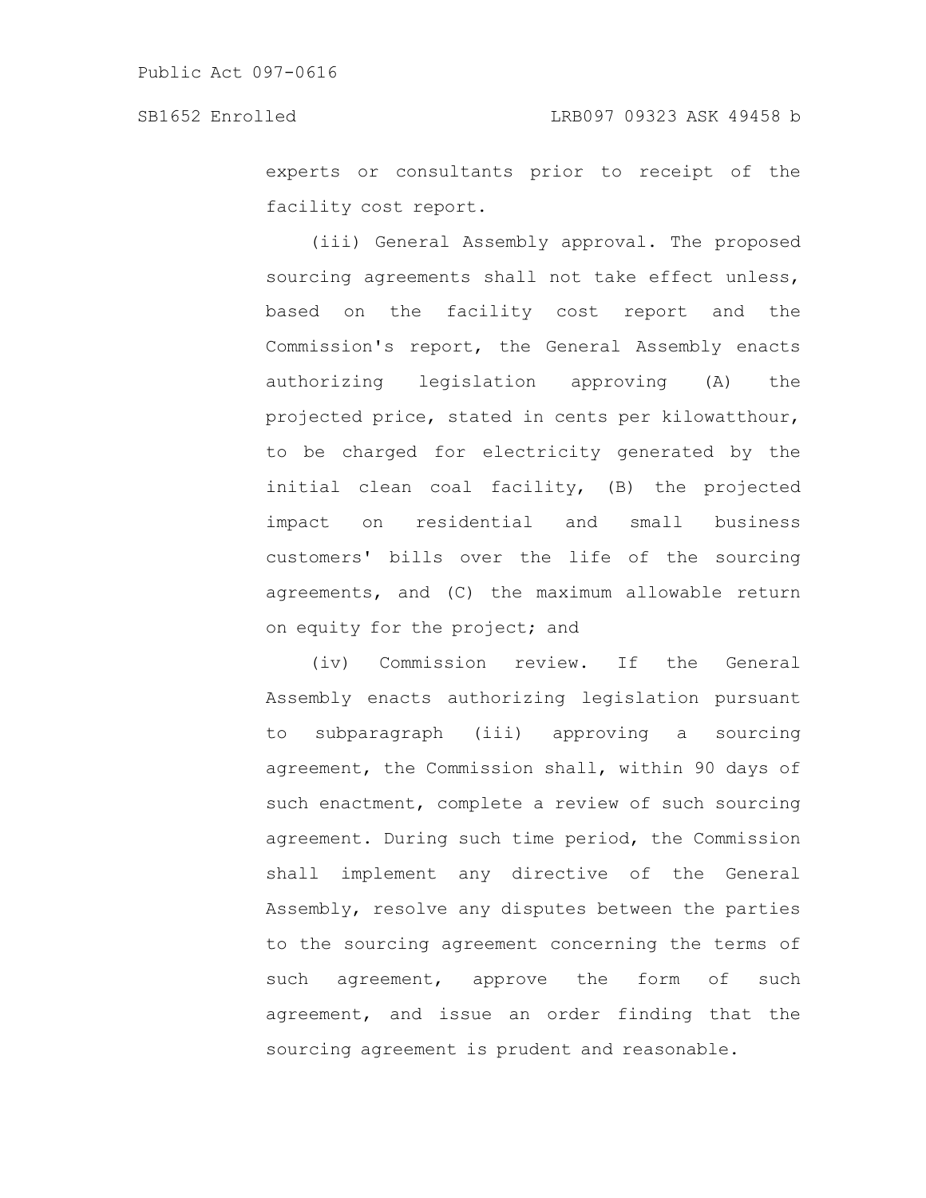experts or consultants prior to receipt of the facility cost report.

(iii) General Assembly approval. The proposed sourcing agreements shall not take effect unless, based on the facility cost report and the Commission's report, the General Assembly enacts authorizing legislation approving (A) the projected price, stated in cents per kilowatthour, to be charged for electricity generated by the initial clean coal facility, (B) the projected impact on residential and small business customers' bills over the life of the sourcing agreements, and (C) the maximum allowable return on equity for the project; and

(iv) Commission review. If the General Assembly enacts authorizing legislation pursuant to subparagraph (iii) approving a sourcing agreement, the Commission shall, within 90 days of such enactment, complete a review of such sourcing agreement. During such time period, the Commission shall implement any directive of the General Assembly, resolve any disputes between the parties to the sourcing agreement concerning the terms of such agreement, approve the form of such agreement, and issue an order finding that the sourcing agreement is prudent and reasonable.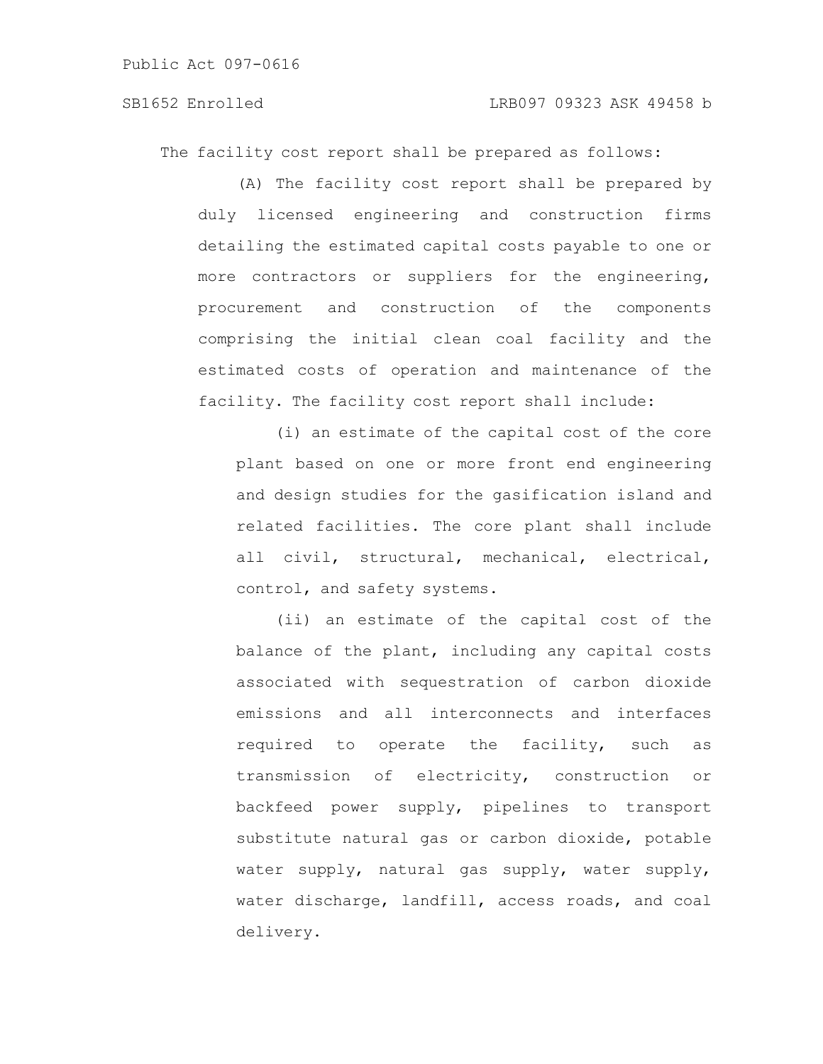The facility cost report shall be prepared as follows:

(A) The facility cost report shall be prepared by duly licensed engineering and construction firms detailing the estimated capital costs payable to one or more contractors or suppliers for the engineering, procurement and construction of the components comprising the initial clean coal facility and the estimated costs of operation and maintenance of the facility. The facility cost report shall include:

(i) an estimate of the capital cost of the core plant based on one or more front end engineering and design studies for the gasification island and related facilities. The core plant shall include all civil, structural, mechanical, electrical, control, and safety systems.

(ii) an estimate of the capital cost of the balance of the plant, including any capital costs associated with sequestration of carbon dioxide emissions and all interconnects and interfaces required to operate the facility, such as transmission of electricity, construction or backfeed power supply, pipelines to transport substitute natural gas or carbon dioxide, potable water supply, natural gas supply, water supply, water discharge, landfill, access roads, and coal delivery.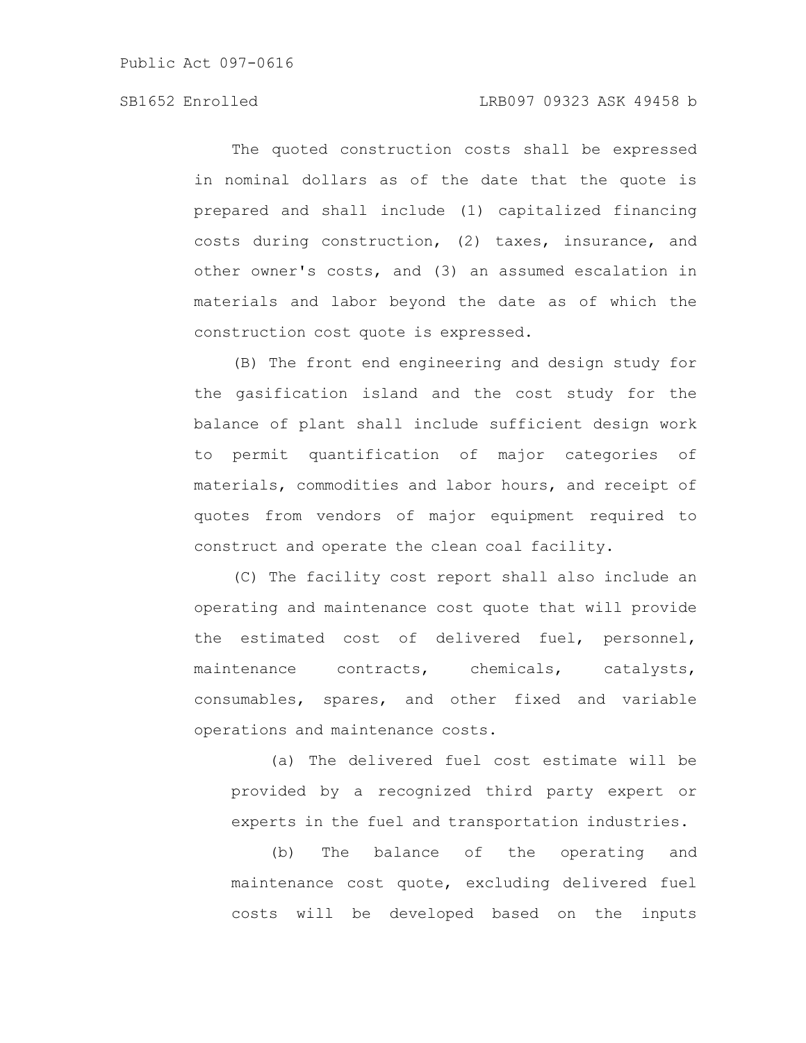The quoted construction costs shall be expressed in nominal dollars as of the date that the quote is prepared and shall include (1) capitalized financing costs during construction, (2) taxes, insurance, and other owner's costs, and (3) an assumed escalation in materials and labor beyond the date as of which the construction cost quote is expressed.

(B) The front end engineering and design study for the gasification island and the cost study for the balance of plant shall include sufficient design work to permit quantification of major categories of materials, commodities and labor hours, and receipt of quotes from vendors of major equipment required to construct and operate the clean coal facility.

(C) The facility cost report shall also include an operating and maintenance cost quote that will provide the estimated cost of delivered fuel, personnel, maintenance contracts, chemicals, catalysts, consumables, spares, and other fixed and variable operations and maintenance costs.

(a) The delivered fuel cost estimate will be provided by a recognized third party expert or experts in the fuel and transportation industries.

(b) The balance of the operating and maintenance cost quote, excluding delivered fuel costs will be developed based on the inputs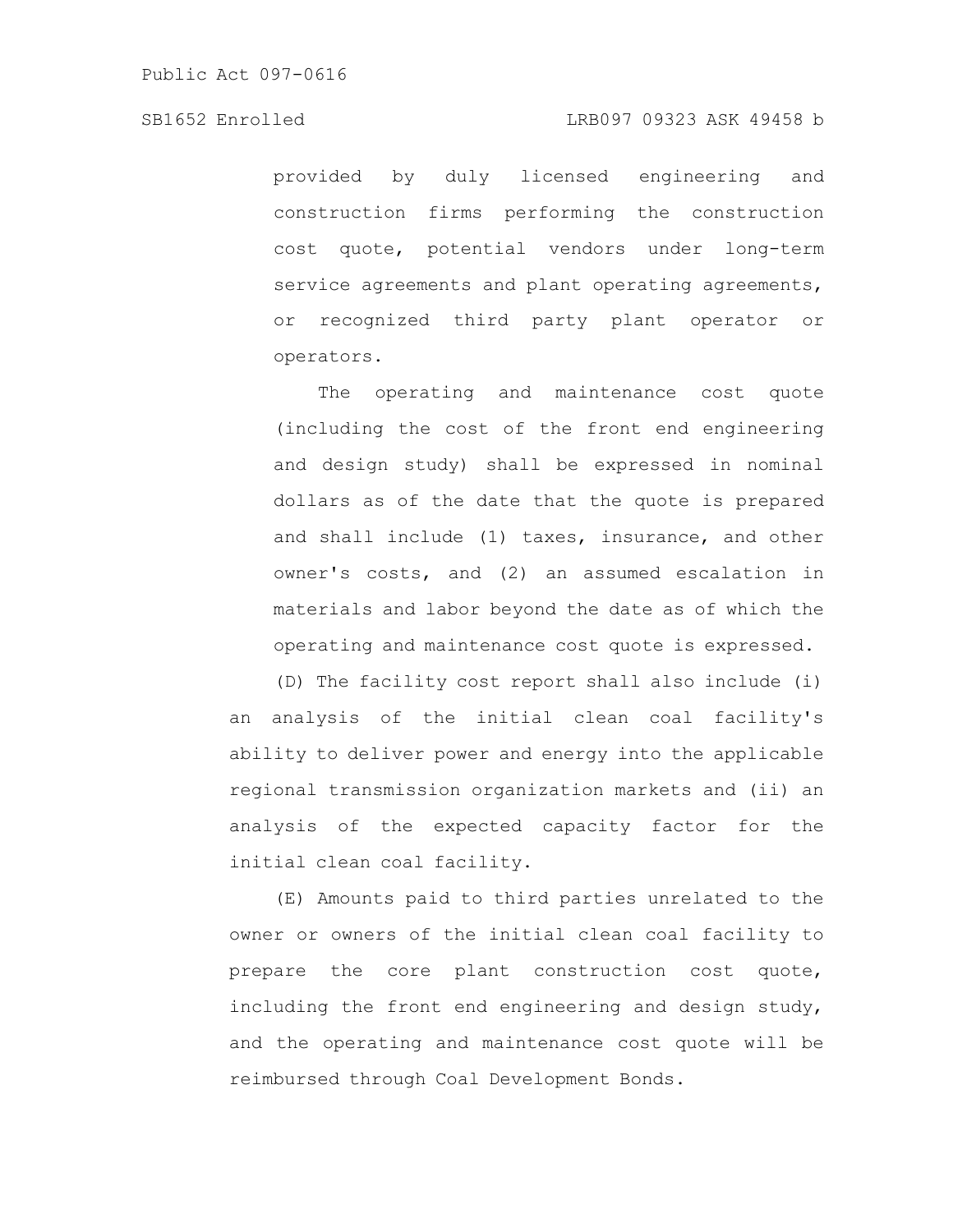provided by duly licensed engineering and construction firms performing the construction cost quote, potential vendors under long-term service agreements and plant operating agreements, or recognized third party plant operator or operators.

The operating and maintenance cost quote (including the cost of the front end engineering and design study) shall be expressed in nominal dollars as of the date that the quote is prepared and shall include (1) taxes, insurance, and other owner's costs, and (2) an assumed escalation in materials and labor beyond the date as of which the operating and maintenance cost quote is expressed.

(D) The facility cost report shall also include (i) an analysis of the initial clean coal facility's ability to deliver power and energy into the applicable regional transmission organization markets and (ii) an analysis of the expected capacity factor for the initial clean coal facility.

(E) Amounts paid to third parties unrelated to the owner or owners of the initial clean coal facility to prepare the core plant construction cost quote, including the front end engineering and design study, and the operating and maintenance cost quote will be reimbursed through Coal Development Bonds.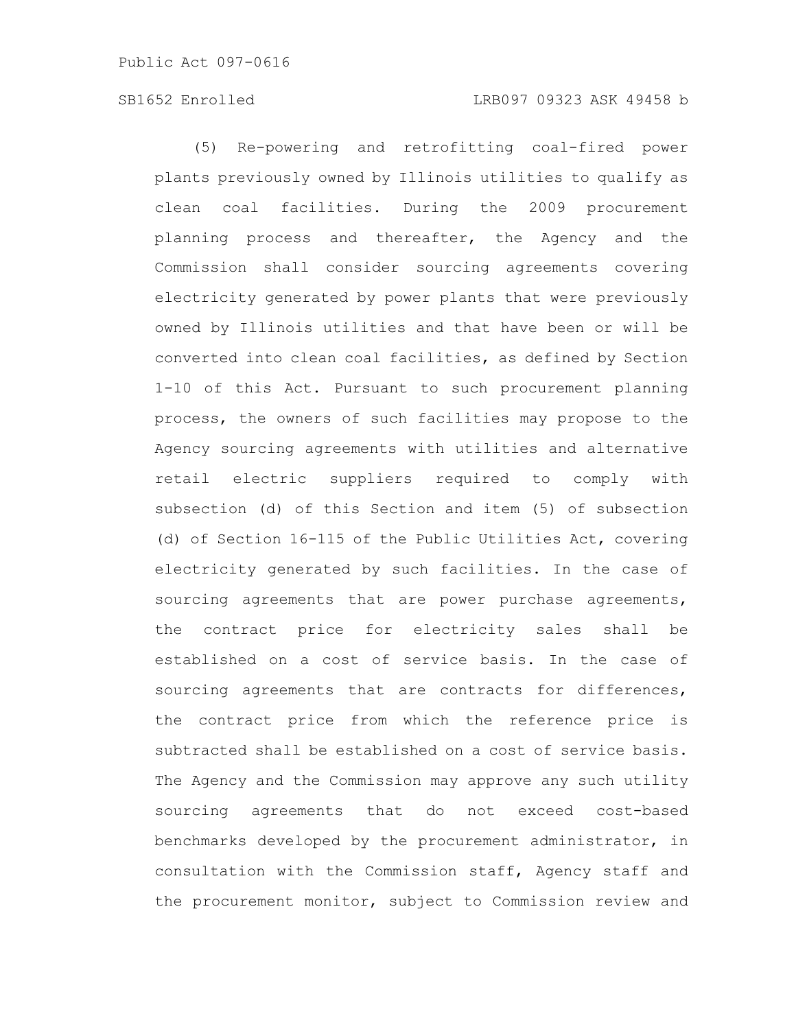(5) Re-powering and retrofitting coal-fired power plants previously owned by Illinois utilities to qualify as clean coal facilities. During the 2009 procurement planning process and thereafter, the Agency and the Commission shall consider sourcing agreements covering electricity generated by power plants that were previously owned by Illinois utilities and that have been or will be converted into clean coal facilities, as defined by Section 1-10 of this Act. Pursuant to such procurement planning process, the owners of such facilities may propose to the Agency sourcing agreements with utilities and alternative retail electric suppliers required to comply with subsection (d) of this Section and item (5) of subsection (d) of Section 16-115 of the Public Utilities Act, covering electricity generated by such facilities. In the case of sourcing agreements that are power purchase agreements, the contract price for electricity sales shall be established on a cost of service basis. In the case of sourcing agreements that are contracts for differences, the contract price from which the reference price is subtracted shall be established on a cost of service basis. The Agency and the Commission may approve any such utility sourcing agreements that do not exceed cost-based benchmarks developed by the procurement administrator, in consultation with the Commission staff, Agency staff and the procurement monitor, subject to Commission review and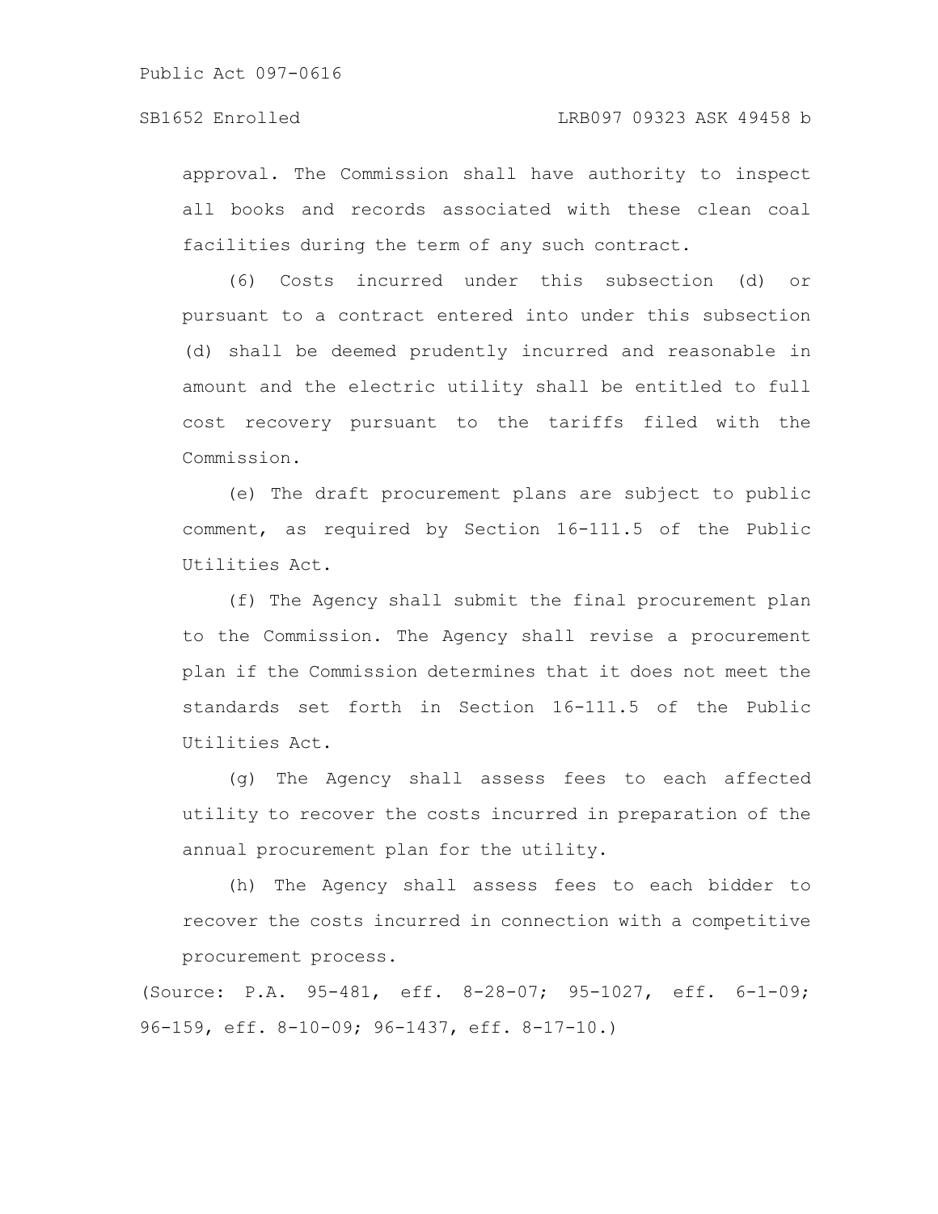approval. The Commission shall have authority to inspect all books and records associated with these clean coal facilities during the term of any such contract.

(6) Costs incurred under this subsection (d) or pursuant to a contract entered into under this subsection (d) shall be deemed prudently incurred and reasonable in amount and the electric utility shall be entitled to full cost recovery pursuant to the tariffs filed with the Commission.

(e) The draft procurement plans are subject to public comment, as required by Section 16-111.5 of the Public Utilities Act.

(f) The Agency shall submit the final procurement plan to the Commission. The Agency shall revise a procurement plan if the Commission determines that it does not meet the standards set forth in Section 16-111.5 of the Public Utilities Act.

(g) The Agency shall assess fees to each affected utility to recover the costs incurred in preparation of the annual procurement plan for the utility.

(h) The Agency shall assess fees to each bidder to recover the costs incurred in connection with a competitive procurement process.

(Source: P.A. 95-481, eff. 8-28-07; 95-1027, eff. 6-1-09; 96-159, eff. 8-10-09; 96-1437, eff. 8-17-10.)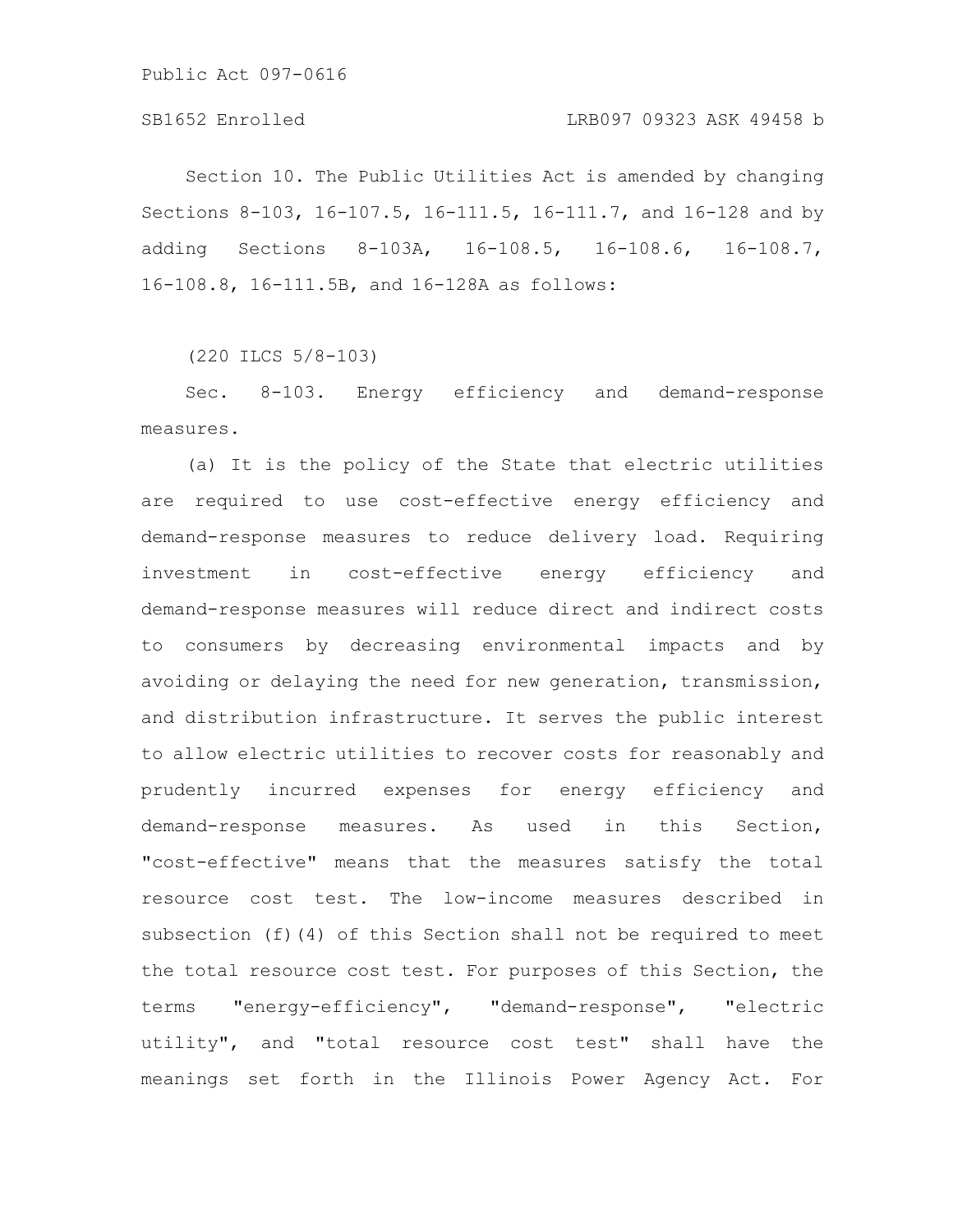Section 10. The Public Utilities Act is amended by changing Sections 8-103, 16-107.5, 16-111.5, 16-111.7, and 16-128 and by adding Sections 8-103A, 16-108.5, 16-108.6, 16-108.7, 16-108.8, 16-111.5B, and 16-128A as follows:

(220 ILCS 5/8-103)

Sec. 8-103. Energy efficiency and demand-response measures.

(a) It is the policy of the State that electric utilities are required to use cost-effective energy efficiency and demand-response measures to reduce delivery load. Requiring investment in cost-effective energy efficiency and demand-response measures will reduce direct and indirect costs to consumers by decreasing environmental impacts and by avoiding or delaying the need for new generation, transmission, and distribution infrastructure. It serves the public interest to allow electric utilities to recover costs for reasonably and prudently incurred expenses for energy efficiency and demand-response measures. As used in this Section, "cost-effective" means that the measures satisfy the total resource cost test. The low-income measures described in subsection (f)(4) of this Section shall not be required to meet the total resource cost test. For purposes of this Section, the terms "energy-efficiency", "demand-response", "electric utility", and "total resource cost test" shall have the meanings set forth in the Illinois Power Agency Act. For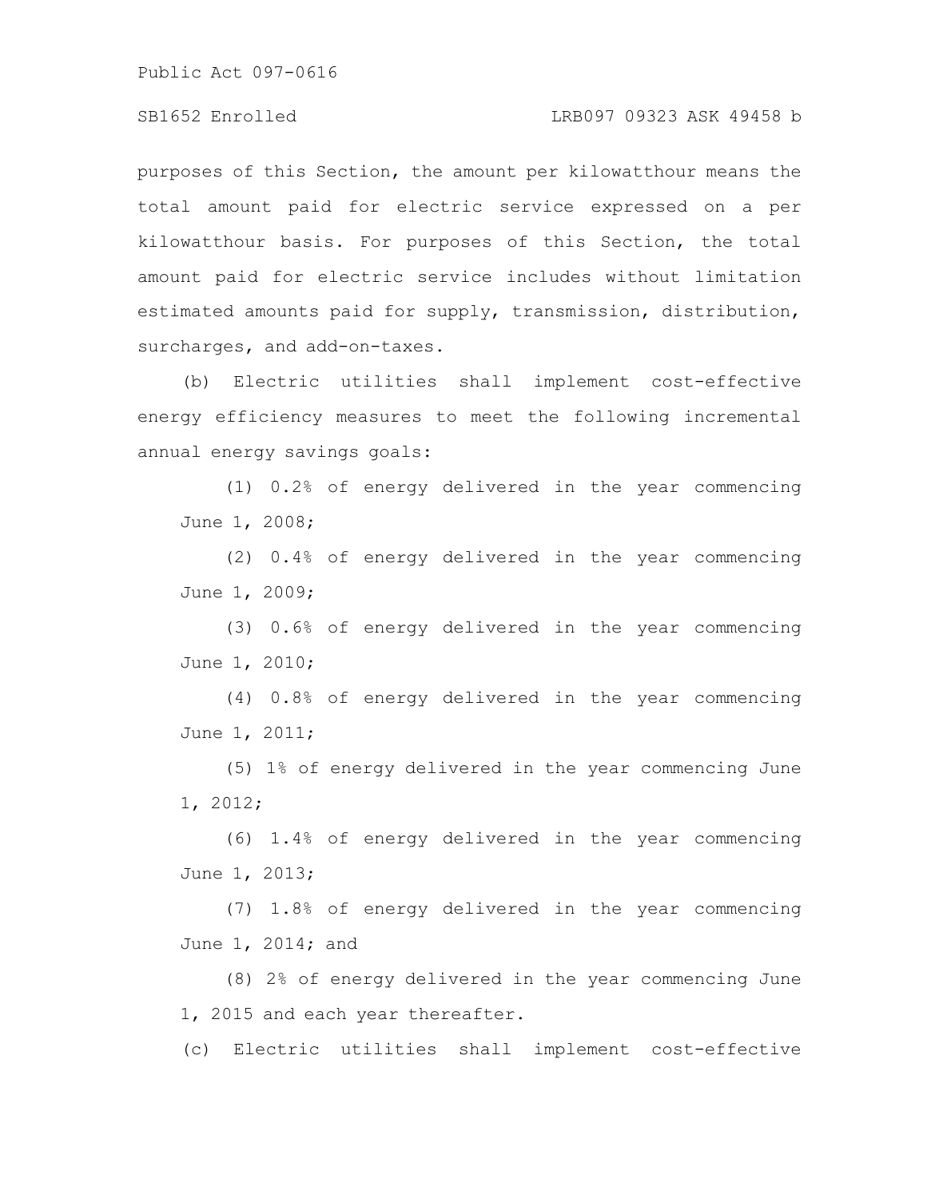purposes of this Section, the amount per kilowatthour means the total amount paid for electric service expressed on a per kilowatthour basis. For purposes of this Section, the total amount paid for electric service includes without limitation estimated amounts paid for supply, transmission, distribution, surcharges, and add-on-taxes.

(b) Electric utilities shall implement cost-effective energy efficiency measures to meet the following incremental annual energy savings goals:

(1) 0.2% of energy delivered in the year commencing June 1, 2008;

(2) 0.4% of energy delivered in the year commencing June 1, 2009;

(3) 0.6% of energy delivered in the year commencing June 1, 2010;

(4) 0.8% of energy delivered in the year commencing June 1, 2011;

(5) 1% of energy delivered in the year commencing June 1, 2012;

(6) 1.4% of energy delivered in the year commencing June 1, 2013;

(7) 1.8% of energy delivered in the year commencing June 1, 2014; and

(8) 2% of energy delivered in the year commencing June 1, 2015 and each year thereafter.

(c) Electric utilities shall implement cost-effective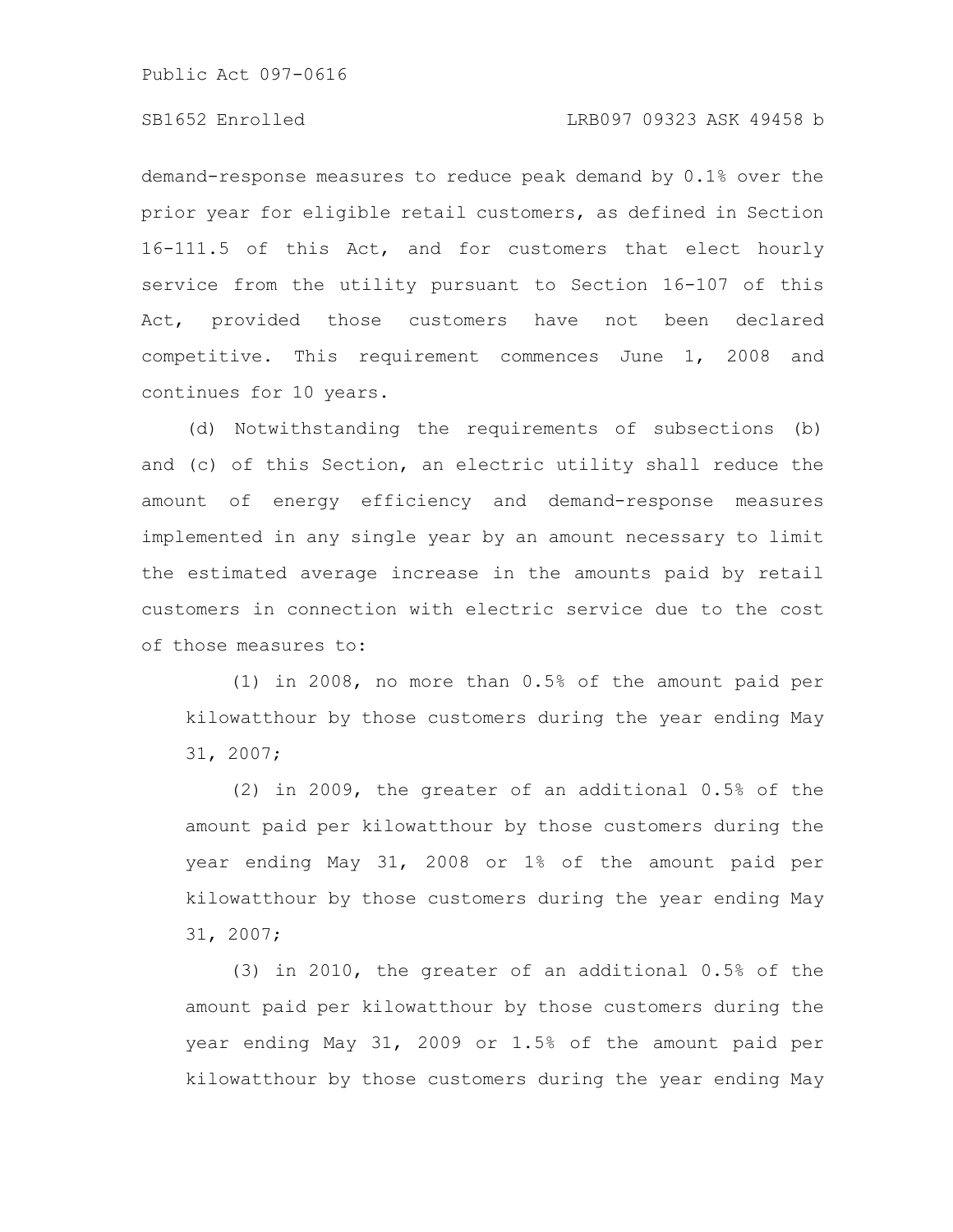demand-response measures to reduce peak demand by 0.1% over the prior year for eligible retail customers, as defined in Section 16-111.5 of this Act, and for customers that elect hourly service from the utility pursuant to Section 16-107 of this Act, provided those customers have not been declared competitive. This requirement commences June 1, 2008 and continues for 10 years.

(d) Notwithstanding the requirements of subsections (b) and (c) of this Section, an electric utility shall reduce the amount of energy efficiency and demand-response measures implemented in any single year by an amount necessary to limit the estimated average increase in the amounts paid by retail customers in connection with electric service due to the cost of those measures to:

(1) in 2008, no more than 0.5% of the amount paid per kilowatthour by those customers during the year ending May 31, 2007;

(2) in 2009, the greater of an additional 0.5% of the amount paid per kilowatthour by those customers during the year ending May 31, 2008 or 1% of the amount paid per kilowatthour by those customers during the year ending May 31, 2007;

(3) in 2010, the greater of an additional 0.5% of the amount paid per kilowatthour by those customers during the year ending May 31, 2009 or 1.5% of the amount paid per kilowatthour by those customers during the year ending May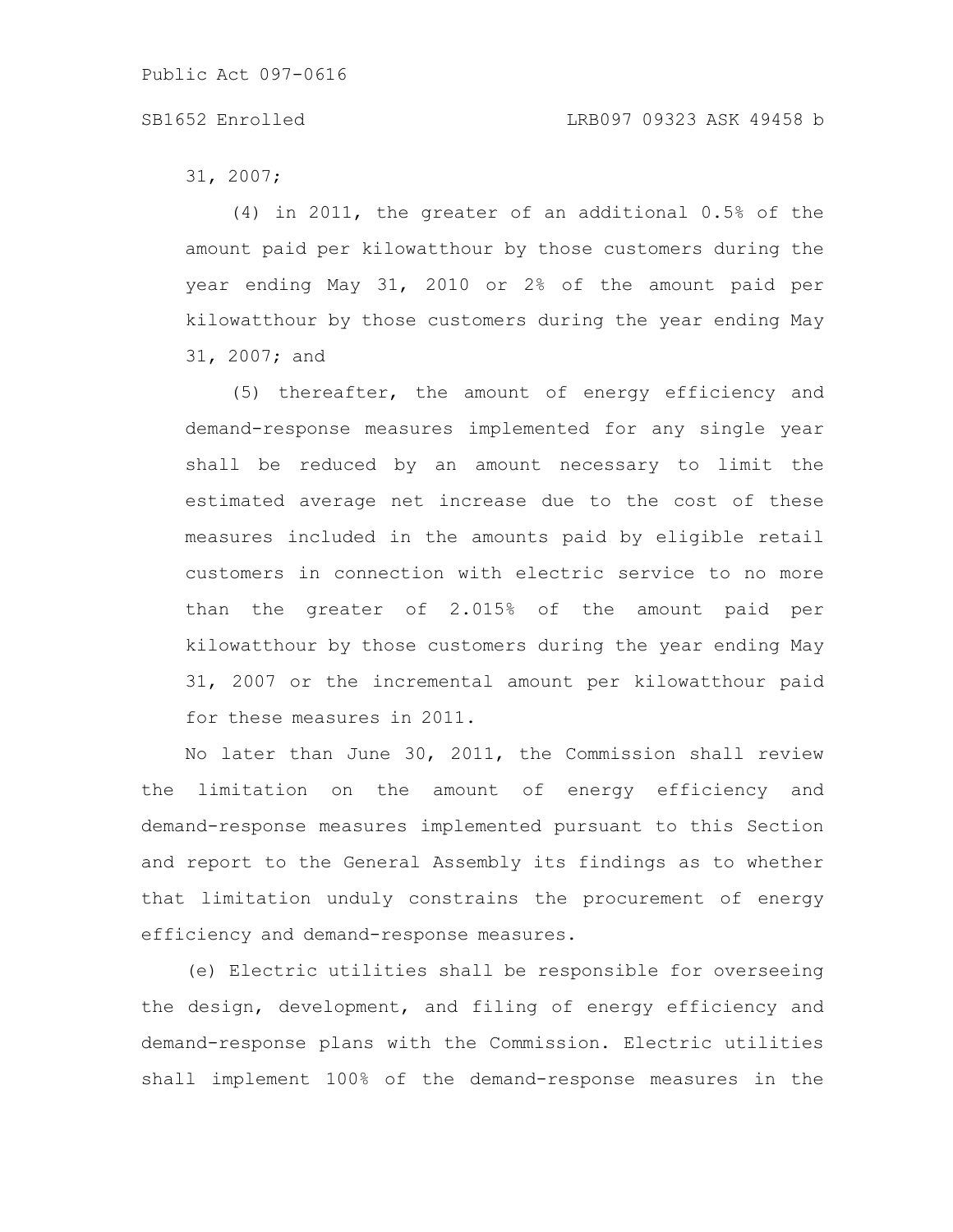31, 2007;

(4) in 2011, the greater of an additional 0.5% of the amount paid per kilowatthour by those customers during the year ending May 31, 2010 or 2% of the amount paid per kilowatthour by those customers during the year ending May 31, 2007; and

(5) thereafter, the amount of energy efficiency and demand-response measures implemented for any single year shall be reduced by an amount necessary to limit the estimated average net increase due to the cost of these measures included in the amounts paid by eligible retail customers in connection with electric service to no more than the greater of 2.015% of the amount paid per kilowatthour by those customers during the year ending May 31, 2007 or the incremental amount per kilowatthour paid for these measures in 2011.

No later than June 30, 2011, the Commission shall review the limitation on the amount of energy efficiency and demand-response measures implemented pursuant to this Section and report to the General Assembly its findings as to whether that limitation unduly constrains the procurement of energy efficiency and demand-response measures.

(e) Electric utilities shall be responsible for overseeing the design, development, and filing of energy efficiency and demand-response plans with the Commission. Electric utilities shall implement 100% of the demand-response measures in the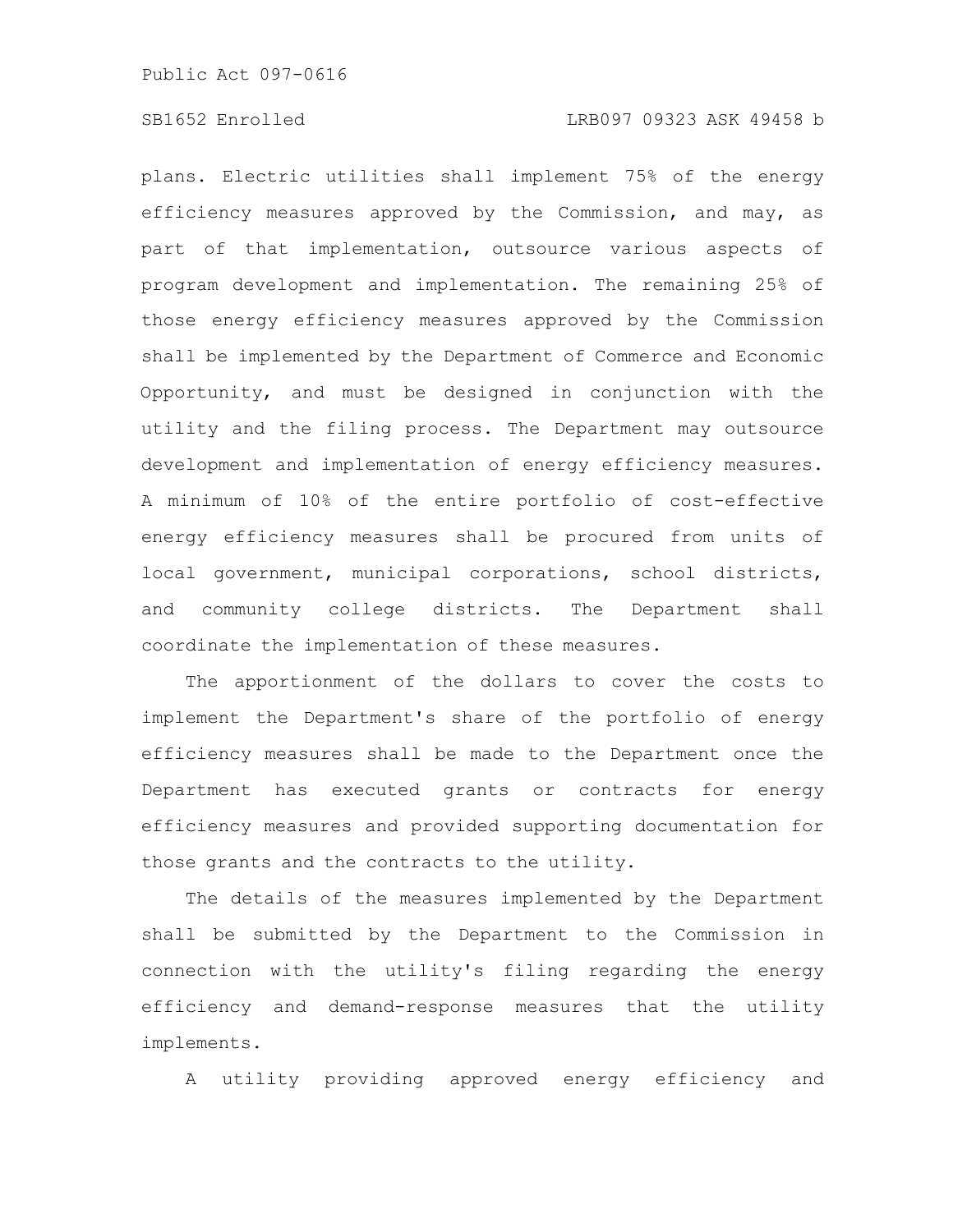plans. Electric utilities shall implement 75% of the energy efficiency measures approved by the Commission, and may, as part of that implementation, outsource various aspects of program development and implementation. The remaining 25% of those energy efficiency measures approved by the Commission shall be implemented by the Department of Commerce and Economic Opportunity, and must be designed in conjunction with the utility and the filing process. The Department may outsource development and implementation of energy efficiency measures. A minimum of 10% of the entire portfolio of cost-effective energy efficiency measures shall be procured from units of local government, municipal corporations, school districts, and community college districts. The Department shall coordinate the implementation of these measures.

The apportionment of the dollars to cover the costs to implement the Department's share of the portfolio of energy efficiency measures shall be made to the Department once the Department has executed grants or contracts for energy efficiency measures and provided supporting documentation for those grants and the contracts to the utility.

The details of the measures implemented by the Department shall be submitted by the Department to the Commission in connection with the utility's filing regarding the energy efficiency and demand-response measures that the utility implements.

A utility providing approved energy efficiency and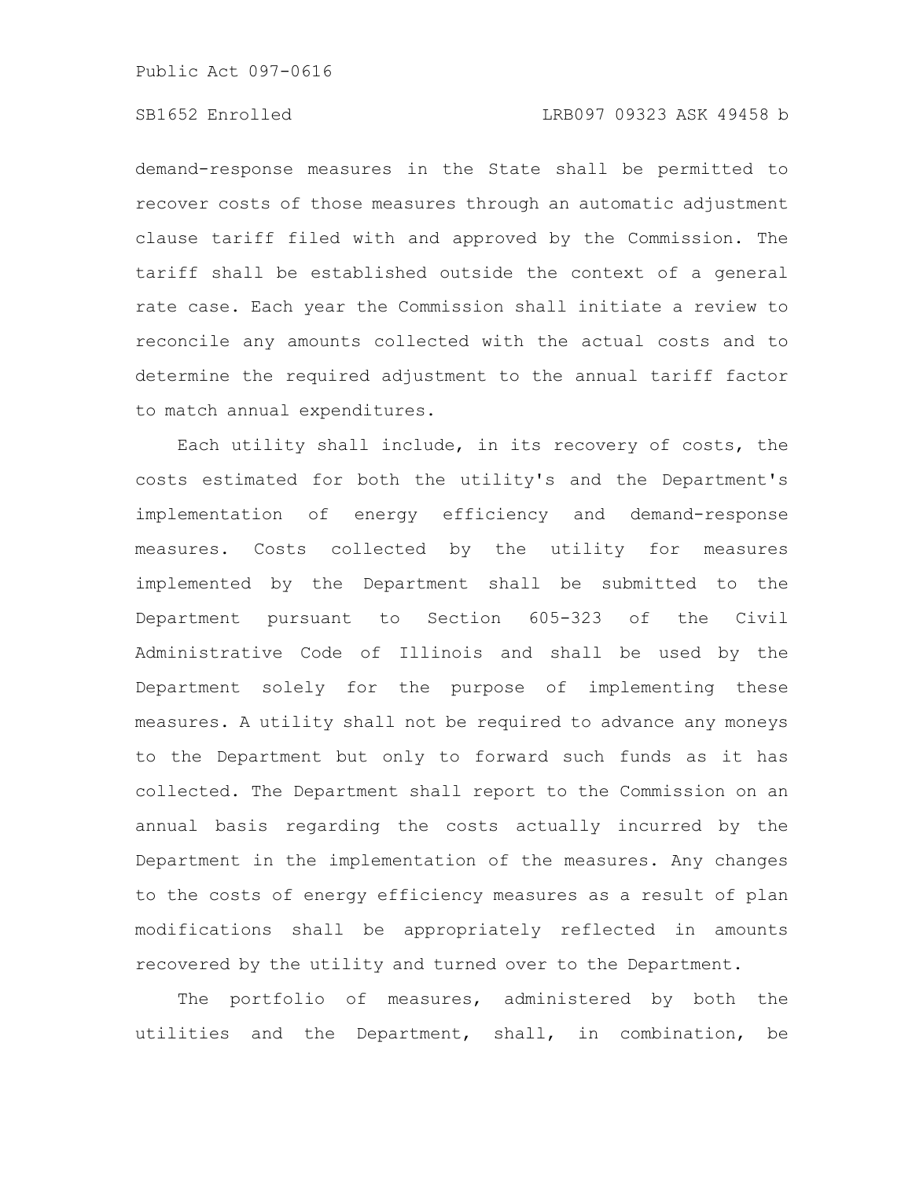demand-response measures in the State shall be permitted to recover costs of those measures through an automatic adjustment clause tariff filed with and approved by the Commission. The tariff shall be established outside the context of a general rate case. Each year the Commission shall initiate a review to reconcile any amounts collected with the actual costs and to determine the required adjustment to the annual tariff factor to match annual expenditures.

Each utility shall include, in its recovery of costs, the costs estimated for both the utility's and the Department's implementation of energy efficiency and demand-response measures. Costs collected by the utility for measures implemented by the Department shall be submitted to the Department pursuant to Section 605-323 of the Civil Administrative Code of Illinois and shall be used by the Department solely for the purpose of implementing these measures. A utility shall not be required to advance any moneys to the Department but only to forward such funds as it has collected. The Department shall report to the Commission on an annual basis regarding the costs actually incurred by the Department in the implementation of the measures. Any changes to the costs of energy efficiency measures as a result of plan modifications shall be appropriately reflected in amounts recovered by the utility and turned over to the Department.

The portfolio of measures, administered by both the utilities and the Department, shall, in combination, be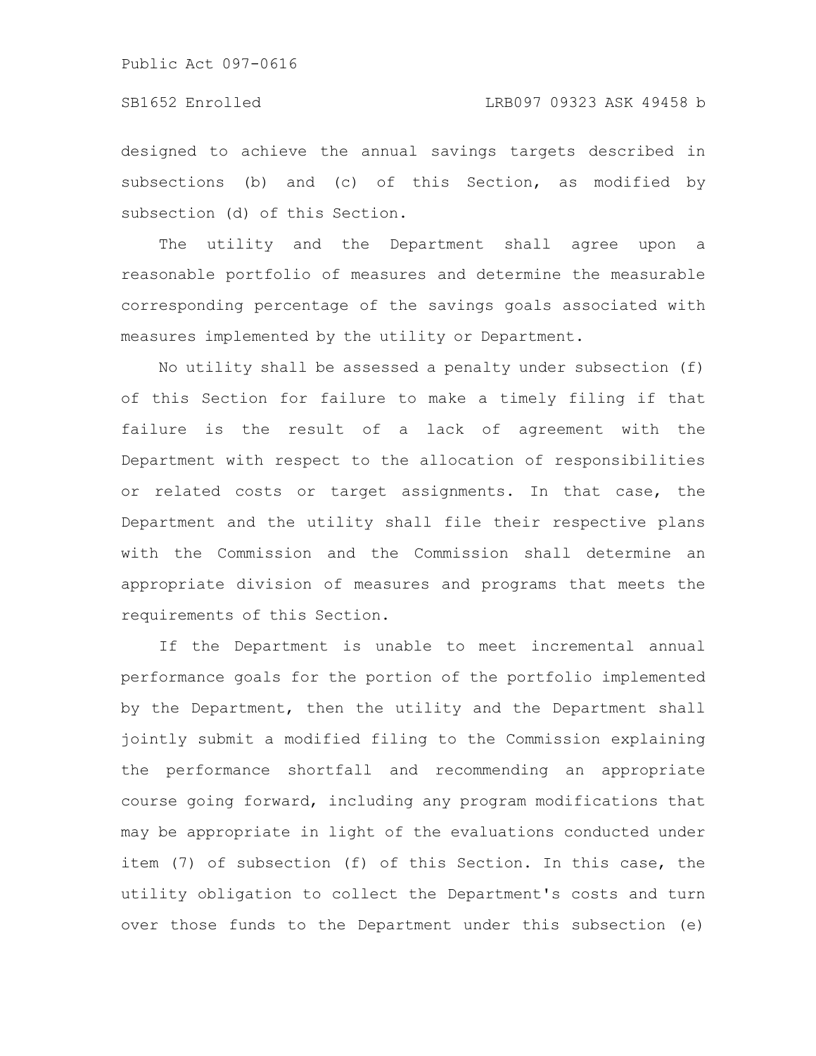designed to achieve the annual savings targets described in subsections (b) and (c) of this Section, as modified by subsection (d) of this Section.

The utility and the Department shall agree upon a reasonable portfolio of measures and determine the measurable corresponding percentage of the savings goals associated with measures implemented by the utility or Department.

No utility shall be assessed a penalty under subsection (f) of this Section for failure to make a timely filing if that failure is the result of a lack of agreement with the Department with respect to the allocation of responsibilities or related costs or target assignments. In that case, the Department and the utility shall file their respective plans with the Commission and the Commission shall determine an appropriate division of measures and programs that meets the requirements of this Section.

If the Department is unable to meet incremental annual performance goals for the portion of the portfolio implemented by the Department, then the utility and the Department shall jointly submit a modified filing to the Commission explaining the performance shortfall and recommending an appropriate course going forward, including any program modifications that may be appropriate in light of the evaluations conducted under item (7) of subsection (f) of this Section. In this case, the utility obligation to collect the Department's costs and turn over those funds to the Department under this subsection (e)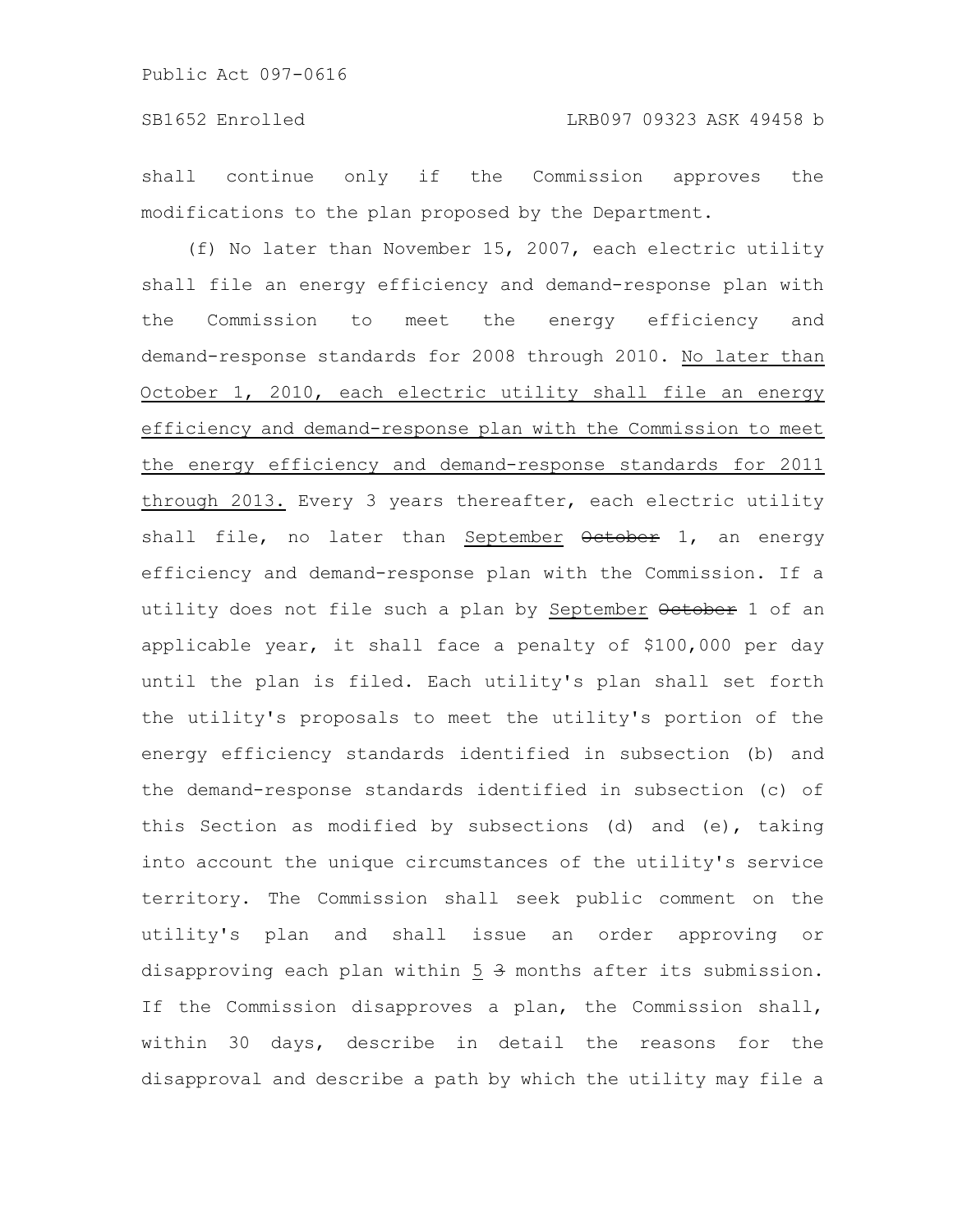shall continue only if the Commission approves the modifications to the plan proposed by the Department.

(f) No later than November 15, 2007, each electric utility shall file an energy efficiency and demand-response plan with the Commission to meet the energy efficiency and demand-response standards for 2008 through 2010. <u>No later than October 1, 2010, each electric utility shall file an energy efficiency and demand-response plan with the Commission to meet the energy efficiency and demand-response standards for 2011 through 2013.</u> Every 3 years thereafter, each electric utility shall file, no later than <u>September</u> ~~October~~ 1, an energy efficiency and demand-response plan with the Commission. If a utility does not file such a plan by <u>September</u> ~~October~~ 1 of an applicable year, it shall face a penalty of $100,000 per day until the plan is filed. Each utility's plan shall set forth the utility's proposals to meet the utility's portion of the energy efficiency standards identified in subsection (b) and the demand-response standards identified in subsection (c) of this Section as modified by subsections (d) and (e), taking into account the unique circumstances of the utility's service territory. The Commission shall seek public comment on the utility's plan and shall issue an order approving or disapproving each plan within <u>5</u> ~~3~~ months after its submission. If the Commission disapproves a plan, the Commission shall, within 30 days, describe in detail the reasons for the disapproval and describe a path by which the utility may file a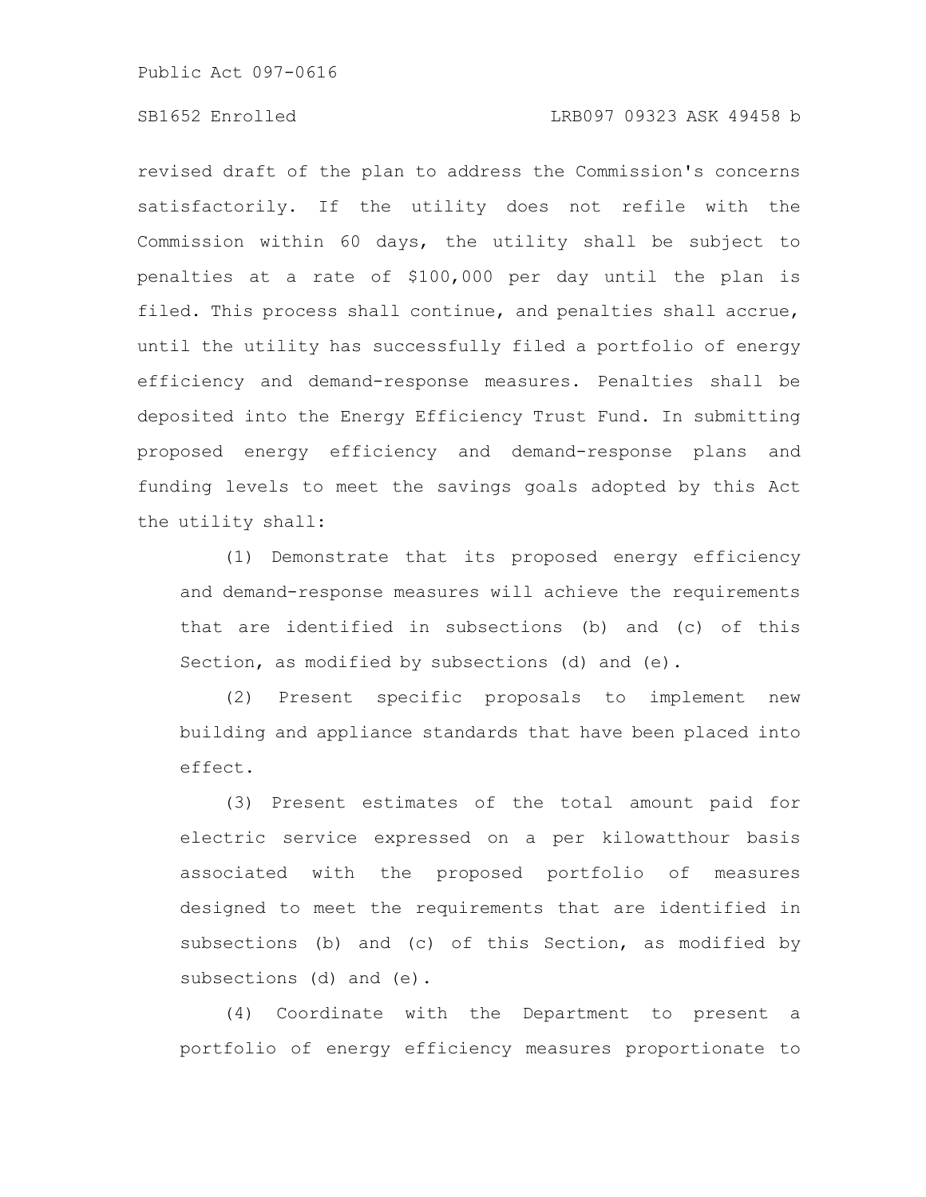revised draft of the plan to address the Commission's concerns satisfactorily. If the utility does not refile with the Commission within 60 days, the utility shall be subject to penalties at a rate of $100,000 per day until the plan is filed. This process shall continue, and penalties shall accrue, until the utility has successfully filed a portfolio of energy efficiency and demand-response measures. Penalties shall be deposited into the Energy Efficiency Trust Fund. In submitting proposed energy efficiency and demand-response plans and funding levels to meet the savings goals adopted by this Act the utility shall:

(1) Demonstrate that its proposed energy efficiency and demand-response measures will achieve the requirements that are identified in subsections (b) and (c) of this Section, as modified by subsections (d) and (e).

(2) Present specific proposals to implement new building and appliance standards that have been placed into effect.

(3) Present estimates of the total amount paid for electric service expressed on a per kilowatthour basis associated with the proposed portfolio of measures designed to meet the requirements that are identified in subsections (b) and (c) of this Section, as modified by subsections (d) and (e).

(4) Coordinate with the Department to present a portfolio of energy efficiency measures proportionate to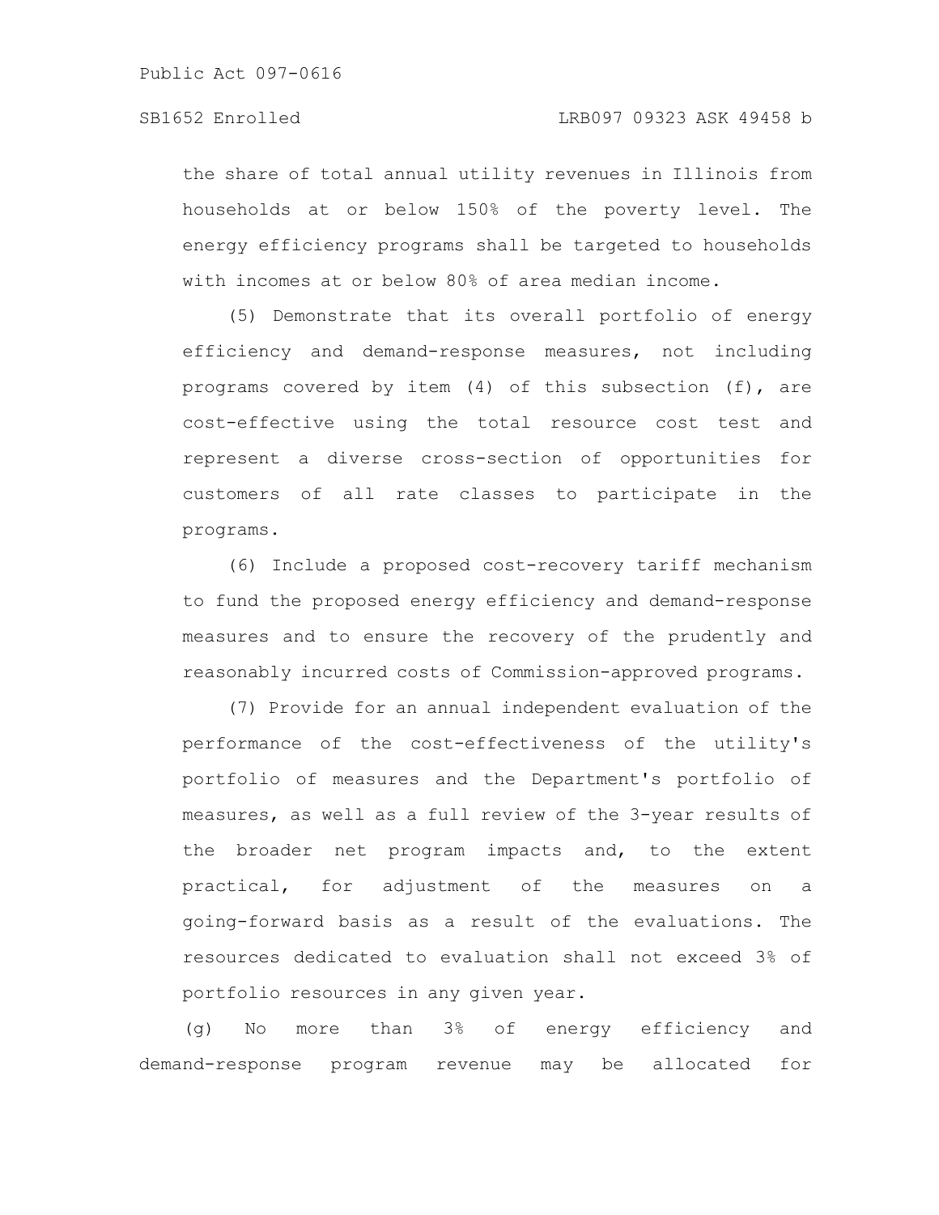the share of total annual utility revenues in Illinois from households at or below 150% of the poverty level. The energy efficiency programs shall be targeted to households with incomes at or below 80% of area median income.

(5) Demonstrate that its overall portfolio of energy efficiency and demand-response measures, not including programs covered by item (4) of this subsection (f), are cost-effective using the total resource cost test and represent a diverse cross-section of opportunities for customers of all rate classes to participate in the programs.

(6) Include a proposed cost-recovery tariff mechanism to fund the proposed energy efficiency and demand-response measures and to ensure the recovery of the prudently and reasonably incurred costs of Commission-approved programs.

(7) Provide for an annual independent evaluation of the performance of the cost-effectiveness of the utility's portfolio of measures and the Department's portfolio of measures, as well as a full review of the 3-year results of the broader net program impacts and, to the extent practical, for adjustment of the measures on a going-forward basis as a result of the evaluations. The resources dedicated to evaluation shall not exceed 3% of portfolio resources in any given year.

(g) No more than 3% of energy efficiency and demand-response program revenue may be allocated for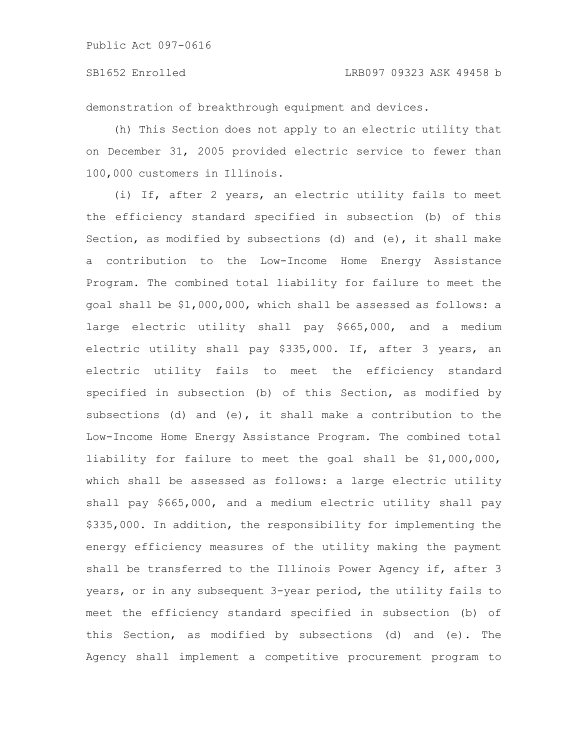demonstration of breakthrough equipment and devices.

(h) This Section does not apply to an electric utility that on December 31, 2005 provided electric service to fewer than 100,000 customers in Illinois.

(i) If, after 2 years, an electric utility fails to meet the efficiency standard specified in subsection (b) of this Section, as modified by subsections (d) and (e), it shall make a contribution to the Low-Income Home Energy Assistance Program. The combined total liability for failure to meet the goal shall be $1,000,000, which shall be assessed as follows: a large electric utility shall pay $665,000, and a medium electric utility shall pay $335,000. If, after 3 years, an electric utility fails to meet the efficiency standard specified in subsection (b) of this Section, as modified by subsections (d) and (e), it shall make a contribution to the Low-Income Home Energy Assistance Program. The combined total liability for failure to meet the goal shall be $1,000,000, which shall be assessed as follows: a large electric utility shall pay $665,000, and a medium electric utility shall pay $335,000. In addition, the responsibility for implementing the energy efficiency measures of the utility making the payment shall be transferred to the Illinois Power Agency if, after 3 years, or in any subsequent 3-year period, the utility fails to meet the efficiency standard specified in subsection (b) of this Section, as modified by subsections (d) and (e). The Agency shall implement a competitive procurement program to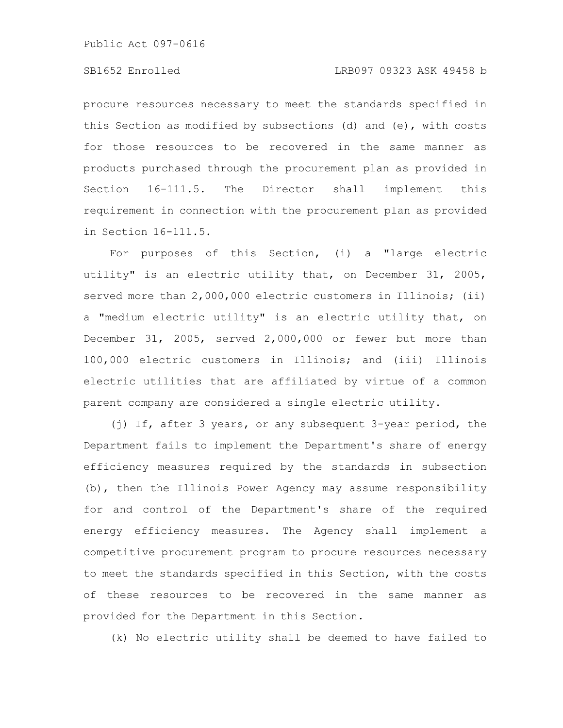procure resources necessary to meet the standards specified in this Section as modified by subsections (d) and (e), with costs for those resources to be recovered in the same manner as products purchased through the procurement plan as provided in Section 16-111.5. The Director shall implement this requirement in connection with the procurement plan as provided in Section 16-111.5.

For purposes of this Section, (i) a "large electric utility" is an electric utility that, on December 31, 2005, served more than 2,000,000 electric customers in Illinois; (ii) a "medium electric utility" is an electric utility that, on December 31, 2005, served 2,000,000 or fewer but more than 100,000 electric customers in Illinois; and (iii) Illinois electric utilities that are affiliated by virtue of a common parent company are considered a single electric utility.

(j) If, after 3 years, or any subsequent 3-year period, the Department fails to implement the Department's share of energy efficiency measures required by the standards in subsection (b), then the Illinois Power Agency may assume responsibility for and control of the Department's share of the required energy efficiency measures. The Agency shall implement a competitive procurement program to procure resources necessary to meet the standards specified in this Section, with the costs of these resources to be recovered in the same manner as provided for the Department in this Section.

(k) No electric utility shall be deemed to have failed to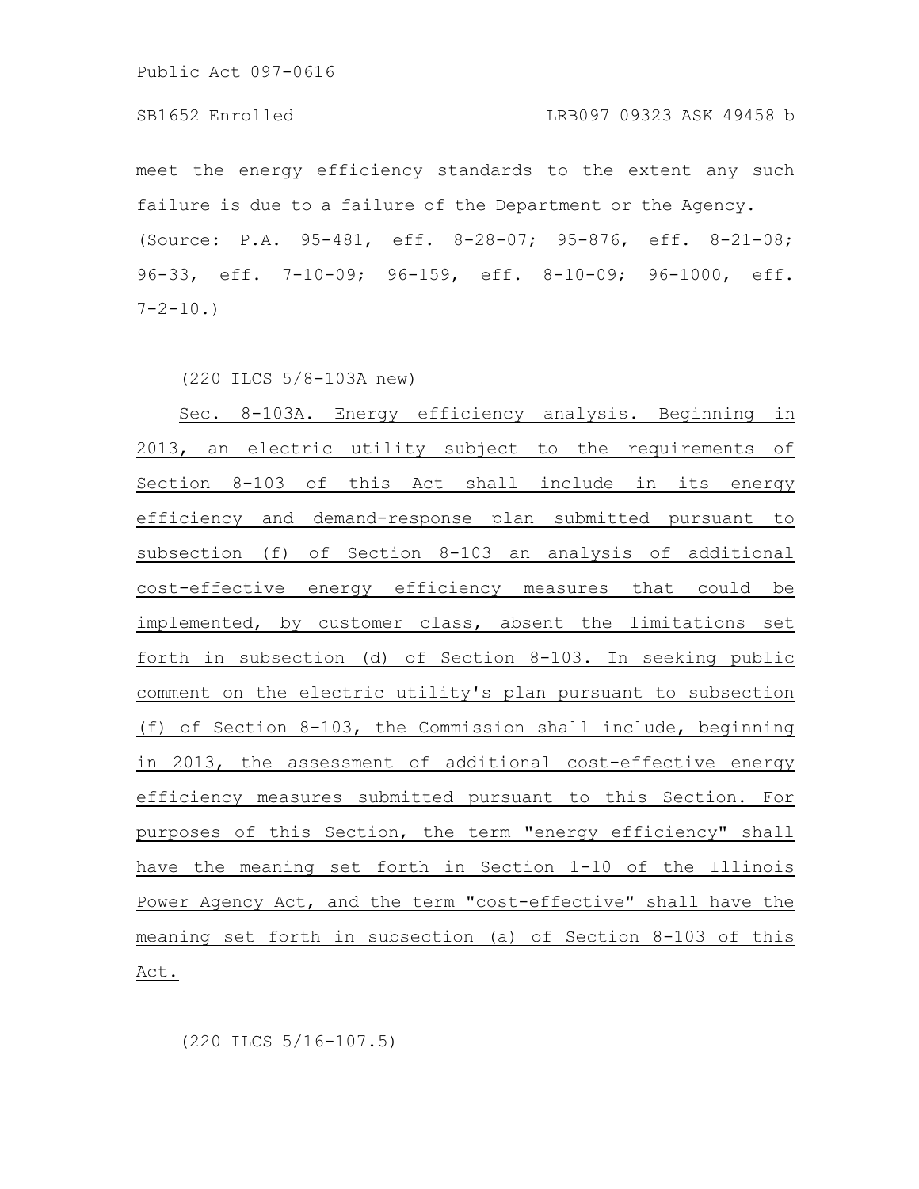meet the energy efficiency standards to the extent any such failure is due to a failure of the Department or the Agency.
(Source: P.A. 95-481, eff. 8-28-07; 95-876, eff. 8-21-08; 96-33, eff. 7-10-09; 96-159, eff. 8-10-09; 96-1000, eff. 7-2-10.)

(220 ILCS 5/8-103A new)

Sec. 8-103A. Energy efficiency analysis. Beginning in 2013, an electric utility subject to the requirements of Section 8-103 of this Act shall include in its energy efficiency and demand-response plan submitted pursuant to subsection (f) of Section 8-103 an analysis of additional cost-effective energy efficiency measures that could be implemented, by customer class, absent the limitations set forth in subsection (d) of Section 8-103. In seeking public comment on the electric utility's plan pursuant to subsection (f) of Section 8-103, the Commission shall include, beginning in 2013, the assessment of additional cost-effective energy efficiency measures submitted pursuant to this Section. For purposes of this Section, the term "energy efficiency" shall have the meaning set forth in Section 1-10 of the Illinois Power Agency Act, and the term "cost-effective" shall have the meaning set forth in subsection (a) of Section 8-103 of this Act.

(220 ILCS 5/16-107.5)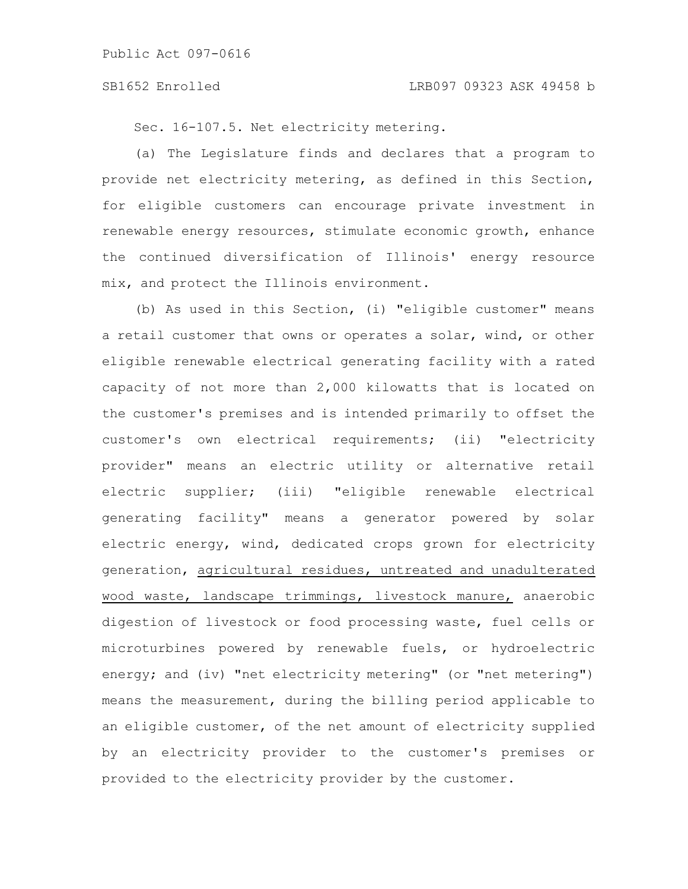Sec. 16-107.5. Net electricity metering.

(a) The Legislature finds and declares that a program to provide net electricity metering, as defined in this Section, for eligible customers can encourage private investment in renewable energy resources, stimulate economic growth, enhance the continued diversification of Illinois' energy resource mix, and protect the Illinois environment.

(b) As used in this Section, (i) "eligible customer" means a retail customer that owns or operates a solar, wind, or other eligible renewable electrical generating facility with a rated capacity of not more than 2,000 kilowatts that is located on the customer's premises and is intended primarily to offset the customer's own electrical requirements; (ii) "electricity provider" means an electric utility or alternative retail electric supplier; (iii) "eligible renewable electrical generating facility" means a generator powered by solar electric energy, wind, dedicated crops grown for electricity generation, <u>agricultural residues, untreated and unadulterated wood waste, landscape trimmings, livestock manure,</u> anaerobic digestion of livestock or food processing waste, fuel cells or microturbines powered by renewable fuels, or hydroelectric energy; and (iv) "net electricity metering" (or "net metering") means the measurement, during the billing period applicable to an eligible customer, of the net amount of electricity supplied by an electricity provider to the customer's premises or provided to the electricity provider by the customer.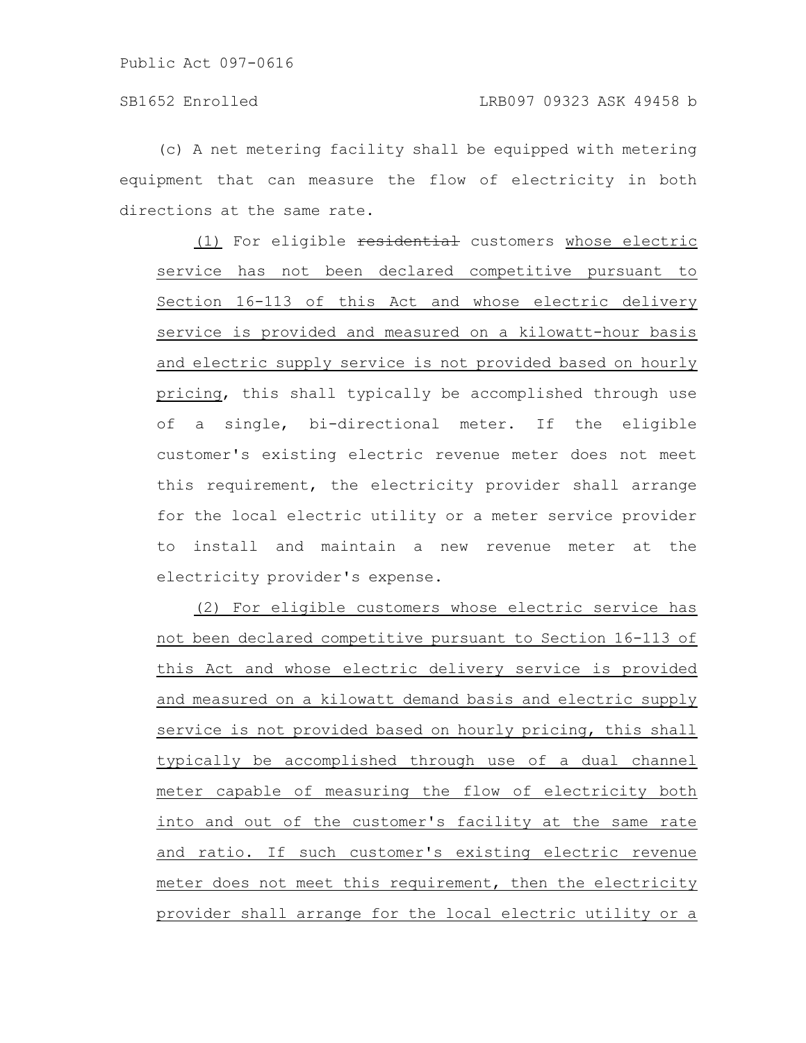(c) A net metering facility shall be equipped with metering equipment that can measure the flow of electricity in both directions at the same rate.

(1) For eligible ~~residential~~ customers whose electric service has not been declared competitive pursuant to Section 16-113 of this Act and whose electric delivery service is provided and measured on a kilowatt-hour basis and electric supply service is not provided based on hourly pricing, this shall typically be accomplished through use of a single, bi-directional meter. If the eligible customer's existing electric revenue meter does not meet this requirement, the electricity provider shall arrange for the local electric utility or a meter service provider to install and maintain a new revenue meter at the electricity provider's expense.

(2) For eligible customers whose electric service has not been declared competitive pursuant to Section 16-113 of this Act and whose electric delivery service is provided and measured on a kilowatt demand basis and electric supply service is not provided based on hourly pricing, this shall typically be accomplished through use of a dual channel meter capable of measuring the flow of electricity both into and out of the customer's facility at the same rate and ratio. If such customer's existing electric revenue meter does not meet this requirement, then the electricity provider shall arrange for the local electric utility or a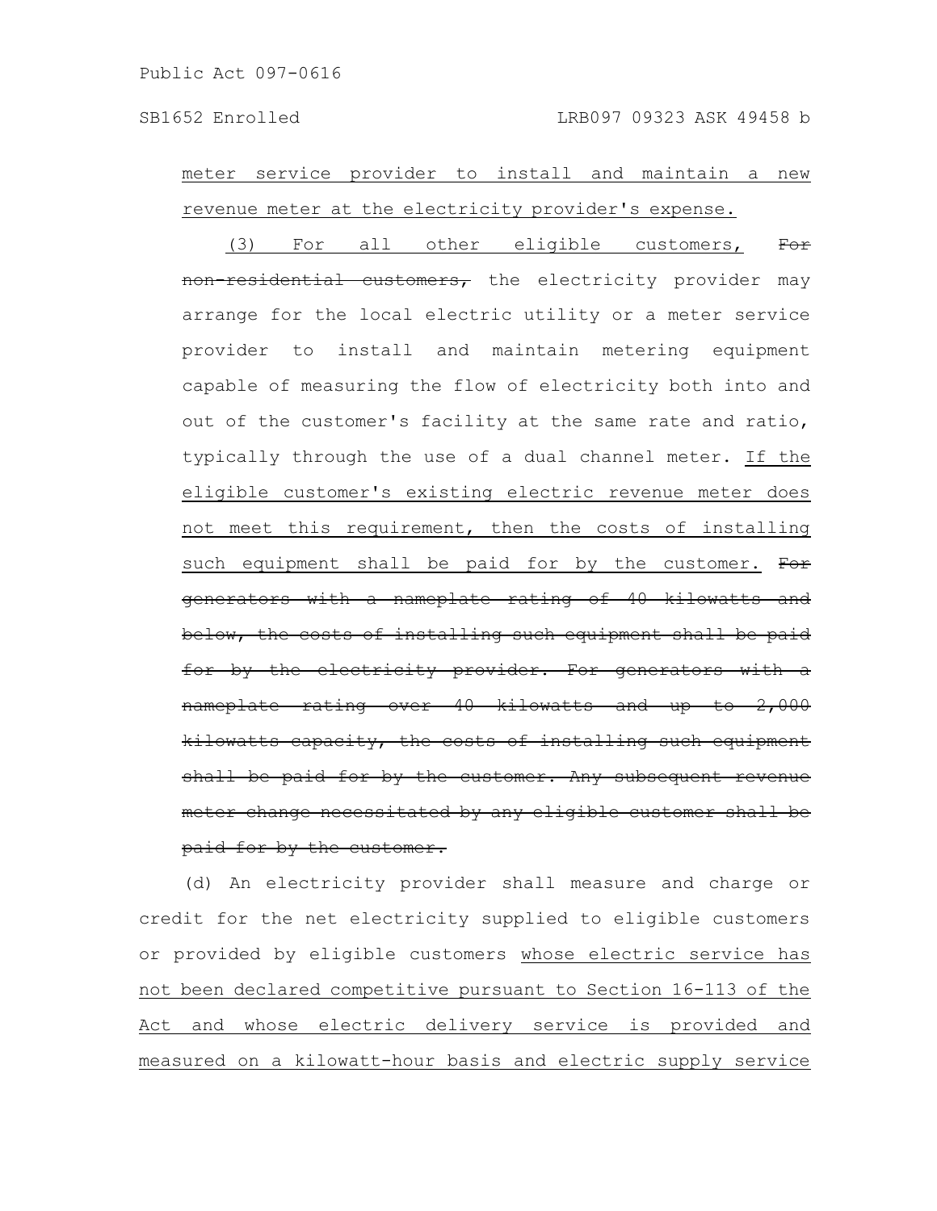meter service provider to install and maintain a new revenue meter at the electricity provider's expense.

(3) For all other eligible customers, ~~For non-residential customers,~~ the electricity provider may arrange for the local electric utility or a meter service provider to install and maintain metering equipment capable of measuring the flow of electricity both into and out of the customer's facility at the same rate and ratio, typically through the use of a dual channel meter. If the eligible customer's existing electric revenue meter does not meet this requirement, then the costs of installing such equipment shall be paid for by the customer. ~~For generators with a nameplate rating of 40 kilowatts and below, the costs of installing such equipment shall be paid for by the electricity provider. For generators with a nameplate rating over 40 kilowatts and up to 2,000 kilowatts capacity, the costs of installing such equipment shall be paid for by the customer. Any subsequent revenue meter change necessitated by any eligible customer shall be paid for by the customer.~~

(d) An electricity provider shall measure and charge or credit for the net electricity supplied to eligible customers or provided by eligible customers whose electric service has not been declared competitive pursuant to Section 16-113 of the Act and whose electric delivery service is provided and measured on a kilowatt-hour basis and electric supply service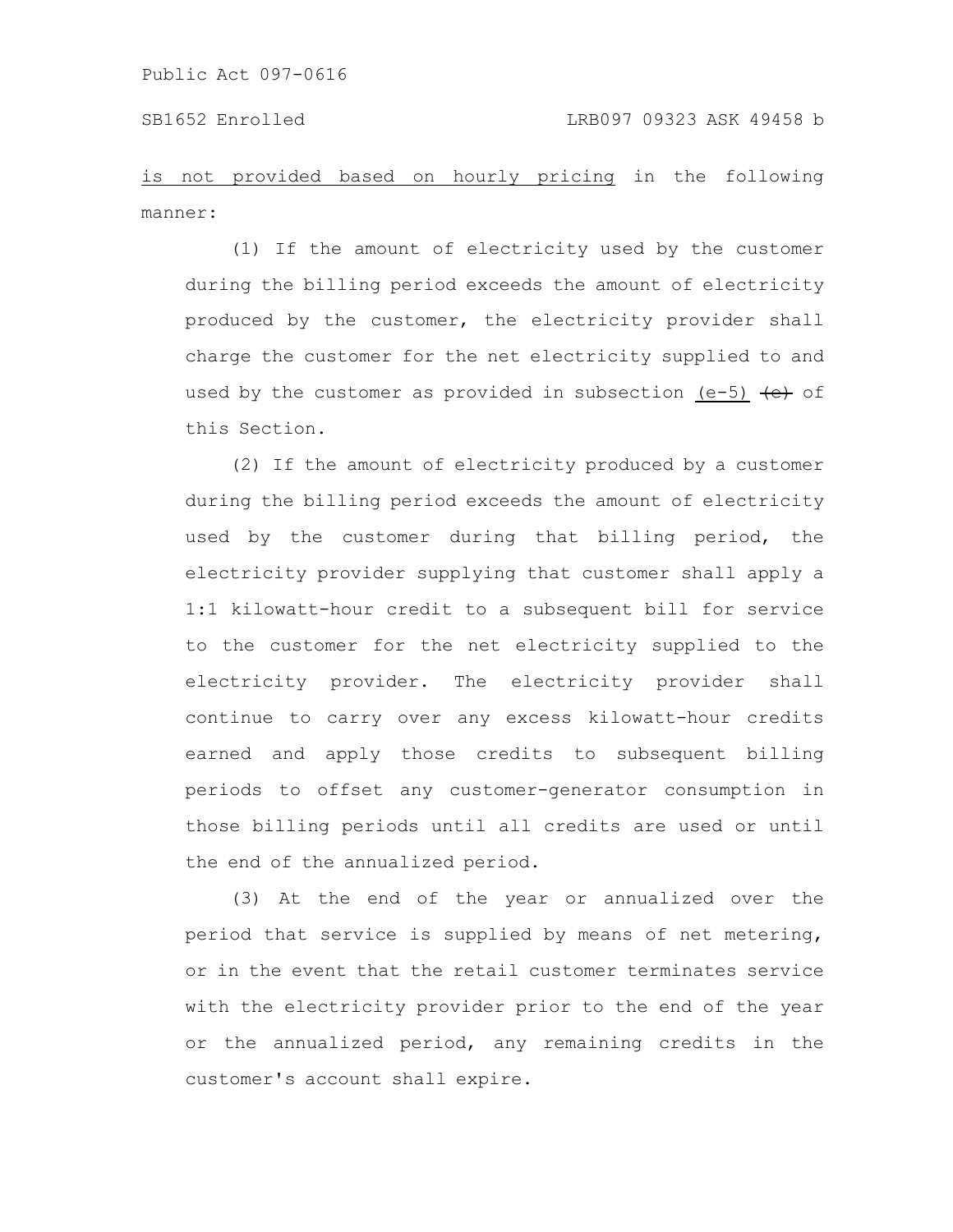is not provided based on hourly pricing in the following manner:

(1) If the amount of electricity used by the customer during the billing period exceeds the amount of electricity produced by the customer, the electricity provider shall charge the customer for the net electricity supplied to and used by the customer as provided in subsection (e-5) ~~(e)~~ of this Section.

(2) If the amount of electricity produced by a customer during the billing period exceeds the amount of electricity used by the customer during that billing period, the electricity provider supplying that customer shall apply a 1:1 kilowatt-hour credit to a subsequent bill for service to the customer for the net electricity supplied to the electricity provider. The electricity provider shall continue to carry over any excess kilowatt-hour credits earned and apply those credits to subsequent billing periods to offset any customer-generator consumption in those billing periods until all credits are used or until the end of the annualized period.

(3) At the end of the year or annualized over the period that service is supplied by means of net metering, or in the event that the retail customer terminates service with the electricity provider prior to the end of the year or the annualized period, any remaining credits in the customer's account shall expire.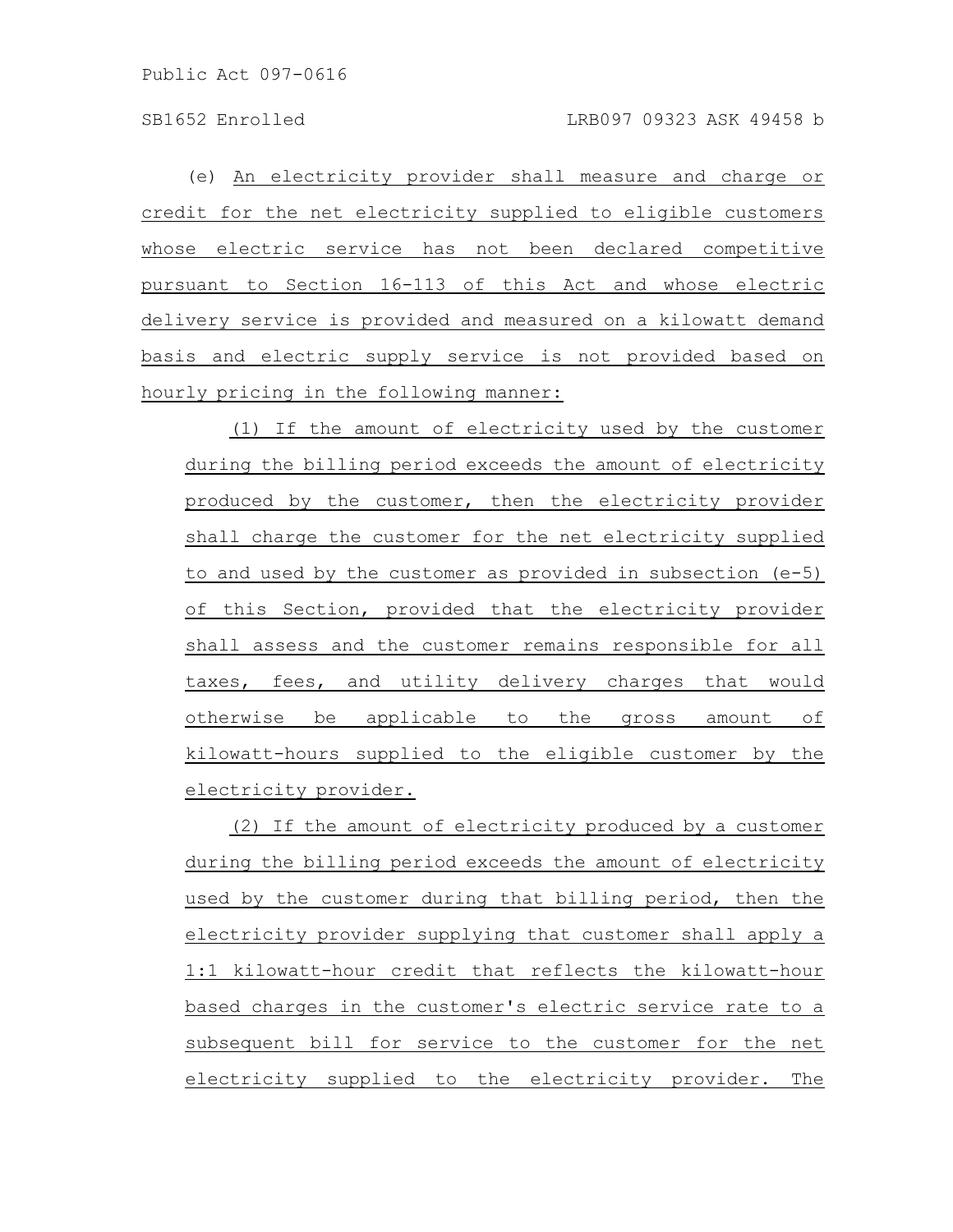(e) An electricity provider shall measure and charge or credit for the net electricity supplied to eligible customers whose electric service has not been declared competitive pursuant to Section 16-113 of this Act and whose electric delivery service is provided and measured on a kilowatt demand basis and electric supply service is not provided based on hourly pricing in the following manner:

(1) If the amount of electricity used by the customer during the billing period exceeds the amount of electricity produced by the customer, then the electricity provider shall charge the customer for the net electricity supplied to and used by the customer as provided in subsection (e-5) of this Section, provided that the electricity provider shall assess and the customer remains responsible for all taxes, fees, and utility delivery charges that would otherwise be applicable to the gross amount of kilowatt-hours supplied to the eligible customer by the electricity provider.

(2) If the amount of electricity produced by a customer during the billing period exceeds the amount of electricity used by the customer during that billing period, then the electricity provider supplying that customer shall apply a 1:1 kilowatt-hour credit that reflects the kilowatt-hour based charges in the customer's electric service rate to a subsequent bill for service to the customer for the net electricity supplied to the electricity provider. The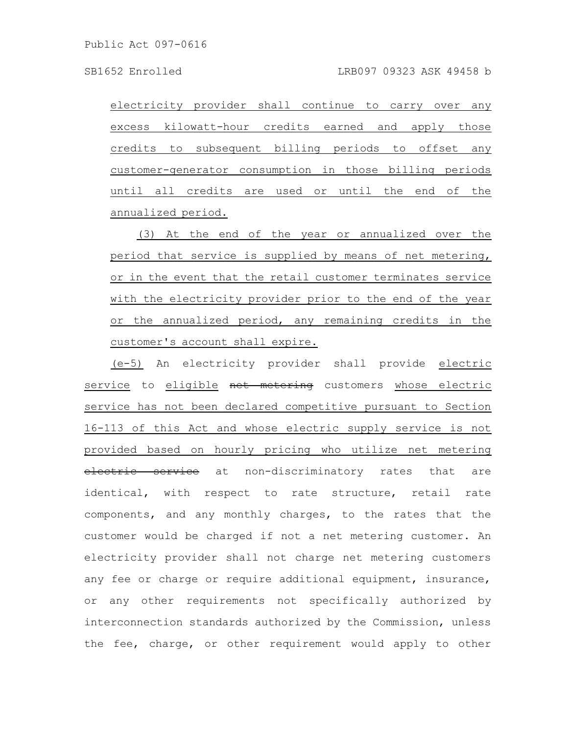electricity provider shall continue to carry over any excess kilowatt-hour credits earned and apply those credits to subsequent billing periods to offset any customer-generator consumption in those billing periods until all credits are used or until the end of the annualized period.

(3) At the end of the year or annualized over the period that service is supplied by means of net metering, or in the event that the retail customer terminates service with the electricity provider prior to the end of the year or the annualized period, any remaining credits in the customer's account shall expire.

(e-5) An electricity provider shall provide electric service to eligible ~~net metering~~ customers whose electric service has not been declared competitive pursuant to Section 16-113 of this Act and whose electric supply service is not provided based on hourly pricing who utilize net metering ~~electric service~~ at non-discriminatory rates that are identical, with respect to rate structure, retail rate components, and any monthly charges, to the rates that the customer would be charged if not a net metering customer. An electricity provider shall not charge net metering customers any fee or charge or require additional equipment, insurance, or any other requirements not specifically authorized by interconnection standards authorized by the Commission, unless the fee, charge, or other requirement would apply to other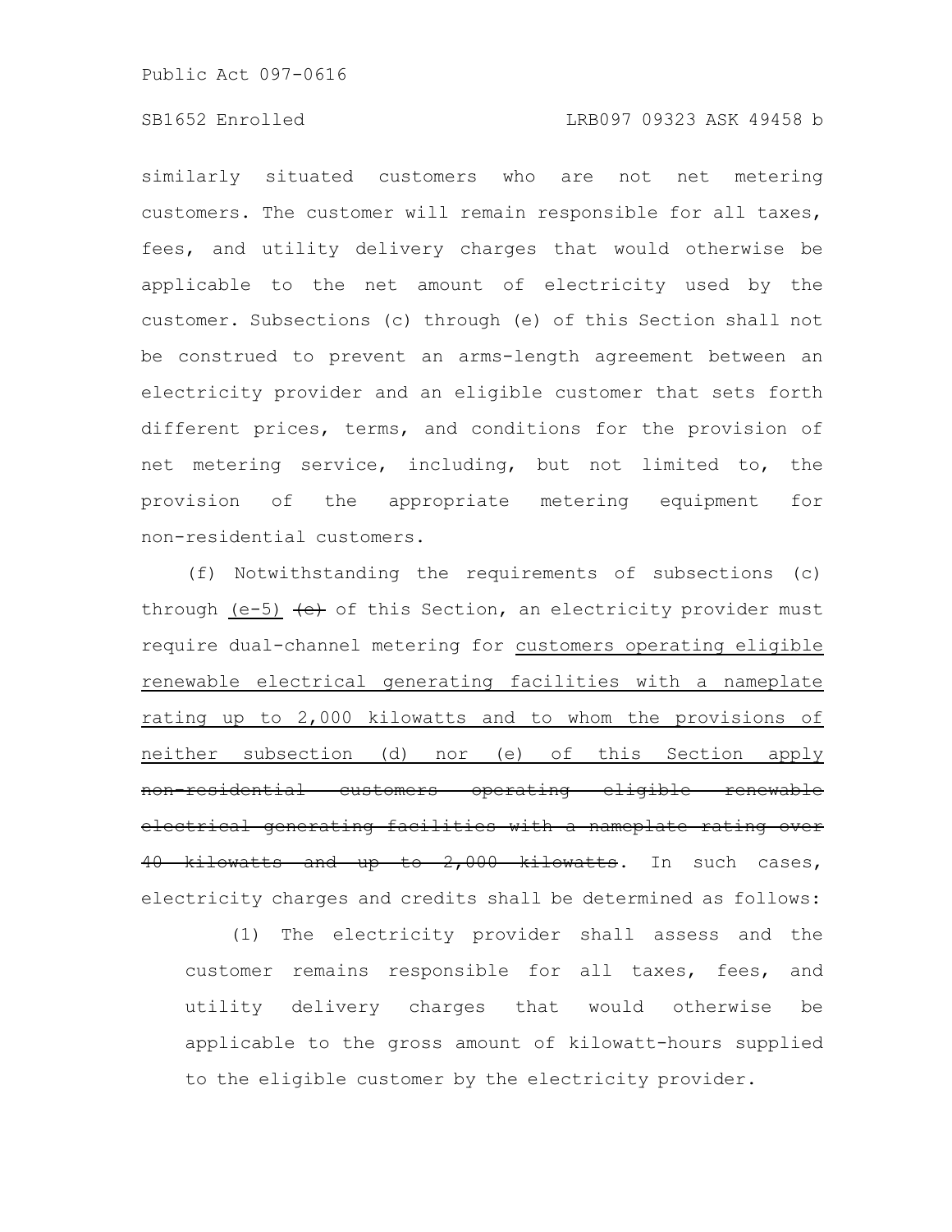similarly situated customers who are not net metering customers. The customer will remain responsible for all taxes, fees, and utility delivery charges that would otherwise be applicable to the net amount of electricity used by the customer. Subsections (c) through (e) of this Section shall not be construed to prevent an arms-length agreement between an electricity provider and an eligible customer that sets forth different prices, terms, and conditions for the provision of net metering service, including, but not limited to, the provision of the appropriate metering equipment for non-residential customers.

(f) Notwithstanding the requirements of subsections (c) through <u>(e-5)</u> ~~(e)~~ of this Section, an electricity provider must require dual-channel metering for <u>customers operating eligible renewable electrical generating facilities with a nameplate rating up to 2,000 kilowatts and to whom the provisions of neither subsection (d) nor (e) of this Section apply</u> ~~non-residential customers operating eligible renewable electrical generating facilities with a nameplate rating over 40 kilowatts and up to 2,000 kilowatts~~. In such cases, electricity charges and credits shall be determined as follows:

(1) The electricity provider shall assess and the customer remains responsible for all taxes, fees, and utility delivery charges that would otherwise be applicable to the gross amount of kilowatt-hours supplied to the eligible customer by the electricity provider.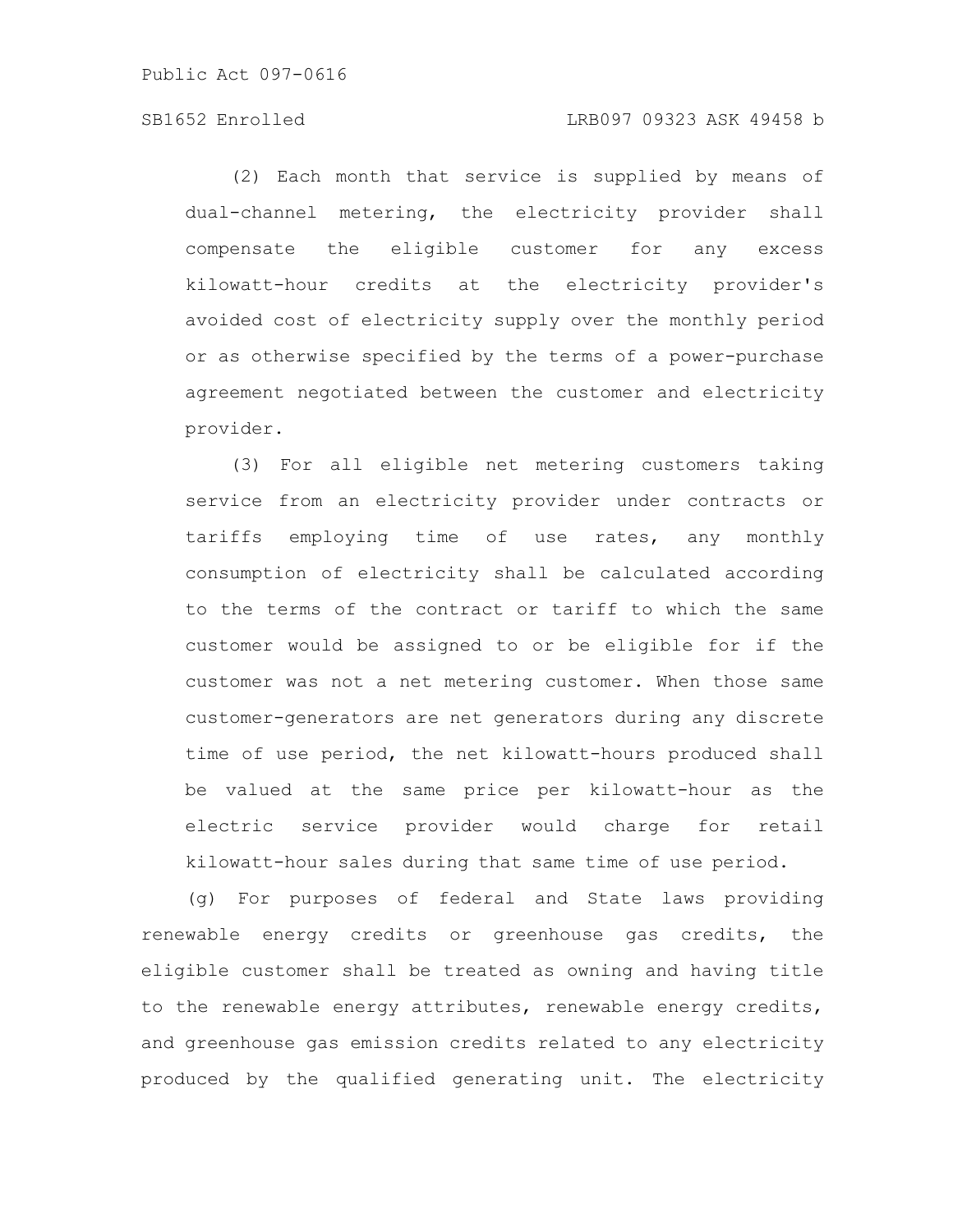(2) Each month that service is supplied by means of dual-channel metering, the electricity provider shall compensate the eligible customer for any excess kilowatt-hour credits at the electricity provider's avoided cost of electricity supply over the monthly period or as otherwise specified by the terms of a power-purchase agreement negotiated between the customer and electricity provider.

(3) For all eligible net metering customers taking service from an electricity provider under contracts or tariffs employing time of use rates, any monthly consumption of electricity shall be calculated according to the terms of the contract or tariff to which the same customer would be assigned to or be eligible for if the customer was not a net metering customer. When those same customer-generators are net generators during any discrete time of use period, the net kilowatt-hours produced shall be valued at the same price per kilowatt-hour as the electric service provider would charge for retail kilowatt-hour sales during that same time of use period.

(g) For purposes of federal and State laws providing renewable energy credits or greenhouse gas credits, the eligible customer shall be treated as owning and having title to the renewable energy attributes, renewable energy credits, and greenhouse gas emission credits related to any electricity produced by the qualified generating unit. The electricity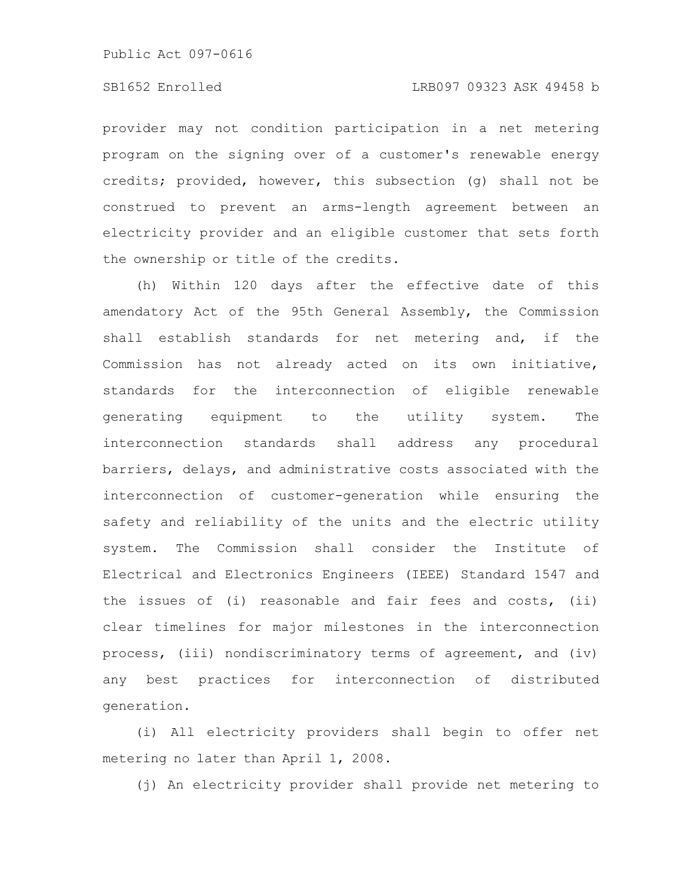provider may not condition participation in a net metering program on the signing over of a customer's renewable energy credits; provided, however, this subsection (g) shall not be construed to prevent an arms-length agreement between an electricity provider and an eligible customer that sets forth the ownership or title of the credits.

(h) Within 120 days after the effective date of this amendatory Act of the 95th General Assembly, the Commission shall establish standards for net metering and, if the Commission has not already acted on its own initiative, standards for the interconnection of eligible renewable generating equipment to the utility system. The interconnection standards shall address any procedural barriers, delays, and administrative costs associated with the interconnection of customer-generation while ensuring the safety and reliability of the units and the electric utility system. The Commission shall consider the Institute of Electrical and Electronics Engineers (IEEE) Standard 1547 and the issues of (i) reasonable and fair fees and costs, (ii) clear timelines for major milestones in the interconnection process, (iii) nondiscriminatory terms of agreement, and (iv) any best practices for interconnection of distributed generation.

(i) All electricity providers shall begin to offer net metering no later than April 1, 2008.

(j) An electricity provider shall provide net metering to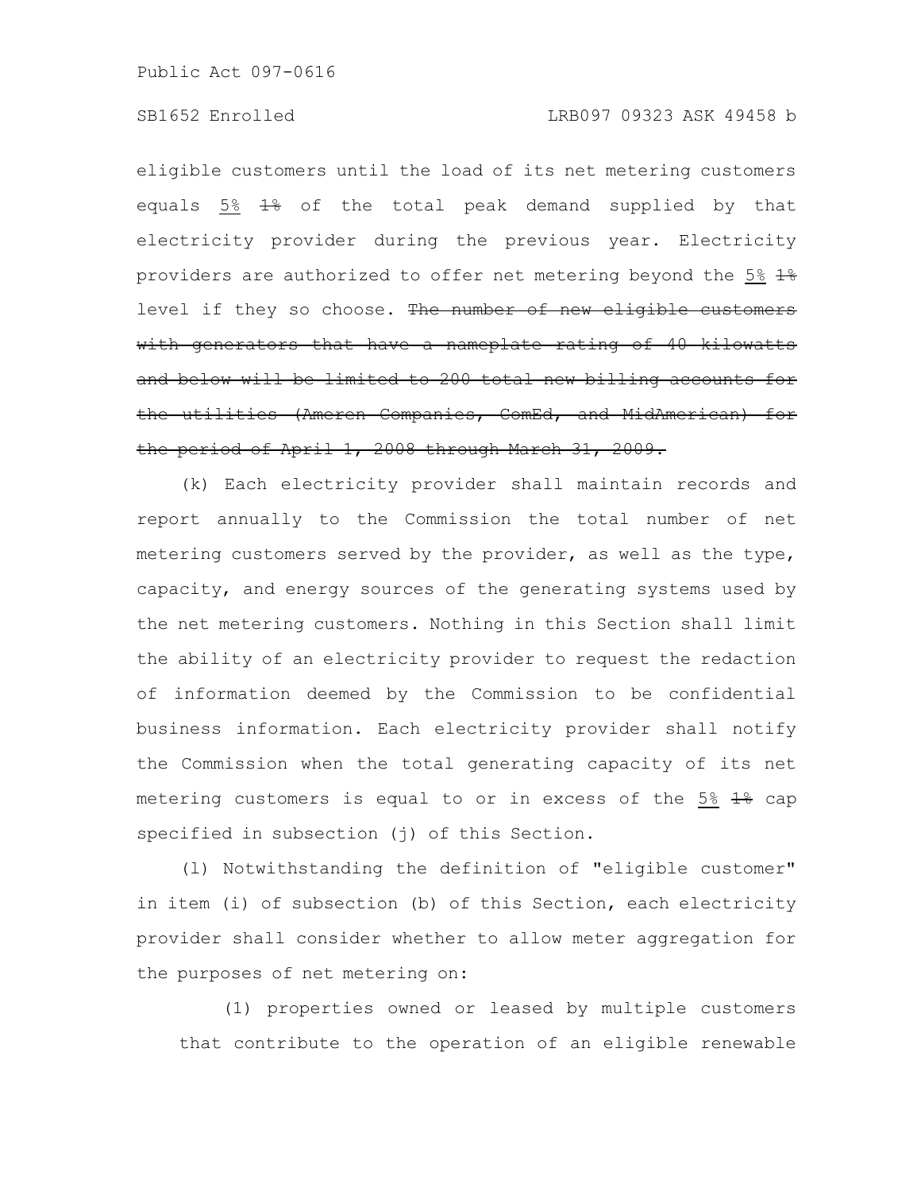eligible customers until the load of its net metering customers equals <u>5%</u> ~~1%~~ of the total peak demand supplied by that electricity provider during the previous year. Electricity providers are authorized to offer net metering beyond the <u>5%</u> ~~1%~~ level if they so choose. ~~The number of new eligible customers with generators that have a nameplate rating of 40 kilowatts and below will be limited to 200 total new billing accounts for the utilities (Ameren Companies, ComEd, and MidAmerican) for the period of April 1, 2008 through March 31, 2009.~~

(k) Each electricity provider shall maintain records and report annually to the Commission the total number of net metering customers served by the provider, as well as the type, capacity, and energy sources of the generating systems used by the net metering customers. Nothing in this Section shall limit the ability of an electricity provider to request the redaction of information deemed by the Commission to be confidential business information. Each electricity provider shall notify the Commission when the total generating capacity of its net metering customers is equal to or in excess of the <u>5%</u> ~~1%~~ cap specified in subsection (j) of this Section.

(l) Notwithstanding the definition of "eligible customer" in item (i) of subsection (b) of this Section, each electricity provider shall consider whether to allow meter aggregation for the purposes of net metering on:

(1) properties owned or leased by multiple customers that contribute to the operation of an eligible renewable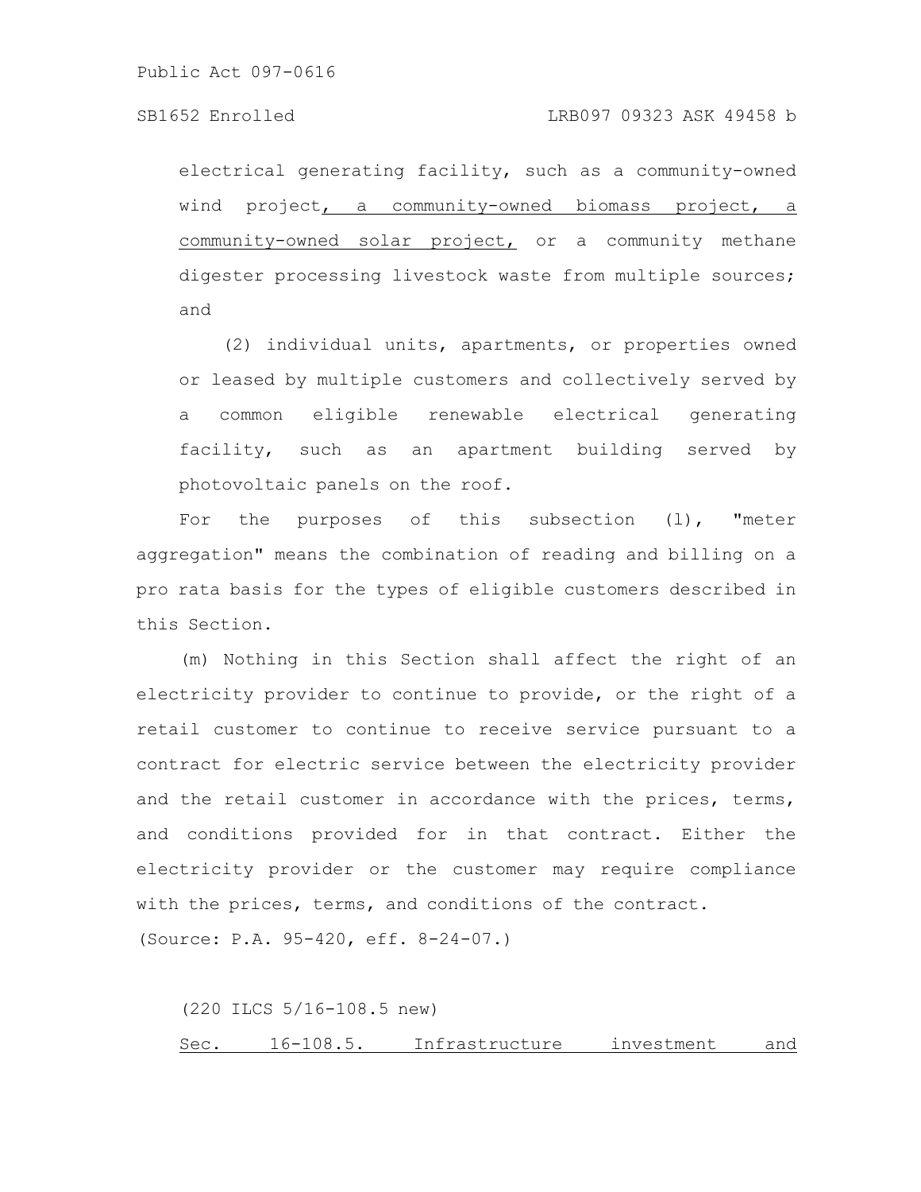electrical generating facility, such as a community-owned wind project<u>, a community-owned biomass project, a community-owned solar project,</u> or a community methane digester processing livestock waste from multiple sources; and

(2) individual units, apartments, or properties owned or leased by multiple customers and collectively served by a common eligible renewable electrical generating facility, such as an apartment building served by photovoltaic panels on the roof.

For the purposes of this subsection (l), "meter aggregation" means the combination of reading and billing on a pro rata basis for the types of eligible customers described in this Section.

(m) Nothing in this Section shall affect the right of an electricity provider to continue to provide, or the right of a retail customer to continue to receive service pursuant to a contract for electric service between the electricity provider and the retail customer in accordance with the prices, terms, and conditions provided for in that contract. Either the electricity provider or the customer may require compliance with the prices, terms, and conditions of the contract.

(Source: P.A. 95-420, eff. 8-24-07.)

(220 ILCS 5/16-108.5 new)

<u>Sec. 16-108.5. Infrastructure investment and</u>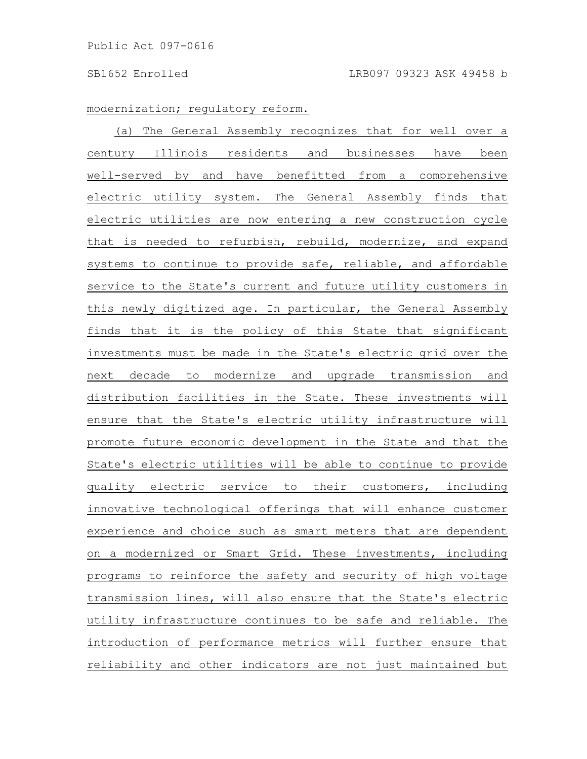modernization; regulatory reform.

(a) The General Assembly recognizes that for well over a century Illinois residents and businesses have been well-served by and have benefitted from a comprehensive electric utility system. The General Assembly finds that electric utilities are now entering a new construction cycle that is needed to refurbish, rebuild, modernize, and expand systems to continue to provide safe, reliable, and affordable service to the State's current and future utility customers in this newly digitized age. In particular, the General Assembly finds that it is the policy of this State that significant investments must be made in the State's electric grid over the next decade to modernize and upgrade transmission and distribution facilities in the State. These investments will ensure that the State's electric utility infrastructure will promote future economic development in the State and that the State's electric utilities will be able to continue to provide quality electric service to their customers, including innovative technological offerings that will enhance customer experience and choice such as smart meters that are dependent on a modernized or Smart Grid. These investments, including programs to reinforce the safety and security of high voltage transmission lines, will also ensure that the State's electric utility infrastructure continues to be safe and reliable. The introduction of performance metrics will further ensure that reliability and other indicators are not just maintained but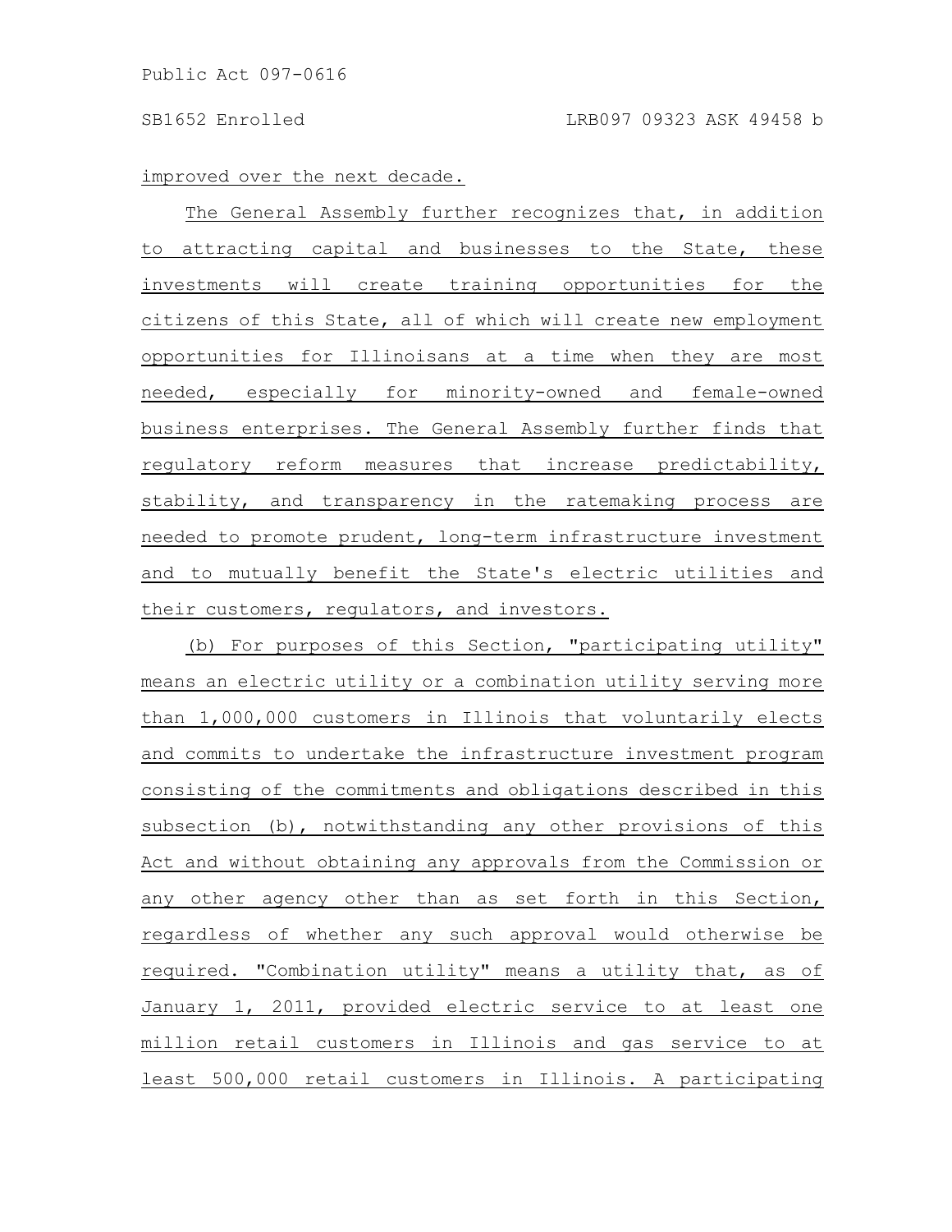improved over the next decade.

The General Assembly further recognizes that, in addition to attracting capital and businesses to the State, these investments will create training opportunities for the citizens of this State, all of which will create new employment opportunities for Illinoisans at a time when they are most needed, especially for minority-owned and female-owned business enterprises. The General Assembly further finds that regulatory reform measures that increase predictability, stability, and transparency in the ratemaking process are needed to promote prudent, long-term infrastructure investment and to mutually benefit the State's electric utilities and their customers, regulators, and investors.

(b) For purposes of this Section, "participating utility" means an electric utility or a combination utility serving more than 1,000,000 customers in Illinois that voluntarily elects and commits to undertake the infrastructure investment program consisting of the commitments and obligations described in this subsection (b), notwithstanding any other provisions of this Act and without obtaining any approvals from the Commission or any other agency other than as set forth in this Section, regardless of whether any such approval would otherwise be required. "Combination utility" means a utility that, as of January 1, 2011, provided electric service to at least one million retail customers in Illinois and gas service to at least 500,000 retail customers in Illinois. A participating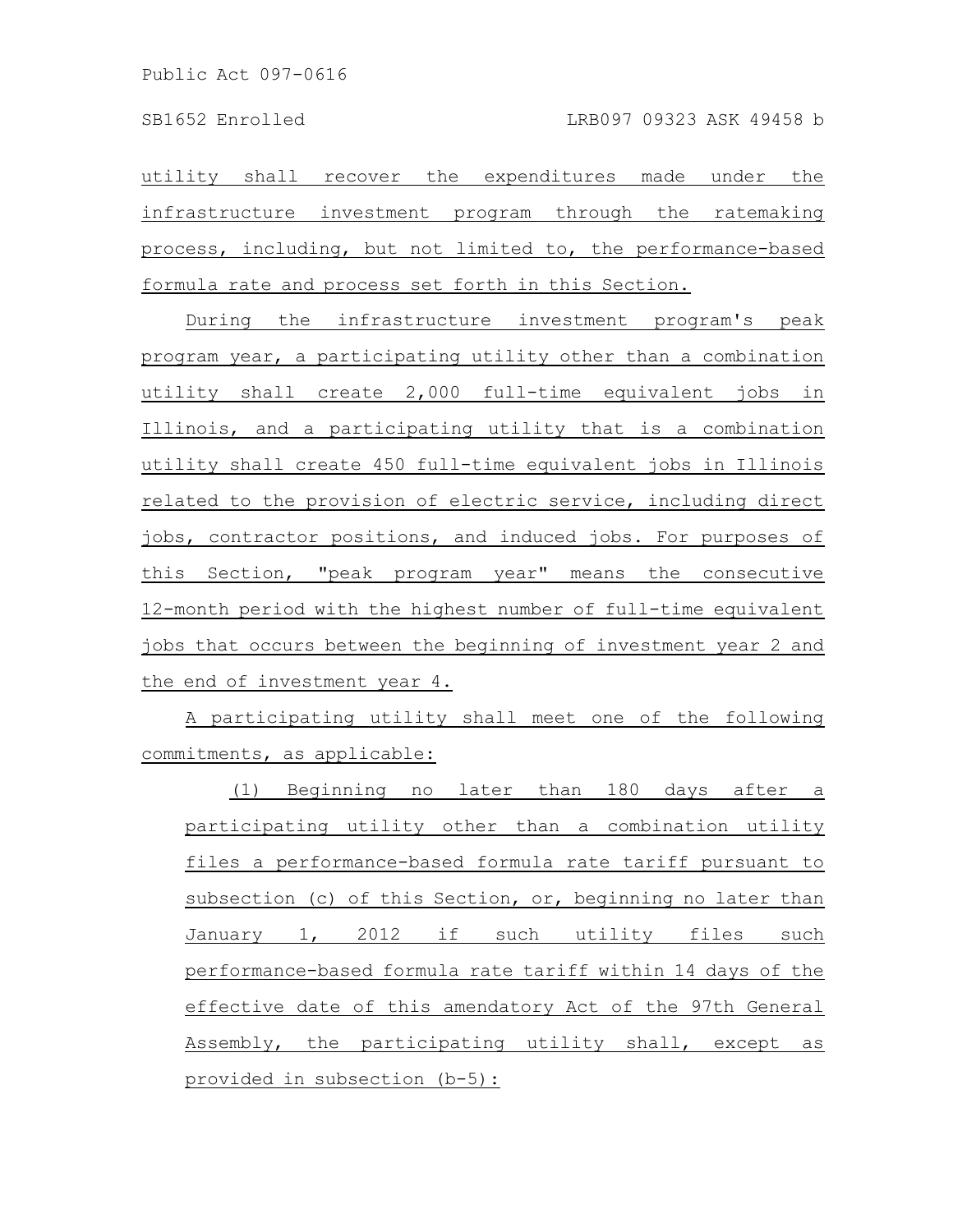utility shall recover the expenditures made under the infrastructure investment program through the ratemaking process, including, but not limited to, the performance-based formula rate and process set forth in this Section.

During the infrastructure investment program's peak program year, a participating utility other than a combination utility shall create 2,000 full-time equivalent jobs in Illinois, and a participating utility that is a combination utility shall create 450 full-time equivalent jobs in Illinois related to the provision of electric service, including direct jobs, contractor positions, and induced jobs. For purposes of this Section, "peak program year" means the consecutive 12-month period with the highest number of full-time equivalent jobs that occurs between the beginning of investment year 2 and the end of investment year 4.

A participating utility shall meet one of the following commitments, as applicable:

(1) Beginning no later than 180 days after a participating utility other than a combination utility files a performance-based formula rate tariff pursuant to subsection (c) of this Section, or, beginning no later than January 1, 2012 if such utility files such performance-based formula rate tariff within 14 days of the effective date of this amendatory Act of the 97th General Assembly, the participating utility shall, except as provided in subsection (b-5):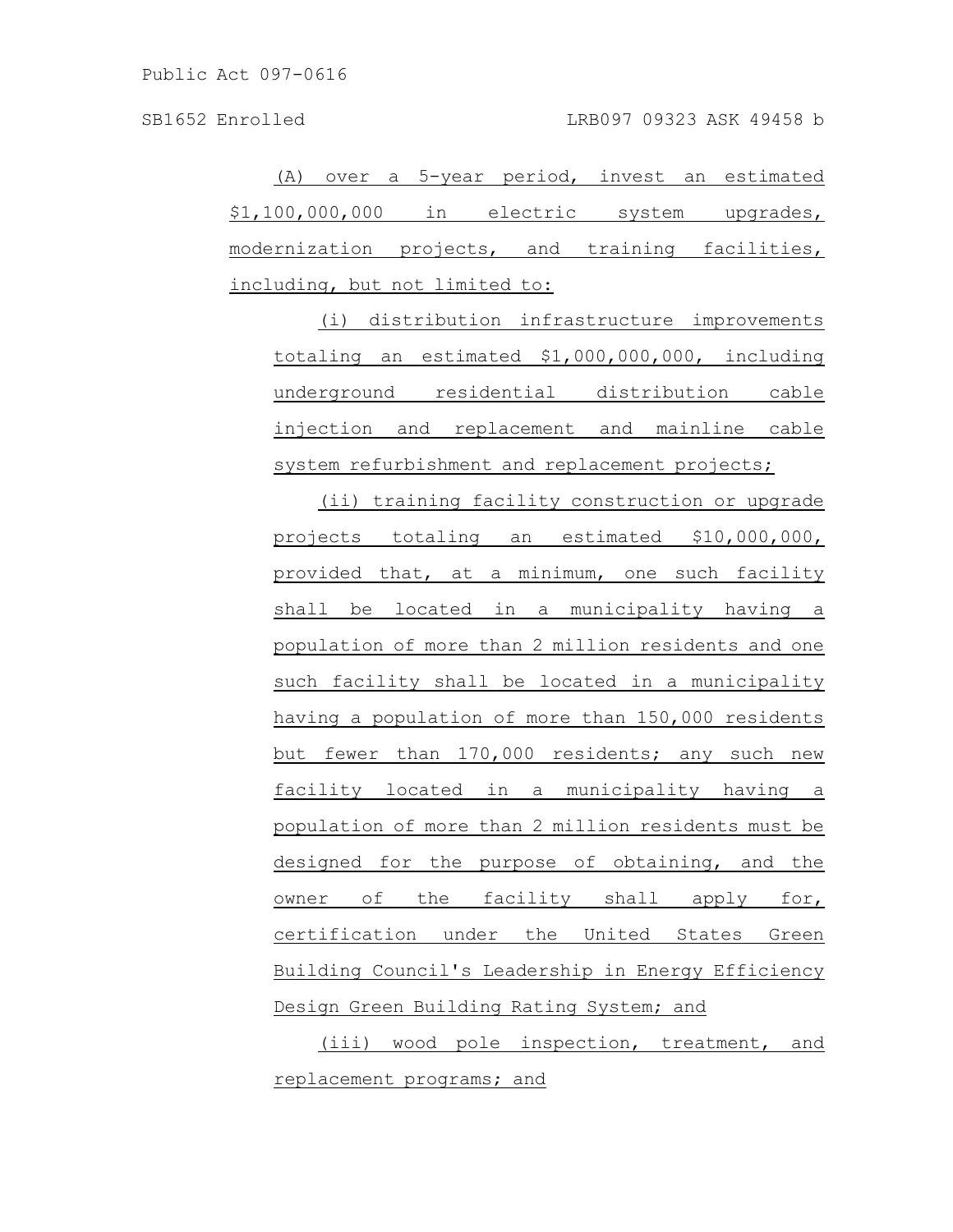(A) over a 5-year period, invest an estimated $1,100,000,000 in electric system upgrades, modernization projects, and training facilities, including, but not limited to:

(i) distribution infrastructure improvements totaling an estimated $1,000,000,000, including underground residential distribution cable injection and replacement and mainline cable system refurbishment and replacement projects;

(ii) training facility construction or upgrade projects totaling an estimated $10,000,000, provided that, at a minimum, one such facility shall be located in a municipality having a population of more than 2 million residents and one such facility shall be located in a municipality having a population of more than 150,000 residents but fewer than 170,000 residents; any such new facility located in a municipality having a population of more than 2 million residents must be designed for the purpose of obtaining, and the owner of the facility shall apply for, certification under the United States Green Building Council's Leadership in Energy Efficiency Design Green Building Rating System; and

(iii) wood pole inspection, treatment, and replacement programs; and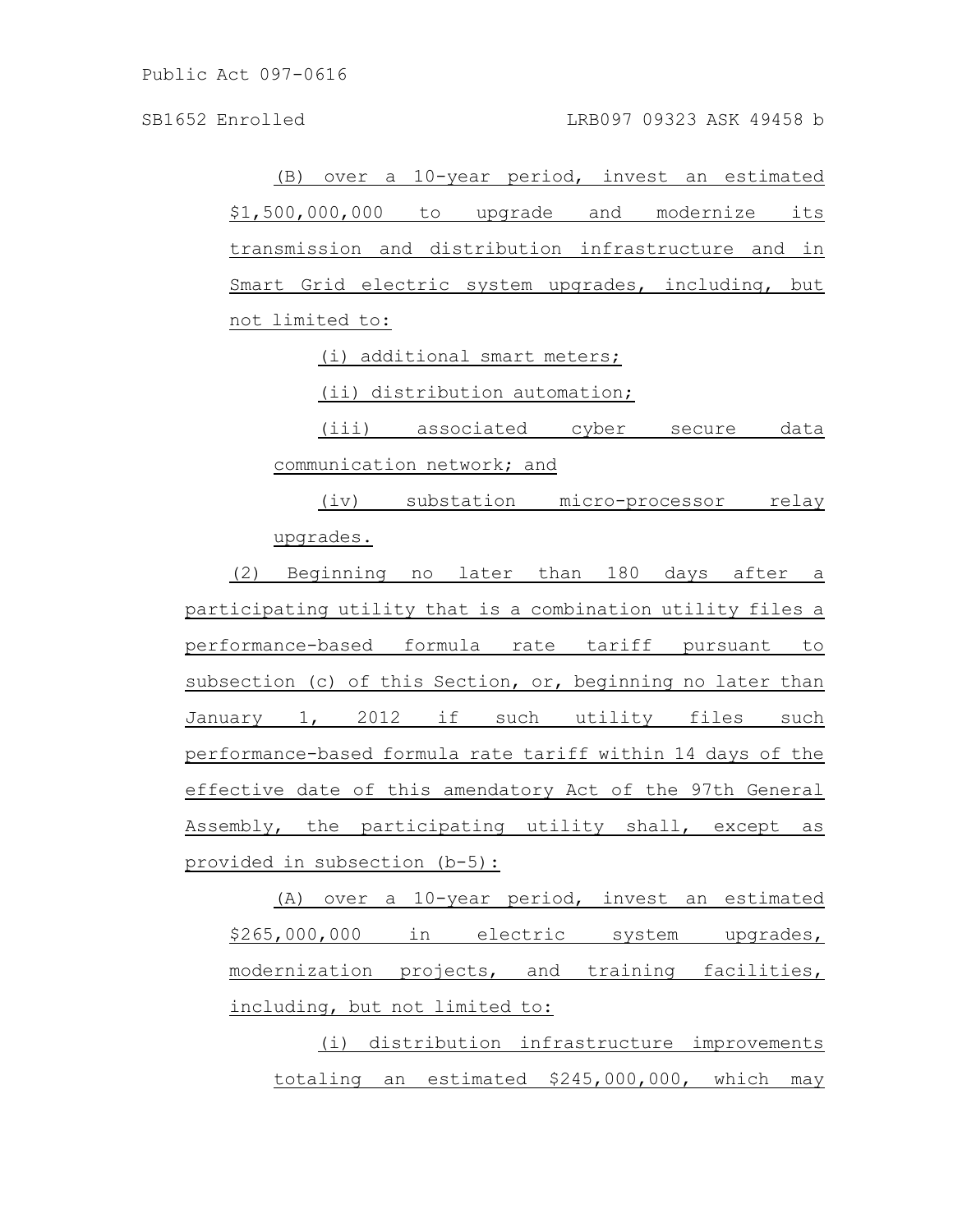(B) over a 10-year period, invest an estimated $1,500,000,000 to upgrade and modernize its transmission and distribution infrastructure and in Smart Grid electric system upgrades, including, but not limited to:

(i) additional smart meters;

(ii) distribution automation;

(iii) associated cyber secure data communication network; and

(iv) substation micro-processor relay upgrades.

(2) Beginning no later than 180 days after a participating utility that is a combination utility files a performance-based formula rate tariff pursuant to subsection (c) of this Section, or, beginning no later than January 1, 2012 if such utility files such performance-based formula rate tariff within 14 days of the effective date of this amendatory Act of the 97th General Assembly, the participating utility shall, except as provided in subsection (b-5):

(A) over a 10-year period, invest an estimated $265,000,000 in electric system upgrades, modernization projects, and training facilities, including, but not limited to:

(i) distribution infrastructure improvements totaling an estimated $245,000,000, which may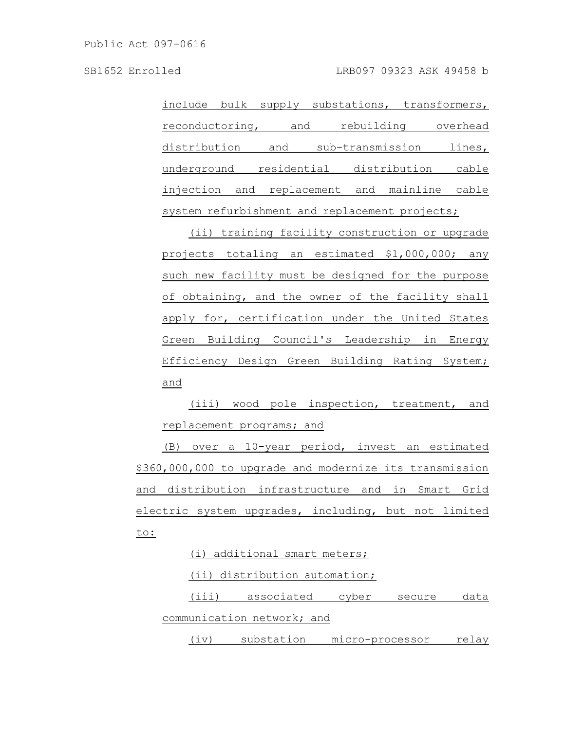include bulk supply substations, transformers, reconductoring, and rebuilding overhead distribution and sub-transmission lines, underground residential distribution cable injection and replacement and mainline cable system refurbishment and replacement projects;

(ii) training facility construction or upgrade projects totaling an estimated $1,000,000; any such new facility must be designed for the purpose of obtaining, and the owner of the facility shall apply for, certification under the United States Green Building Council's Leadership in Energy Efficiency Design Green Building Rating System; and

(iii) wood pole inspection, treatment, and replacement programs; and

(B) over a 10-year period, invest an estimated $360,000,000 to upgrade and modernize its transmission and distribution infrastructure and in Smart Grid electric system upgrades, including, but not limited to:

(i) additional smart meters;

(ii) distribution automation;

(iii) associated cyber secure data communication network; and

(iv) substation micro-processor relay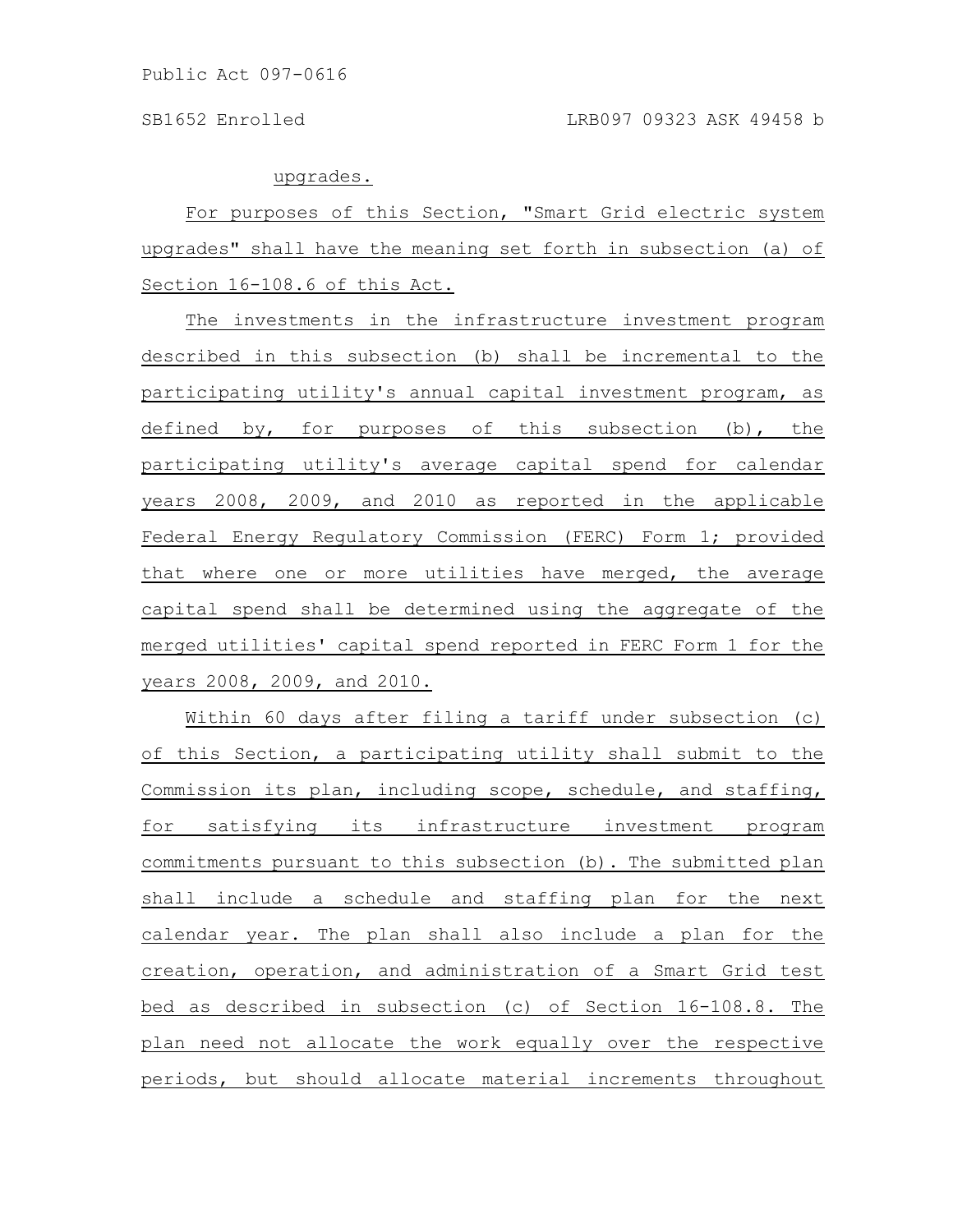upgrades.

For purposes of this Section, "Smart Grid electric system upgrades" shall have the meaning set forth in subsection (a) of Section 16-108.6 of this Act.

The investments in the infrastructure investment program described in this subsection (b) shall be incremental to the participating utility's annual capital investment program, as defined by, for purposes of this subsection (b), the participating utility's average capital spend for calendar years 2008, 2009, and 2010 as reported in the applicable Federal Energy Regulatory Commission (FERC) Form 1; provided that where one or more utilities have merged, the average capital spend shall be determined using the aggregate of the merged utilities' capital spend reported in FERC Form 1 for the years 2008, 2009, and 2010.

Within 60 days after filing a tariff under subsection (c) of this Section, a participating utility shall submit to the Commission its plan, including scope, schedule, and staffing, for satisfying its infrastructure investment program commitments pursuant to this subsection (b). The submitted plan shall include a schedule and staffing plan for the next calendar year. The plan shall also include a plan for the creation, operation, and administration of a Smart Grid test bed as described in subsection (c) of Section 16-108.8. The plan need not allocate the work equally over the respective periods, but should allocate material increments throughout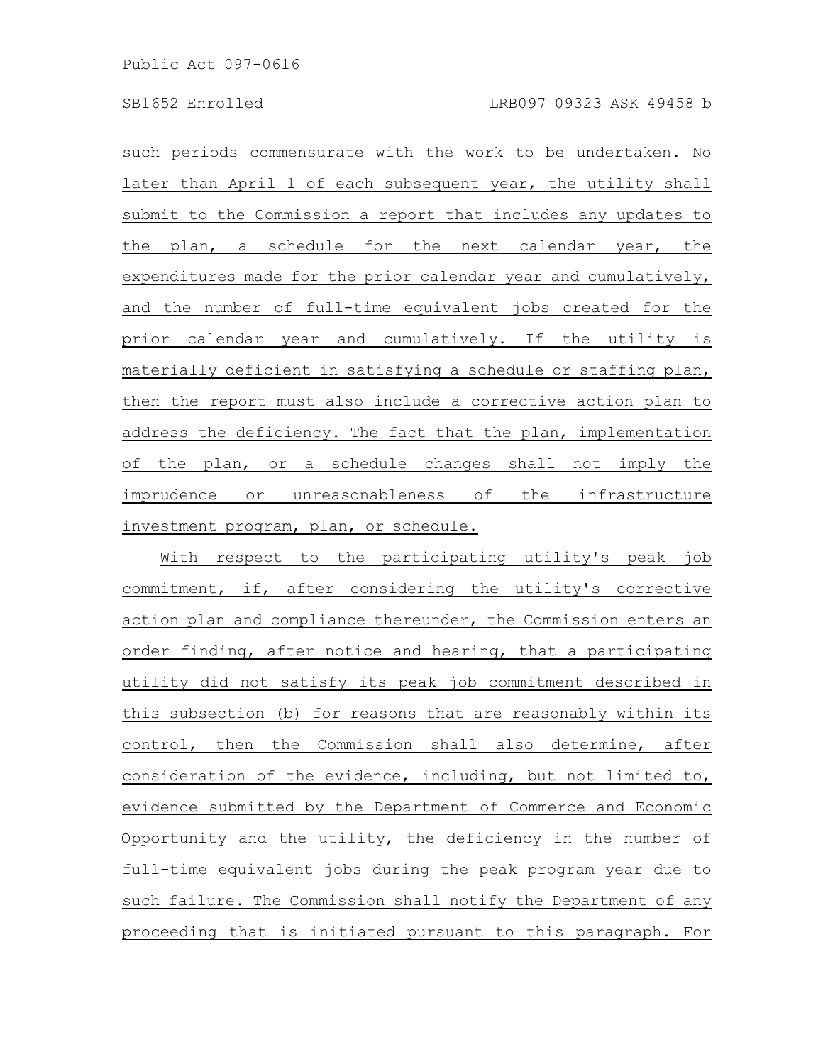such periods commensurate with the work to be undertaken. No later than April 1 of each subsequent year, the utility shall submit to the Commission a report that includes any updates to the plan, a schedule for the next calendar year, the expenditures made for the prior calendar year and cumulatively, and the number of full-time equivalent jobs created for the prior calendar year and cumulatively. If the utility is materially deficient in satisfying a schedule or staffing plan, then the report must also include a corrective action plan to address the deficiency. The fact that the plan, implementation of the plan, or a schedule changes shall not imply the imprudence or unreasonableness of the infrastructure investment program, plan, or schedule.

With respect to the participating utility's peak job commitment, if, after considering the utility's corrective action plan and compliance thereunder, the Commission enters an order finding, after notice and hearing, that a participating utility did not satisfy its peak job commitment described in this subsection (b) for reasons that are reasonably within its control, then the Commission shall also determine, after consideration of the evidence, including, but not limited to, evidence submitted by the Department of Commerce and Economic Opportunity and the utility, the deficiency in the number of full-time equivalent jobs during the peak program year due to such failure. The Commission shall notify the Department of any proceeding that is initiated pursuant to this paragraph. For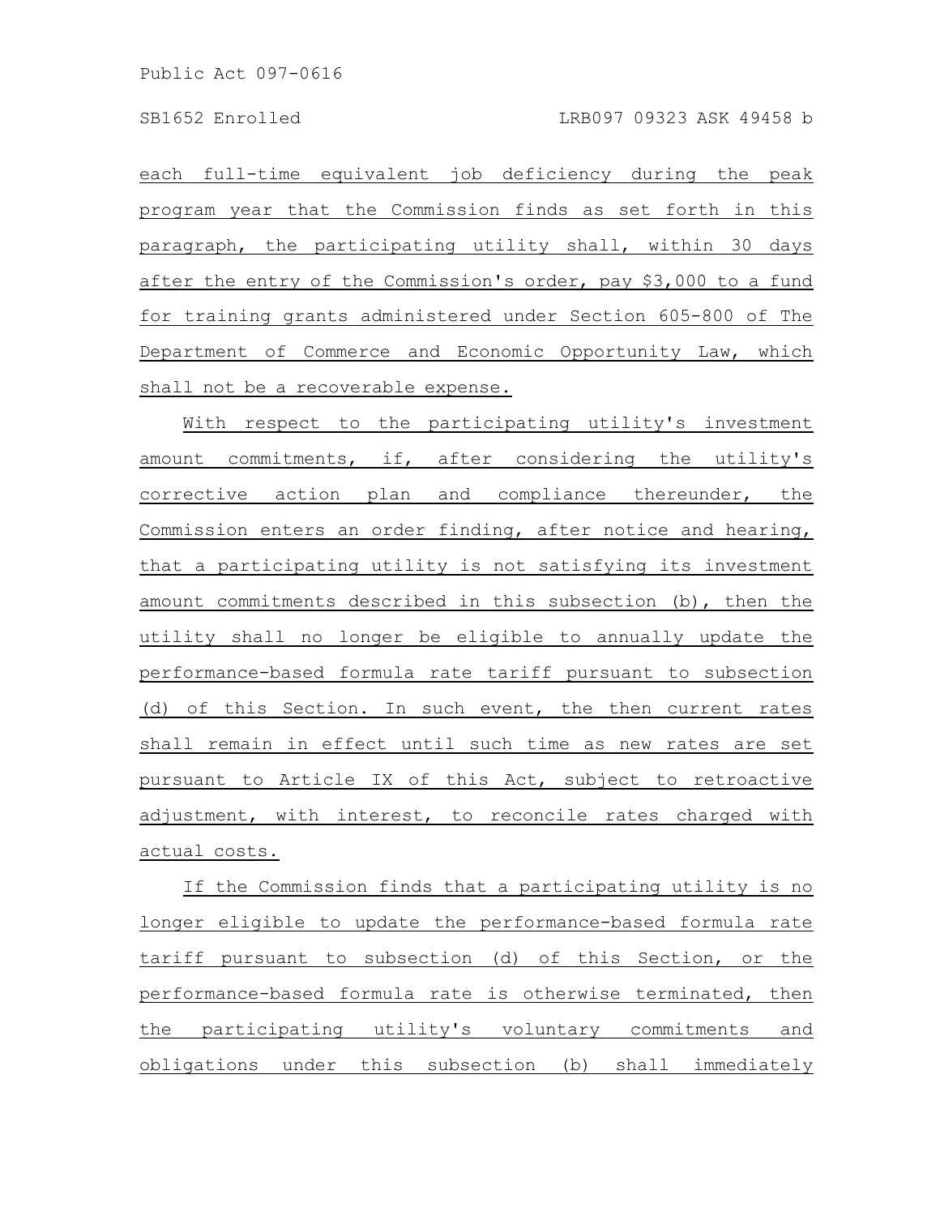each full-time equivalent job deficiency during the peak program year that the Commission finds as set forth in this paragraph, the participating utility shall, within 30 days after the entry of the Commission's order, pay $3,000 to a fund for training grants administered under Section 605-800 of The Department of Commerce and Economic Opportunity Law, which shall not be a recoverable expense.

With respect to the participating utility's investment amount commitments, if, after considering the utility's corrective action plan and compliance thereunder, the Commission enters an order finding, after notice and hearing, that a participating utility is not satisfying its investment amount commitments described in this subsection (b), then the utility shall no longer be eligible to annually update the performance-based formula rate tariff pursuant to subsection (d) of this Section. In such event, the then current rates shall remain in effect until such time as new rates are set pursuant to Article IX of this Act, subject to retroactive adjustment, with interest, to reconcile rates charged with actual costs.

If the Commission finds that a participating utility is no longer eligible to update the performance-based formula rate tariff pursuant to subsection (d) of this Section, or the performance-based formula rate is otherwise terminated, then the participating utility's voluntary commitments and obligations under this subsection (b) shall immediately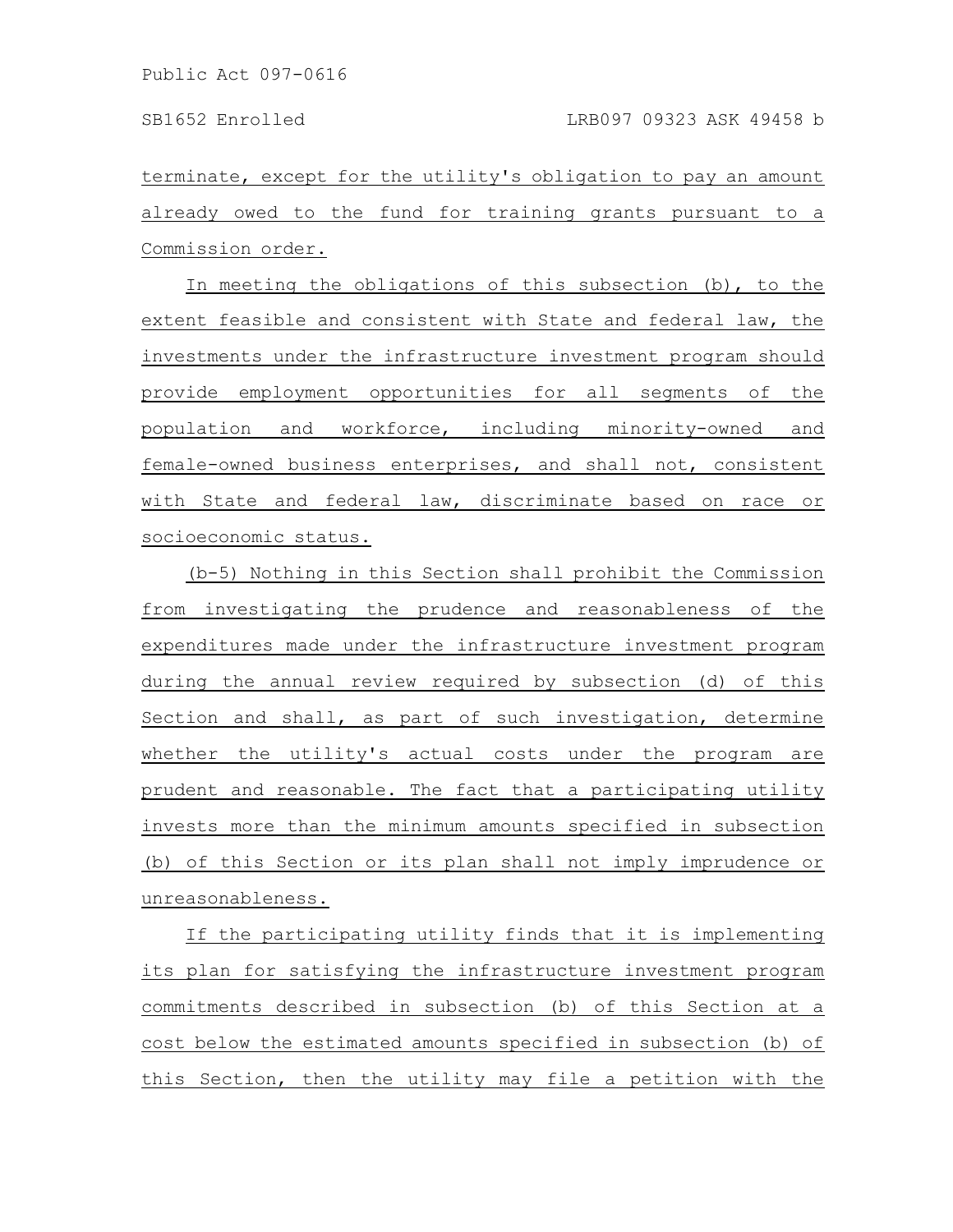terminate, except for the utility's obligation to pay an amount already owed to the fund for training grants pursuant to a Commission order.

In meeting the obligations of this subsection (b), to the extent feasible and consistent with State and federal law, the investments under the infrastructure investment program should provide employment opportunities for all segments of the population and workforce, including minority-owned and female-owned business enterprises, and shall not, consistent with State and federal law, discriminate based on race or socioeconomic status.

(b-5) Nothing in this Section shall prohibit the Commission from investigating the prudence and reasonableness of the expenditures made under the infrastructure investment program during the annual review required by subsection (d) of this Section and shall, as part of such investigation, determine whether the utility's actual costs under the program are prudent and reasonable. The fact that a participating utility invests more than the minimum amounts specified in subsection (b) of this Section or its plan shall not imply imprudence or unreasonableness.

If the participating utility finds that it is implementing its plan for satisfying the infrastructure investment program commitments described in subsection (b) of this Section at a cost below the estimated amounts specified in subsection (b) of this Section, then the utility may file a petition with the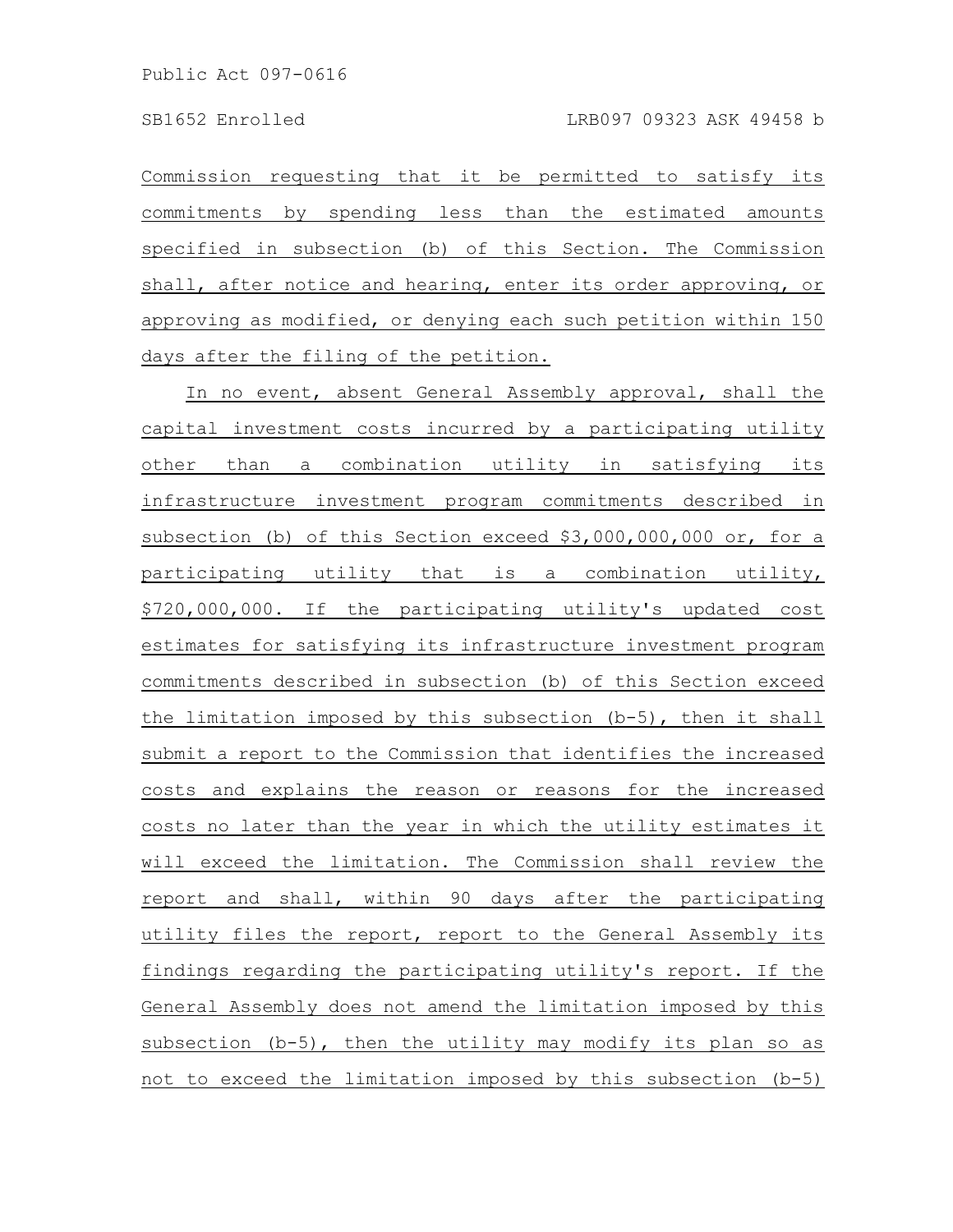Commission requesting that it be permitted to satisfy its commitments by spending less than the estimated amounts specified in subsection (b) of this Section. The Commission shall, after notice and hearing, enter its order approving, or approving as modified, or denying each such petition within 150 days after the filing of the petition.

In no event, absent General Assembly approval, shall the capital investment costs incurred by a participating utility other than a combination utility in satisfying its infrastructure investment program commitments described in subsection (b) of this Section exceed $3,000,000,000 or, for a participating utility that is a combination utility, $720,000,000. If the participating utility's updated cost estimates for satisfying its infrastructure investment program commitments described in subsection (b) of this Section exceed the limitation imposed by this subsection (b-5), then it shall submit a report to the Commission that identifies the increased costs and explains the reason or reasons for the increased costs no later than the year in which the utility estimates it will exceed the limitation. The Commission shall review the report and shall, within 90 days after the participating utility files the report, report to the General Assembly its findings regarding the participating utility's report. If the General Assembly does not amend the limitation imposed by this subsection (b-5), then the utility may modify its plan so as not to exceed the limitation imposed by this subsection (b-5)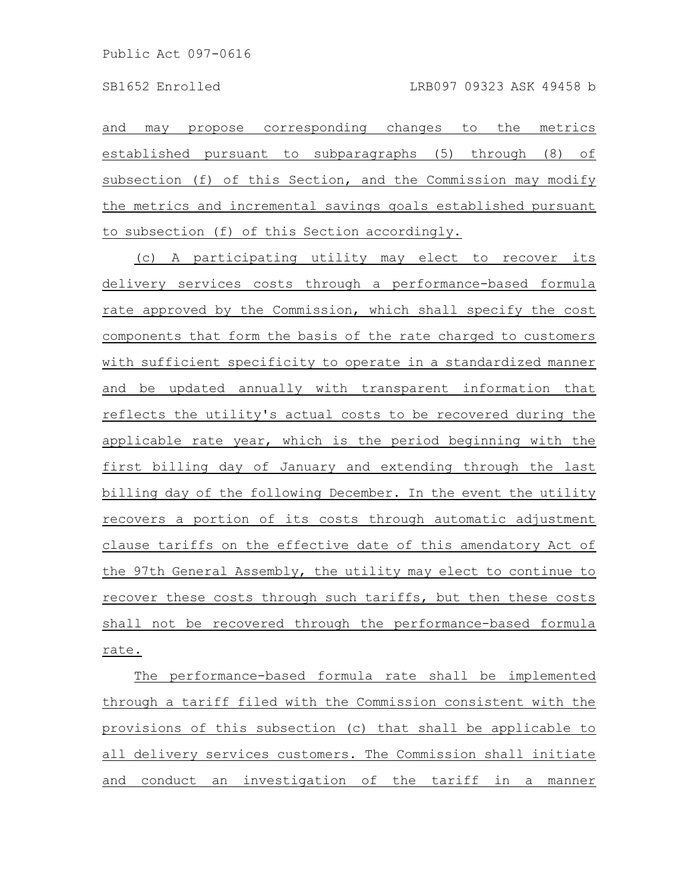and may propose corresponding changes to the metrics established pursuant to subparagraphs (5) through (8) of subsection (f) of this Section, and the Commission may modify the metrics and incremental savings goals established pursuant to subsection (f) of this Section accordingly.

(c) A participating utility may elect to recover its delivery services costs through a performance-based formula rate approved by the Commission, which shall specify the cost components that form the basis of the rate charged to customers with sufficient specificity to operate in a standardized manner and be updated annually with transparent information that reflects the utility's actual costs to be recovered during the applicable rate year, which is the period beginning with the first billing day of January and extending through the last billing day of the following December. In the event the utility recovers a portion of its costs through automatic adjustment clause tariffs on the effective date of this amendatory Act of the 97th General Assembly, the utility may elect to continue to recover these costs through such tariffs, but then these costs shall not be recovered through the performance-based formula rate.

The performance-based formula rate shall be implemented through a tariff filed with the Commission consistent with the provisions of this subsection (c) that shall be applicable to all delivery services customers. The Commission shall initiate and conduct an investigation of the tariff in a manner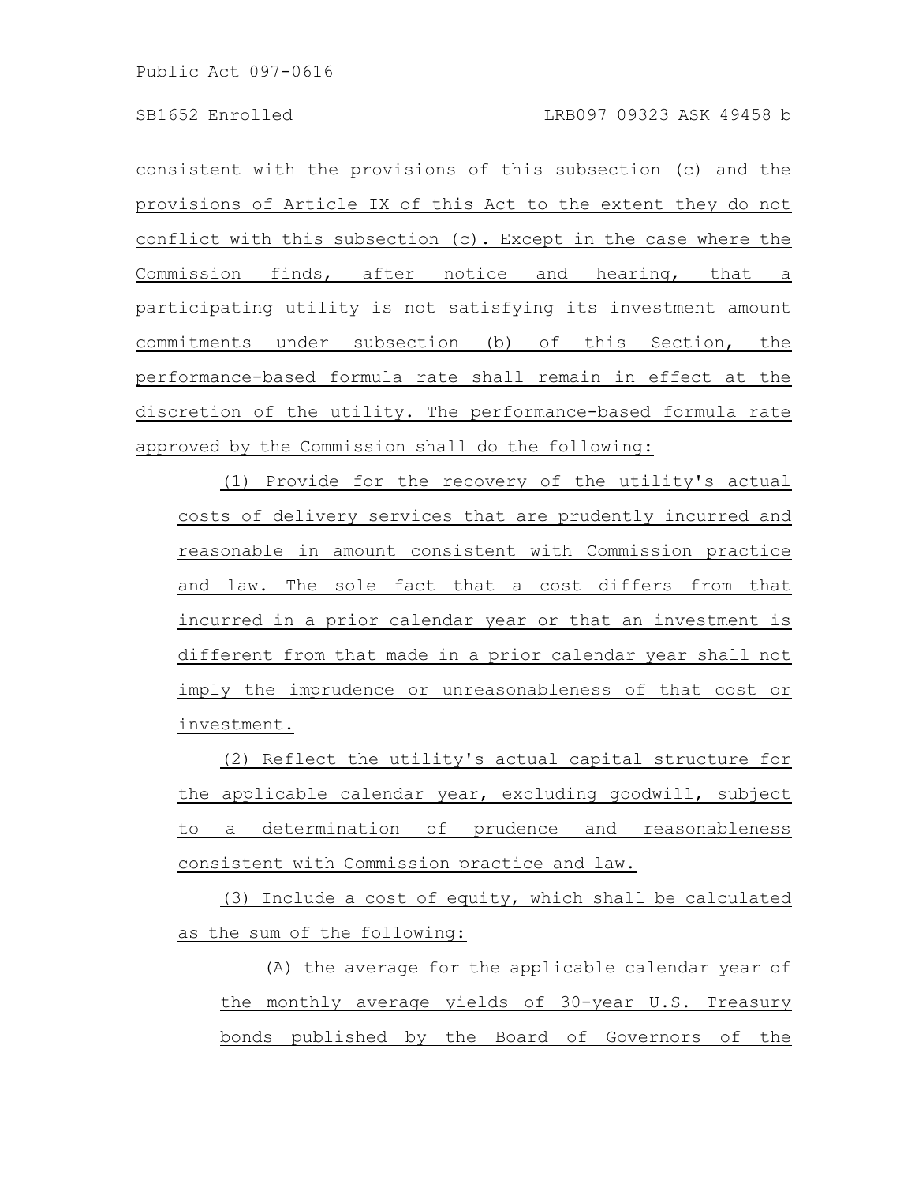consistent with the provisions of this subsection (c) and the provisions of Article IX of this Act to the extent they do not conflict with this subsection (c). Except in the case where the Commission finds, after notice and hearing, that a participating utility is not satisfying its investment amount commitments under subsection (b) of this Section, the performance-based formula rate shall remain in effect at the discretion of the utility. The performance-based formula rate approved by the Commission shall do the following:

(1) Provide for the recovery of the utility's actual costs of delivery services that are prudently incurred and reasonable in amount consistent with Commission practice and law. The sole fact that a cost differs from that incurred in a prior calendar year or that an investment is different from that made in a prior calendar year shall not imply the imprudence or unreasonableness of that cost or investment.

(2) Reflect the utility's actual capital structure for the applicable calendar year, excluding goodwill, subject to a determination of prudence and reasonableness consistent with Commission practice and law.

(3) Include a cost of equity, which shall be calculated as the sum of the following:

(A) the average for the applicable calendar year of the monthly average yields of 30-year U.S. Treasury bonds published by the Board of Governors of the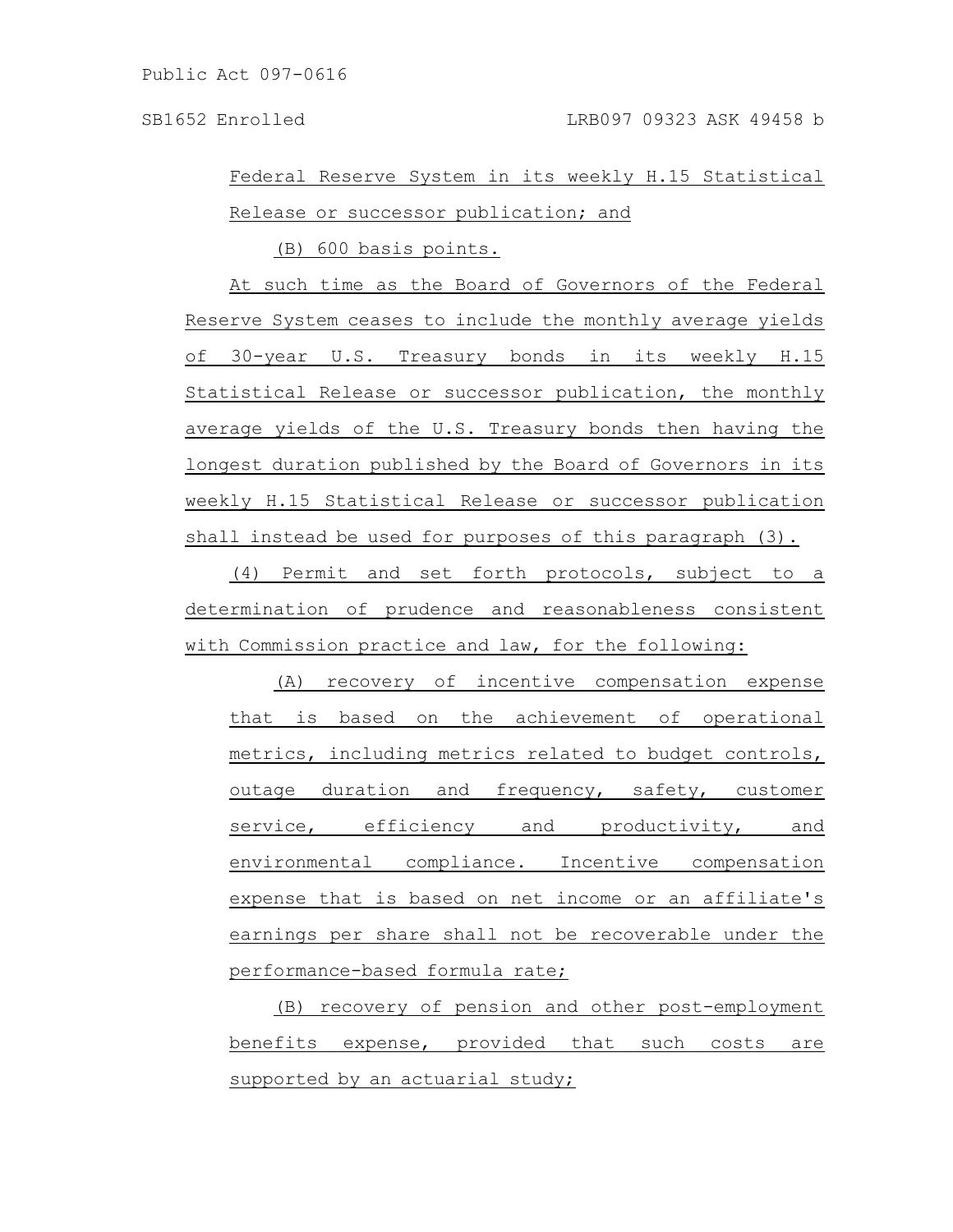Federal Reserve System in its weekly H.15 Statistical Release or successor publication; and

(B) 600 basis points.

At such time as the Board of Governors of the Federal Reserve System ceases to include the monthly average yields of 30-year U.S. Treasury bonds in its weekly H.15 Statistical Release or successor publication, the monthly average yields of the U.S. Treasury bonds then having the longest duration published by the Board of Governors in its weekly H.15 Statistical Release or successor publication shall instead be used for purposes of this paragraph (3).

(4) Permit and set forth protocols, subject to a determination of prudence and reasonableness consistent with Commission practice and law, for the following:

(A) recovery of incentive compensation expense that is based on the achievement of operational metrics, including metrics related to budget controls, outage duration and frequency, safety, customer service, efficiency and productivity, and environmental compliance. Incentive compensation expense that is based on net income or an affiliate's earnings per share shall not be recoverable under the performance-based formula rate;

(B) recovery of pension and other post-employment benefits expense, provided that such costs are supported by an actuarial study;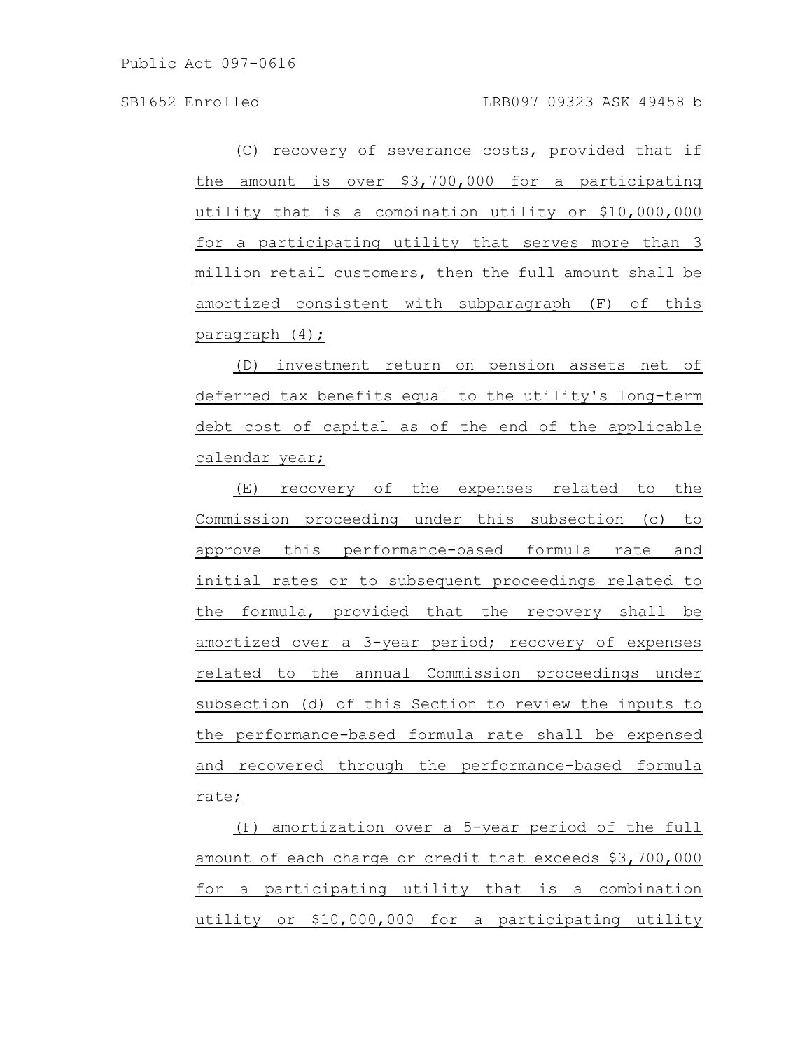(C) recovery of severance costs, provided that if the amount is over $3,700,000 for a participating utility that is a combination utility or $10,000,000 for a participating utility that serves more than 3 million retail customers, then the full amount shall be amortized consistent with subparagraph (F) of this paragraph (4);

(D) investment return on pension assets net of deferred tax benefits equal to the utility's long-term debt cost of capital as of the end of the applicable calendar year;

(E) recovery of the expenses related to the Commission proceeding under this subsection (c) to approve this performance-based formula rate and initial rates or to subsequent proceedings related to the formula, provided that the recovery shall be amortized over a 3-year period; recovery of expenses related to the annual Commission proceedings under subsection (d) of this Section to review the inputs to the performance-based formula rate shall be expensed and recovered through the performance-based formula rate;

(F) amortization over a 5-year period of the full amount of each charge or credit that exceeds $3,700,000 for a participating utility that is a combination utility or $10,000,000 for a participating utility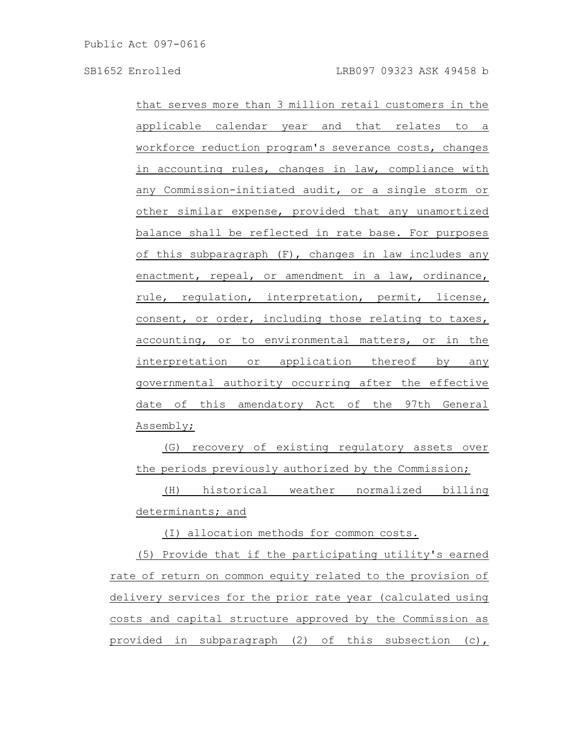that serves more than 3 million retail customers in the applicable calendar year and that relates to a workforce reduction program's severance costs, changes in accounting rules, changes in law, compliance with any Commission-initiated audit, or a single storm or other similar expense, provided that any unamortized balance shall be reflected in rate base. For purposes of this subparagraph (F), changes in law includes any enactment, repeal, or amendment in a law, ordinance, rule, regulation, interpretation, permit, license, consent, or order, including those relating to taxes, accounting, or to environmental matters, or in the interpretation or application thereof by any governmental authority occurring after the effective date of this amendatory Act of the 97th General Assembly;

(G) recovery of existing regulatory assets over the periods previously authorized by the Commission;

(H) historical weather normalized billing determinants; and

(I) allocation methods for common costs.

(5) Provide that if the participating utility's earned rate of return on common equity related to the provision of delivery services for the prior rate year (calculated using costs and capital structure approved by the Commission as provided in subparagraph (2) of this subsection (c),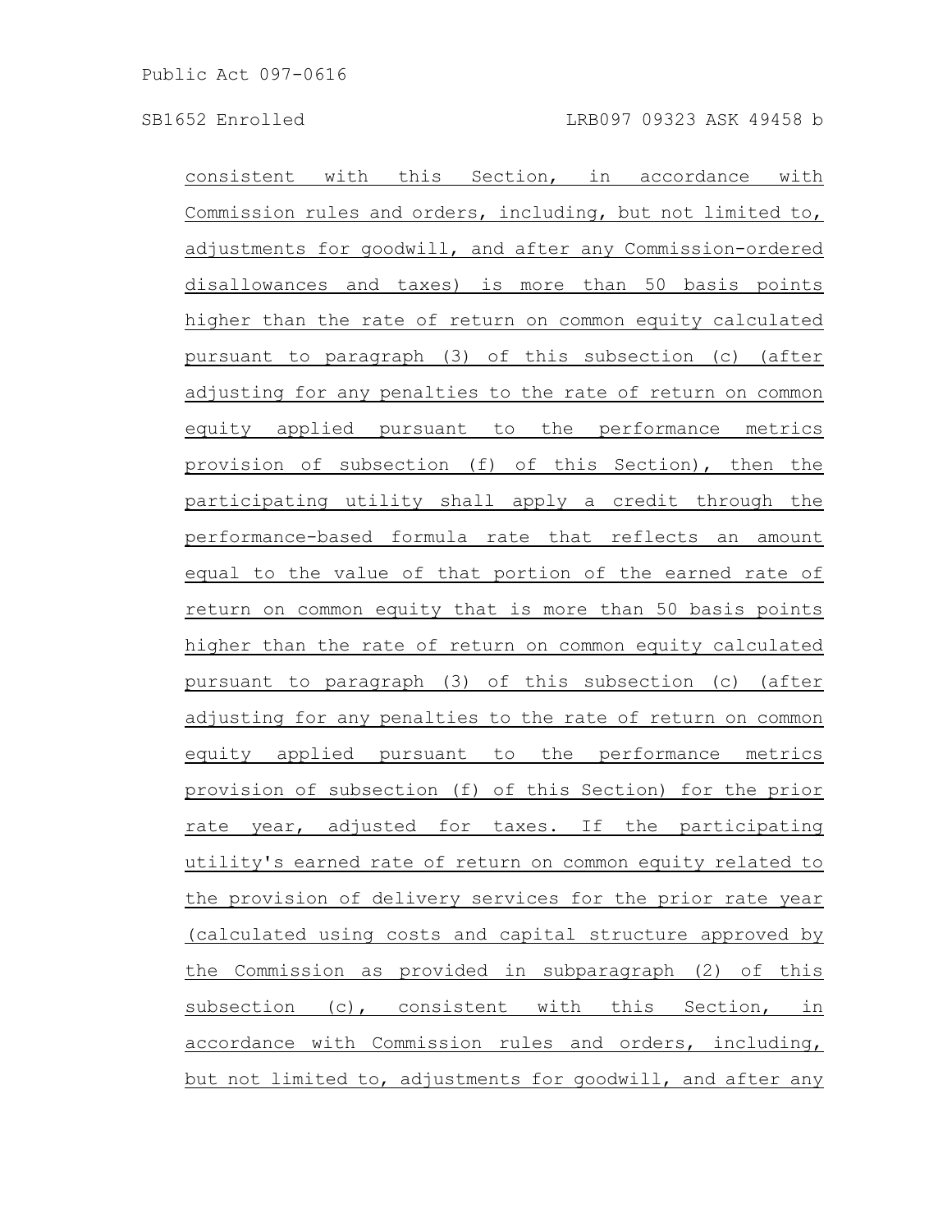consistent with this Section, in accordance with Commission rules and orders, including, but not limited to, adjustments for goodwill, and after any Commission-ordered disallowances and taxes) is more than 50 basis points higher than the rate of return on common equity calculated pursuant to paragraph (3) of this subsection (c) (after adjusting for any penalties to the rate of return on common equity applied pursuant to the performance metrics provision of subsection (f) of this Section), then the participating utility shall apply a credit through the performance-based formula rate that reflects an amount equal to the value of that portion of the earned rate of return on common equity that is more than 50 basis points higher than the rate of return on common equity calculated pursuant to paragraph (3) of this subsection (c) (after adjusting for any penalties to the rate of return on common equity applied pursuant to the performance metrics provision of subsection (f) of this Section) for the prior rate year, adjusted for taxes. If the participating utility's earned rate of return on common equity related to the provision of delivery services for the prior rate year (calculated using costs and capital structure approved by the Commission as provided in subparagraph (2) of this subsection (c), consistent with this Section, in accordance with Commission rules and orders, including, but not limited to, adjustments for goodwill, and after any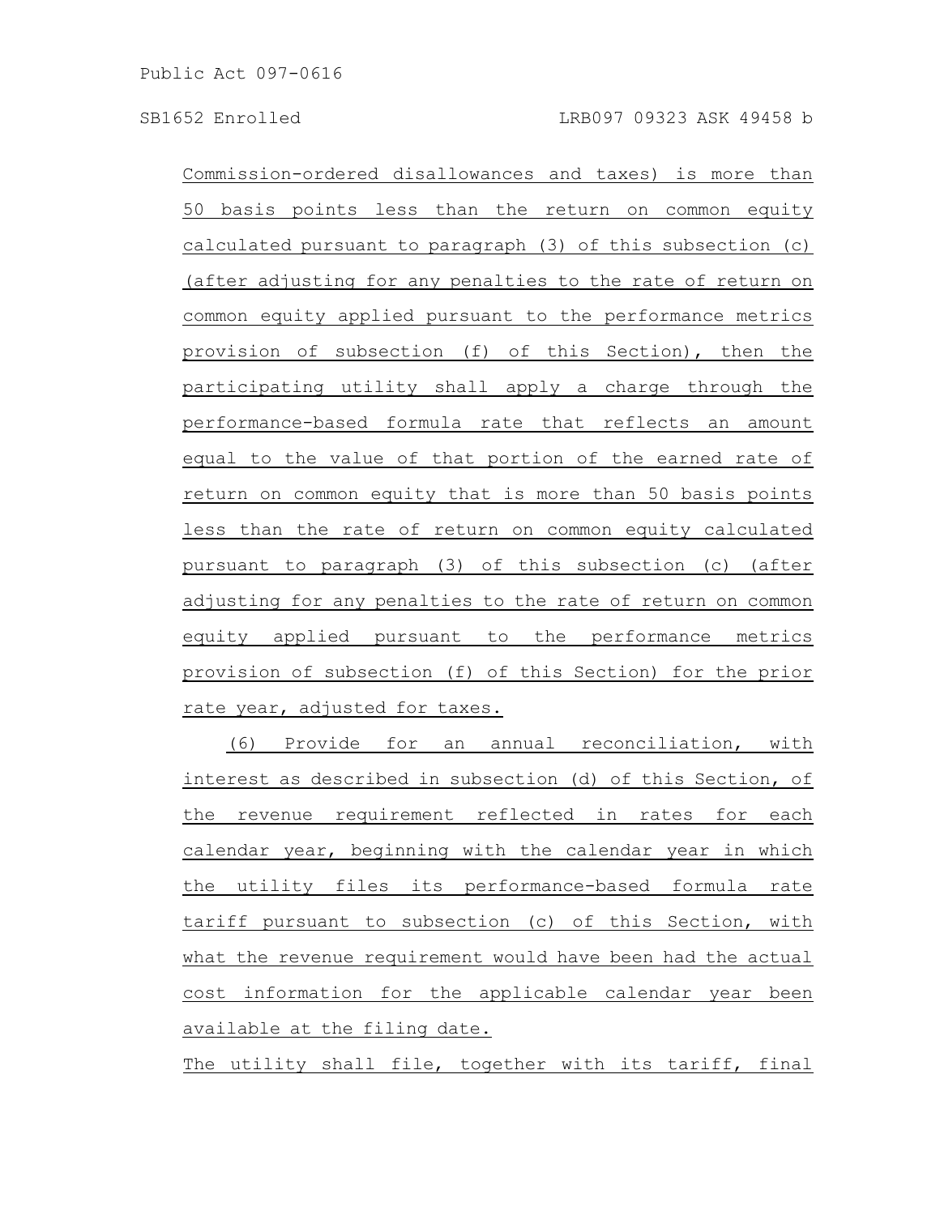Commission-ordered disallowances and taxes) is more than 50 basis points less than the return on common equity calculated pursuant to paragraph (3) of this subsection (c) (after adjusting for any penalties to the rate of return on common equity applied pursuant to the performance metrics provision of subsection (f) of this Section), then the participating utility shall apply a charge through the performance-based formula rate that reflects an amount equal to the value of that portion of the earned rate of return on common equity that is more than 50 basis points less than the rate of return on common equity calculated pursuant to paragraph (3) of this subsection (c) (after adjusting for any penalties to the rate of return on common equity applied pursuant to the performance metrics provision of subsection (f) of this Section) for the prior rate year, adjusted for taxes.

(6) Provide for an annual reconciliation, with interest as described in subsection (d) of this Section, of the revenue requirement reflected in rates for each calendar year, beginning with the calendar year in which the utility files its performance-based formula rate tariff pursuant to subsection (c) of this Section, with what the revenue requirement would have been had the actual cost information for the applicable calendar year been available at the filing date.

The utility shall file, together with its tariff, final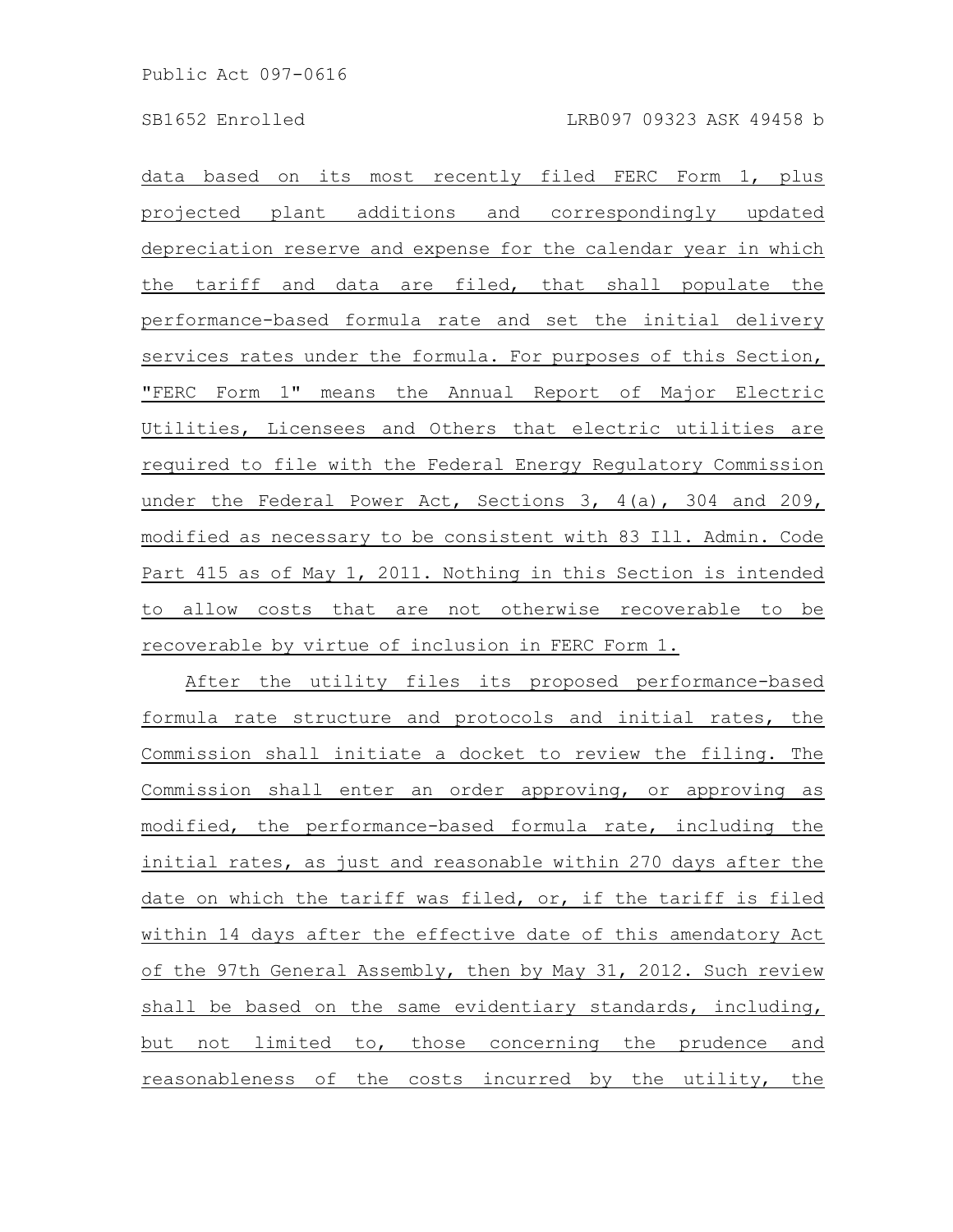data based on its most recently filed FERC Form 1, plus projected plant additions and correspondingly updated depreciation reserve and expense for the calendar year in which the tariff and data are filed, that shall populate the performance-based formula rate and set the initial delivery services rates under the formula. For purposes of this Section, "FERC Form 1" means the Annual Report of Major Electric Utilities, Licensees and Others that electric utilities are required to file with the Federal Energy Regulatory Commission under the Federal Power Act, Sections 3, 4(a), 304 and 209, modified as necessary to be consistent with 83 Ill. Admin. Code Part 415 as of May 1, 2011. Nothing in this Section is intended to allow costs that are not otherwise recoverable to be recoverable by virtue of inclusion in FERC Form 1.

After the utility files its proposed performance-based formula rate structure and protocols and initial rates, the Commission shall initiate a docket to review the filing. The Commission shall enter an order approving, or approving as modified, the performance-based formula rate, including the initial rates, as just and reasonable within 270 days after the date on which the tariff was filed, or, if the tariff is filed within 14 days after the effective date of this amendatory Act of the 97th General Assembly, then by May 31, 2012. Such review shall be based on the same evidentiary standards, including, but not limited to, those concerning the prudence and reasonableness of the costs incurred by the utility, the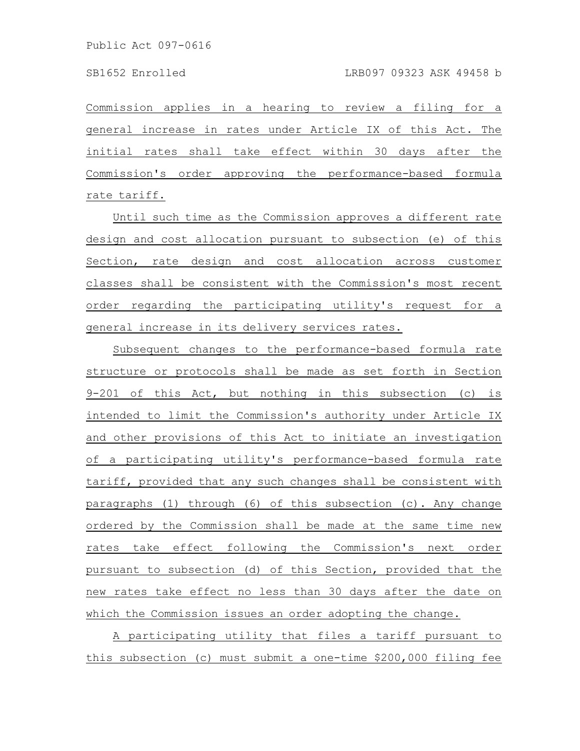Commission applies in a hearing to review a filing for a general increase in rates under Article IX of this Act. The initial rates shall take effect within 30 days after the Commission's order approving the performance-based formula rate tariff.

Until such time as the Commission approves a different rate design and cost allocation pursuant to subsection (e) of this Section, rate design and cost allocation across customer classes shall be consistent with the Commission's most recent order regarding the participating utility's request for a general increase in its delivery services rates.

Subsequent changes to the performance-based formula rate structure or protocols shall be made as set forth in Section 9-201 of this Act, but nothing in this subsection (c) is intended to limit the Commission's authority under Article IX and other provisions of this Act to initiate an investigation of a participating utility's performance-based formula rate tariff, provided that any such changes shall be consistent with paragraphs (1) through (6) of this subsection (c). Any change ordered by the Commission shall be made at the same time new rates take effect following the Commission's next order pursuant to subsection (d) of this Section, provided that the new rates take effect no less than 30 days after the date on which the Commission issues an order adopting the change.

A participating utility that files a tariff pursuant to this subsection (c) must submit a one-time $200,000 filing fee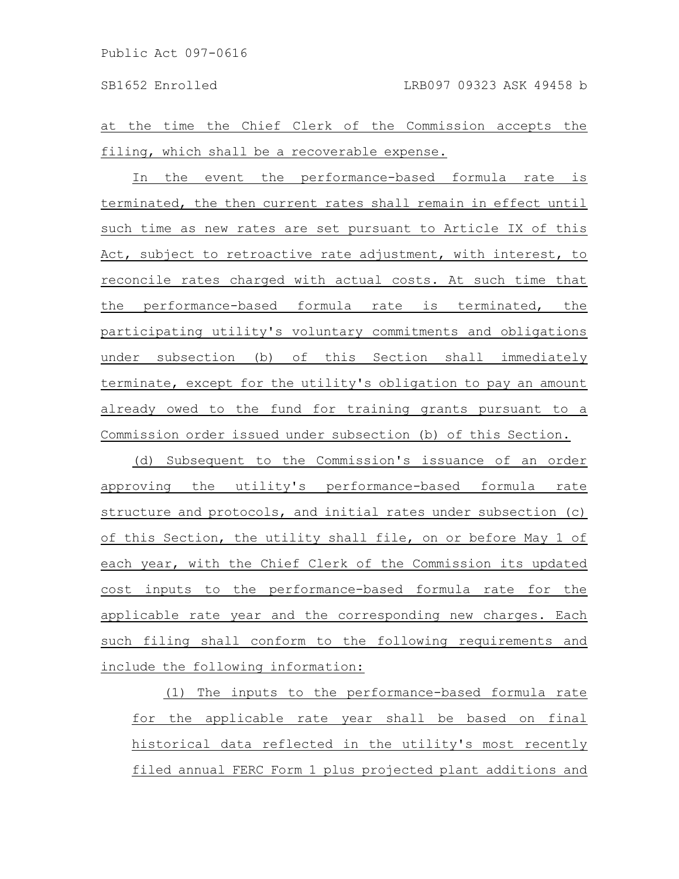at the time the Chief Clerk of the Commission accepts the filing, which shall be a recoverable expense.

In the event the performance-based formula rate is terminated, the then current rates shall remain in effect until such time as new rates are set pursuant to Article IX of this Act, subject to retroactive rate adjustment, with interest, to reconcile rates charged with actual costs. At such time that the performance-based formula rate is terminated, the participating utility's voluntary commitments and obligations under subsection (b) of this Section shall immediately terminate, except for the utility's obligation to pay an amount already owed to the fund for training grants pursuant to a Commission order issued under subsection (b) of this Section.

(d) Subsequent to the Commission's issuance of an order approving the utility's performance-based formula rate structure and protocols, and initial rates under subsection (c) of this Section, the utility shall file, on or before May 1 of each year, with the Chief Clerk of the Commission its updated cost inputs to the performance-based formula rate for the applicable rate year and the corresponding new charges. Each such filing shall conform to the following requirements and include the following information:

(1) The inputs to the performance-based formula rate for the applicable rate year shall be based on final historical data reflected in the utility's most recently filed annual FERC Form 1 plus projected plant additions and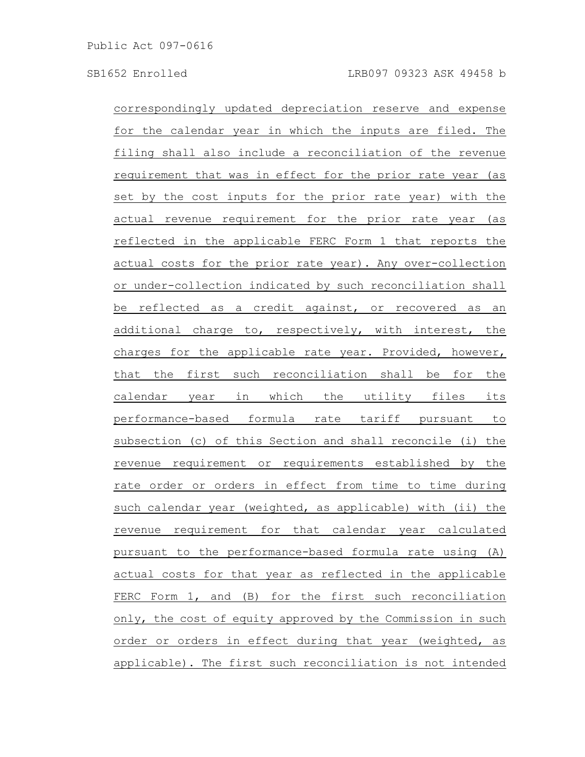correspondingly updated depreciation reserve and expense for the calendar year in which the inputs are filed. The filing shall also include a reconciliation of the revenue requirement that was in effect for the prior rate year (as set by the cost inputs for the prior rate year) with the actual revenue requirement for the prior rate year (as reflected in the applicable FERC Form 1 that reports the actual costs for the prior rate year). Any over-collection or under-collection indicated by such reconciliation shall be reflected as a credit against, or recovered as an additional charge to, respectively, with interest, the charges for the applicable rate year. Provided, however, that the first such reconciliation shall be for the calendar year in which the utility files its performance-based formula rate tariff pursuant to subsection (c) of this Section and shall reconcile (i) the revenue requirement or requirements established by the rate order or orders in effect from time to time during such calendar year (weighted, as applicable) with (ii) the revenue requirement for that calendar year calculated pursuant to the performance-based formula rate using (A) actual costs for that year as reflected in the applicable FERC Form 1, and (B) for the first such reconciliation only, the cost of equity approved by the Commission in such order or orders in effect during that year (weighted, as applicable). The first such reconciliation is not intended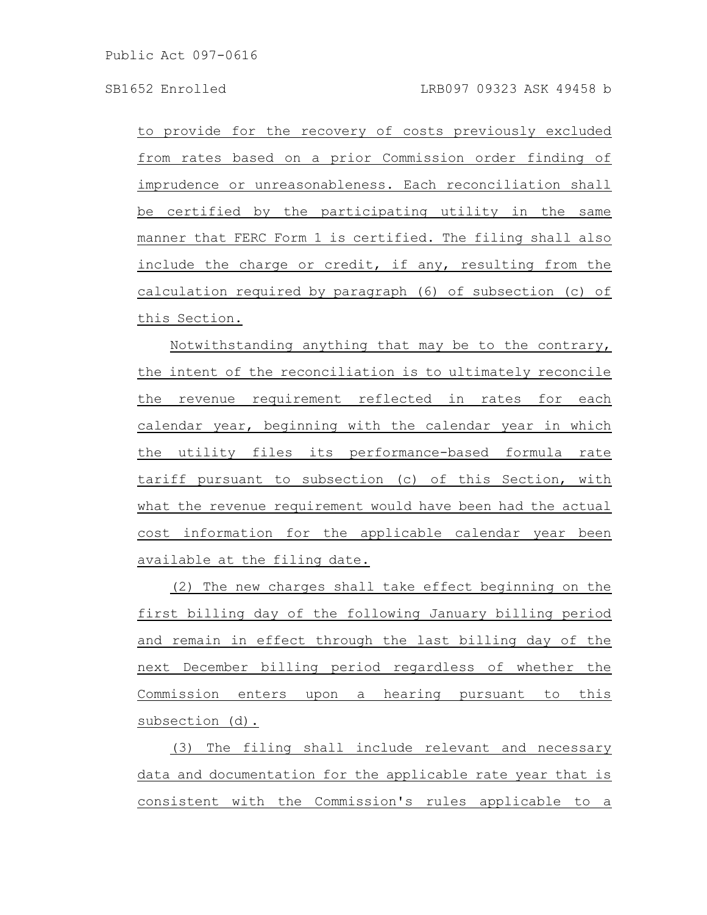to provide for the recovery of costs previously excluded from rates based on a prior Commission order finding of imprudence or unreasonableness. Each reconciliation shall be certified by the participating utility in the same manner that FERC Form 1 is certified. The filing shall also include the charge or credit, if any, resulting from the calculation required by paragraph (6) of subsection (c) of this Section.

Notwithstanding anything that may be to the contrary, the intent of the reconciliation is to ultimately reconcile the revenue requirement reflected in rates for each calendar year, beginning with the calendar year in which the utility files its performance-based formula rate tariff pursuant to subsection (c) of this Section, with what the revenue requirement would have been had the actual cost information for the applicable calendar year been available at the filing date.

(2) The new charges shall take effect beginning on the first billing day of the following January billing period and remain in effect through the last billing day of the next December billing period regardless of whether the Commission enters upon a hearing pursuant to this subsection (d).

(3) The filing shall include relevant and necessary data and documentation for the applicable rate year that is consistent with the Commission's rules applicable to a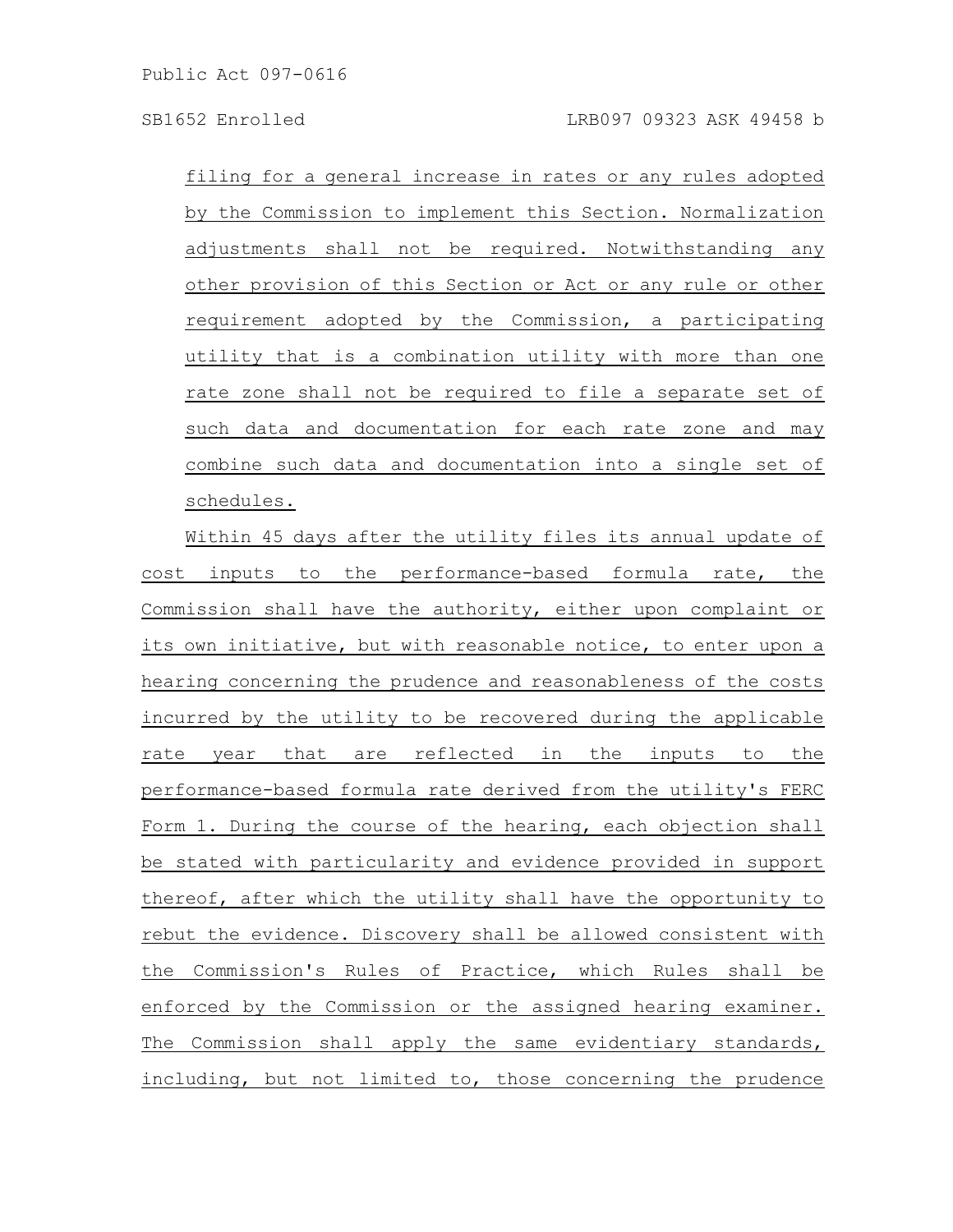filing for a general increase in rates or any rules adopted by the Commission to implement this Section. Normalization adjustments shall not be required. Notwithstanding any other provision of this Section or Act or any rule or other requirement adopted by the Commission, a participating utility that is a combination utility with more than one rate zone shall not be required to file a separate set of such data and documentation for each rate zone and may combine such data and documentation into a single set of schedules.

Within 45 days after the utility files its annual update of cost inputs to the performance-based formula rate, the Commission shall have the authority, either upon complaint or its own initiative, but with reasonable notice, to enter upon a hearing concerning the prudence and reasonableness of the costs incurred by the utility to be recovered during the applicable rate year that are reflected in the inputs to the performance-based formula rate derived from the utility's FERC Form 1. During the course of the hearing, each objection shall be stated with particularity and evidence provided in support thereof, after which the utility shall have the opportunity to rebut the evidence. Discovery shall be allowed consistent with the Commission's Rules of Practice, which Rules shall be enforced by the Commission or the assigned hearing examiner. The Commission shall apply the same evidentiary standards, including, but not limited to, those concerning the prudence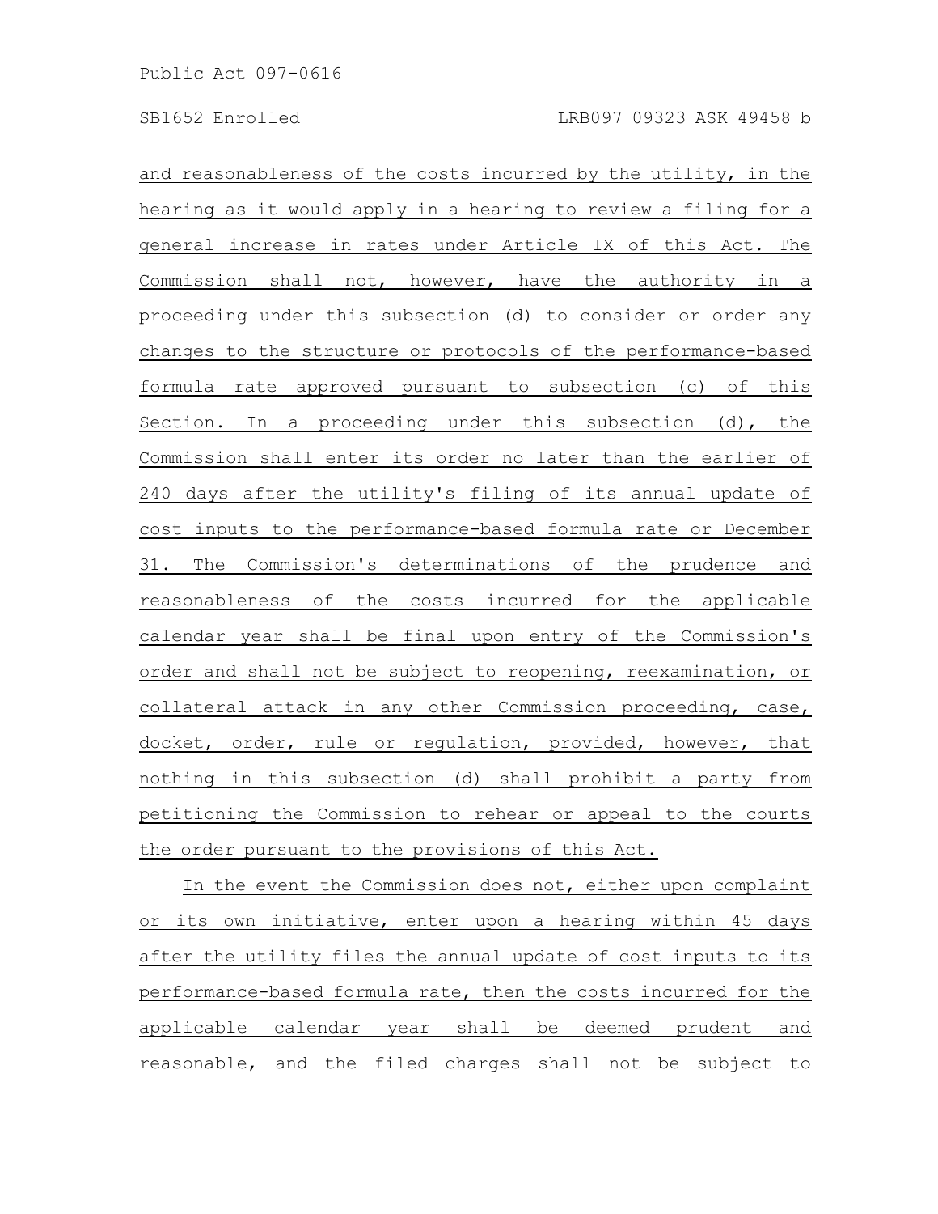and reasonableness of the costs incurred by the utility, in the hearing as it would apply in a hearing to review a filing for a general increase in rates under Article IX of this Act. The Commission shall not, however, have the authority in a proceeding under this subsection (d) to consider or order any changes to the structure or protocols of the performance-based formula rate approved pursuant to subsection (c) of this Section. In a proceeding under this subsection (d), the Commission shall enter its order no later than the earlier of 240 days after the utility's filing of its annual update of cost inputs to the performance-based formula rate or December 31. The Commission's determinations of the prudence and reasonableness of the costs incurred for the applicable calendar year shall be final upon entry of the Commission's order and shall not be subject to reopening, reexamination, or collateral attack in any other Commission proceeding, case, docket, order, rule or regulation, provided, however, that nothing in this subsection (d) shall prohibit a party from petitioning the Commission to rehear or appeal to the courts the order pursuant to the provisions of this Act.

In the event the Commission does not, either upon complaint or its own initiative, enter upon a hearing within 45 days after the utility files the annual update of cost inputs to its performance-based formula rate, then the costs incurred for the applicable calendar year shall be deemed prudent and reasonable, and the filed charges shall not be subject to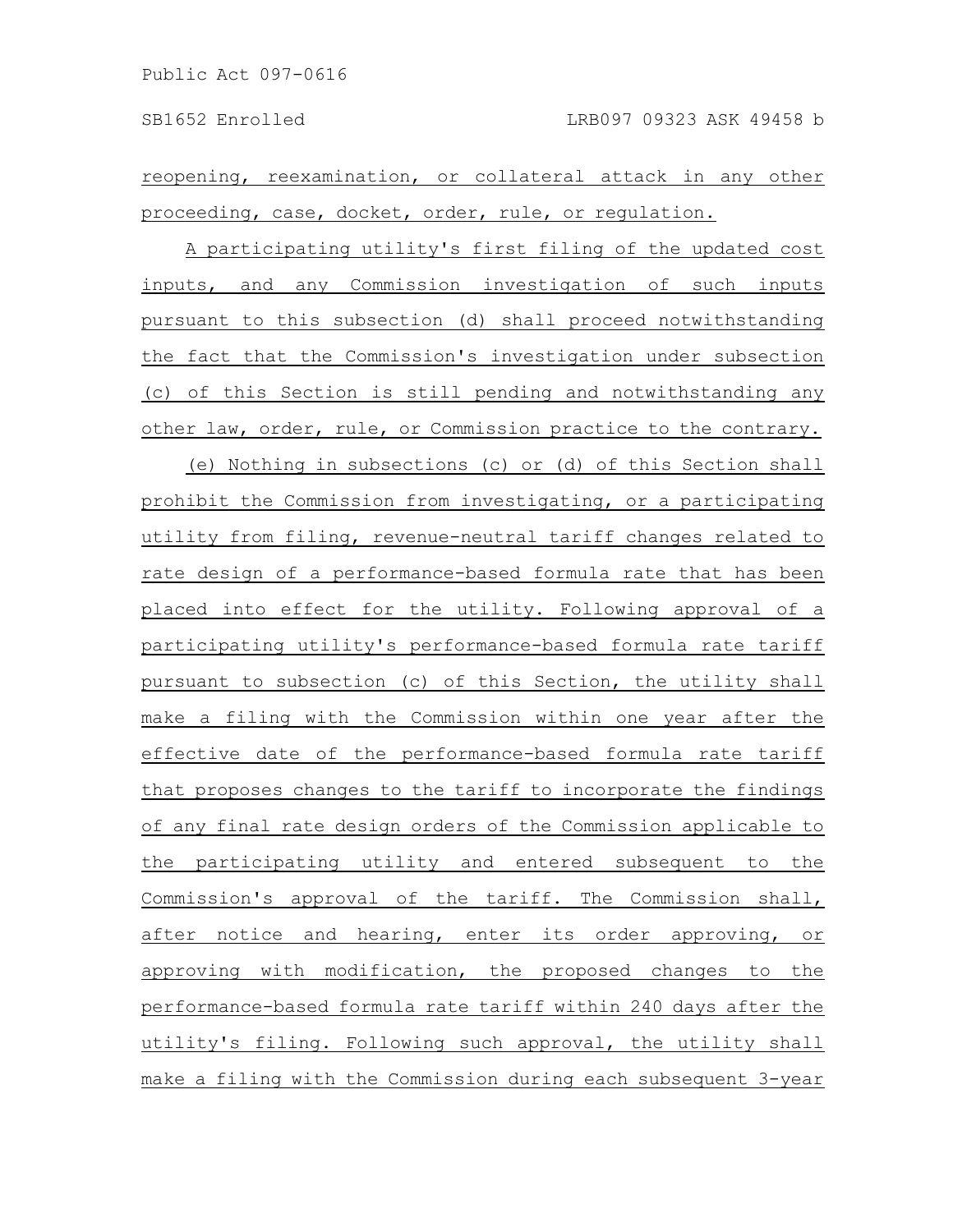reopening, reexamination, or collateral attack in any other proceeding, case, docket, order, rule, or regulation.

A participating utility's first filing of the updated cost inputs, and any Commission investigation of such inputs pursuant to this subsection (d) shall proceed notwithstanding the fact that the Commission's investigation under subsection (c) of this Section is still pending and notwithstanding any other law, order, rule, or Commission practice to the contrary.

(e) Nothing in subsections (c) or (d) of this Section shall prohibit the Commission from investigating, or a participating utility from filing, revenue-neutral tariff changes related to rate design of a performance-based formula rate that has been placed into effect for the utility. Following approval of a participating utility's performance-based formula rate tariff pursuant to subsection (c) of this Section, the utility shall make a filing with the Commission within one year after the effective date of the performance-based formula rate tariff that proposes changes to the tariff to incorporate the findings of any final rate design orders of the Commission applicable to the participating utility and entered subsequent to the Commission's approval of the tariff. The Commission shall, after notice and hearing, enter its order approving, or approving with modification, the proposed changes to the performance-based formula rate tariff within 240 days after the utility's filing. Following such approval, the utility shall make a filing with the Commission during each subsequent 3-year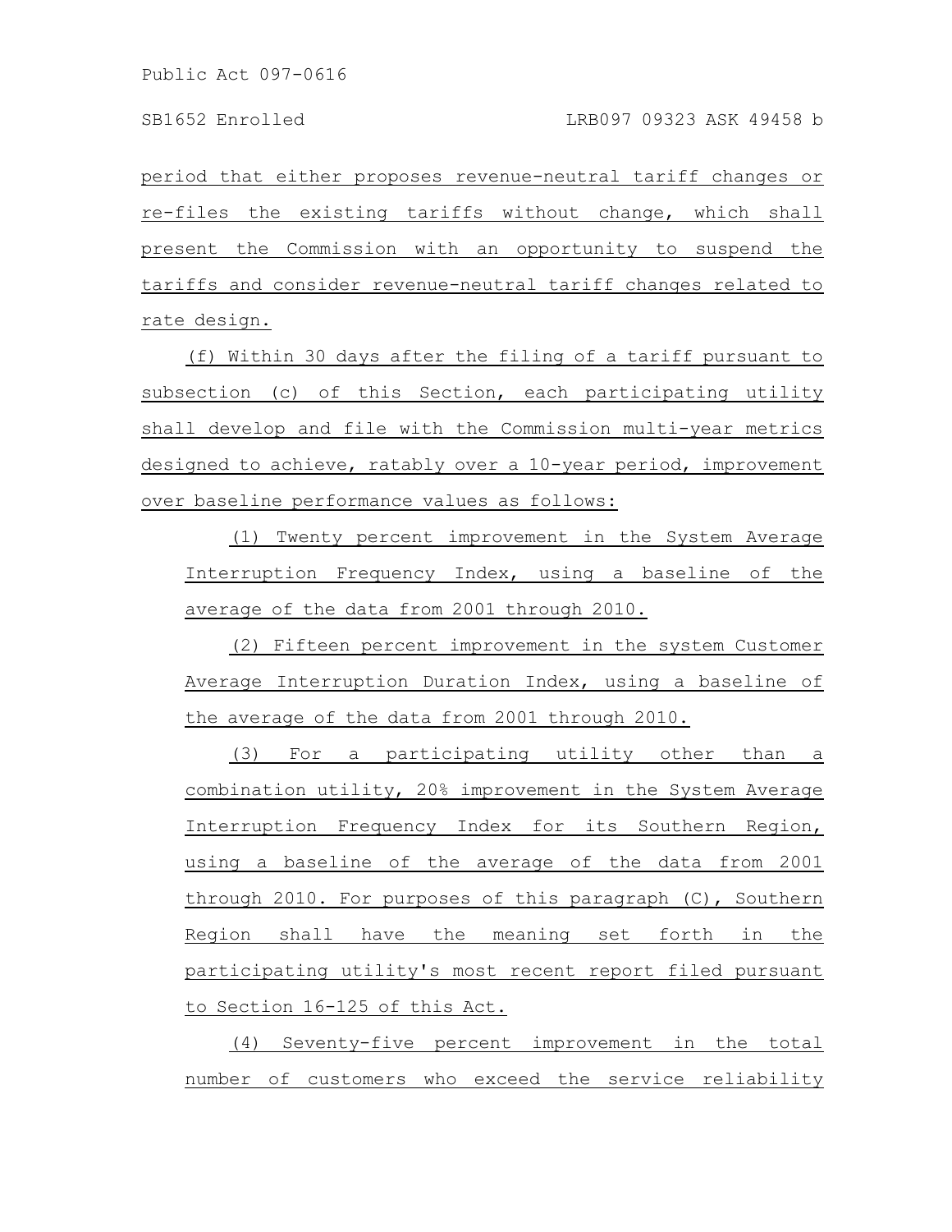period that either proposes revenue-neutral tariff changes or re-files the existing tariffs without change, which shall present the Commission with an opportunity to suspend the tariffs and consider revenue-neutral tariff changes related to rate design.

(f) Within 30 days after the filing of a tariff pursuant to subsection (c) of this Section, each participating utility shall develop and file with the Commission multi-year metrics designed to achieve, ratably over a 10-year period, improvement over baseline performance values as follows:

(1) Twenty percent improvement in the System Average Interruption Frequency Index, using a baseline of the average of the data from 2001 through 2010.

(2) Fifteen percent improvement in the system Customer Average Interruption Duration Index, using a baseline of the average of the data from 2001 through 2010.

(3) For a participating utility other than a combination utility, 20% improvement in the System Average Interruption Frequency Index for its Southern Region, using a baseline of the average of the data from 2001 through 2010. For purposes of this paragraph (C), Southern Region shall have the meaning set forth in the participating utility's most recent report filed pursuant to Section 16-125 of this Act.

(4) Seventy-five percent improvement in the total number of customers who exceed the service reliability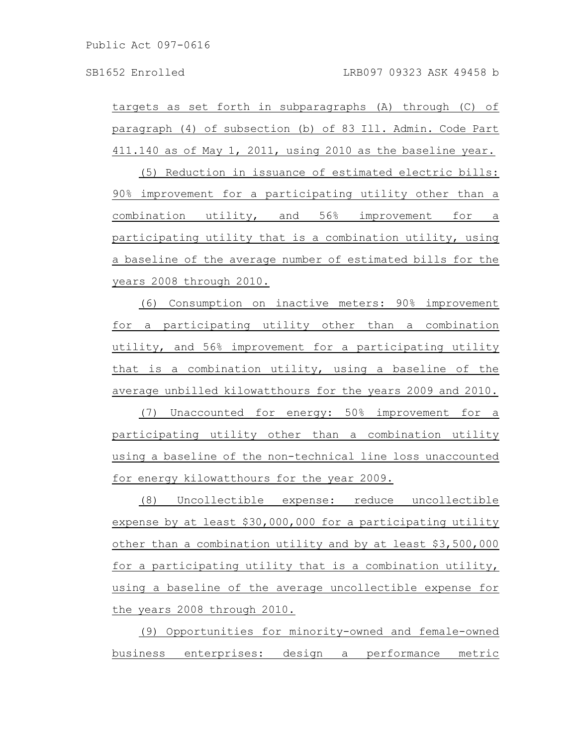targets as set forth in subparagraphs (A) through (C) of paragraph (4) of subsection (b) of 83 Ill. Admin. Code Part 411.140 as of May 1, 2011, using 2010 as the baseline year.

(5) Reduction in issuance of estimated electric bills: 90% improvement for a participating utility other than a combination utility, and 56% improvement for a participating utility that is a combination utility, using a baseline of the average number of estimated bills for the years 2008 through 2010.

(6) Consumption on inactive meters: 90% improvement for a participating utility other than a combination utility, and 56% improvement for a participating utility that is a combination utility, using a baseline of the average unbilled kilowatthours for the years 2009 and 2010.

(7) Unaccounted for energy: 50% improvement for a participating utility other than a combination utility using a baseline of the non-technical line loss unaccounted for energy kilowatthours for the year 2009.

(8) Uncollectible expense: reduce uncollectible expense by at least $30,000,000 for a participating utility other than a combination utility and by at least $3,500,000 for a participating utility that is a combination utility, using a baseline of the average uncollectible expense for the years 2008 through 2010.

(9) Opportunities for minority-owned and female-owned business enterprises: design a performance metric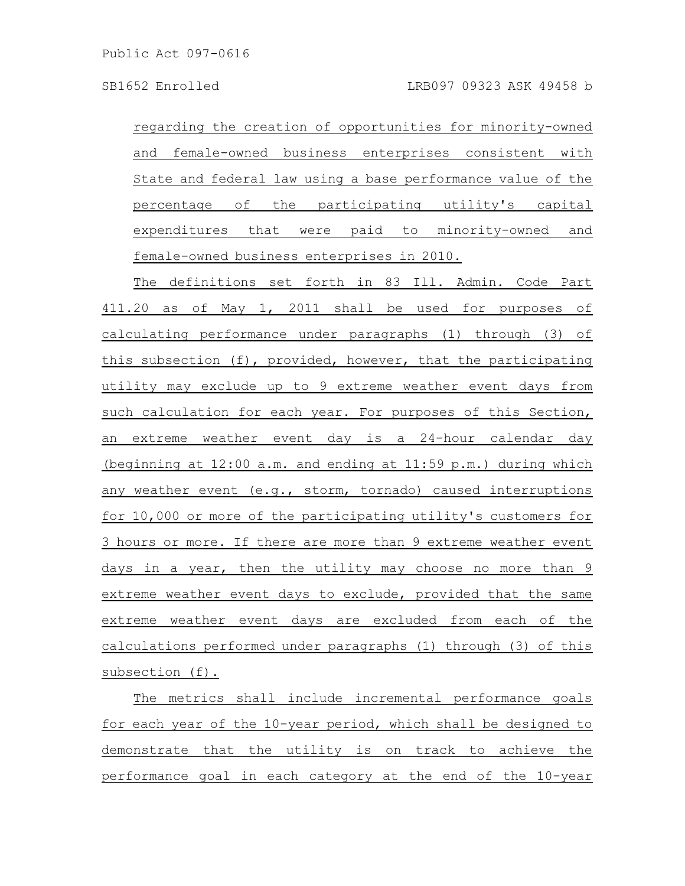regarding the creation of opportunities for minority-owned and female-owned business enterprises consistent with State and federal law using a base performance value of the percentage of the participating utility's capital expenditures that were paid to minority-owned and female-owned business enterprises in 2010.

The definitions set forth in 83 Ill. Admin. Code Part 411.20 as of May 1, 2011 shall be used for purposes of calculating performance under paragraphs (1) through (3) of this subsection (f), provided, however, that the participating utility may exclude up to 9 extreme weather event days from such calculation for each year. For purposes of this Section, an extreme weather event day is a 24-hour calendar day (beginning at 12:00 a.m. and ending at 11:59 p.m.) during which any weather event (e.g., storm, tornado) caused interruptions for 10,000 or more of the participating utility's customers for 3 hours or more. If there are more than 9 extreme weather event days in a year, then the utility may choose no more than 9 extreme weather event days to exclude, provided that the same extreme weather event days are excluded from each of the calculations performed under paragraphs (1) through (3) of this subsection (f).

The metrics shall include incremental performance goals for each year of the 10-year period, which shall be designed to demonstrate that the utility is on track to achieve the performance goal in each category at the end of the 10-year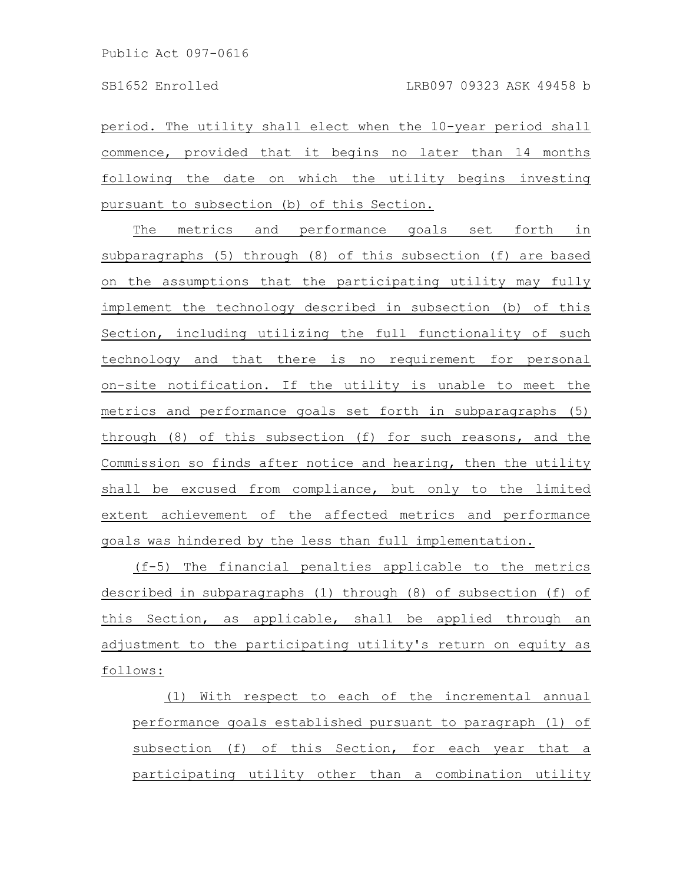period. The utility shall elect when the 10-year period shall commence, provided that it begins no later than 14 months following the date on which the utility begins investing pursuant to subsection (b) of this Section.

The metrics and performance goals set forth in subparagraphs (5) through (8) of this subsection (f) are based on the assumptions that the participating utility may fully implement the technology described in subsection (b) of this Section, including utilizing the full functionality of such technology and that there is no requirement for personal on-site notification. If the utility is unable to meet the metrics and performance goals set forth in subparagraphs (5) through (8) of this subsection (f) for such reasons, and the Commission so finds after notice and hearing, then the utility shall be excused from compliance, but only to the limited extent achievement of the affected metrics and performance goals was hindered by the less than full implementation.

(f-5) The financial penalties applicable to the metrics described in subparagraphs (1) through (8) of subsection (f) of this Section, as applicable, shall be applied through an adjustment to the participating utility's return on equity as follows:

(1) With respect to each of the incremental annual performance goals established pursuant to paragraph (1) of subsection (f) of this Section, for each year that a participating utility other than a combination utility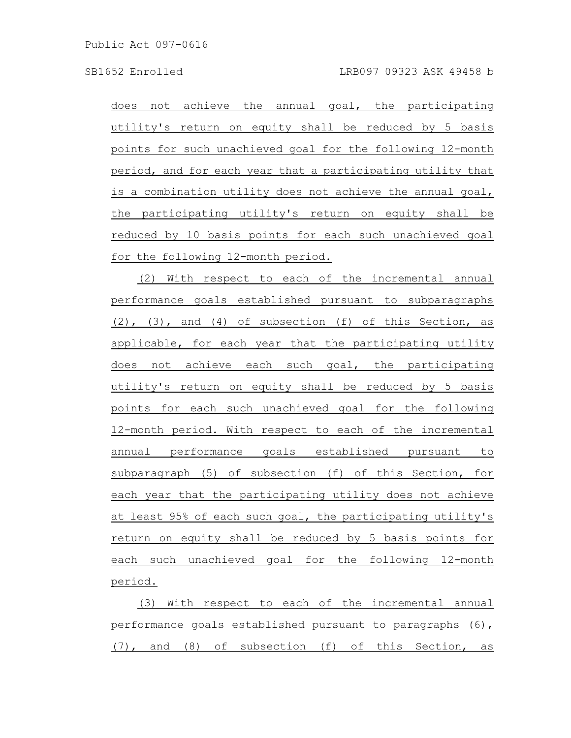does not achieve the annual goal, the participating utility's return on equity shall be reduced by 5 basis points for such unachieved goal for the following 12-month period, and for each year that a participating utility that is a combination utility does not achieve the annual goal, the participating utility's return on equity shall be reduced by 10 basis points for each such unachieved goal for the following 12-month period.

(2) With respect to each of the incremental annual performance goals established pursuant to subparagraphs (2), (3), and (4) of subsection (f) of this Section, as applicable, for each year that the participating utility does not achieve each such goal, the participating utility's return on equity shall be reduced by 5 basis points for each such unachieved goal for the following 12-month period. With respect to each of the incremental annual performance goals established pursuant to subparagraph (5) of subsection (f) of this Section, for each year that the participating utility does not achieve at least 95% of each such goal, the participating utility's return on equity shall be reduced by 5 basis points for each such unachieved goal for the following 12-month period.

(3) With respect to each of the incremental annual performance goals established pursuant to paragraphs (6), (7), and (8) of subsection (f) of this Section, as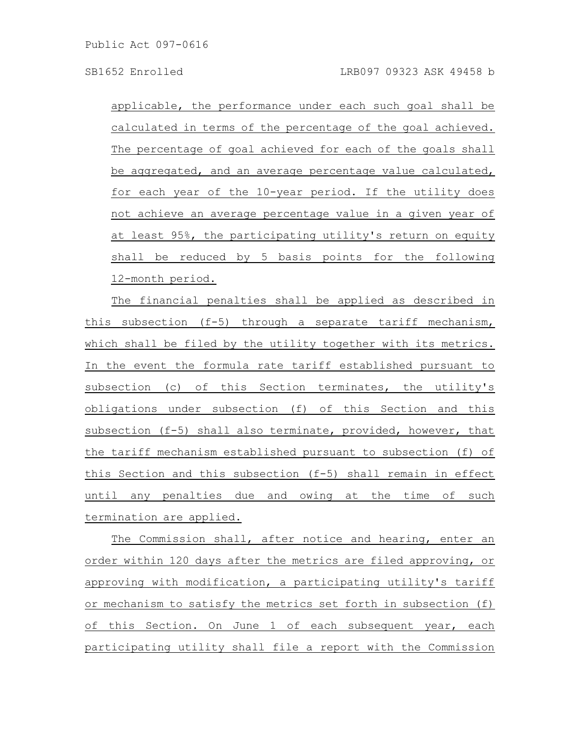applicable, the performance under each such goal shall be calculated in terms of the percentage of the goal achieved. The percentage of goal achieved for each of the goals shall be aggregated, and an average percentage value calculated, for each year of the 10-year period. If the utility does not achieve an average percentage value in a given year of at least 95%, the participating utility's return on equity shall be reduced by 5 basis points for the following 12-month period.

The financial penalties shall be applied as described in this subsection (f-5) through a separate tariff mechanism, which shall be filed by the utility together with its metrics. In the event the formula rate tariff established pursuant to subsection (c) of this Section terminates, the utility's obligations under subsection (f) of this Section and this subsection (f-5) shall also terminate, provided, however, that the tariff mechanism established pursuant to subsection (f) of this Section and this subsection (f-5) shall remain in effect until any penalties due and owing at the time of such termination are applied.

The Commission shall, after notice and hearing, enter an order within 120 days after the metrics are filed approving, or approving with modification, a participating utility's tariff or mechanism to satisfy the metrics set forth in subsection (f) of this Section. On June 1 of each subsequent year, each participating utility shall file a report with the Commission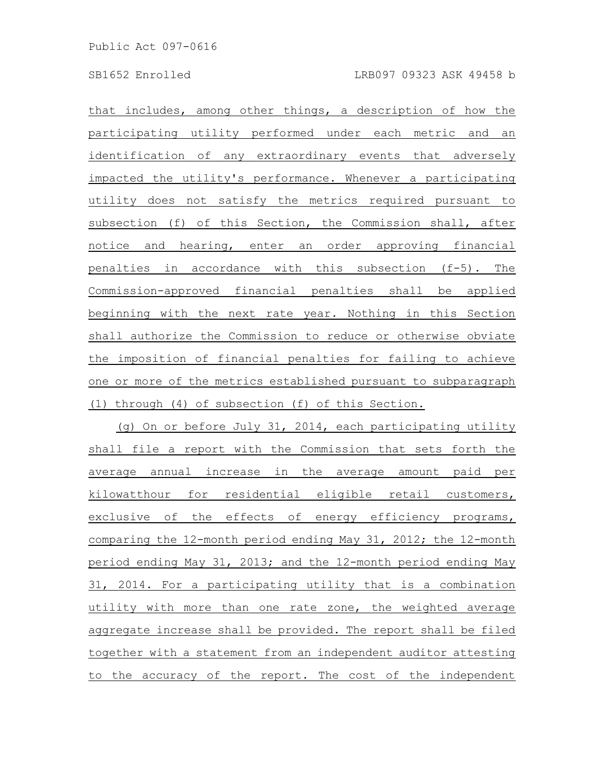that includes, among other things, a description of how the participating utility performed under each metric and an identification of any extraordinary events that adversely impacted the utility's performance. Whenever a participating utility does not satisfy the metrics required pursuant to subsection (f) of this Section, the Commission shall, after notice and hearing, enter an order approving financial penalties in accordance with this subsection (f-5). The Commission-approved financial penalties shall be applied beginning with the next rate year. Nothing in this Section shall authorize the Commission to reduce or otherwise obviate the imposition of financial penalties for failing to achieve one or more of the metrics established pursuant to subparagraph (1) through (4) of subsection (f) of this Section.

(g) On or before July 31, 2014, each participating utility shall file a report with the Commission that sets forth the average annual increase in the average amount paid per kilowatthour for residential eligible retail customers, exclusive of the effects of energy efficiency programs, comparing the 12-month period ending May 31, 2012; the 12-month period ending May 31, 2013; and the 12-month period ending May 31, 2014. For a participating utility that is a combination utility with more than one rate zone, the weighted average aggregate increase shall be provided. The report shall be filed together with a statement from an independent auditor attesting to the accuracy of the report. The cost of the independent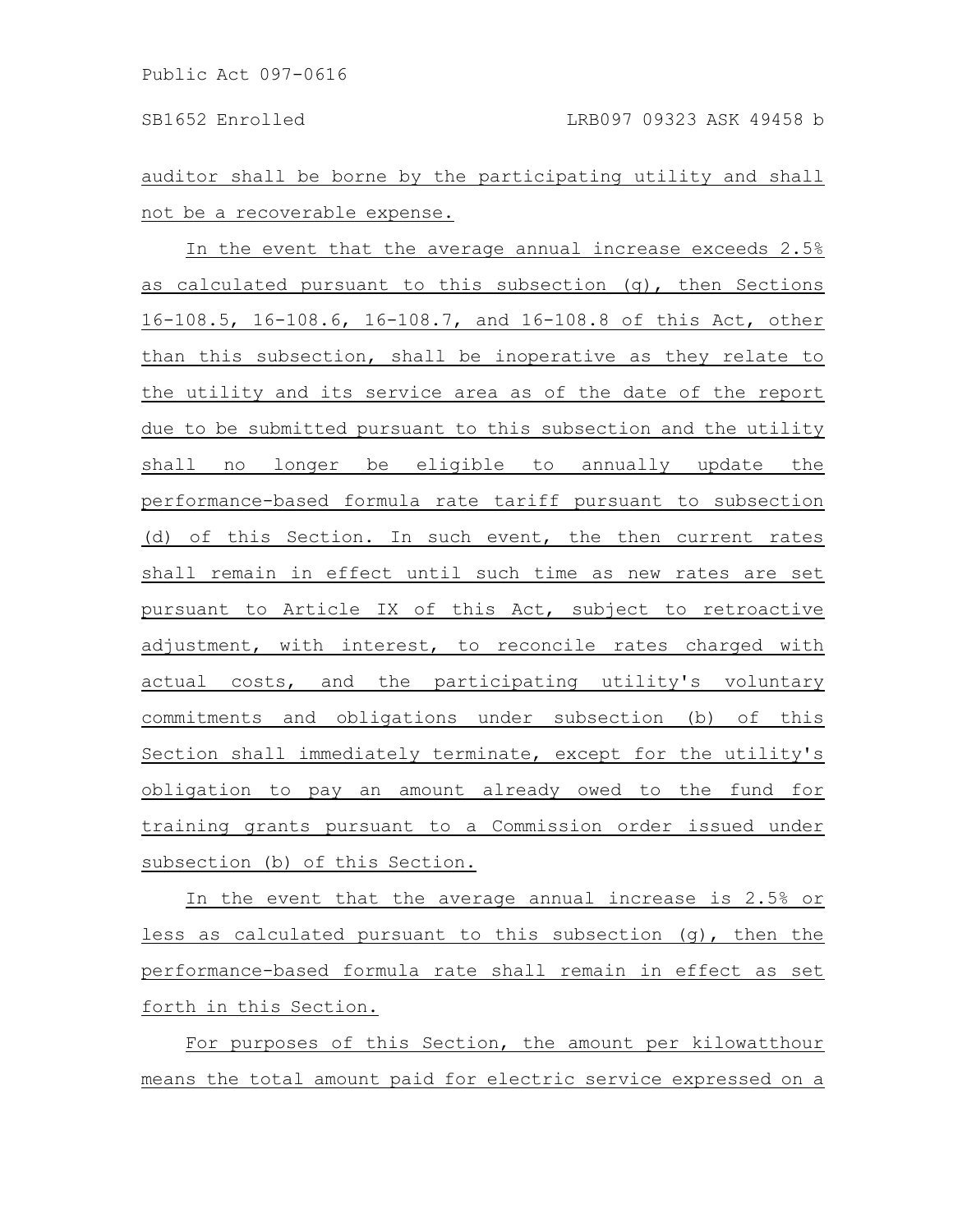auditor shall be borne by the participating utility and shall not be a recoverable expense.

In the event that the average annual increase exceeds 2.5% as calculated pursuant to this subsection (g), then Sections 16-108.5, 16-108.6, 16-108.7, and 16-108.8 of this Act, other than this subsection, shall be inoperative as they relate to the utility and its service area as of the date of the report due to be submitted pursuant to this subsection and the utility shall no longer be eligible to annually update the performance-based formula rate tariff pursuant to subsection (d) of this Section. In such event, the then current rates shall remain in effect until such time as new rates are set pursuant to Article IX of this Act, subject to retroactive adjustment, with interest, to reconcile rates charged with actual costs, and the participating utility's voluntary commitments and obligations under subsection (b) of this Section shall immediately terminate, except for the utility's obligation to pay an amount already owed to the fund for training grants pursuant to a Commission order issued under subsection (b) of this Section.

In the event that the average annual increase is 2.5% or less as calculated pursuant to this subsection (g), then the performance-based formula rate shall remain in effect as set forth in this Section.

For purposes of this Section, the amount per kilowatthour means the total amount paid for electric service expressed on a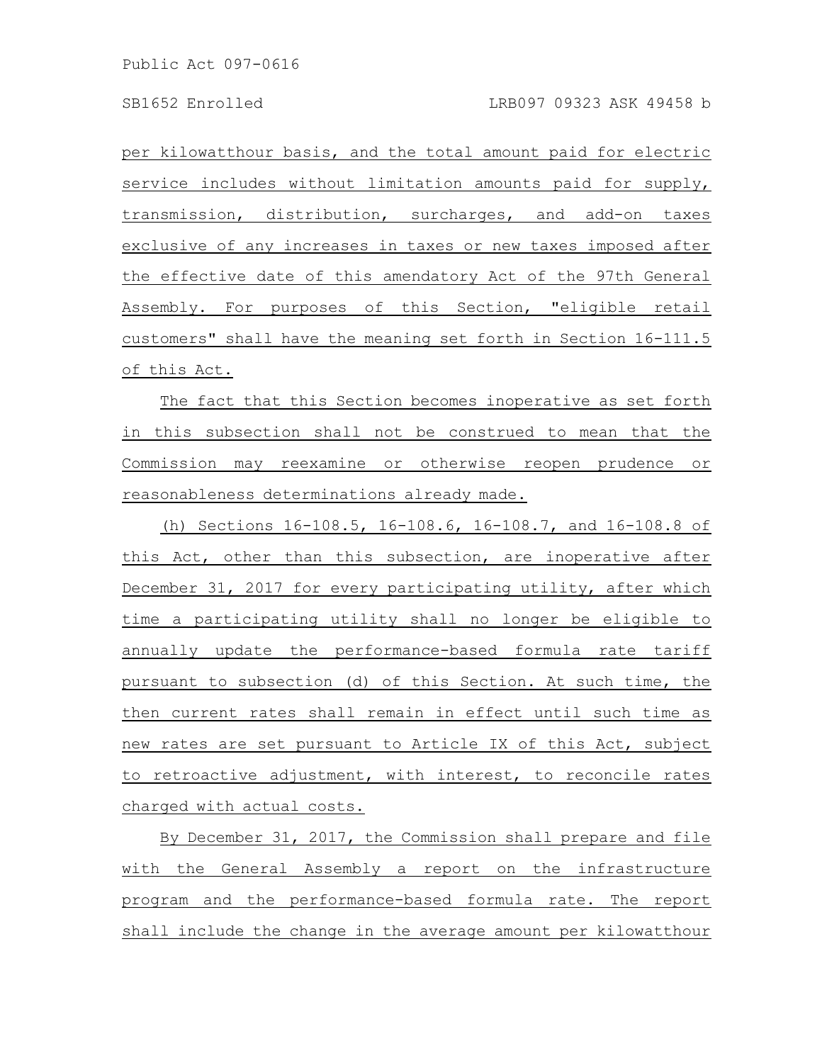per kilowatthour basis, and the total amount paid for electric service includes without limitation amounts paid for supply, transmission, distribution, surcharges, and add-on taxes exclusive of any increases in taxes or new taxes imposed after the effective date of this amendatory Act of the 97th General Assembly. For purposes of this Section, "eligible retail customers" shall have the meaning set forth in Section 16-111.5 of this Act.

The fact that this Section becomes inoperative as set forth in this subsection shall not be construed to mean that the Commission may reexamine or otherwise reopen prudence or reasonableness determinations already made.

(h) Sections 16-108.5, 16-108.6, 16-108.7, and 16-108.8 of this Act, other than this subsection, are inoperative after December 31, 2017 for every participating utility, after which time a participating utility shall no longer be eligible to annually update the performance-based formula rate tariff pursuant to subsection (d) of this Section. At such time, the then current rates shall remain in effect until such time as new rates are set pursuant to Article IX of this Act, subject to retroactive adjustment, with interest, to reconcile rates charged with actual costs.

By December 31, 2017, the Commission shall prepare and file with the General Assembly a report on the infrastructure program and the performance-based formula rate. The report shall include the change in the average amount per kilowatthour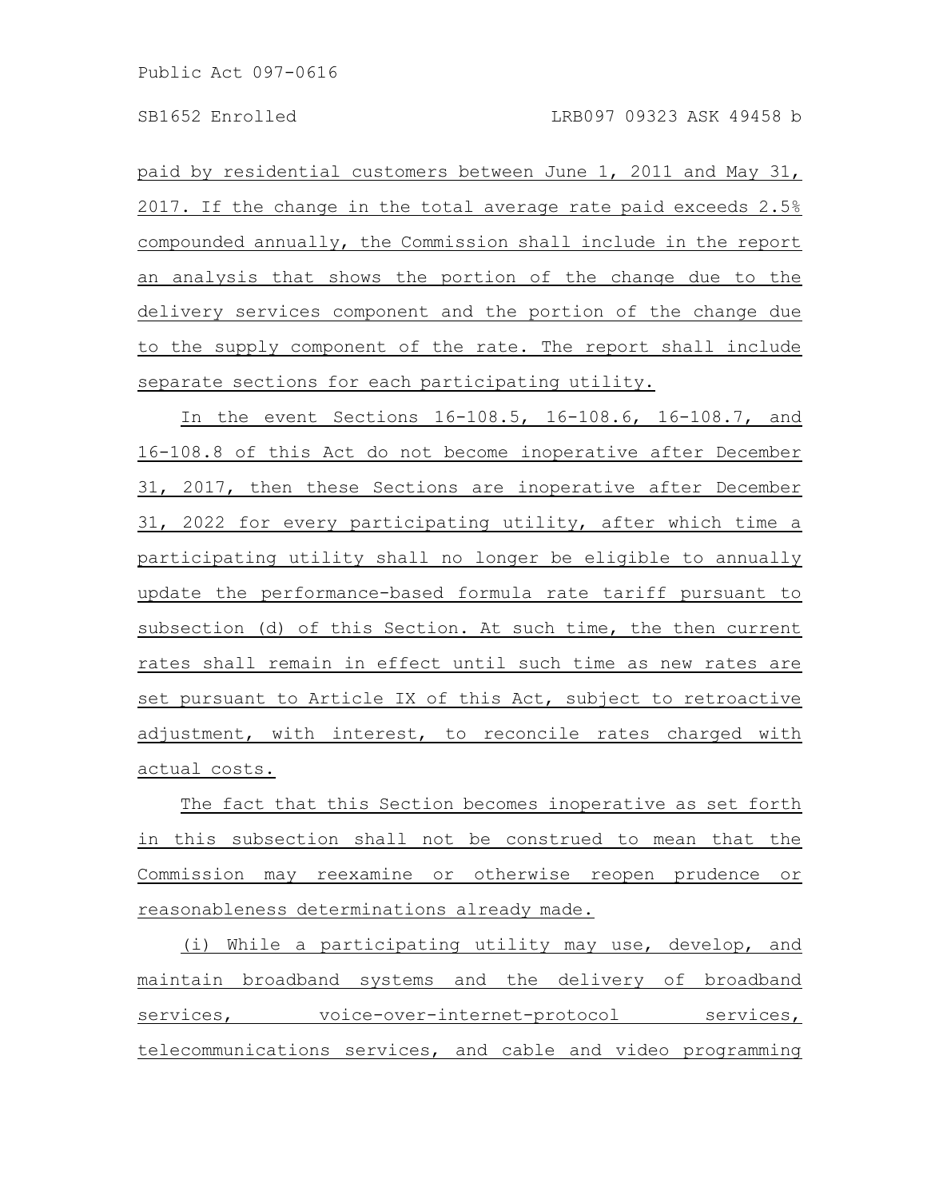paid by residential customers between June 1, 2011 and May 31, 2017. If the change in the total average rate paid exceeds 2.5% compounded annually, the Commission shall include in the report an analysis that shows the portion of the change due to the delivery services component and the portion of the change due to the supply component of the rate. The report shall include separate sections for each participating utility.

In the event Sections 16-108.5, 16-108.6, 16-108.7, and 16-108.8 of this Act do not become inoperative after December 31, 2017, then these Sections are inoperative after December 31, 2022 for every participating utility, after which time a participating utility shall no longer be eligible to annually update the performance-based formula rate tariff pursuant to subsection (d) of this Section. At such time, the then current rates shall remain in effect until such time as new rates are set pursuant to Article IX of this Act, subject to retroactive adjustment, with interest, to reconcile rates charged with actual costs.

The fact that this Section becomes inoperative as set forth in this subsection shall not be construed to mean that the Commission may reexamine or otherwise reopen prudence or reasonableness determinations already made.

(i) While a participating utility may use, develop, and maintain broadband systems and the delivery of broadband services, voice-over-internet-protocol services, telecommunications services, and cable and video programming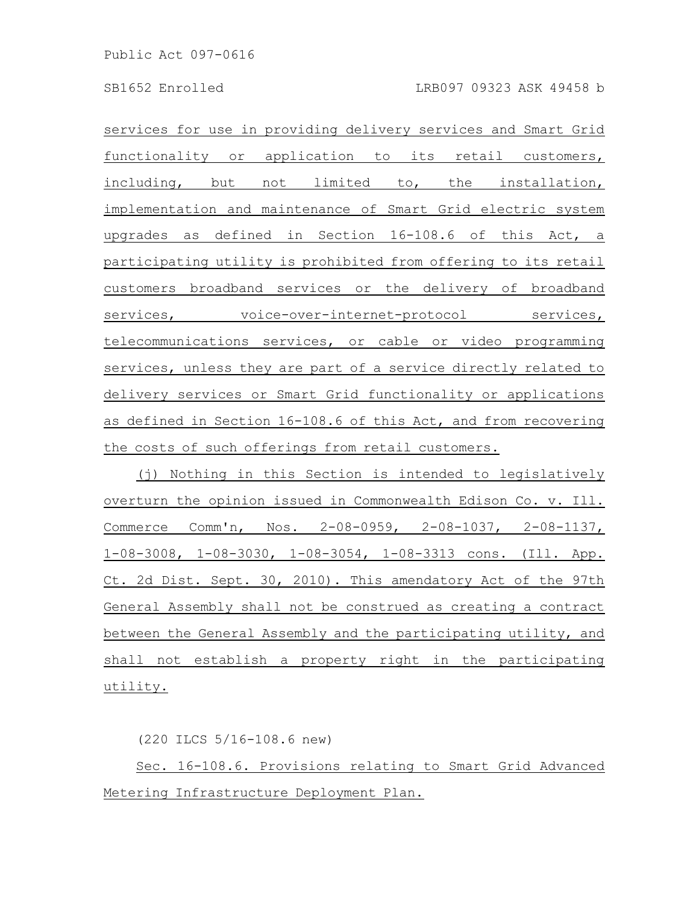services for use in providing delivery services and Smart Grid functionality or application to its retail customers, including, but not limited to, the installation, implementation and maintenance of Smart Grid electric system upgrades as defined in Section 16-108.6 of this Act, a participating utility is prohibited from offering to its retail customers broadband services or the delivery of broadband services, voice-over-internet-protocol services, telecommunications services, or cable or video programming services, unless they are part of a service directly related to delivery services or Smart Grid functionality or applications as defined in Section 16-108.6 of this Act, and from recovering the costs of such offerings from retail customers.

(j) Nothing in this Section is intended to legislatively overturn the opinion issued in Commonwealth Edison Co. v. Ill. Commerce Comm'n, Nos. 2-08-0959, 2-08-1037, 2-08-1137, 1-08-3008, 1-08-3030, 1-08-3054, 1-08-3313 cons. (Ill. App. Ct. 2d Dist. Sept. 30, 2010). This amendatory Act of the 97th General Assembly shall not be construed as creating a contract between the General Assembly and the participating utility, and shall not establish a property right in the participating utility.

(220 ILCS 5/16-108.6 new)

Sec. 16-108.6. Provisions relating to Smart Grid Advanced Metering Infrastructure Deployment Plan.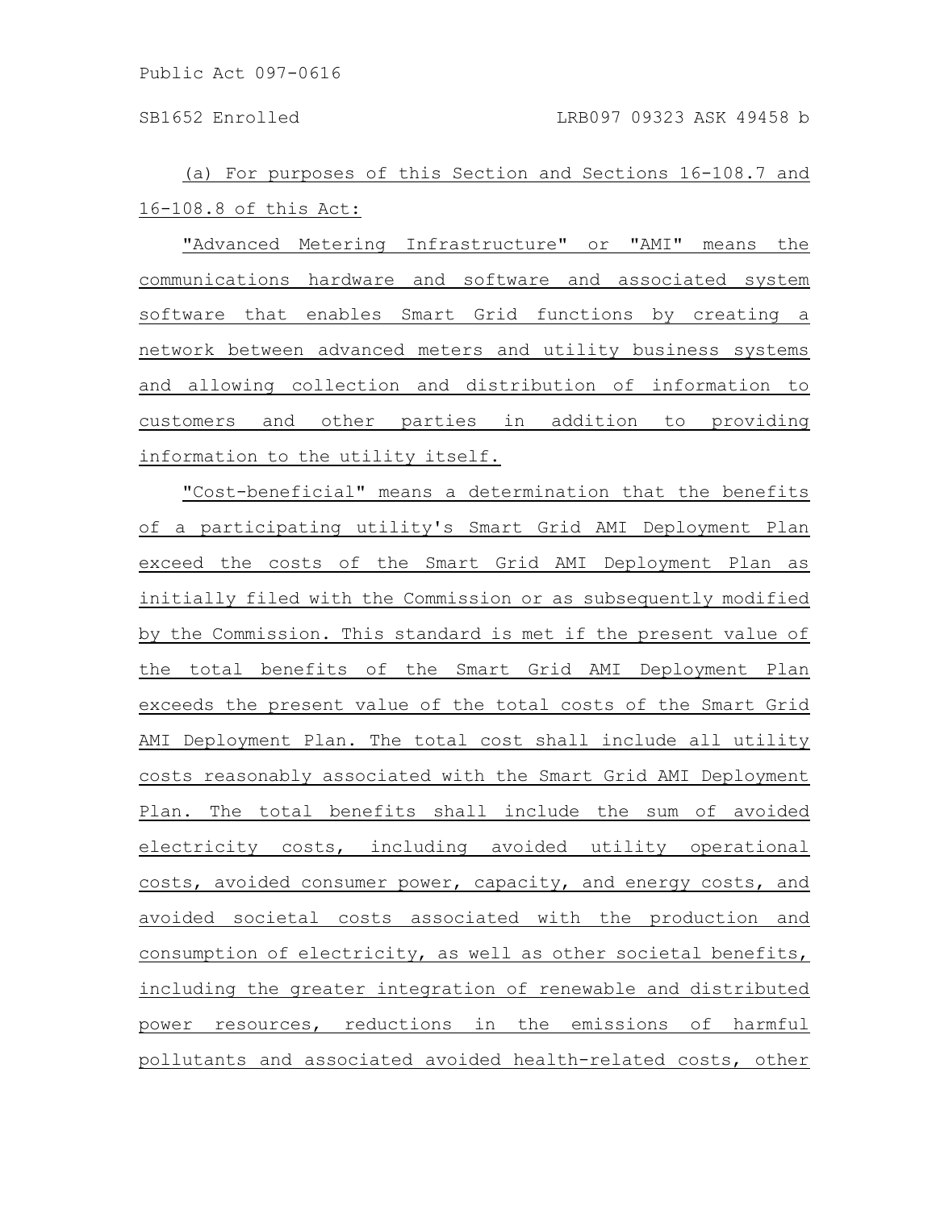(a) For purposes of this Section and Sections 16-108.7 and 16-108.8 of this Act:

"Advanced Metering Infrastructure" or "AMI" means the communications hardware and software and associated system software that enables Smart Grid functions by creating a network between advanced meters and utility business systems and allowing collection and distribution of information to customers and other parties in addition to providing information to the utility itself.

"Cost-beneficial" means a determination that the benefits of a participating utility's Smart Grid AMI Deployment Plan exceed the costs of the Smart Grid AMI Deployment Plan as initially filed with the Commission or as subsequently modified by the Commission. This standard is met if the present value of the total benefits of the Smart Grid AMI Deployment Plan exceeds the present value of the total costs of the Smart Grid AMI Deployment Plan. The total cost shall include all utility costs reasonably associated with the Smart Grid AMI Deployment Plan. The total benefits shall include the sum of avoided electricity costs, including avoided utility operational costs, avoided consumer power, capacity, and energy costs, and avoided societal costs associated with the production and consumption of electricity, as well as other societal benefits, including the greater integration of renewable and distributed power resources, reductions in the emissions of harmful pollutants and associated avoided health-related costs, other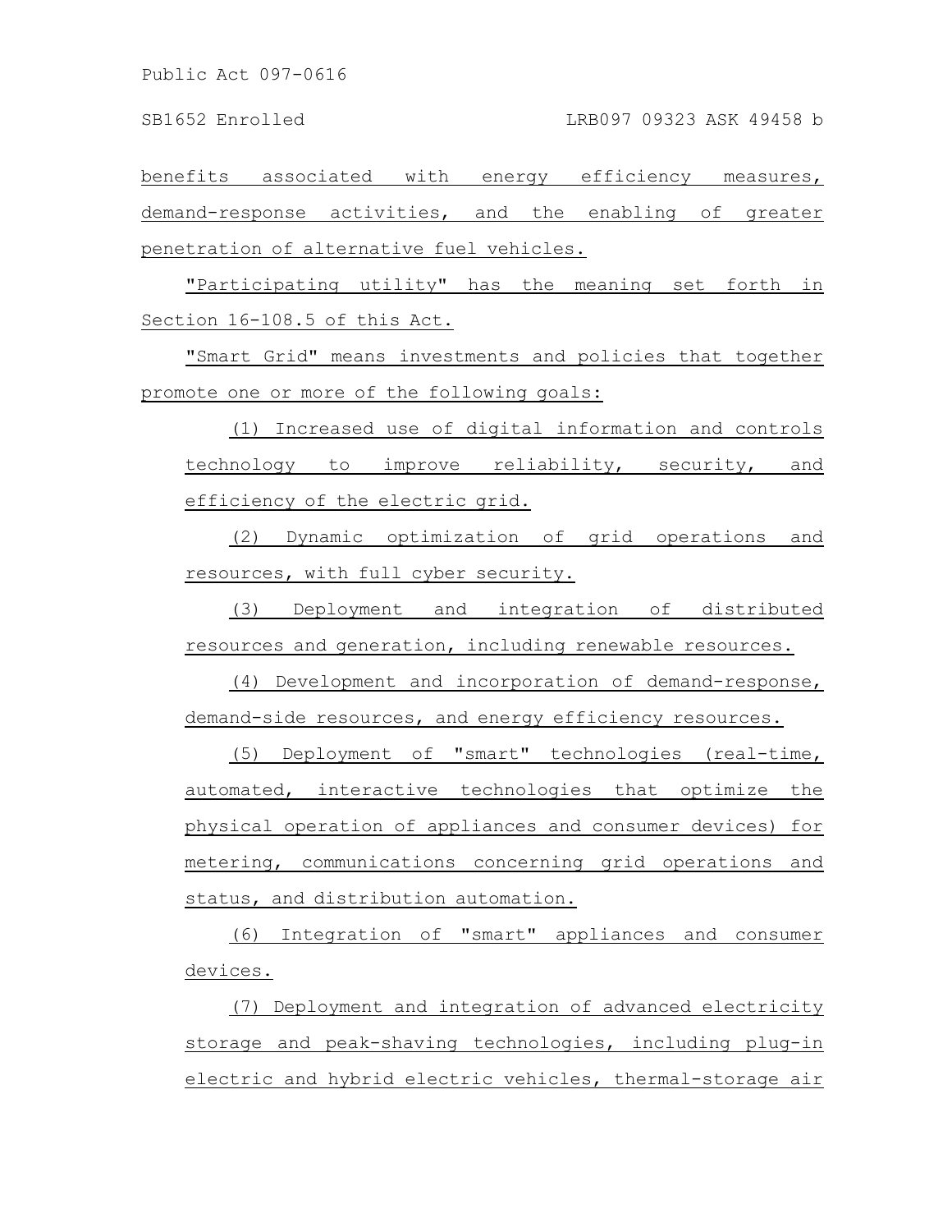benefits associated with energy efficiency measures, demand-response activities, and the enabling of greater penetration of alternative fuel vehicles.

"Participating utility" has the meaning set forth in Section 16-108.5 of this Act.

"Smart Grid" means investments and policies that together promote one or more of the following goals:

(1) Increased use of digital information and controls technology to improve reliability, security, and efficiency of the electric grid.

(2) Dynamic optimization of grid operations and resources, with full cyber security.

(3) Deployment and integration of distributed resources and generation, including renewable resources.

(4) Development and incorporation of demand-response, demand-side resources, and energy efficiency resources.

(5) Deployment of "smart" technologies (real-time, automated, interactive technologies that optimize the physical operation of appliances and consumer devices) for metering, communications concerning grid operations and status, and distribution automation.

(6) Integration of "smart" appliances and consumer devices.

(7) Deployment and integration of advanced electricity storage and peak-shaving technologies, including plug-in electric and hybrid electric vehicles, thermal-storage air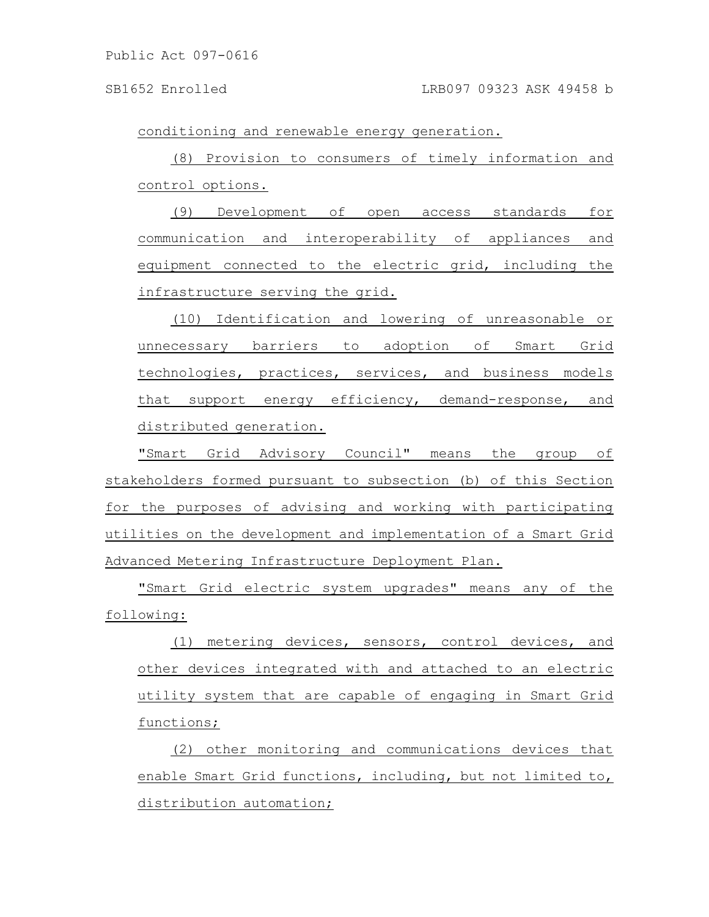conditioning and renewable energy generation.

(8) Provision to consumers of timely information and control options.

(9) Development of open access standards for communication and interoperability of appliances and equipment connected to the electric grid, including the infrastructure serving the grid.

(10) Identification and lowering of unreasonable or unnecessary barriers to adoption of Smart Grid technologies, practices, services, and business models that support energy efficiency, demand-response, and distributed generation.

"Smart Grid Advisory Council" means the group of stakeholders formed pursuant to subsection (b) of this Section for the purposes of advising and working with participating utilities on the development and implementation of a Smart Grid Advanced Metering Infrastructure Deployment Plan.

"Smart Grid electric system upgrades" means any of the following:

(1) metering devices, sensors, control devices, and other devices integrated with and attached to an electric utility system that are capable of engaging in Smart Grid functions;

(2) other monitoring and communications devices that enable Smart Grid functions, including, but not limited to, distribution automation;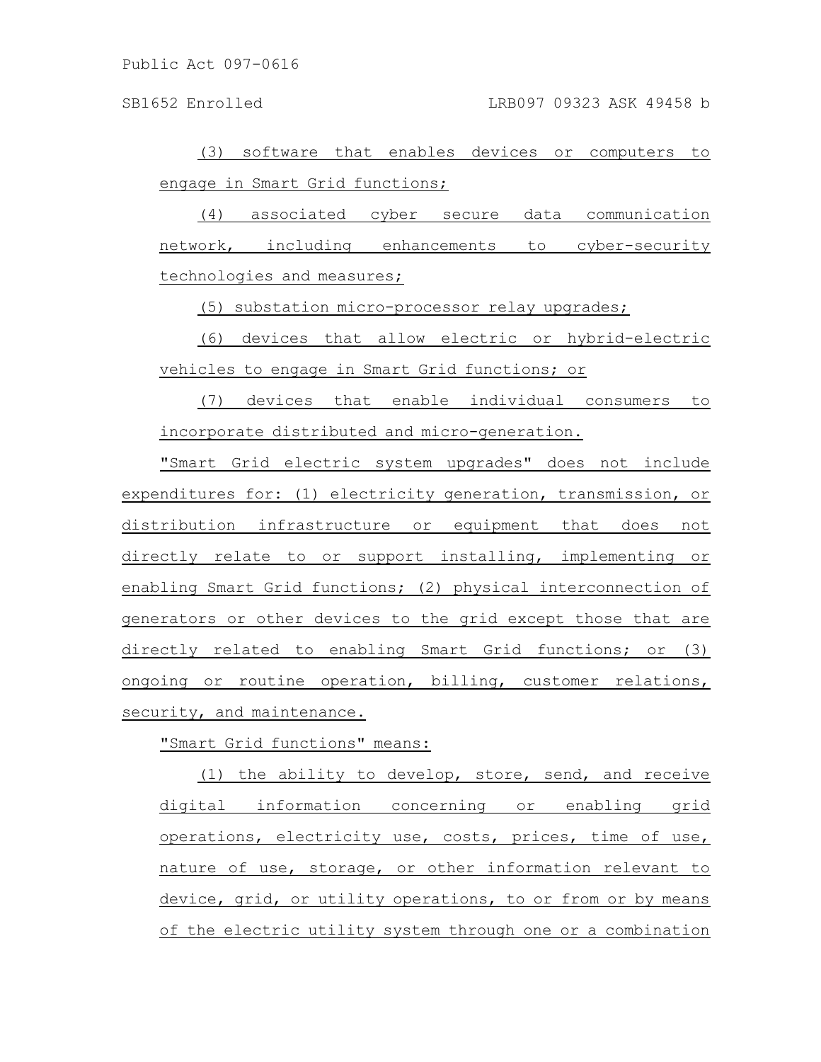(3) software that enables devices or computers to engage in Smart Grid functions;

(4) associated cyber secure data communication network, including enhancements to cyber-security technologies and measures;

(5) substation micro-processor relay upgrades;

(6) devices that allow electric or hybrid-electric vehicles to engage in Smart Grid functions; or

(7) devices that enable individual consumers to incorporate distributed and micro-generation.

"Smart Grid electric system upgrades" does not include expenditures for: (1) electricity generation, transmission, or distribution infrastructure or equipment that does not directly relate to or support installing, implementing or enabling Smart Grid functions; (2) physical interconnection of generators or other devices to the grid except those that are directly related to enabling Smart Grid functions; or (3) ongoing or routine operation, billing, customer relations, security, and maintenance.

"Smart Grid functions" means:

(1) the ability to develop, store, send, and receive digital information concerning or enabling grid operations, electricity use, costs, prices, time of use, nature of use, storage, or other information relevant to device, grid, or utility operations, to or from or by means of the electric utility system through one or a combination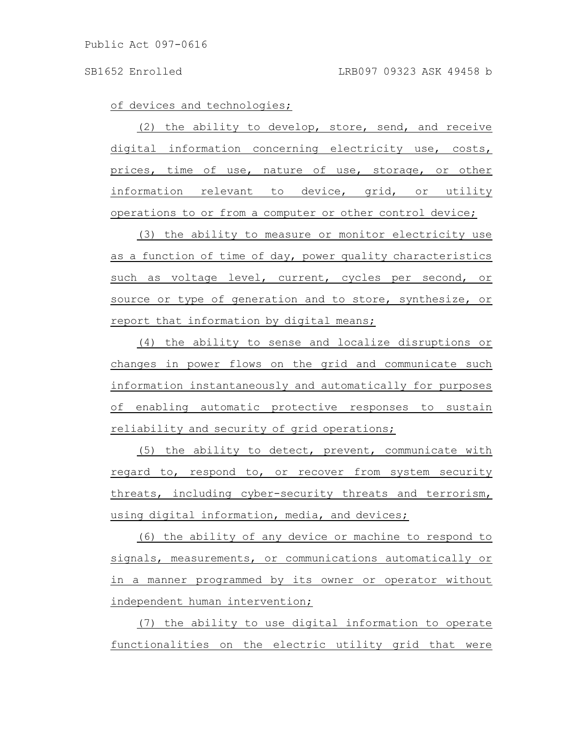of devices and technologies;

(2) the ability to develop, store, send, and receive digital information concerning electricity use, costs, prices, time of use, nature of use, storage, or other information relevant to device, grid, or utility operations to or from a computer or other control device;

(3) the ability to measure or monitor electricity use as a function of time of day, power quality characteristics such as voltage level, current, cycles per second, or source or type of generation and to store, synthesize, or report that information by digital means;

(4) the ability to sense and localize disruptions or changes in power flows on the grid and communicate such information instantaneously and automatically for purposes of enabling automatic protective responses to sustain reliability and security of grid operations;

(5) the ability to detect, prevent, communicate with regard to, respond to, or recover from system security threats, including cyber-security threats and terrorism, using digital information, media, and devices;

(6) the ability of any device or machine to respond to signals, measurements, or communications automatically or in a manner programmed by its owner or operator without independent human intervention;

(7) the ability to use digital information to operate functionalities on the electric utility grid that were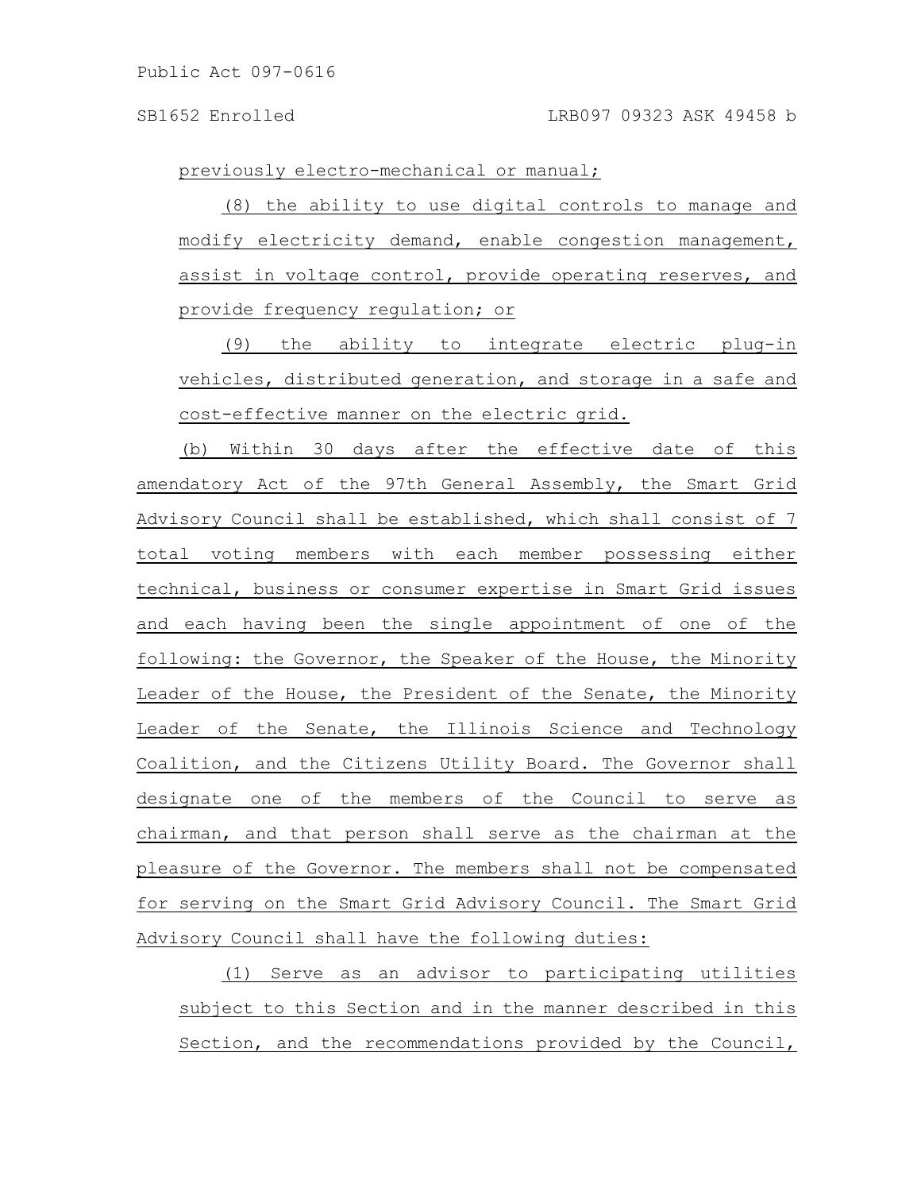previously electro-mechanical or manual;

(8) the ability to use digital controls to manage and modify electricity demand, enable congestion management, assist in voltage control, provide operating reserves, and provide frequency regulation; or

(9) the ability to integrate electric plug-in vehicles, distributed generation, and storage in a safe and cost-effective manner on the electric grid.

(b) Within 30 days after the effective date of this amendatory Act of the 97th General Assembly, the Smart Grid Advisory Council shall be established, which shall consist of 7 total voting members with each member possessing either technical, business or consumer expertise in Smart Grid issues and each having been the single appointment of one of the following: the Governor, the Speaker of the House, the Minority Leader of the House, the President of the Senate, the Minority Leader of the Senate, the Illinois Science and Technology Coalition, and the Citizens Utility Board. The Governor shall designate one of the members of the Council to serve as chairman, and that person shall serve as the chairman at the pleasure of the Governor. The members shall not be compensated for serving on the Smart Grid Advisory Council. The Smart Grid Advisory Council shall have the following duties:

(1) Serve as an advisor to participating utilities subject to this Section and in the manner described in this Section, and the recommendations provided by the Council,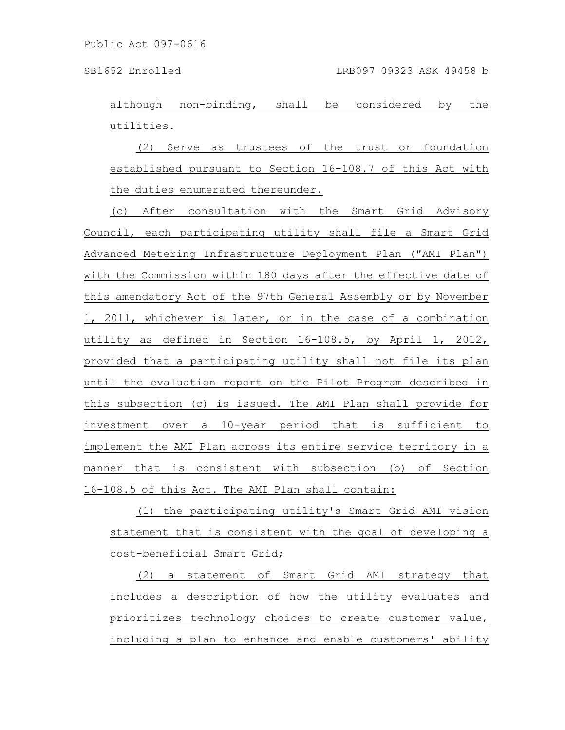although non-binding, shall be considered by the utilities.

(2) Serve as trustees of the trust or foundation established pursuant to Section 16-108.7 of this Act with the duties enumerated thereunder.

(c) After consultation with the Smart Grid Advisory Council, each participating utility shall file a Smart Grid Advanced Metering Infrastructure Deployment Plan ("AMI Plan") with the Commission within 180 days after the effective date of this amendatory Act of the 97th General Assembly or by November 1, 2011, whichever is later, or in the case of a combination utility as defined in Section 16-108.5, by April 1, 2012, provided that a participating utility shall not file its plan until the evaluation report on the Pilot Program described in this subsection (c) is issued. The AMI Plan shall provide for investment over a 10-year period that is sufficient to implement the AMI Plan across its entire service territory in a manner that is consistent with subsection (b) of Section 16-108.5 of this Act. The AMI Plan shall contain:

(1) the participating utility's Smart Grid AMI vision statement that is consistent with the goal of developing a cost-beneficial Smart Grid;

(2) a statement of Smart Grid AMI strategy that includes a description of how the utility evaluates and prioritizes technology choices to create customer value, including a plan to enhance and enable customers' ability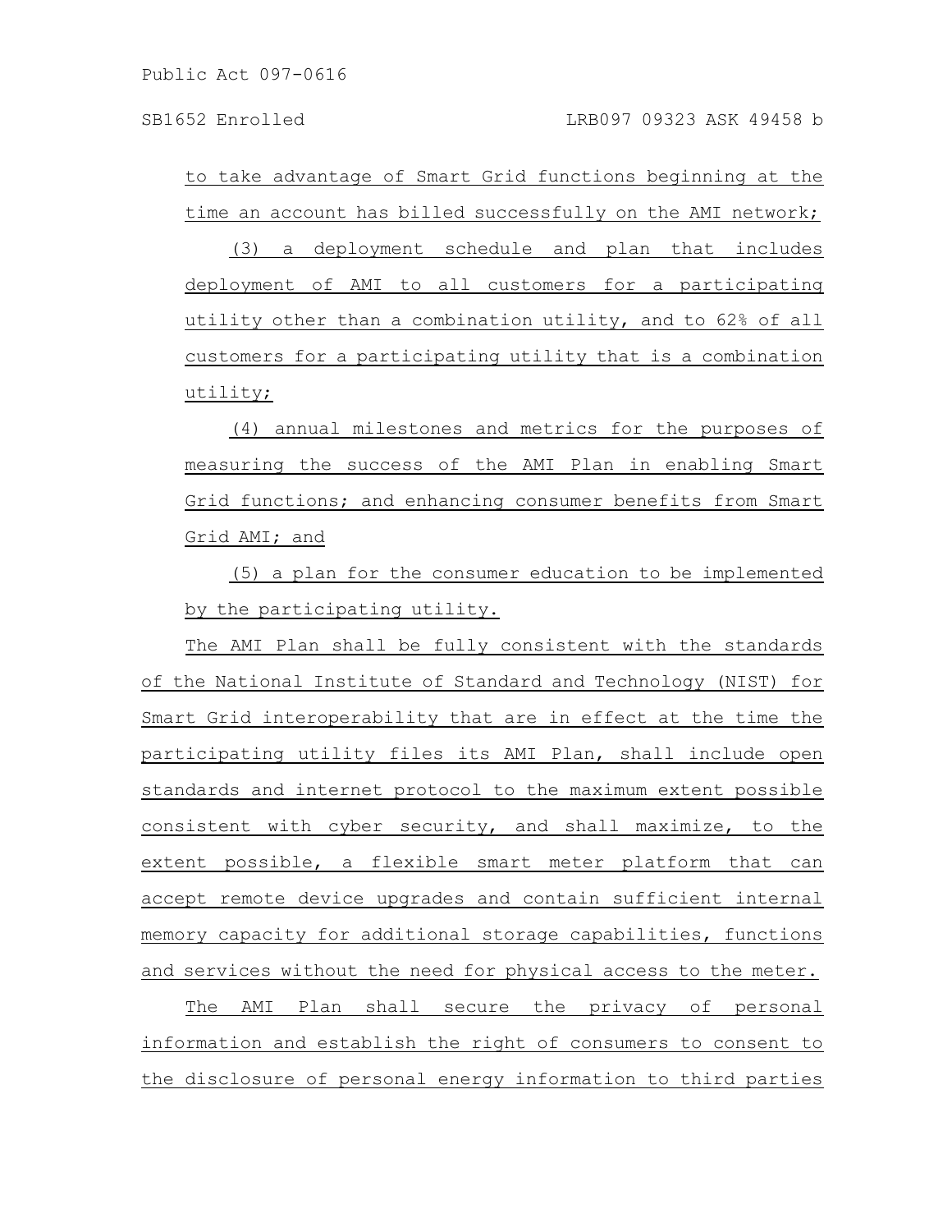to take advantage of Smart Grid functions beginning at the time an account has billed successfully on the AMI network;

(3) a deployment schedule and plan that includes deployment of AMI to all customers for a participating utility other than a combination utility, and to 62% of all customers for a participating utility that is a combination utility;

(4) annual milestones and metrics for the purposes of measuring the success of the AMI Plan in enabling Smart Grid functions; and enhancing consumer benefits from Smart Grid AMI; and

(5) a plan for the consumer education to be implemented by the participating utility.

The AMI Plan shall be fully consistent with the standards of the National Institute of Standard and Technology (NIST) for Smart Grid interoperability that are in effect at the time the participating utility files its AMI Plan, shall include open standards and internet protocol to the maximum extent possible consistent with cyber security, and shall maximize, to the extent possible, a flexible smart meter platform that can accept remote device upgrades and contain sufficient internal memory capacity for additional storage capabilities, functions and services without the need for physical access to the meter.

The AMI Plan shall secure the privacy of personal information and establish the right of consumers to consent to the disclosure of personal energy information to third parties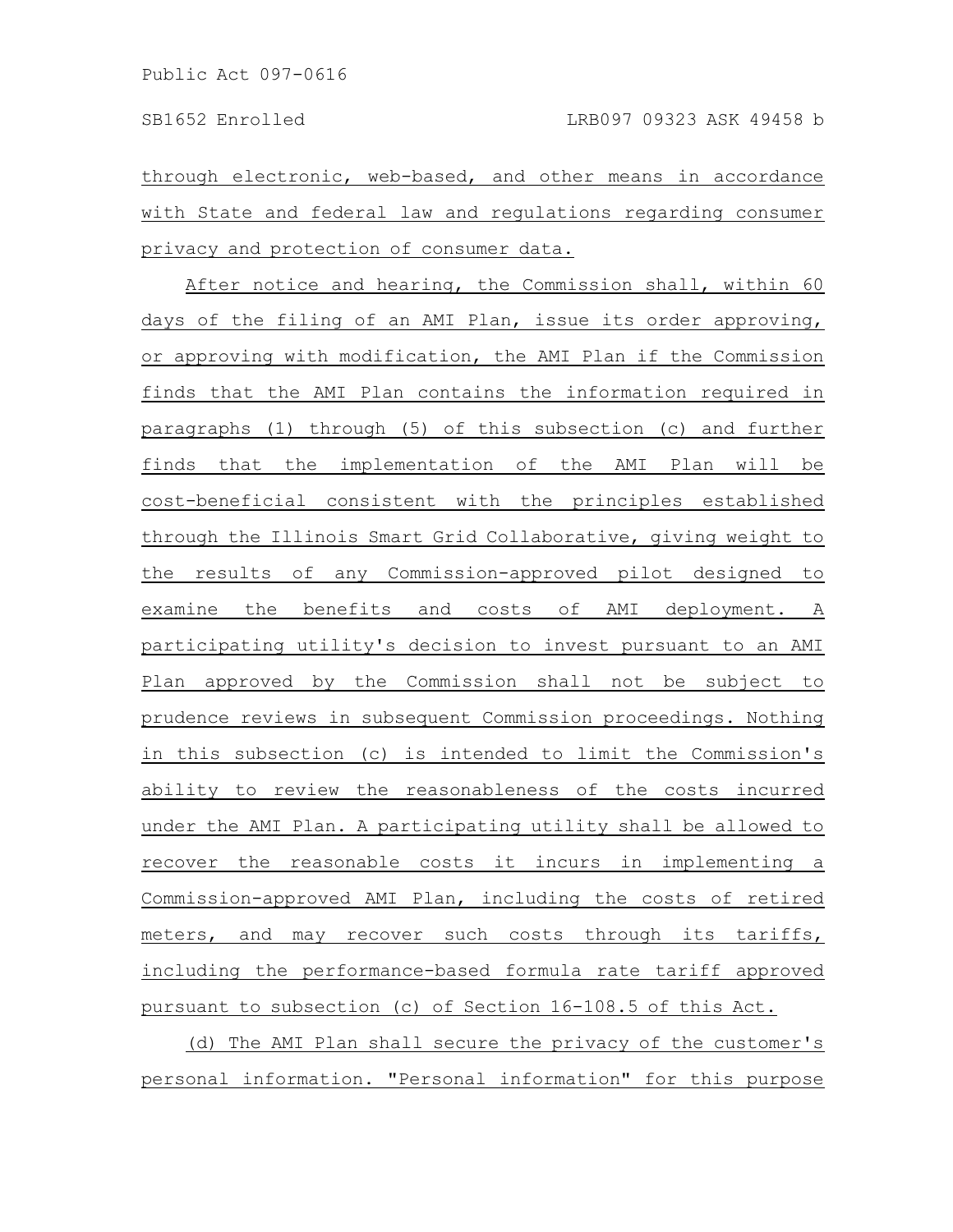through electronic, web-based, and other means in accordance with State and federal law and regulations regarding consumer privacy and protection of consumer data.

After notice and hearing, the Commission shall, within 60 days of the filing of an AMI Plan, issue its order approving, or approving with modification, the AMI Plan if the Commission finds that the AMI Plan contains the information required in paragraphs (1) through (5) of this subsection (c) and further finds that the implementation of the AMI Plan will be cost-beneficial consistent with the principles established through the Illinois Smart Grid Collaborative, giving weight to the results of any Commission-approved pilot designed to examine the benefits and costs of AMI deployment. A participating utility's decision to invest pursuant to an AMI Plan approved by the Commission shall not be subject to prudence reviews in subsequent Commission proceedings. Nothing in this subsection (c) is intended to limit the Commission's ability to review the reasonableness of the costs incurred under the AMI Plan. A participating utility shall be allowed to recover the reasonable costs it incurs in implementing a Commission-approved AMI Plan, including the costs of retired meters, and may recover such costs through its tariffs, including the performance-based formula rate tariff approved pursuant to subsection (c) of Section 16-108.5 of this Act.

(d) The AMI Plan shall secure the privacy of the customer's personal information. "Personal information" for this purpose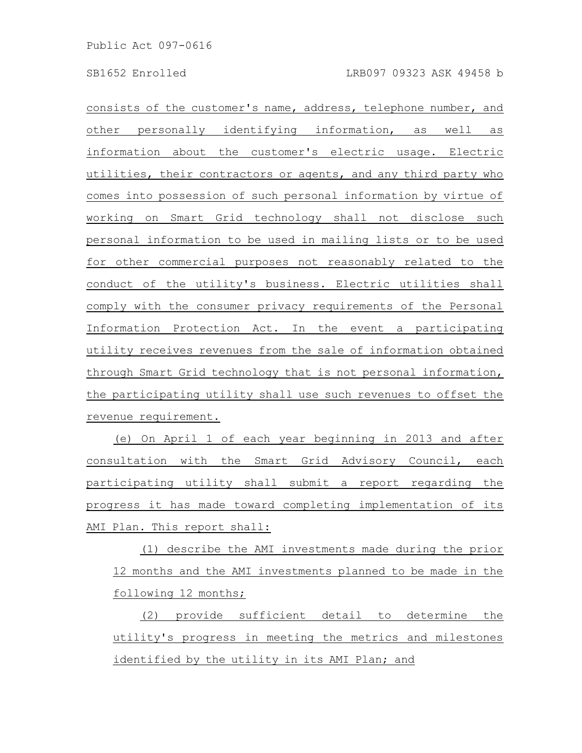consists of the customer's name, address, telephone number, and other personally identifying information, as well as information about the customer's electric usage. Electric utilities, their contractors or agents, and any third party who comes into possession of such personal information by virtue of working on Smart Grid technology shall not disclose such personal information to be used in mailing lists or to be used for other commercial purposes not reasonably related to the conduct of the utility's business. Electric utilities shall comply with the consumer privacy requirements of the Personal Information Protection Act. In the event a participating utility receives revenues from the sale of information obtained through Smart Grid technology that is not personal information, the participating utility shall use such revenues to offset the revenue requirement.

(e) On April 1 of each year beginning in 2013 and after consultation with the Smart Grid Advisory Council, each participating utility shall submit a report regarding the progress it has made toward completing implementation of its AMI Plan. This report shall:

(1) describe the AMI investments made during the prior 12 months and the AMI investments planned to be made in the following 12 months;

(2) provide sufficient detail to determine the utility's progress in meeting the metrics and milestones identified by the utility in its AMI Plan; and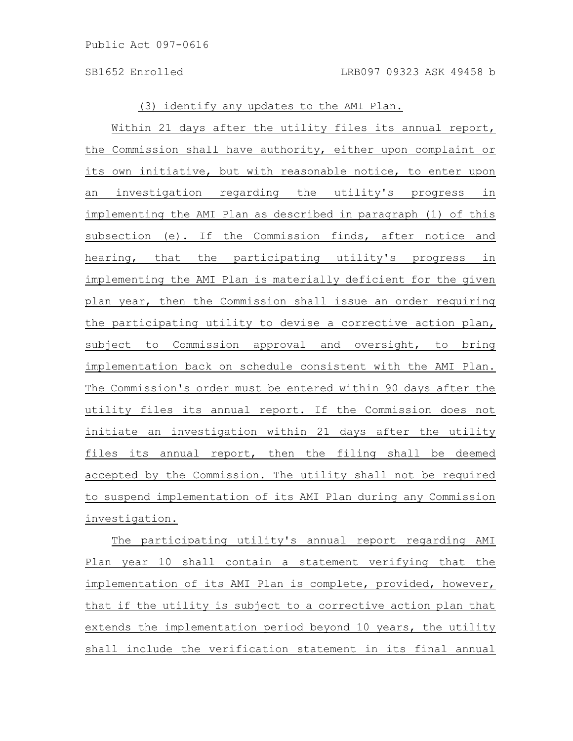(3) identify any updates to the AMI Plan.

Within 21 days after the utility files its annual report, the Commission shall have authority, either upon complaint or its own initiative, but with reasonable notice, to enter upon an investigation regarding the utility's progress in implementing the AMI Plan as described in paragraph (1) of this subsection (e). If the Commission finds, after notice and hearing, that the participating utility's progress in implementing the AMI Plan is materially deficient for the given plan year, then the Commission shall issue an order requiring the participating utility to devise a corrective action plan, subject to Commission approval and oversight, to bring implementation back on schedule consistent with the AMI Plan. The Commission's order must be entered within 90 days after the utility files its annual report. If the Commission does not initiate an investigation within 21 days after the utility files its annual report, then the filing shall be deemed accepted by the Commission. The utility shall not be required to suspend implementation of its AMI Plan during any Commission investigation.

The participating utility's annual report regarding AMI Plan year 10 shall contain a statement verifying that the implementation of its AMI Plan is complete, provided, however, that if the utility is subject to a corrective action plan that extends the implementation period beyond 10 years, the utility shall include the verification statement in its final annual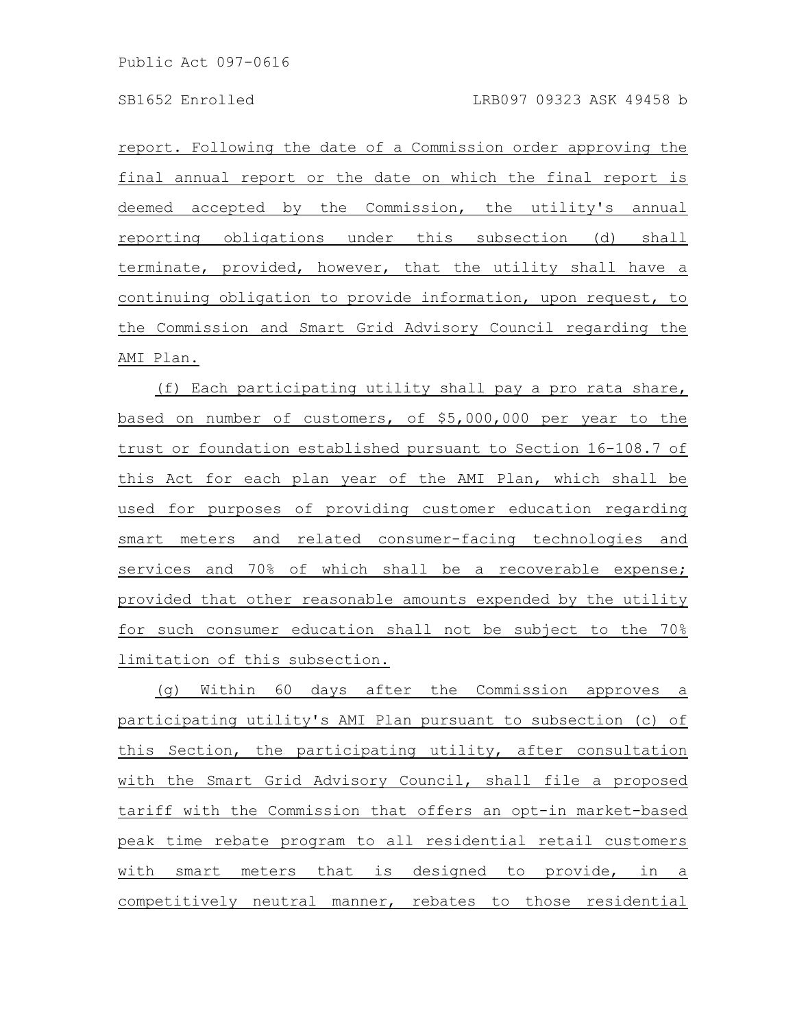report. Following the date of a Commission order approving the final annual report or the date on which the final report is deemed accepted by the Commission, the utility's annual reporting obligations under this subsection (d) shall terminate, provided, however, that the utility shall have a continuing obligation to provide information, upon request, to the Commission and Smart Grid Advisory Council regarding the AMI Plan.

(f) Each participating utility shall pay a pro rata share, based on number of customers, of $5,000,000 per year to the trust or foundation established pursuant to Section 16-108.7 of this Act for each plan year of the AMI Plan, which shall be used for purposes of providing customer education regarding smart meters and related consumer-facing technologies and services and 70% of which shall be a recoverable expense; provided that other reasonable amounts expended by the utility for such consumer education shall not be subject to the 70% limitation of this subsection.

(g) Within 60 days after the Commission approves a participating utility's AMI Plan pursuant to subsection (c) of this Section, the participating utility, after consultation with the Smart Grid Advisory Council, shall file a proposed tariff with the Commission that offers an opt-in market-based peak time rebate program to all residential retail customers with smart meters that is designed to provide, in a competitively neutral manner, rebates to those residential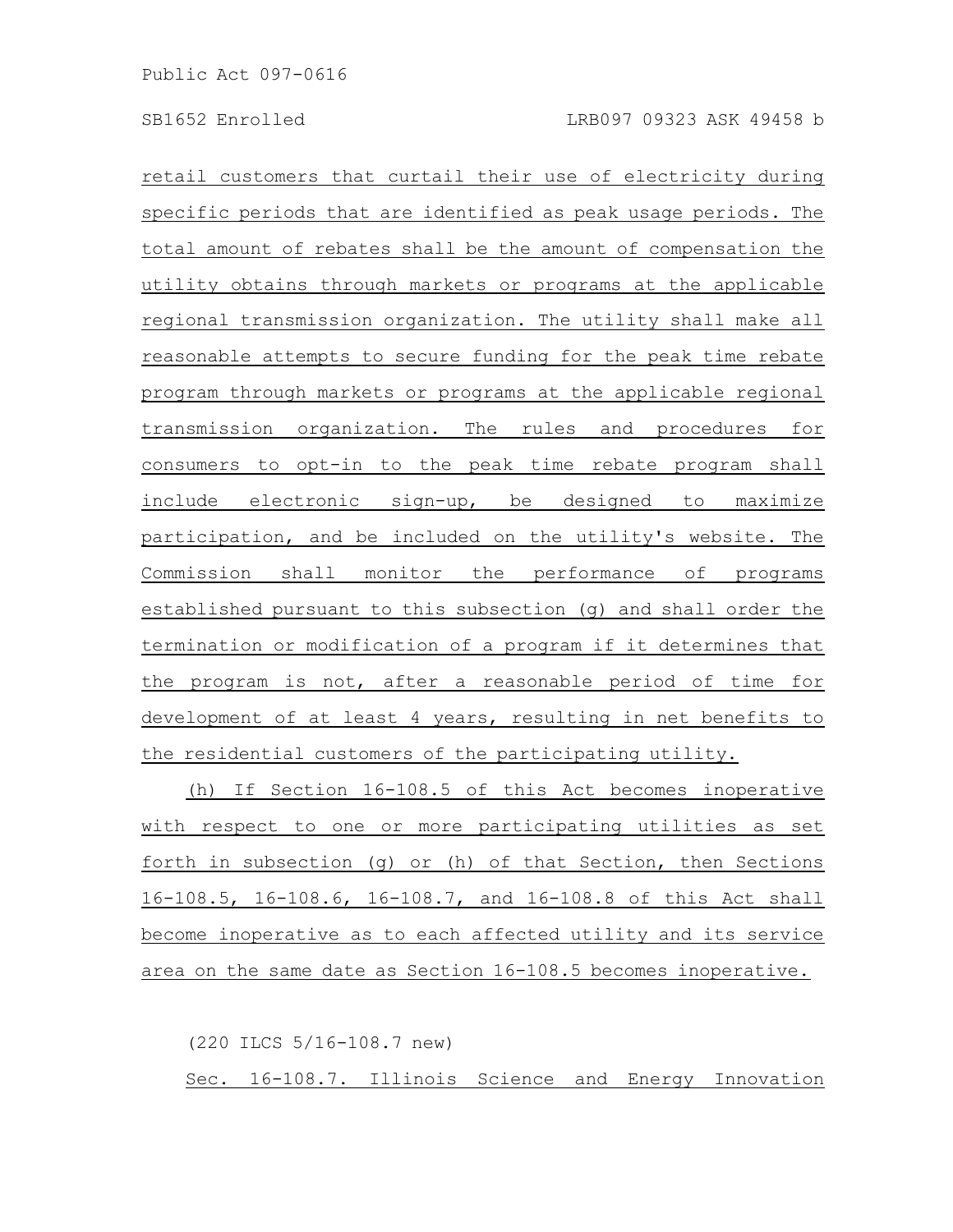retail customers that curtail their use of electricity during specific periods that are identified as peak usage periods. The total amount of rebates shall be the amount of compensation the utility obtains through markets or programs at the applicable regional transmission organization. The utility shall make all reasonable attempts to secure funding for the peak time rebate program through markets or programs at the applicable regional transmission organization. The rules and procedures for consumers to opt-in to the peak time rebate program shall include electronic sign-up, be designed to maximize participation, and be included on the utility's website. The Commission shall monitor the performance of programs established pursuant to this subsection (g) and shall order the termination or modification of a program if it determines that the program is not, after a reasonable period of time for development of at least 4 years, resulting in net benefits to the residential customers of the participating utility.

(h) If Section 16-108.5 of this Act becomes inoperative with respect to one or more participating utilities as set forth in subsection (g) or (h) of that Section, then Sections 16-108.5, 16-108.6, 16-108.7, and 16-108.8 of this Act shall become inoperative as to each affected utility and its service area on the same date as Section 16-108.5 becomes inoperative.

(220 ILCS 5/16-108.7 new)

Sec. 16-108.7. Illinois Science and Energy Innovation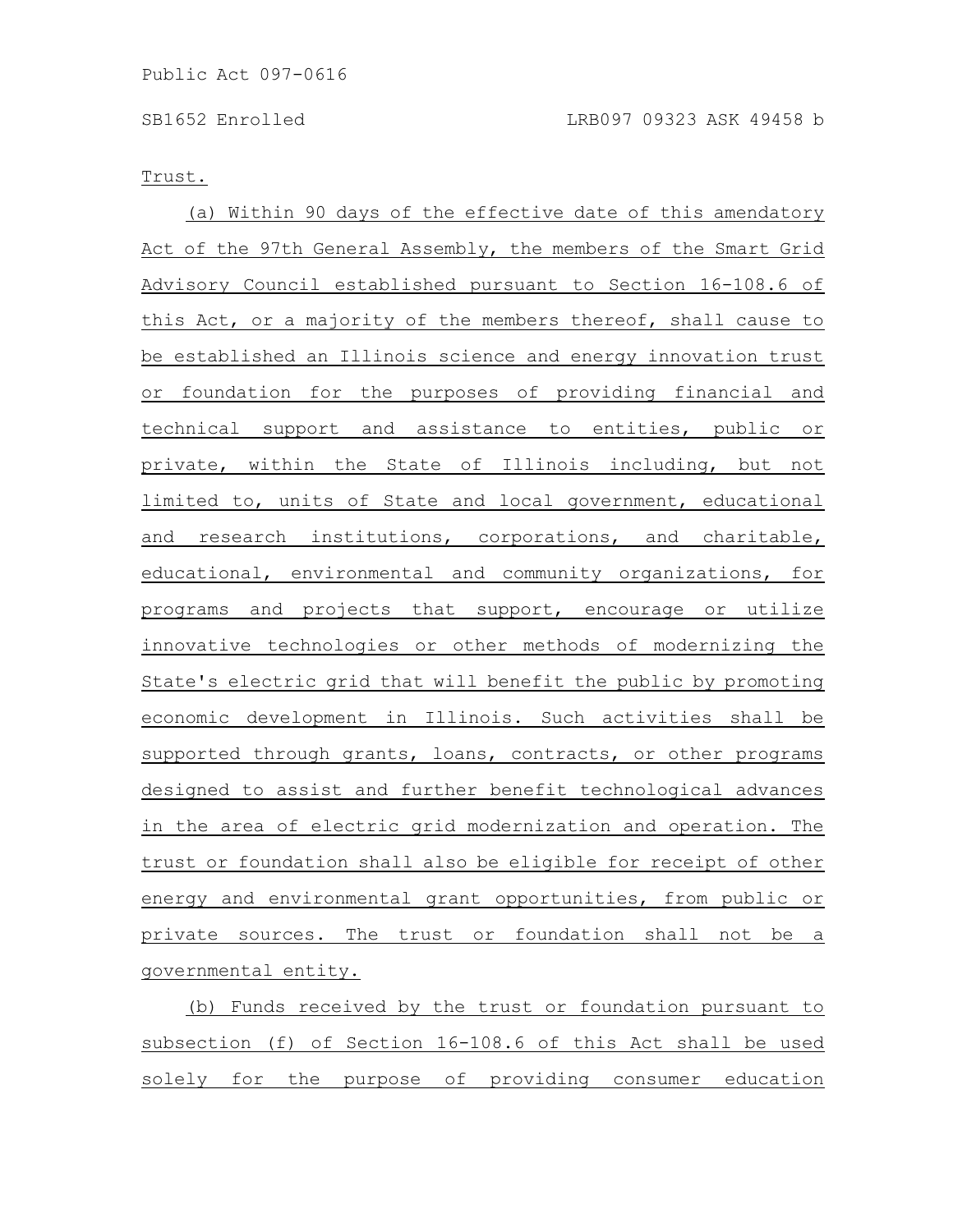Trust.

(a) Within 90 days of the effective date of this amendatory Act of the 97th General Assembly, the members of the Smart Grid Advisory Council established pursuant to Section 16-108.6 of this Act, or a majority of the members thereof, shall cause to be established an Illinois science and energy innovation trust or foundation for the purposes of providing financial and technical support and assistance to entities, public or private, within the State of Illinois including, but not limited to, units of State and local government, educational and research institutions, corporations, and charitable, educational, environmental and community organizations, for programs and projects that support, encourage or utilize innovative technologies or other methods of modernizing the State's electric grid that will benefit the public by promoting economic development in Illinois. Such activities shall be supported through grants, loans, contracts, or other programs designed to assist and further benefit technological advances in the area of electric grid modernization and operation. The trust or foundation shall also be eligible for receipt of other energy and environmental grant opportunities, from public or private sources. The trust or foundation shall not be a governmental entity.

(b) Funds received by the trust or foundation pursuant to subsection (f) of Section 16-108.6 of this Act shall be used solely for the purpose of providing consumer education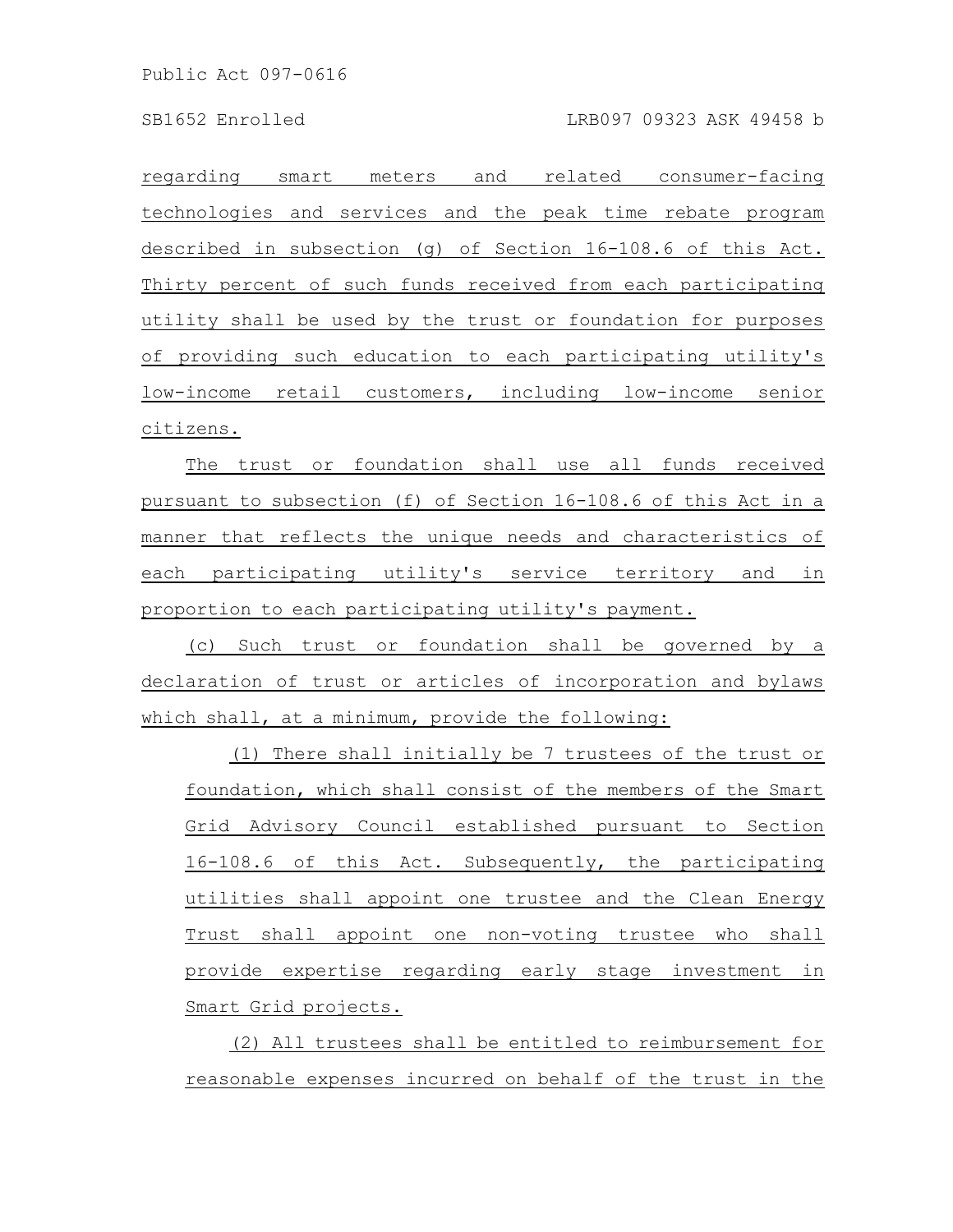regarding smart meters and related consumer-facing technologies and services and the peak time rebate program described in subsection (g) of Section 16-108.6 of this Act. Thirty percent of such funds received from each participating utility shall be used by the trust or foundation for purposes of providing such education to each participating utility's low-income retail customers, including low-income senior citizens.

The trust or foundation shall use all funds received pursuant to subsection (f) of Section 16-108.6 of this Act in a manner that reflects the unique needs and characteristics of each participating utility's service territory and in proportion to each participating utility's payment.

(c) Such trust or foundation shall be governed by a declaration of trust or articles of incorporation and bylaws which shall, at a minimum, provide the following:

(1) There shall initially be 7 trustees of the trust or foundation, which shall consist of the members of the Smart Grid Advisory Council established pursuant to Section 16-108.6 of this Act. Subsequently, the participating utilities shall appoint one trustee and the Clean Energy Trust shall appoint one non-voting trustee who shall provide expertise regarding early stage investment in Smart Grid projects.

(2) All trustees shall be entitled to reimbursement for reasonable expenses incurred on behalf of the trust in the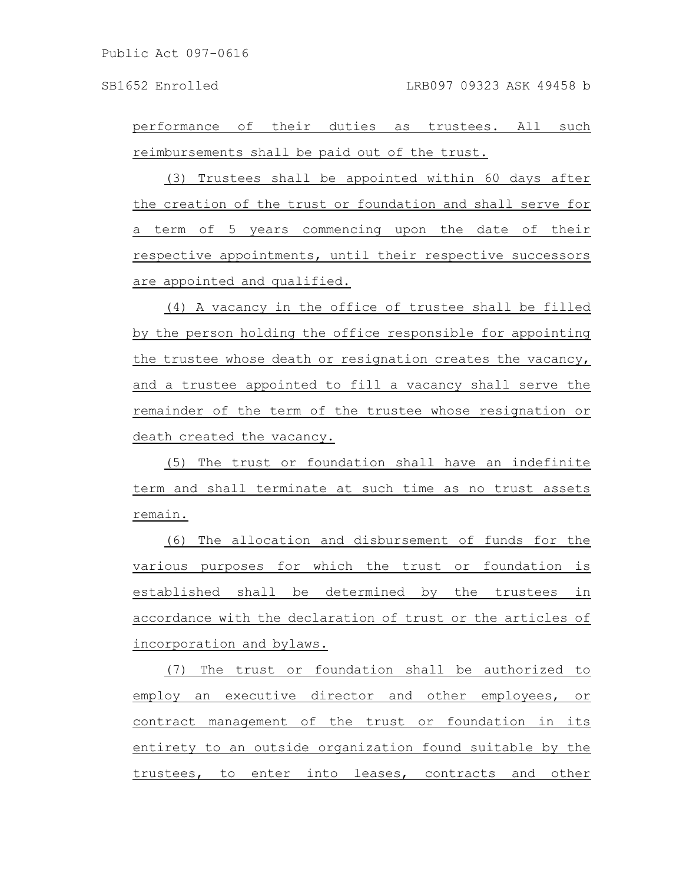performance of their duties as trustees. All such reimbursements shall be paid out of the trust.

(3) Trustees shall be appointed within 60 days after the creation of the trust or foundation and shall serve for a term of 5 years commencing upon the date of their respective appointments, until their respective successors are appointed and qualified.

(4) A vacancy in the office of trustee shall be filled by the person holding the office responsible for appointing the trustee whose death or resignation creates the vacancy, and a trustee appointed to fill a vacancy shall serve the remainder of the term of the trustee whose resignation or death created the vacancy.

(5) The trust or foundation shall have an indefinite term and shall terminate at such time as no trust assets remain.

(6) The allocation and disbursement of funds for the various purposes for which the trust or foundation is established shall be determined by the trustees in accordance with the declaration of trust or the articles of incorporation and bylaws.

(7) The trust or foundation shall be authorized to employ an executive director and other employees, or contract management of the trust or foundation in its entirety to an outside organization found suitable by the trustees, to enter into leases, contracts and other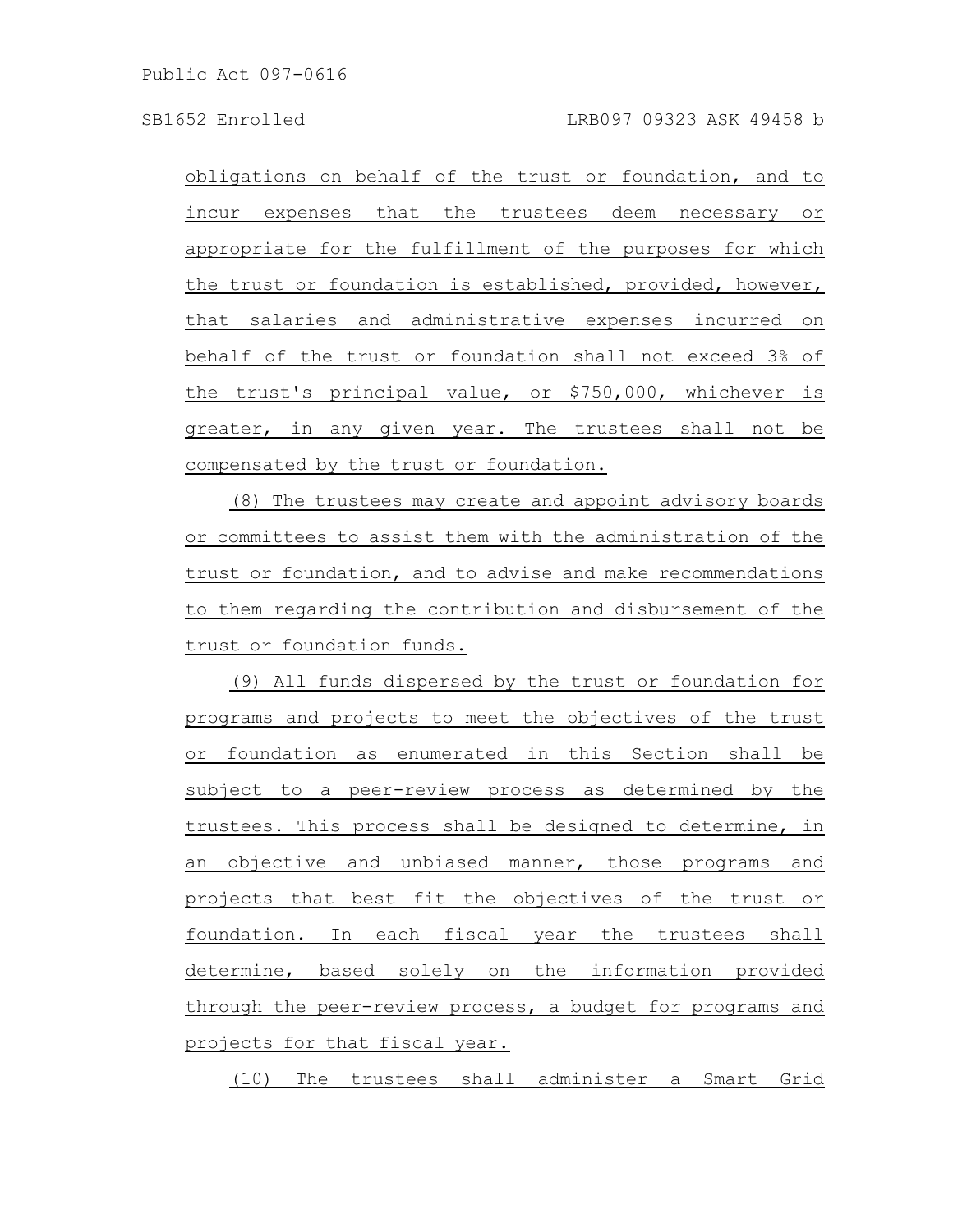obligations on behalf of the trust or foundation, and to incur expenses that the trustees deem necessary or appropriate for the fulfillment of the purposes for which the trust or foundation is established, provided, however, that salaries and administrative expenses incurred on behalf of the trust or foundation shall not exceed 3% of the trust's principal value, or $750,000, whichever is greater, in any given year. The trustees shall not be compensated by the trust or foundation.

(8) The trustees may create and appoint advisory boards or committees to assist them with the administration of the trust or foundation, and to advise and make recommendations to them regarding the contribution and disbursement of the trust or foundation funds.

(9) All funds dispersed by the trust or foundation for programs and projects to meet the objectives of the trust or foundation as enumerated in this Section shall be subject to a peer-review process as determined by the trustees. This process shall be designed to determine, in an objective and unbiased manner, those programs and projects that best fit the objectives of the trust or foundation. In each fiscal year the trustees shall determine, based solely on the information provided through the peer-review process, a budget for programs and projects for that fiscal year.

(10) The trustees shall administer a Smart Grid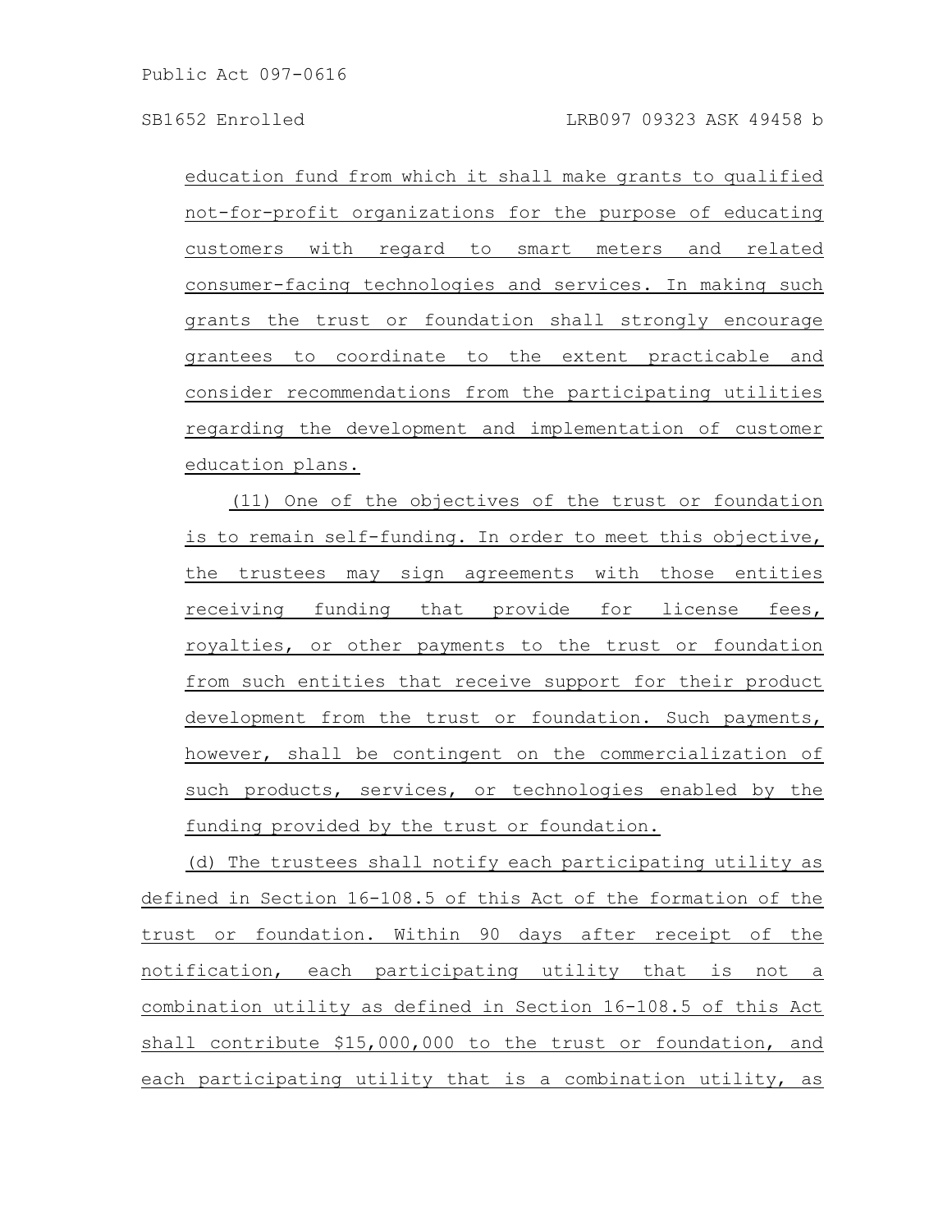education fund from which it shall make grants to qualified not-for-profit organizations for the purpose of educating customers with regard to smart meters and related consumer-facing technologies and services. In making such grants the trust or foundation shall strongly encourage grantees to coordinate to the extent practicable and consider recommendations from the participating utilities regarding the development and implementation of customer education plans.

(11) One of the objectives of the trust or foundation is to remain self-funding. In order to meet this objective, the trustees may sign agreements with those entities receiving funding that provide for license fees, royalties, or other payments to the trust or foundation from such entities that receive support for their product development from the trust or foundation. Such payments, however, shall be contingent on the commercialization of such products, services, or technologies enabled by the funding provided by the trust or foundation.

(d) The trustees shall notify each participating utility as defined in Section 16-108.5 of this Act of the formation of the trust or foundation. Within 90 days after receipt of the notification, each participating utility that is not a combination utility as defined in Section 16-108.5 of this Act shall contribute $15,000,000 to the trust or foundation, and each participating utility that is a combination utility, as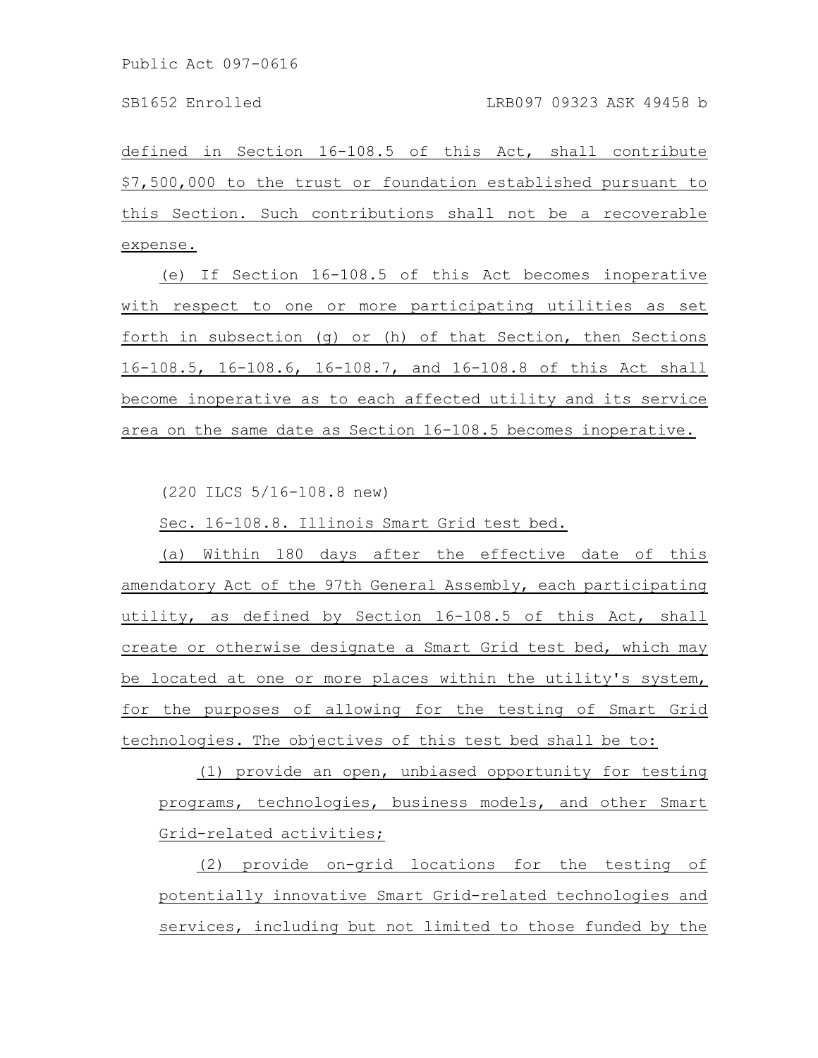defined in Section 16-108.5 of this Act, shall contribute $7,500,000 to the trust or foundation established pursuant to this Section. Such contributions shall not be a recoverable expense.

(e) If Section 16-108.5 of this Act becomes inoperative with respect to one or more participating utilities as set forth in subsection (g) or (h) of that Section, then Sections 16-108.5, 16-108.6, 16-108.7, and 16-108.8 of this Act shall become inoperative as to each affected utility and its service area on the same date as Section 16-108.5 becomes inoperative.

(220 ILCS 5/16-108.8 new)

Sec. 16-108.8. Illinois Smart Grid test bed.

(a) Within 180 days after the effective date of this amendatory Act of the 97th General Assembly, each participating utility, as defined by Section 16-108.5 of this Act, shall create or otherwise designate a Smart Grid test bed, which may be located at one or more places within the utility's system, for the purposes of allowing for the testing of Smart Grid technologies. The objectives of this test bed shall be to:

(1) provide an open, unbiased opportunity for testing programs, technologies, business models, and other Smart Grid-related activities;

(2) provide on-grid locations for the testing of potentially innovative Smart Grid-related technologies and services, including but not limited to those funded by the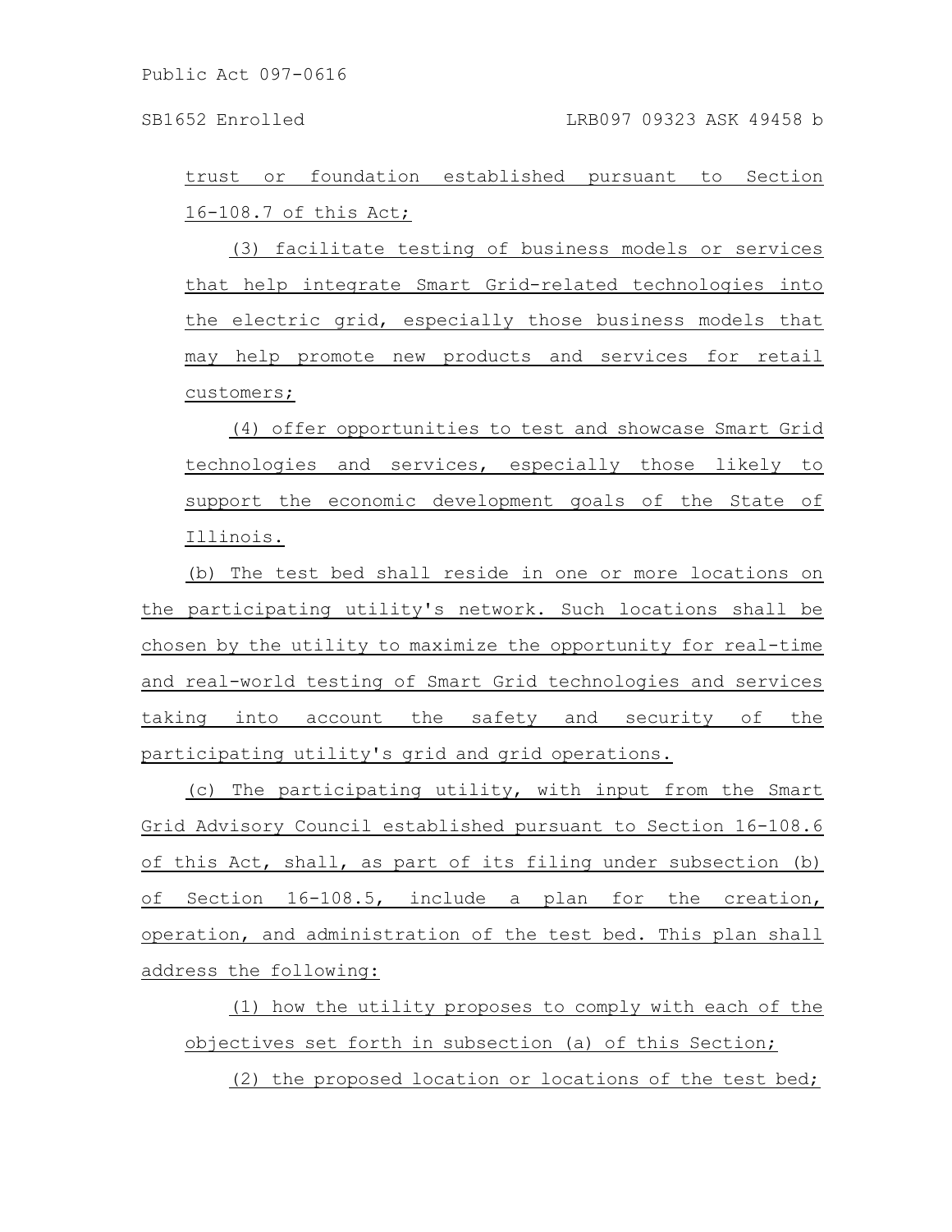trust or foundation established pursuant to Section 16-108.7 of this Act;

(3) facilitate testing of business models or services that help integrate Smart Grid-related technologies into the electric grid, especially those business models that may help promote new products and services for retail customers;

(4) offer opportunities to test and showcase Smart Grid technologies and services, especially those likely to support the economic development goals of the State of Illinois.

(b) The test bed shall reside in one or more locations on the participating utility's network. Such locations shall be chosen by the utility to maximize the opportunity for real-time and real-world testing of Smart Grid technologies and services taking into account the safety and security of the participating utility's grid and grid operations.

(c) The participating utility, with input from the Smart Grid Advisory Council established pursuant to Section 16-108.6 of this Act, shall, as part of its filing under subsection (b) of Section 16-108.5, include a plan for the creation, operation, and administration of the test bed. This plan shall address the following:

(1) how the utility proposes to comply with each of the objectives set forth in subsection (a) of this Section;

(2) the proposed location or locations of the test bed;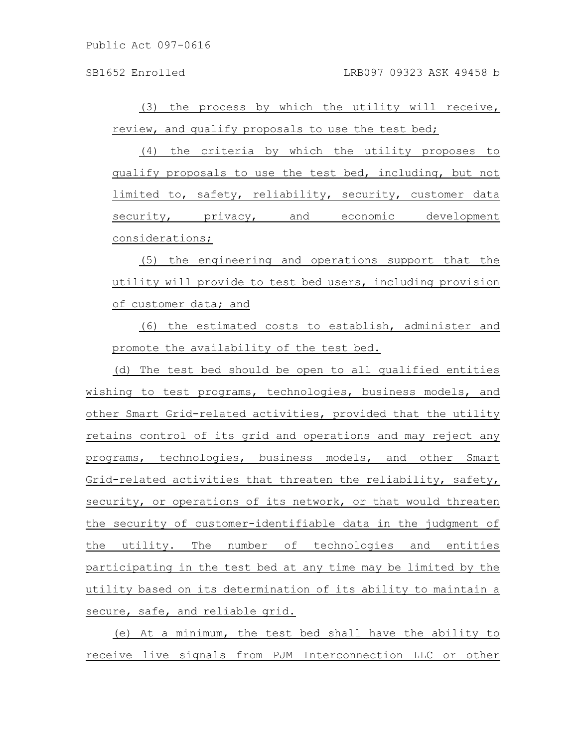(3) the process by which the utility will receive, review, and qualify proposals to use the test bed;

(4) the criteria by which the utility proposes to qualify proposals to use the test bed, including, but not limited to, safety, reliability, security, customer data security, privacy, and economic development considerations;

(5) the engineering and operations support that the utility will provide to test bed users, including provision of customer data; and

(6) the estimated costs to establish, administer and promote the availability of the test bed.

(d) The test bed should be open to all qualified entities wishing to test programs, technologies, business models, and other Smart Grid-related activities, provided that the utility retains control of its grid and operations and may reject any programs, technologies, business models, and other Smart Grid-related activities that threaten the reliability, safety, security, or operations of its network, or that would threaten the security of customer-identifiable data in the judgment of the utility. The number of technologies and entities participating in the test bed at any time may be limited by the utility based on its determination of its ability to maintain a secure, safe, and reliable grid.

(e) At a minimum, the test bed shall have the ability to receive live signals from PJM Interconnection LLC or other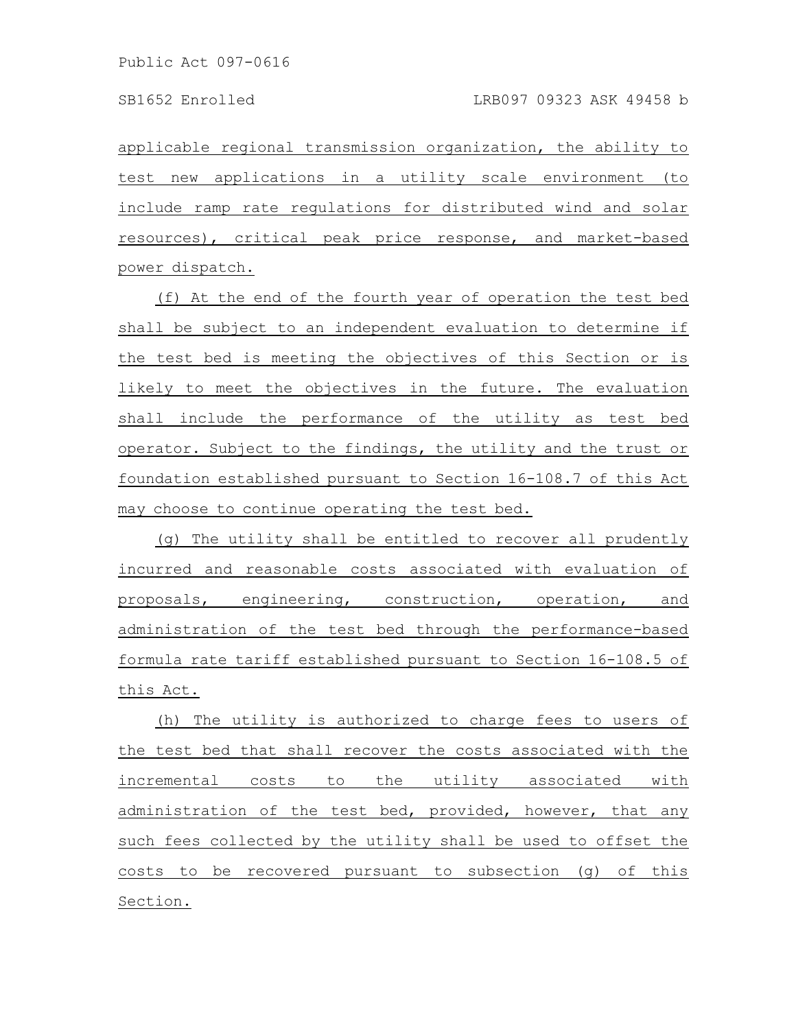applicable regional transmission organization, the ability to test new applications in a utility scale environment (to include ramp rate regulations for distributed wind and solar resources), critical peak price response, and market-based power dispatch.

(f) At the end of the fourth year of operation the test bed shall be subject to an independent evaluation to determine if the test bed is meeting the objectives of this Section or is likely to meet the objectives in the future. The evaluation shall include the performance of the utility as test bed operator. Subject to the findings, the utility and the trust or foundation established pursuant to Section 16-108.7 of this Act may choose to continue operating the test bed.

(g) The utility shall be entitled to recover all prudently incurred and reasonable costs associated with evaluation of proposals, engineering, construction, operation, and administration of the test bed through the performance-based formula rate tariff established pursuant to Section 16-108.5 of this Act.

(h) The utility is authorized to charge fees to users of the test bed that shall recover the costs associated with the incremental costs to the utility associated with administration of the test bed, provided, however, that any such fees collected by the utility shall be used to offset the costs to be recovered pursuant to subsection (g) of this Section.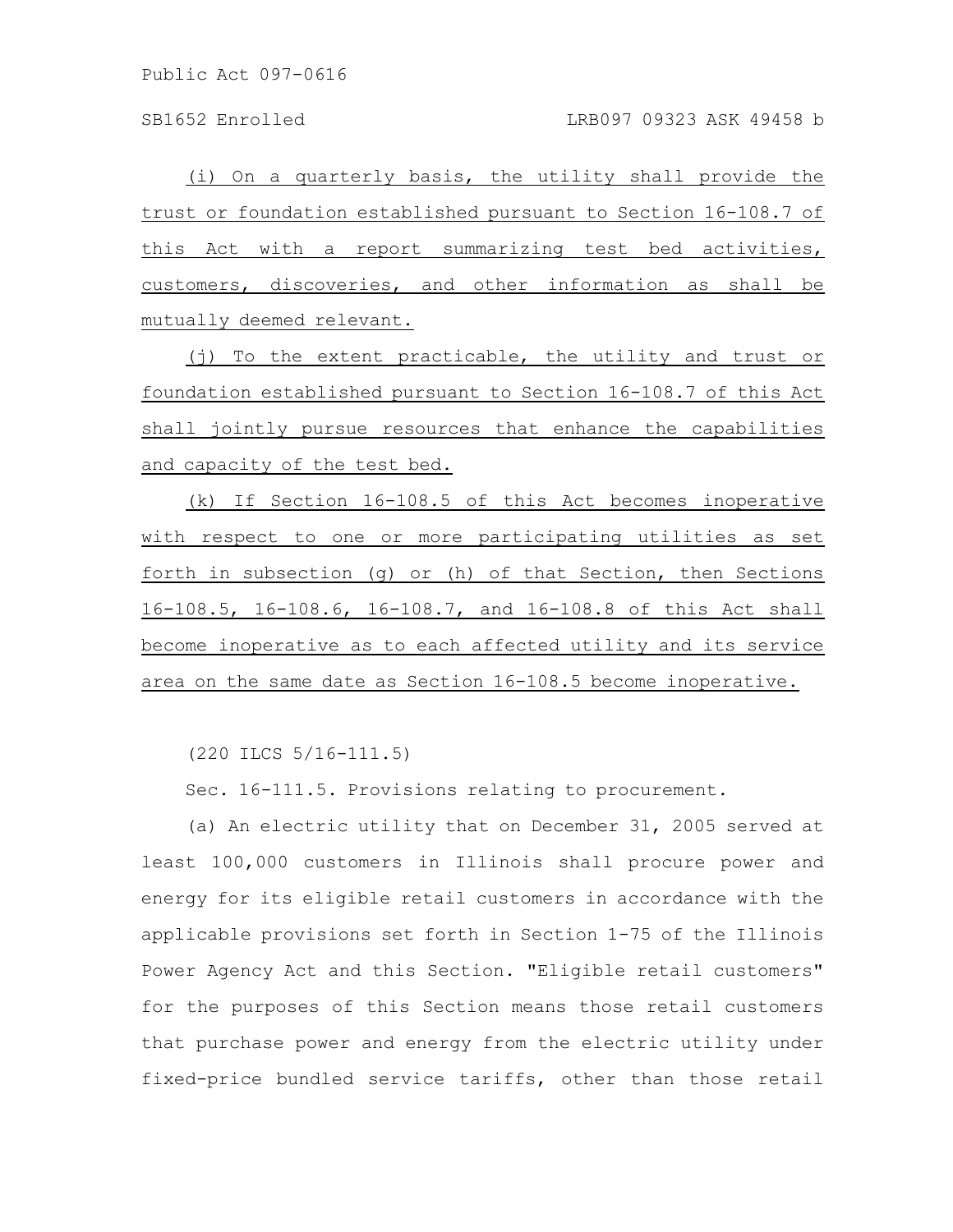(i) On a quarterly basis, the utility shall provide the trust or foundation established pursuant to Section 16-108.7 of this Act with a report summarizing test bed activities, customers, discoveries, and other information as shall be mutually deemed relevant.

(j) To the extent practicable, the utility and trust or foundation established pursuant to Section 16-108.7 of this Act shall jointly pursue resources that enhance the capabilities and capacity of the test bed.

(k) If Section 16-108.5 of this Act becomes inoperative with respect to one or more participating utilities as set forth in subsection (g) or (h) of that Section, then Sections 16-108.5, 16-108.6, 16-108.7, and 16-108.8 of this Act shall become inoperative as to each affected utility and its service area on the same date as Section 16-108.5 become inoperative.

(220 ILCS 5/16-111.5)

Sec. 16-111.5. Provisions relating to procurement.

(a) An electric utility that on December 31, 2005 served at least 100,000 customers in Illinois shall procure power and energy for its eligible retail customers in accordance with the applicable provisions set forth in Section 1-75 of the Illinois Power Agency Act and this Section. "Eligible retail customers" for the purposes of this Section means those retail customers that purchase power and energy from the electric utility under fixed-price bundled service tariffs, other than those retail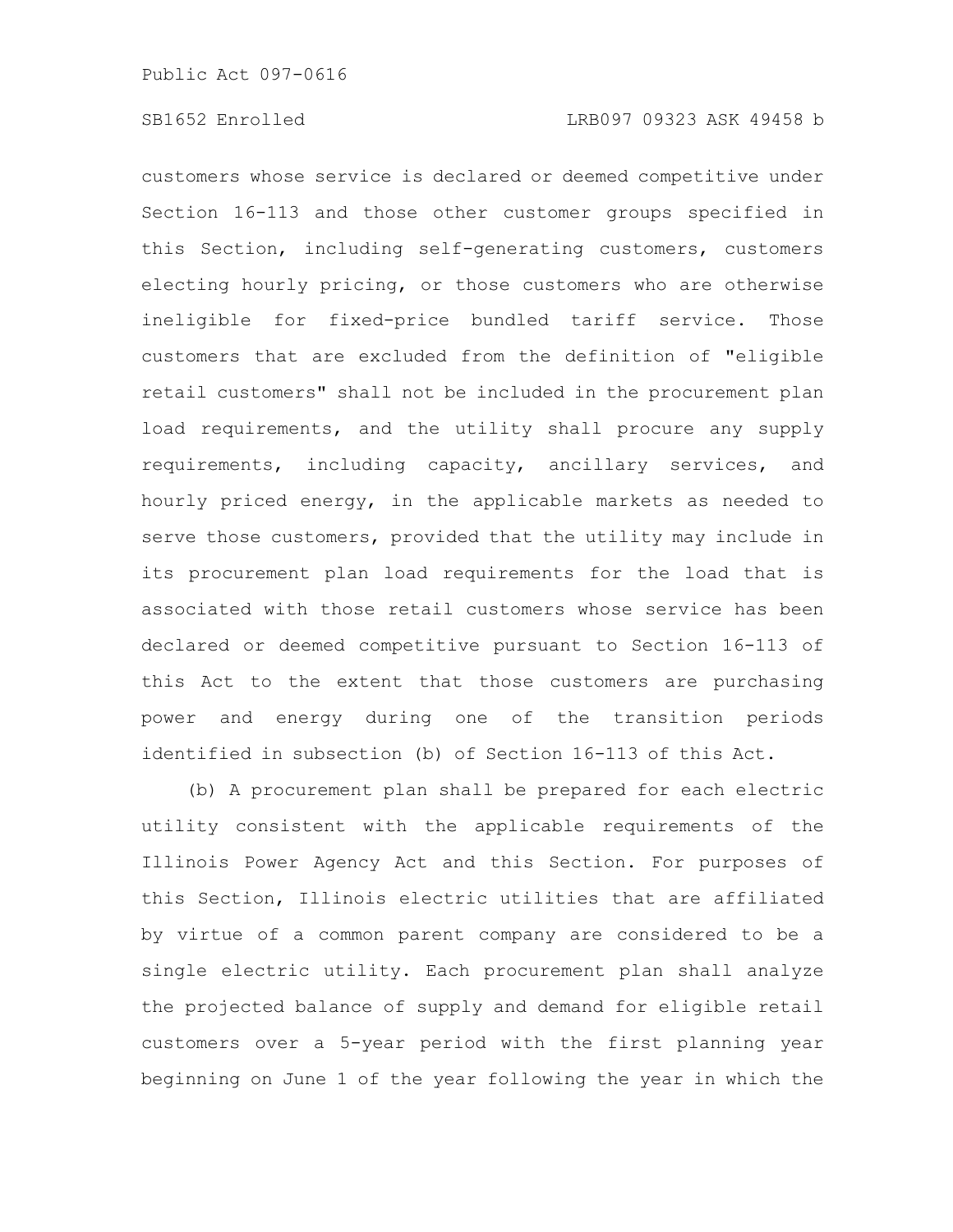customers whose service is declared or deemed competitive under Section 16-113 and those other customer groups specified in this Section, including self-generating customers, customers electing hourly pricing, or those customers who are otherwise ineligible for fixed-price bundled tariff service. Those customers that are excluded from the definition of "eligible retail customers" shall not be included in the procurement plan load requirements, and the utility shall procure any supply requirements, including capacity, ancillary services, and hourly priced energy, in the applicable markets as needed to serve those customers, provided that the utility may include in its procurement plan load requirements for the load that is associated with those retail customers whose service has been declared or deemed competitive pursuant to Section 16-113 of this Act to the extent that those customers are purchasing power and energy during one of the transition periods identified in subsection (b) of Section 16-113 of this Act.

(b) A procurement plan shall be prepared for each electric utility consistent with the applicable requirements of the Illinois Power Agency Act and this Section. For purposes of this Section, Illinois electric utilities that are affiliated by virtue of a common parent company are considered to be a single electric utility. Each procurement plan shall analyze the projected balance of supply and demand for eligible retail customers over a 5-year period with the first planning year beginning on June 1 of the year following the year in which the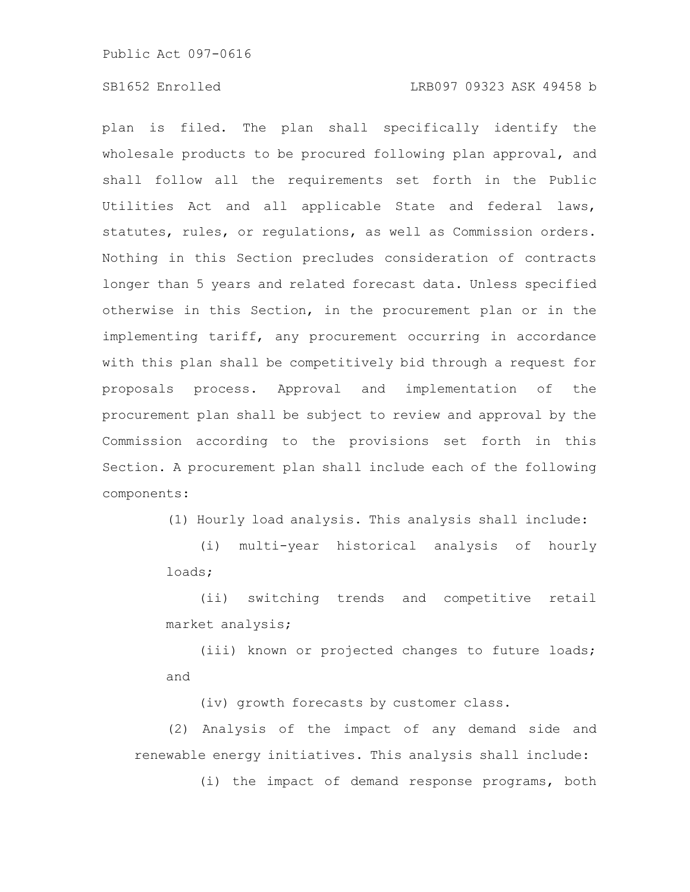plan is filed. The plan shall specifically identify the wholesale products to be procured following plan approval, and shall follow all the requirements set forth in the Public Utilities Act and all applicable State and federal laws, statutes, rules, or regulations, as well as Commission orders. Nothing in this Section precludes consideration of contracts longer than 5 years and related forecast data. Unless specified otherwise in this Section, in the procurement plan or in the implementing tariff, any procurement occurring in accordance with this plan shall be competitively bid through a request for proposals process. Approval and implementation of the procurement plan shall be subject to review and approval by the Commission according to the provisions set forth in this Section. A procurement plan shall include each of the following components:

(1) Hourly load analysis. This analysis shall include:

(i) multi-year historical analysis of hourly loads;

(ii) switching trends and competitive retail market analysis;

(iii) known or projected changes to future loads; and

(iv) growth forecasts by customer class.

(2) Analysis of the impact of any demand side and renewable energy initiatives. This analysis shall include:

(i) the impact of demand response programs, both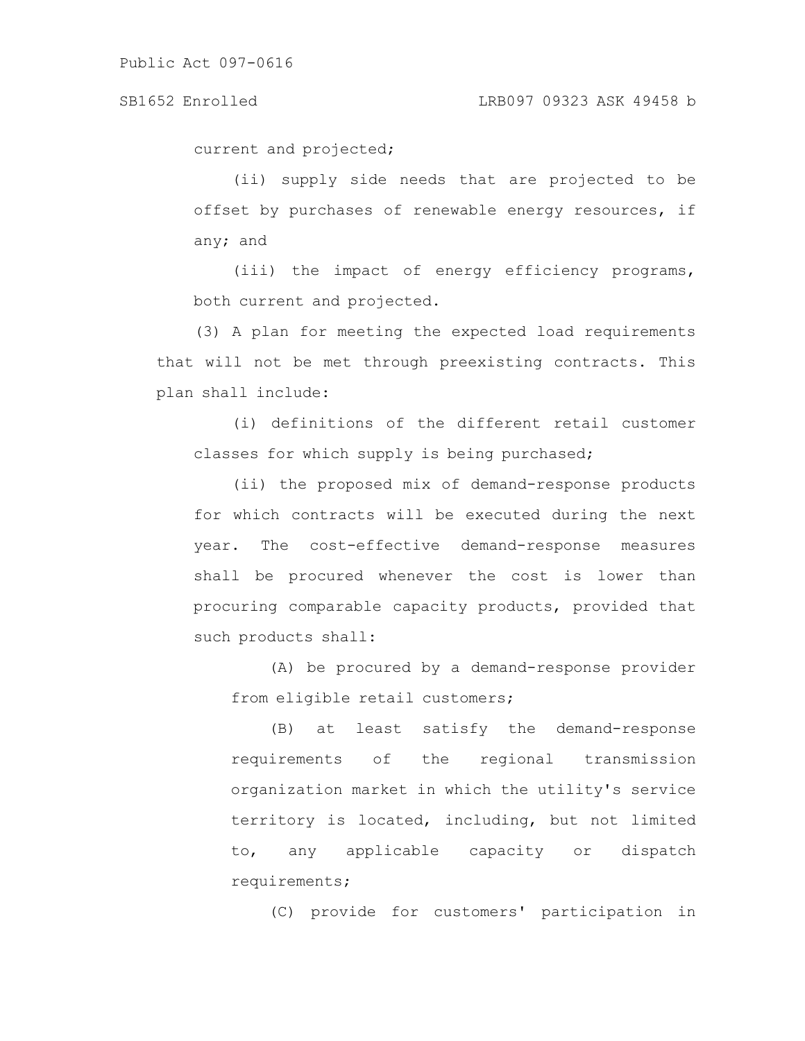current and projected;

(ii) supply side needs that are projected to be offset by purchases of renewable energy resources, if any; and

(iii) the impact of energy efficiency programs, both current and projected.

(3) A plan for meeting the expected load requirements that will not be met through preexisting contracts. This plan shall include:

(i) definitions of the different retail customer classes for which supply is being purchased;

(ii) the proposed mix of demand-response products for which contracts will be executed during the next year. The cost-effective demand-response measures shall be procured whenever the cost is lower than procuring comparable capacity products, provided that such products shall:

(A) be procured by a demand-response provider from eligible retail customers;

(B) at least satisfy the demand-response requirements of the regional transmission organization market in which the utility's service territory is located, including, but not limited to, any applicable capacity or dispatch requirements;

(C) provide for customers' participation in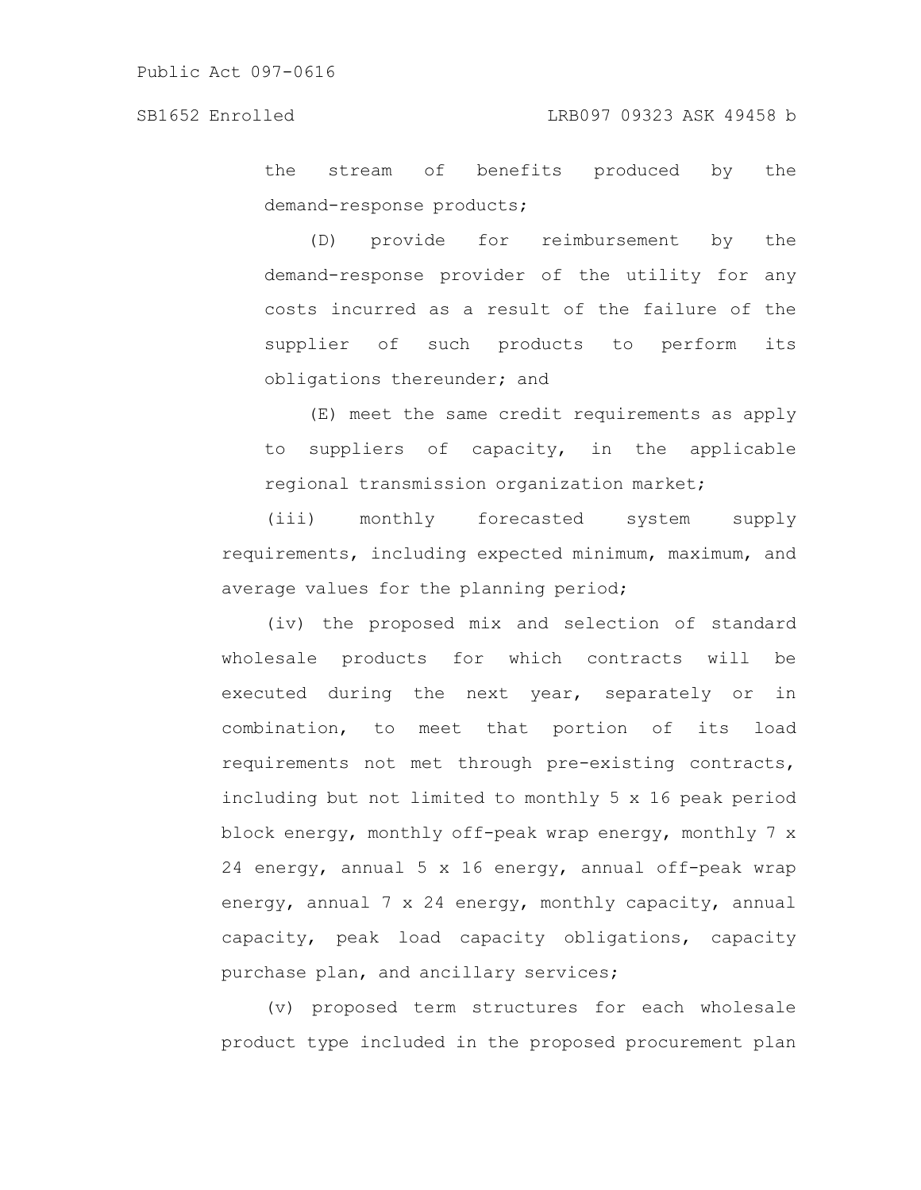the stream of benefits produced by the demand-response products;

(D) provide for reimbursement by the demand-response provider of the utility for any costs incurred as a result of the failure of the supplier of such products to perform its obligations thereunder; and

(E) meet the same credit requirements as apply to suppliers of capacity, in the applicable regional transmission organization market;

(iii) monthly forecasted system supply requirements, including expected minimum, maximum, and average values for the planning period;

(iv) the proposed mix and selection of standard wholesale products for which contracts will be executed during the next year, separately or in combination, to meet that portion of its load requirements not met through pre-existing contracts, including but not limited to monthly 5 x 16 peak period block energy, monthly off-peak wrap energy, monthly 7 x 24 energy, annual 5 x 16 energy, annual off-peak wrap energy, annual 7 x 24 energy, monthly capacity, annual capacity, peak load capacity obligations, capacity purchase plan, and ancillary services;

(v) proposed term structures for each wholesale product type included in the proposed procurement plan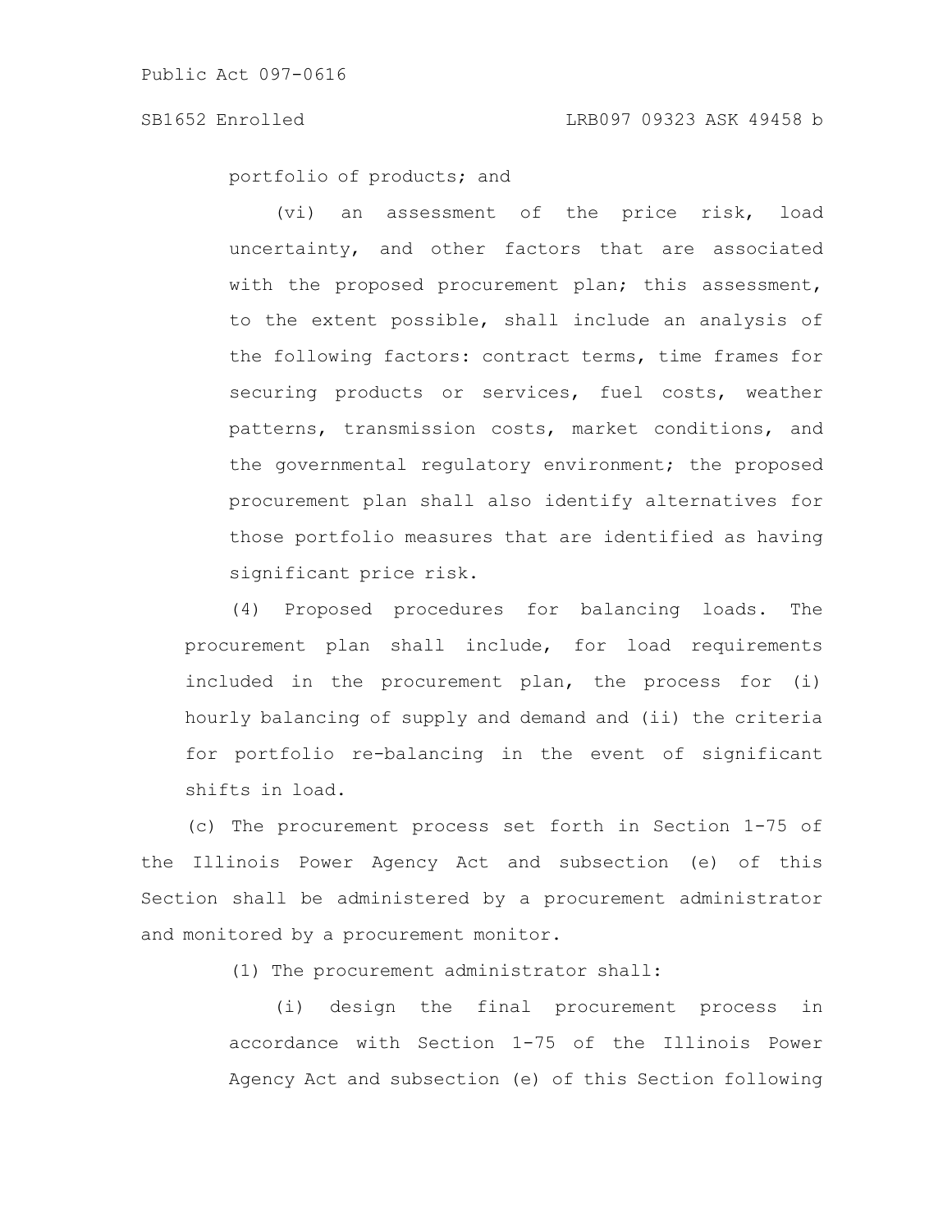portfolio of products; and

(vi) an assessment of the price risk, load uncertainty, and other factors that are associated with the proposed procurement plan; this assessment, to the extent possible, shall include an analysis of the following factors: contract terms, time frames for securing products or services, fuel costs, weather patterns, transmission costs, market conditions, and the governmental regulatory environment; the proposed procurement plan shall also identify alternatives for those portfolio measures that are identified as having significant price risk.

(4) Proposed procedures for balancing loads. The procurement plan shall include, for load requirements included in the procurement plan, the process for (i) hourly balancing of supply and demand and (ii) the criteria for portfolio re-balancing in the event of significant shifts in load.

(c) The procurement process set forth in Section 1-75 of the Illinois Power Agency Act and subsection (e) of this Section shall be administered by a procurement administrator and monitored by a procurement monitor.

(1) The procurement administrator shall:

(i) design the final procurement process in accordance with Section 1-75 of the Illinois Power Agency Act and subsection (e) of this Section following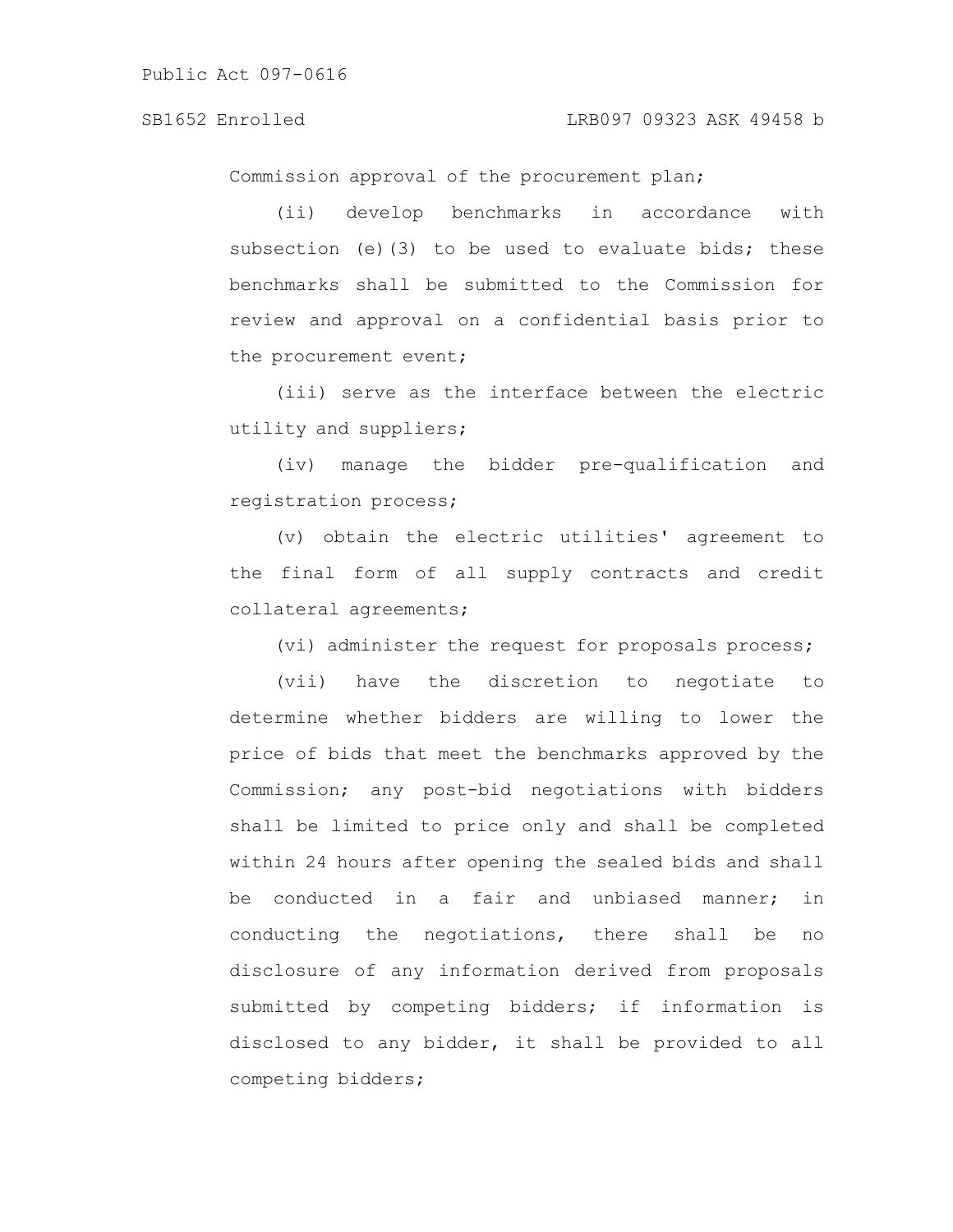Commission approval of the procurement plan;

(ii) develop benchmarks in accordance with subsection (e)(3) to be used to evaluate bids; these benchmarks shall be submitted to the Commission for review and approval on a confidential basis prior to the procurement event;

(iii) serve as the interface between the electric utility and suppliers;

(iv) manage the bidder pre-qualification and registration process;

(v) obtain the electric utilities' agreement to the final form of all supply contracts and credit collateral agreements;

(vi) administer the request for proposals process;

(vii) have the discretion to negotiate to determine whether bidders are willing to lower the price of bids that meet the benchmarks approved by the Commission; any post-bid negotiations with bidders shall be limited to price only and shall be completed within 24 hours after opening the sealed bids and shall be conducted in a fair and unbiased manner; in conducting the negotiations, there shall be no disclosure of any information derived from proposals submitted by competing bidders; if information is disclosed to any bidder, it shall be provided to all competing bidders;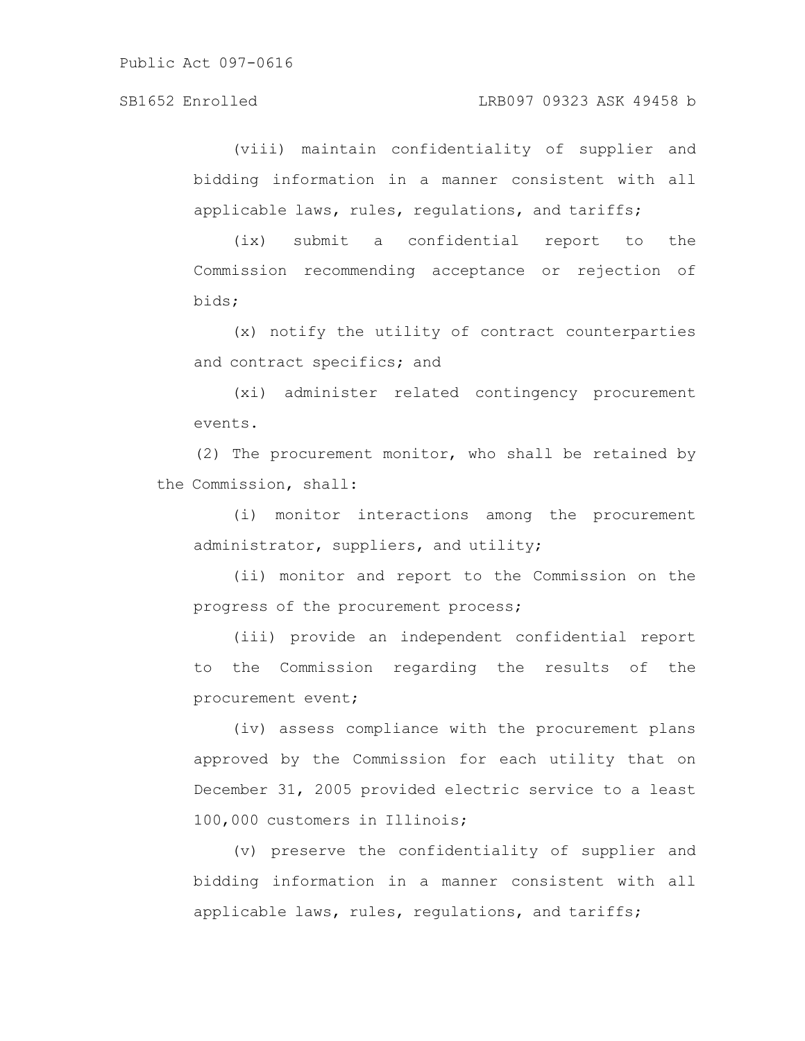(viii) maintain confidentiality of supplier and bidding information in a manner consistent with all applicable laws, rules, regulations, and tariffs;

(ix) submit a confidential report to the Commission recommending acceptance or rejection of bids;

(x) notify the utility of contract counterparties and contract specifics; and

(xi) administer related contingency procurement events.

(2) The procurement monitor, who shall be retained by the Commission, shall:

(i) monitor interactions among the procurement administrator, suppliers, and utility;

(ii) monitor and report to the Commission on the progress of the procurement process;

(iii) provide an independent confidential report to the Commission regarding the results of the procurement event;

(iv) assess compliance with the procurement plans approved by the Commission for each utility that on December 31, 2005 provided electric service to a least 100,000 customers in Illinois;

(v) preserve the confidentiality of supplier and bidding information in a manner consistent with all applicable laws, rules, regulations, and tariffs;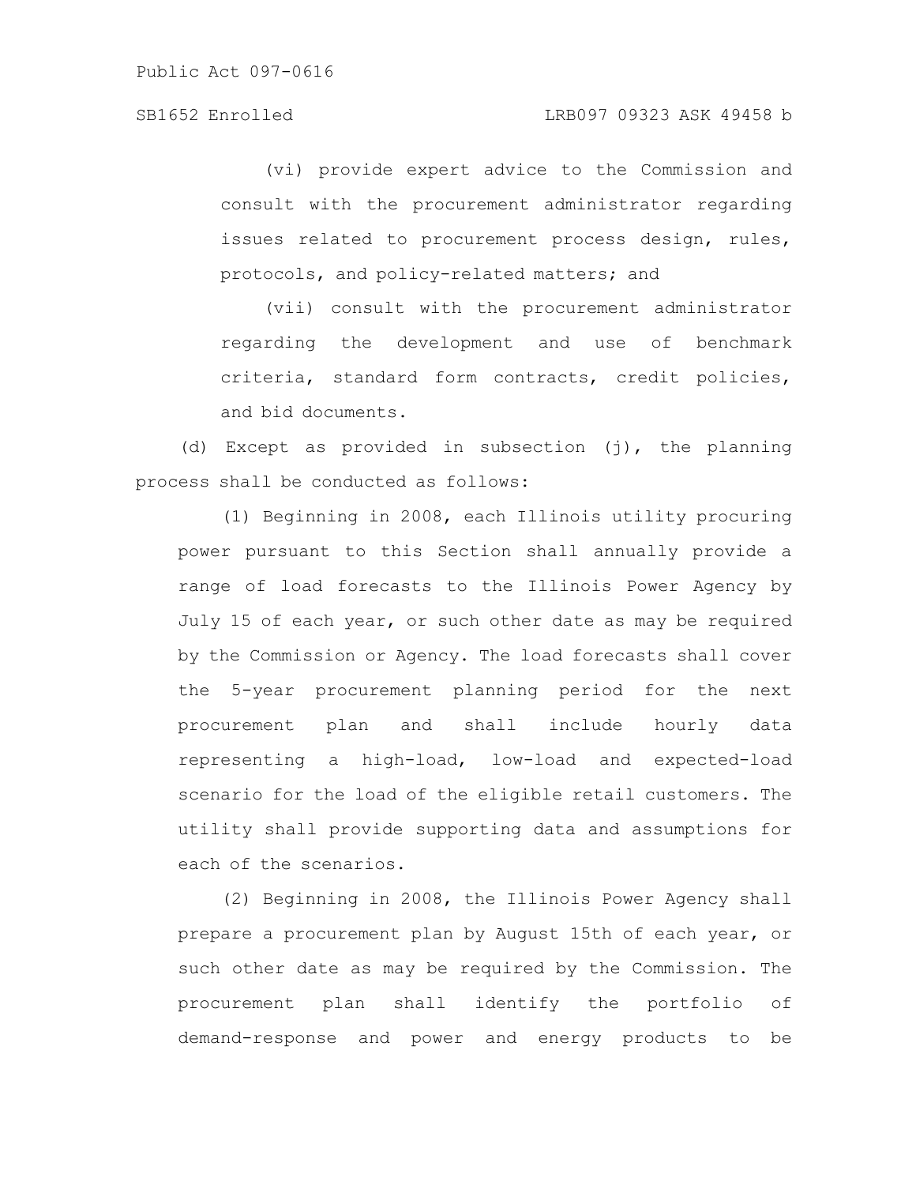(vi) provide expert advice to the Commission and consult with the procurement administrator regarding issues related to procurement process design, rules, protocols, and policy-related matters; and

(vii) consult with the procurement administrator regarding the development and use of benchmark criteria, standard form contracts, credit policies, and bid documents.

(d) Except as provided in subsection (j), the planning process shall be conducted as follows:

(1) Beginning in 2008, each Illinois utility procuring power pursuant to this Section shall annually provide a range of load forecasts to the Illinois Power Agency by July 15 of each year, or such other date as may be required by the Commission or Agency. The load forecasts shall cover the 5-year procurement planning period for the next procurement plan and shall include hourly data representing a high-load, low-load and expected-load scenario for the load of the eligible retail customers. The utility shall provide supporting data and assumptions for each of the scenarios.

(2) Beginning in 2008, the Illinois Power Agency shall prepare a procurement plan by August 15th of each year, or such other date as may be required by the Commission. The procurement plan shall identify the portfolio of demand-response and power and energy products to be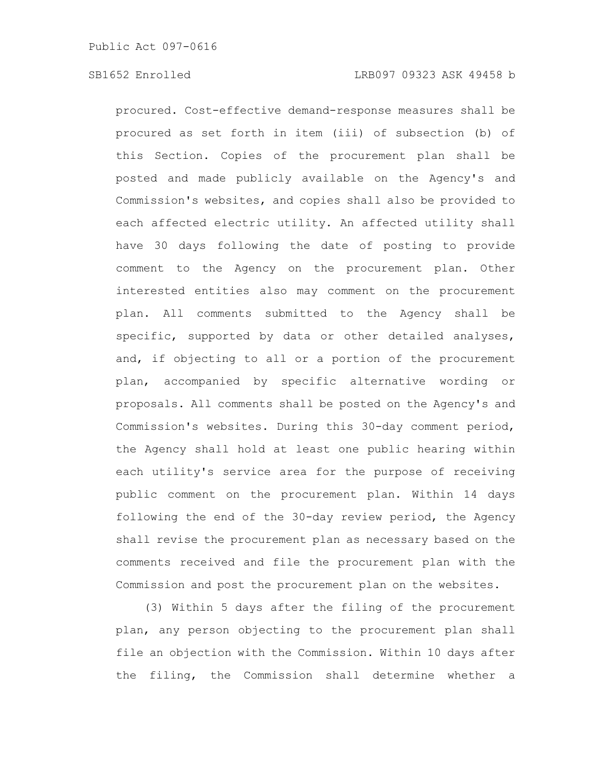procured. Cost-effective demand-response measures shall be procured as set forth in item (iii) of subsection (b) of this Section. Copies of the procurement plan shall be posted and made publicly available on the Agency's and Commission's websites, and copies shall also be provided to each affected electric utility. An affected utility shall have 30 days following the date of posting to provide comment to the Agency on the procurement plan. Other interested entities also may comment on the procurement plan. All comments submitted to the Agency shall be specific, supported by data or other detailed analyses, and, if objecting to all or a portion of the procurement plan, accompanied by specific alternative wording or proposals. All comments shall be posted on the Agency's and Commission's websites. During this 30-day comment period, the Agency shall hold at least one public hearing within each utility's service area for the purpose of receiving public comment on the procurement plan. Within 14 days following the end of the 30-day review period, the Agency shall revise the procurement plan as necessary based on the comments received and file the procurement plan with the Commission and post the procurement plan on the websites.

(3) Within 5 days after the filing of the procurement plan, any person objecting to the procurement plan shall file an objection with the Commission. Within 10 days after the filing, the Commission shall determine whether a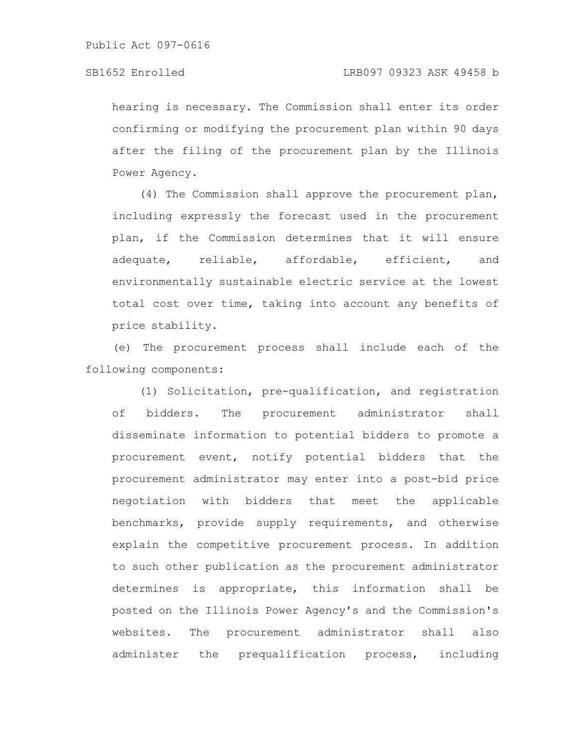hearing is necessary. The Commission shall enter its order confirming or modifying the procurement plan within 90 days after the filing of the procurement plan by the Illinois Power Agency.

(4) The Commission shall approve the procurement plan, including expressly the forecast used in the procurement plan, if the Commission determines that it will ensure adequate, reliable, affordable, efficient, and environmentally sustainable electric service at the lowest total cost over time, taking into account any benefits of price stability.

(e) The procurement process shall include each of the following components:

(1) Solicitation, pre-qualification, and registration of bidders. The procurement administrator shall disseminate information to potential bidders to promote a procurement event, notify potential bidders that the procurement administrator may enter into a post-bid price negotiation with bidders that meet the applicable benchmarks, provide supply requirements, and otherwise explain the competitive procurement process. In addition to such other publication as the procurement administrator determines is appropriate, this information shall be posted on the Illinois Power Agency's and the Commission's websites. The procurement administrator shall also administer the prequalification process, including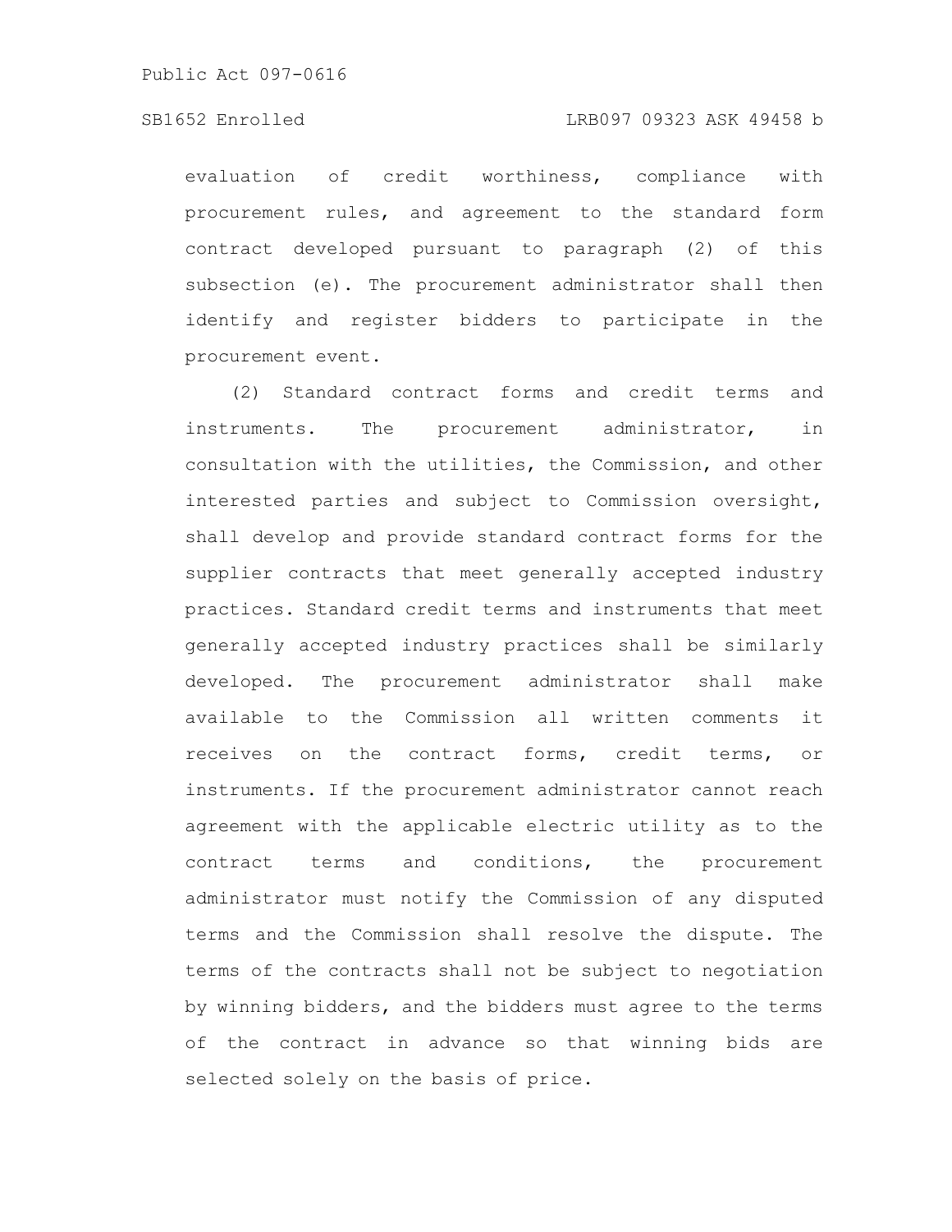evaluation of credit worthiness, compliance with procurement rules, and agreement to the standard form contract developed pursuant to paragraph (2) of this subsection (e). The procurement administrator shall then identify and register bidders to participate in the procurement event.

(2) Standard contract forms and credit terms and instruments. The procurement administrator, in consultation with the utilities, the Commission, and other interested parties and subject to Commission oversight, shall develop and provide standard contract forms for the supplier contracts that meet generally accepted industry practices. Standard credit terms and instruments that meet generally accepted industry practices shall be similarly developed. The procurement administrator shall make available to the Commission all written comments it receives on the contract forms, credit terms, or instruments. If the procurement administrator cannot reach agreement with the applicable electric utility as to the contract terms and conditions, the procurement administrator must notify the Commission of any disputed terms and the Commission shall resolve the dispute. The terms of the contracts shall not be subject to negotiation by winning bidders, and the bidders must agree to the terms of the contract in advance so that winning bids are selected solely on the basis of price.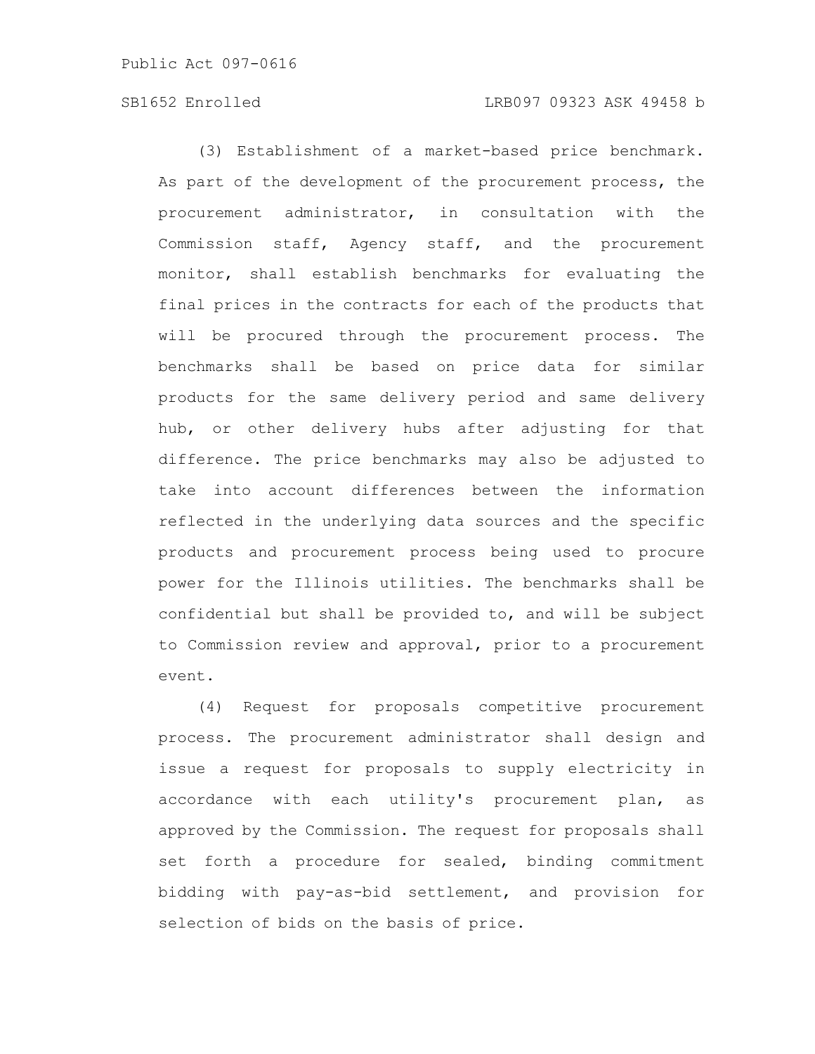(3) Establishment of a market-based price benchmark. As part of the development of the procurement process, the procurement administrator, in consultation with the Commission staff, Agency staff, and the procurement monitor, shall establish benchmarks for evaluating the final prices in the contracts for each of the products that will be procured through the procurement process. The benchmarks shall be based on price data for similar products for the same delivery period and same delivery hub, or other delivery hubs after adjusting for that difference. The price benchmarks may also be adjusted to take into account differences between the information reflected in the underlying data sources and the specific products and procurement process being used to procure power for the Illinois utilities. The benchmarks shall be confidential but shall be provided to, and will be subject to Commission review and approval, prior to a procurement event.

(4) Request for proposals competitive procurement process. The procurement administrator shall design and issue a request for proposals to supply electricity in accordance with each utility's procurement plan, as approved by the Commission. The request for proposals shall set forth a procedure for sealed, binding commitment bidding with pay-as-bid settlement, and provision for selection of bids on the basis of price.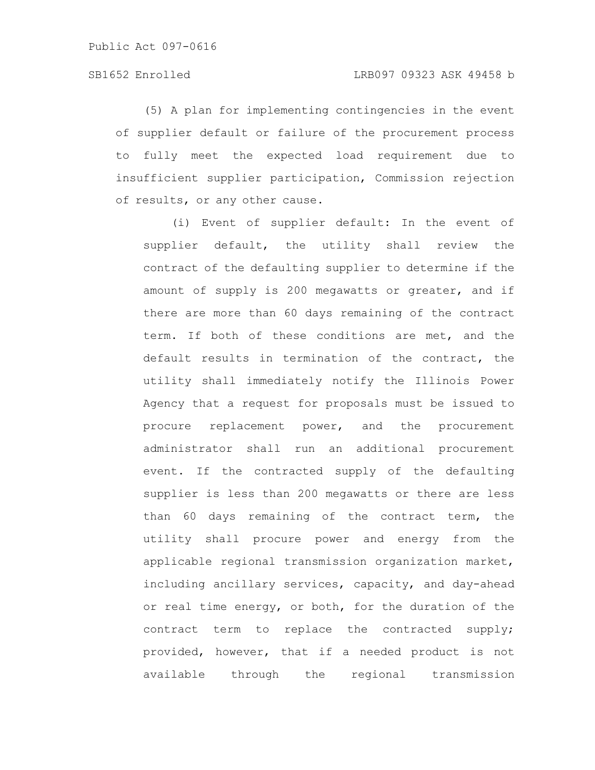(5) A plan for implementing contingencies in the event of supplier default or failure of the procurement process to fully meet the expected load requirement due to insufficient supplier participation, Commission rejection of results, or any other cause.

(i) Event of supplier default: In the event of supplier default, the utility shall review the contract of the defaulting supplier to determine if the amount of supply is 200 megawatts or greater, and if there are more than 60 days remaining of the contract term. If both of these conditions are met, and the default results in termination of the contract, the utility shall immediately notify the Illinois Power Agency that a request for proposals must be issued to procure replacement power, and the procurement administrator shall run an additional procurement event. If the contracted supply of the defaulting supplier is less than 200 megawatts or there are less than 60 days remaining of the contract term, the utility shall procure power and energy from the applicable regional transmission organization market, including ancillary services, capacity, and day-ahead or real time energy, or both, for the duration of the contract term to replace the contracted supply; provided, however, that if a needed product is not available through the regional transmission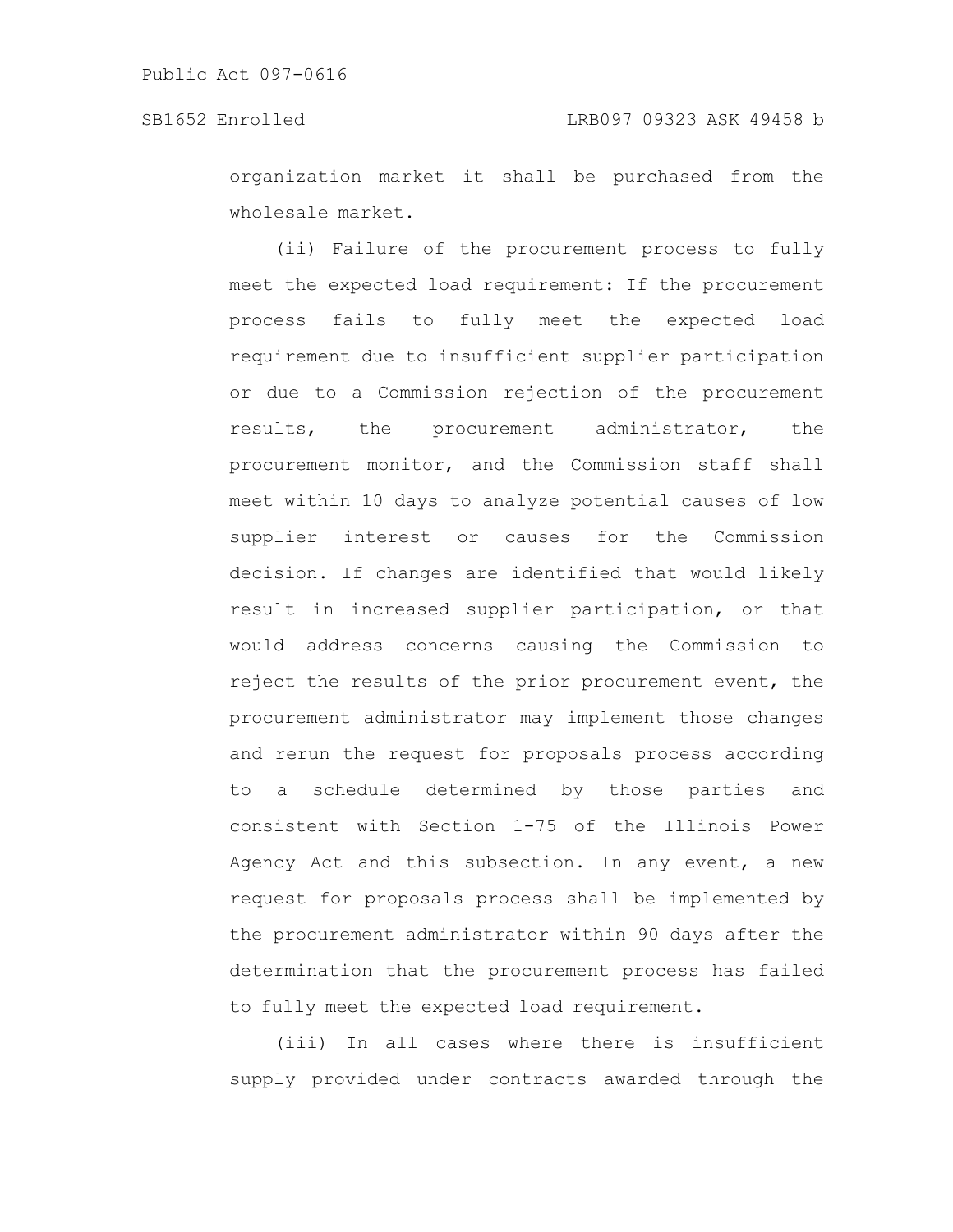organization market it shall be purchased from the wholesale market.

(ii) Failure of the procurement process to fully meet the expected load requirement: If the procurement process fails to fully meet the expected load requirement due to insufficient supplier participation or due to a Commission rejection of the procurement results, the procurement administrator, the procurement monitor, and the Commission staff shall meet within 10 days to analyze potential causes of low supplier interest or causes for the Commission decision. If changes are identified that would likely result in increased supplier participation, or that would address concerns causing the Commission to reject the results of the prior procurement event, the procurement administrator may implement those changes and rerun the request for proposals process according to a schedule determined by those parties and consistent with Section 1-75 of the Illinois Power Agency Act and this subsection. In any event, a new request for proposals process shall be implemented by the procurement administrator within 90 days after the determination that the procurement process has failed to fully meet the expected load requirement.

(iii) In all cases where there is insufficient supply provided under contracts awarded through the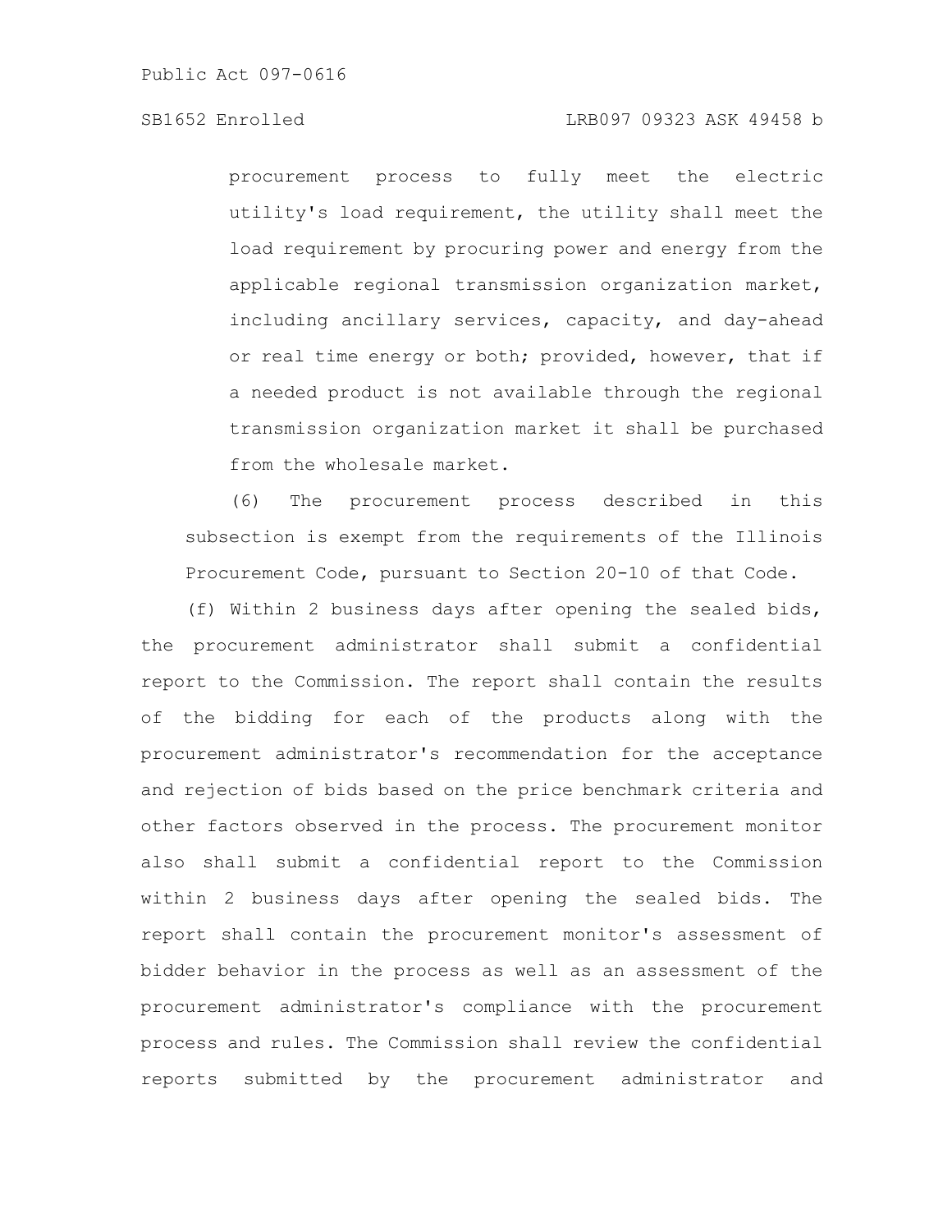procurement process to fully meet the electric utility's load requirement, the utility shall meet the load requirement by procuring power and energy from the applicable regional transmission organization market, including ancillary services, capacity, and day-ahead or real time energy or both; provided, however, that if a needed product is not available through the regional transmission organization market it shall be purchased from the wholesale market.

(6) The procurement process described in this subsection is exempt from the requirements of the Illinois Procurement Code, pursuant to Section 20-10 of that Code.

(f) Within 2 business days after opening the sealed bids, the procurement administrator shall submit a confidential report to the Commission. The report shall contain the results of the bidding for each of the products along with the procurement administrator's recommendation for the acceptance and rejection of bids based on the price benchmark criteria and other factors observed in the process. The procurement monitor also shall submit a confidential report to the Commission within 2 business days after opening the sealed bids. The report shall contain the procurement monitor's assessment of bidder behavior in the process as well as an assessment of the procurement administrator's compliance with the procurement process and rules. The Commission shall review the confidential reports submitted by the procurement administrator and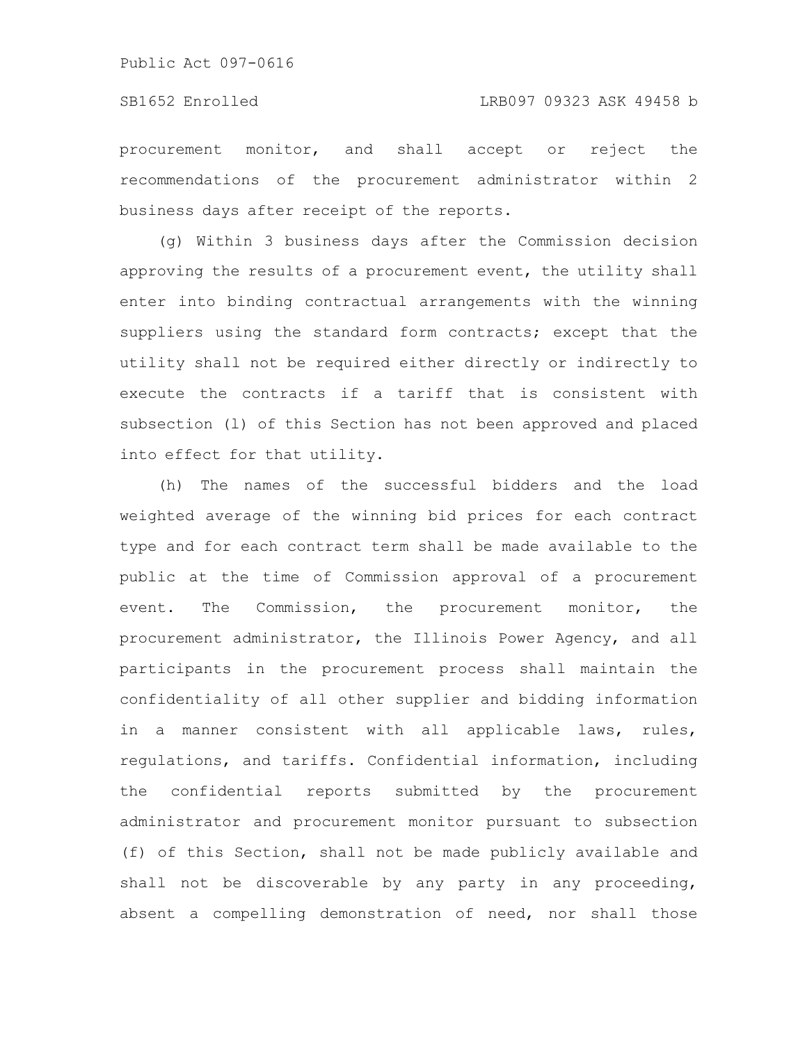procurement monitor, and shall accept or reject the recommendations of the procurement administrator within 2 business days after receipt of the reports.

(g) Within 3 business days after the Commission decision approving the results of a procurement event, the utility shall enter into binding contractual arrangements with the winning suppliers using the standard form contracts; except that the utility shall not be required either directly or indirectly to execute the contracts if a tariff that is consistent with subsection (l) of this Section has not been approved and placed into effect for that utility.

(h) The names of the successful bidders and the load weighted average of the winning bid prices for each contract type and for each contract term shall be made available to the public at the time of Commission approval of a procurement event. The Commission, the procurement monitor, the procurement administrator, the Illinois Power Agency, and all participants in the procurement process shall maintain the confidentiality of all other supplier and bidding information in a manner consistent with all applicable laws, rules, regulations, and tariffs. Confidential information, including the confidential reports submitted by the procurement administrator and procurement monitor pursuant to subsection (f) of this Section, shall not be made publicly available and shall not be discoverable by any party in any proceeding, absent a compelling demonstration of need, nor shall those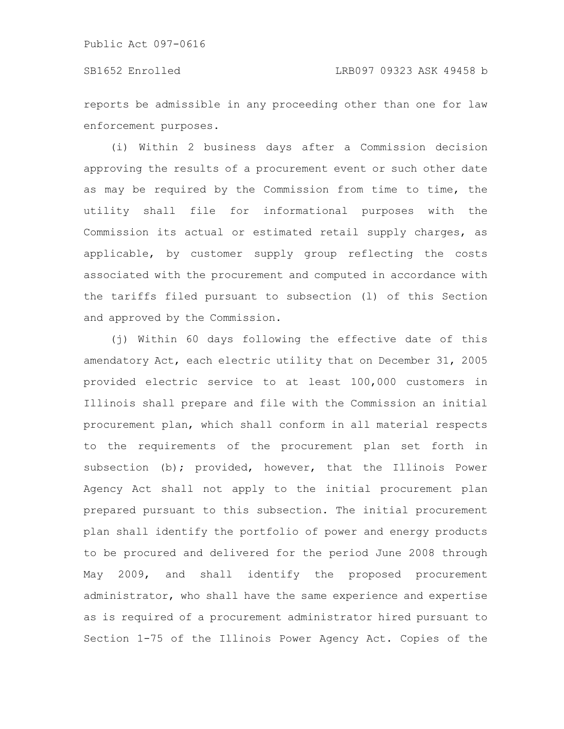reports be admissible in any proceeding other than one for law enforcement purposes.

(i) Within 2 business days after a Commission decision approving the results of a procurement event or such other date as may be required by the Commission from time to time, the utility shall file for informational purposes with the Commission its actual or estimated retail supply charges, as applicable, by customer supply group reflecting the costs associated with the procurement and computed in accordance with the tariffs filed pursuant to subsection (l) of this Section and approved by the Commission.

(j) Within 60 days following the effective date of this amendatory Act, each electric utility that on December 31, 2005 provided electric service to at least 100,000 customers in Illinois shall prepare and file with the Commission an initial procurement plan, which shall conform in all material respects to the requirements of the procurement plan set forth in subsection (b); provided, however, that the Illinois Power Agency Act shall not apply to the initial procurement plan prepared pursuant to this subsection. The initial procurement plan shall identify the portfolio of power and energy products to be procured and delivered for the period June 2008 through May 2009, and shall identify the proposed procurement administrator, who shall have the same experience and expertise as is required of a procurement administrator hired pursuant to Section 1-75 of the Illinois Power Agency Act. Copies of the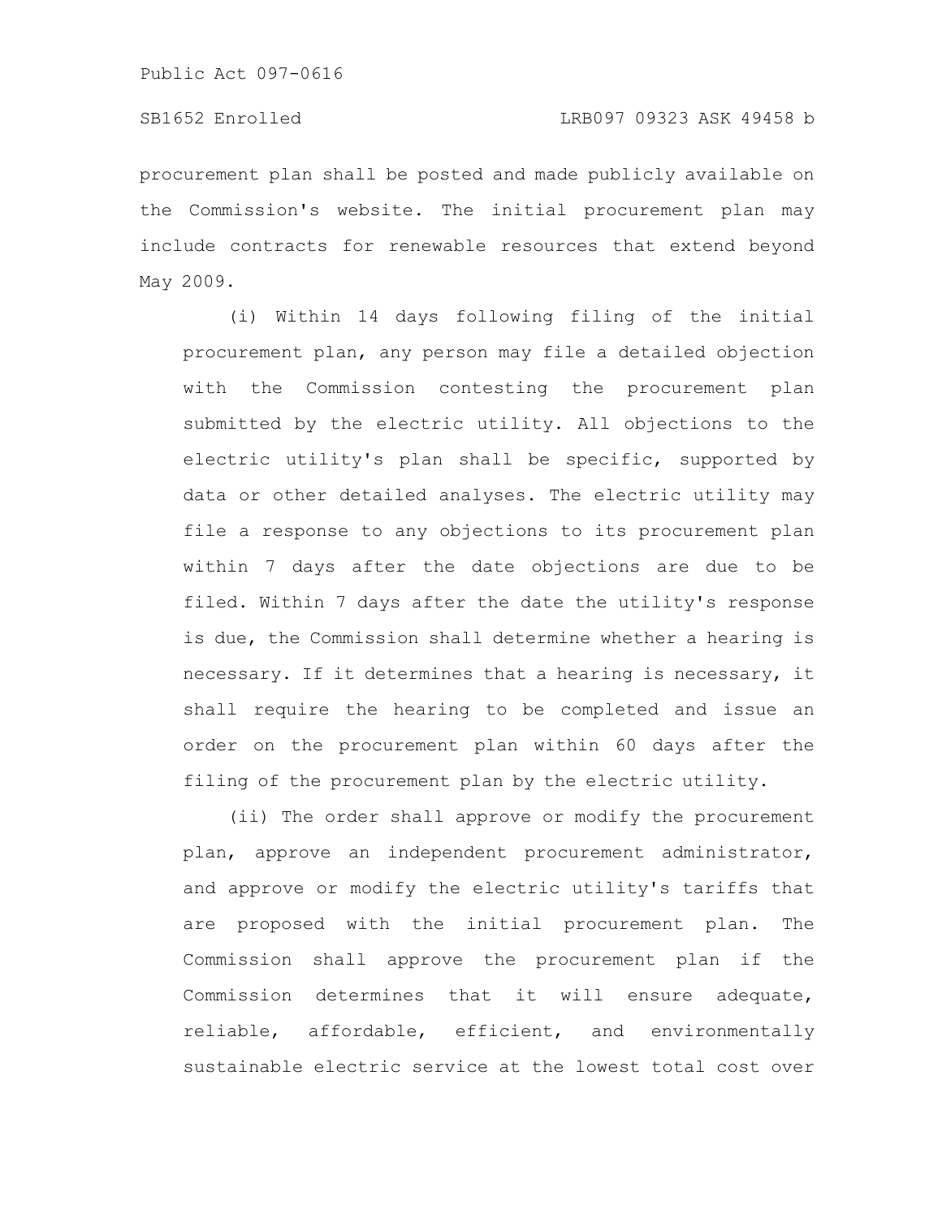procurement plan shall be posted and made publicly available on the Commission's website. The initial procurement plan may include contracts for renewable resources that extend beyond May 2009.

(i) Within 14 days following filing of the initial procurement plan, any person may file a detailed objection with the Commission contesting the procurement plan submitted by the electric utility. All objections to the electric utility's plan shall be specific, supported by data or other detailed analyses. The electric utility may file a response to any objections to its procurement plan within 7 days after the date objections are due to be filed. Within 7 days after the date the utility's response is due, the Commission shall determine whether a hearing is necessary. If it determines that a hearing is necessary, it shall require the hearing to be completed and issue an order on the procurement plan within 60 days after the filing of the procurement plan by the electric utility.

(ii) The order shall approve or modify the procurement plan, approve an independent procurement administrator, and approve or modify the electric utility's tariffs that are proposed with the initial procurement plan. The Commission shall approve the procurement plan if the Commission determines that it will ensure adequate, reliable, affordable, efficient, and environmentally sustainable electric service at the lowest total cost over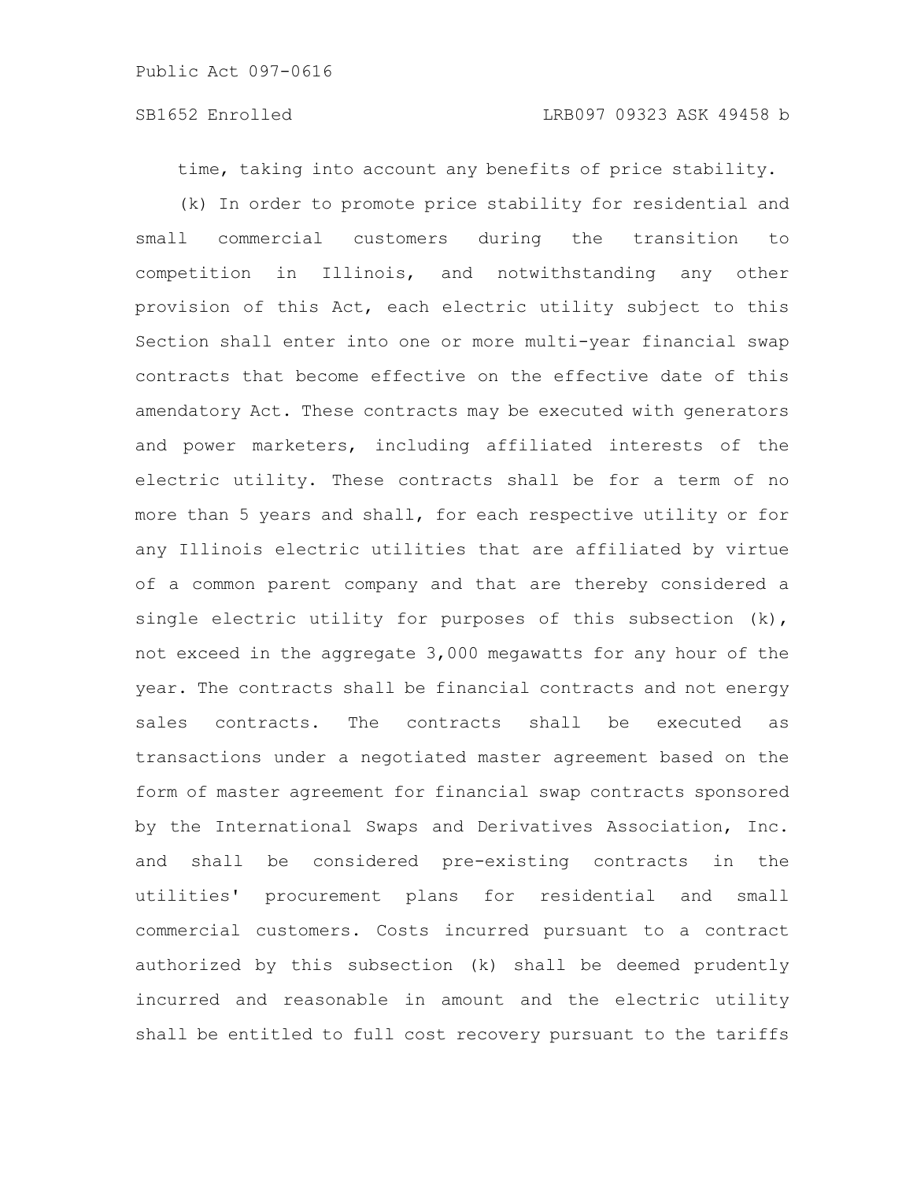time, taking into account any benefits of price stability.

(k) In order to promote price stability for residential and small commercial customers during the transition to competition in Illinois, and notwithstanding any other provision of this Act, each electric utility subject to this Section shall enter into one or more multi-year financial swap contracts that become effective on the effective date of this amendatory Act. These contracts may be executed with generators and power marketers, including affiliated interests of the electric utility. These contracts shall be for a term of no more than 5 years and shall, for each respective utility or for any Illinois electric utilities that are affiliated by virtue of a common parent company and that are thereby considered a single electric utility for purposes of this subsection (k), not exceed in the aggregate 3,000 megawatts for any hour of the year. The contracts shall be financial contracts and not energy sales contracts. The contracts shall be executed as transactions under a negotiated master agreement based on the form of master agreement for financial swap contracts sponsored by the International Swaps and Derivatives Association, Inc. and shall be considered pre-existing contracts in the utilities' procurement plans for residential and small commercial customers. Costs incurred pursuant to a contract authorized by this subsection (k) shall be deemed prudently incurred and reasonable in amount and the electric utility shall be entitled to full cost recovery pursuant to the tariffs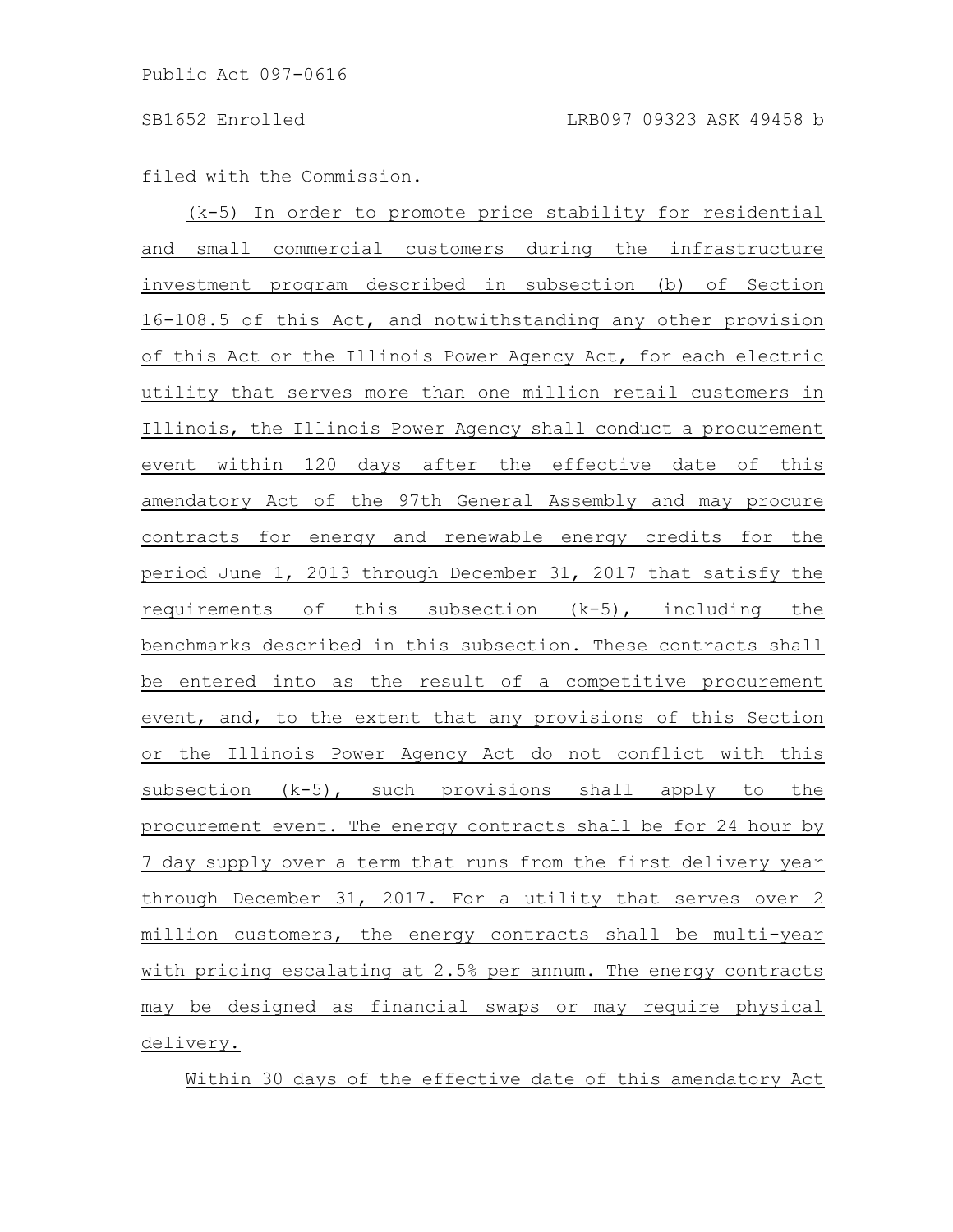filed with the Commission.

(k-5) In order to promote price stability for residential and small commercial customers during the infrastructure investment program described in subsection (b) of Section 16-108.5 of this Act, and notwithstanding any other provision of this Act or the Illinois Power Agency Act, for each electric utility that serves more than one million retail customers in Illinois, the Illinois Power Agency shall conduct a procurement event within 120 days after the effective date of this amendatory Act of the 97th General Assembly and may procure contracts for energy and renewable energy credits for the period June 1, 2013 through December 31, 2017 that satisfy the requirements of this subsection (k-5), including the benchmarks described in this subsection. These contracts shall be entered into as the result of a competitive procurement event, and, to the extent that any provisions of this Section or the Illinois Power Agency Act do not conflict with this subsection (k-5), such provisions shall apply to the procurement event. The energy contracts shall be for 24 hour by 7 day supply over a term that runs from the first delivery year through December 31, 2017. For a utility that serves over 2 million customers, the energy contracts shall be multi-year with pricing escalating at 2.5% per annum. The energy contracts may be designed as financial swaps or may require physical delivery.

Within 30 days of the effective date of this amendatory Act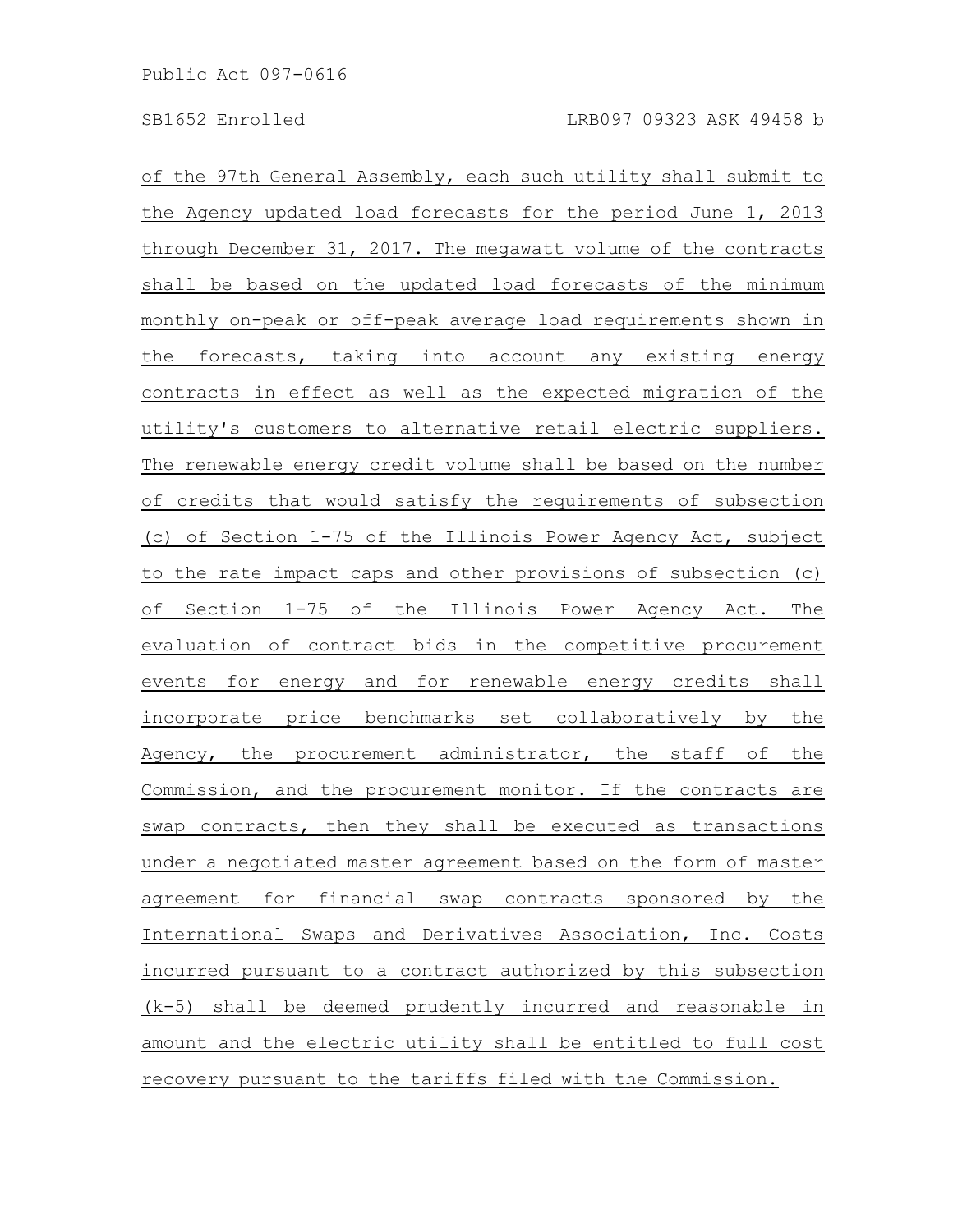of the 97th General Assembly, each such utility shall submit to the Agency updated load forecasts for the period June 1, 2013 through December 31, 2017. The megawatt volume of the contracts shall be based on the updated load forecasts of the minimum monthly on-peak or off-peak average load requirements shown in the forecasts, taking into account any existing energy contracts in effect as well as the expected migration of the utility's customers to alternative retail electric suppliers. The renewable energy credit volume shall be based on the number of credits that would satisfy the requirements of subsection (c) of Section 1-75 of the Illinois Power Agency Act, subject to the rate impact caps and other provisions of subsection (c) of Section 1-75 of the Illinois Power Agency Act. The evaluation of contract bids in the competitive procurement events for energy and for renewable energy credits shall incorporate price benchmarks set collaboratively by the Agency, the procurement administrator, the staff of the Commission, and the procurement monitor. If the contracts are swap contracts, then they shall be executed as transactions under a negotiated master agreement based on the form of master agreement for financial swap contracts sponsored by the International Swaps and Derivatives Association, Inc. Costs incurred pursuant to a contract authorized by this subsection (k-5) shall be deemed prudently incurred and reasonable in amount and the electric utility shall be entitled to full cost recovery pursuant to the tariffs filed with the Commission.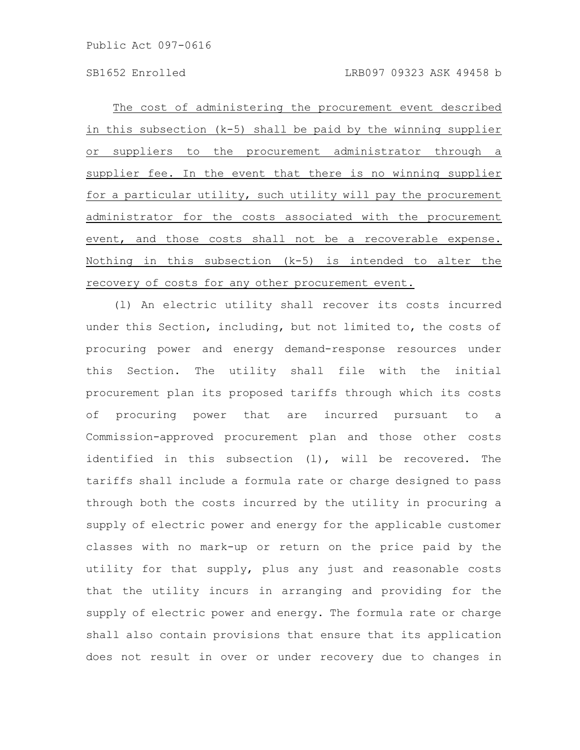The cost of administering the procurement event described in this subsection (k-5) shall be paid by the winning supplier or suppliers to the procurement administrator through a supplier fee. In the event that there is no winning supplier for a particular utility, such utility will pay the procurement administrator for the costs associated with the procurement event, and those costs shall not be a recoverable expense. Nothing in this subsection (k-5) is intended to alter the recovery of costs for any other procurement event.

(l) An electric utility shall recover its costs incurred under this Section, including, but not limited to, the costs of procuring power and energy demand-response resources under this Section. The utility shall file with the initial procurement plan its proposed tariffs through which its costs of procuring power that are incurred pursuant to a Commission-approved procurement plan and those other costs identified in this subsection (l), will be recovered. The tariffs shall include a formula rate or charge designed to pass through both the costs incurred by the utility in procuring a supply of electric power and energy for the applicable customer classes with no mark-up or return on the price paid by the utility for that supply, plus any just and reasonable costs that the utility incurs in arranging and providing for the supply of electric power and energy. The formula rate or charge shall also contain provisions that ensure that its application does not result in over or under recovery due to changes in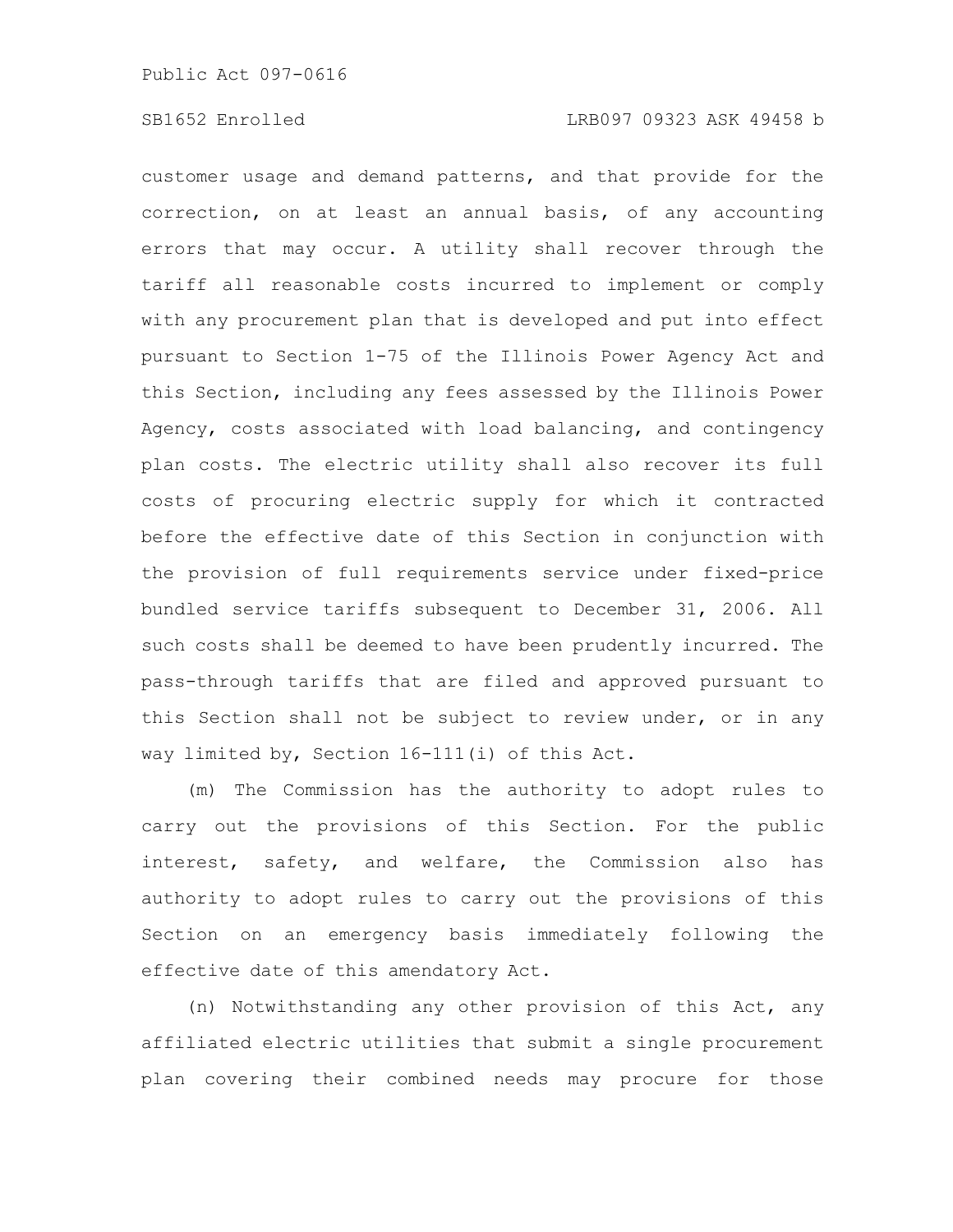customer usage and demand patterns, and that provide for the correction, on at least an annual basis, of any accounting errors that may occur. A utility shall recover through the tariff all reasonable costs incurred to implement or comply with any procurement plan that is developed and put into effect pursuant to Section 1-75 of the Illinois Power Agency Act and this Section, including any fees assessed by the Illinois Power Agency, costs associated with load balancing, and contingency plan costs. The electric utility shall also recover its full costs of procuring electric supply for which it contracted before the effective date of this Section in conjunction with the provision of full requirements service under fixed-price bundled service tariffs subsequent to December 31, 2006. All such costs shall be deemed to have been prudently incurred. The pass-through tariffs that are filed and approved pursuant to this Section shall not be subject to review under, or in any way limited by, Section 16-111(i) of this Act.

(m) The Commission has the authority to adopt rules to carry out the provisions of this Section. For the public interest, safety, and welfare, the Commission also has authority to adopt rules to carry out the provisions of this Section on an emergency basis immediately following the effective date of this amendatory Act.

(n) Notwithstanding any other provision of this Act, any affiliated electric utilities that submit a single procurement plan covering their combined needs may procure for those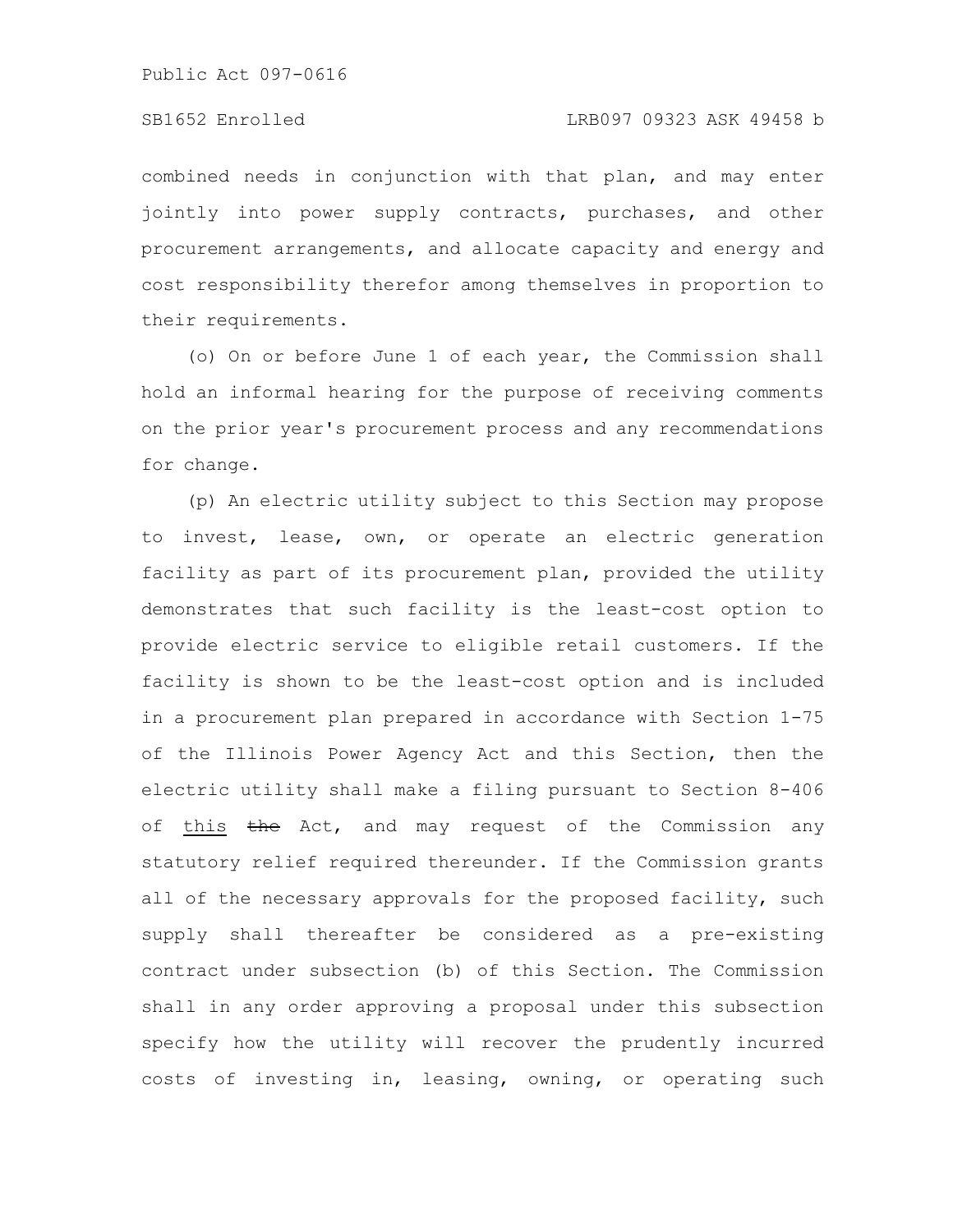combined needs in conjunction with that plan, and may enter jointly into power supply contracts, purchases, and other procurement arrangements, and allocate capacity and energy and cost responsibility therefor among themselves in proportion to their requirements.

(o) On or before June 1 of each year, the Commission shall hold an informal hearing for the purpose of receiving comments on the prior year's procurement process and any recommendations for change.

(p) An electric utility subject to this Section may propose to invest, lease, own, or operate an electric generation facility as part of its procurement plan, provided the utility demonstrates that such facility is the least-cost option to provide electric service to eligible retail customers. If the facility is shown to be the least-cost option and is included in a procurement plan prepared in accordance with Section 1-75 of the Illinois Power Agency Act and this Section, then the electric utility shall make a filing pursuant to Section 8-406 of <u>this</u> ~~the~~ Act, and may request of the Commission any statutory relief required thereunder. If the Commission grants all of the necessary approvals for the proposed facility, such supply shall thereafter be considered as a pre-existing contract under subsection (b) of this Section. The Commission shall in any order approving a proposal under this subsection specify how the utility will recover the prudently incurred costs of investing in, leasing, owning, or operating such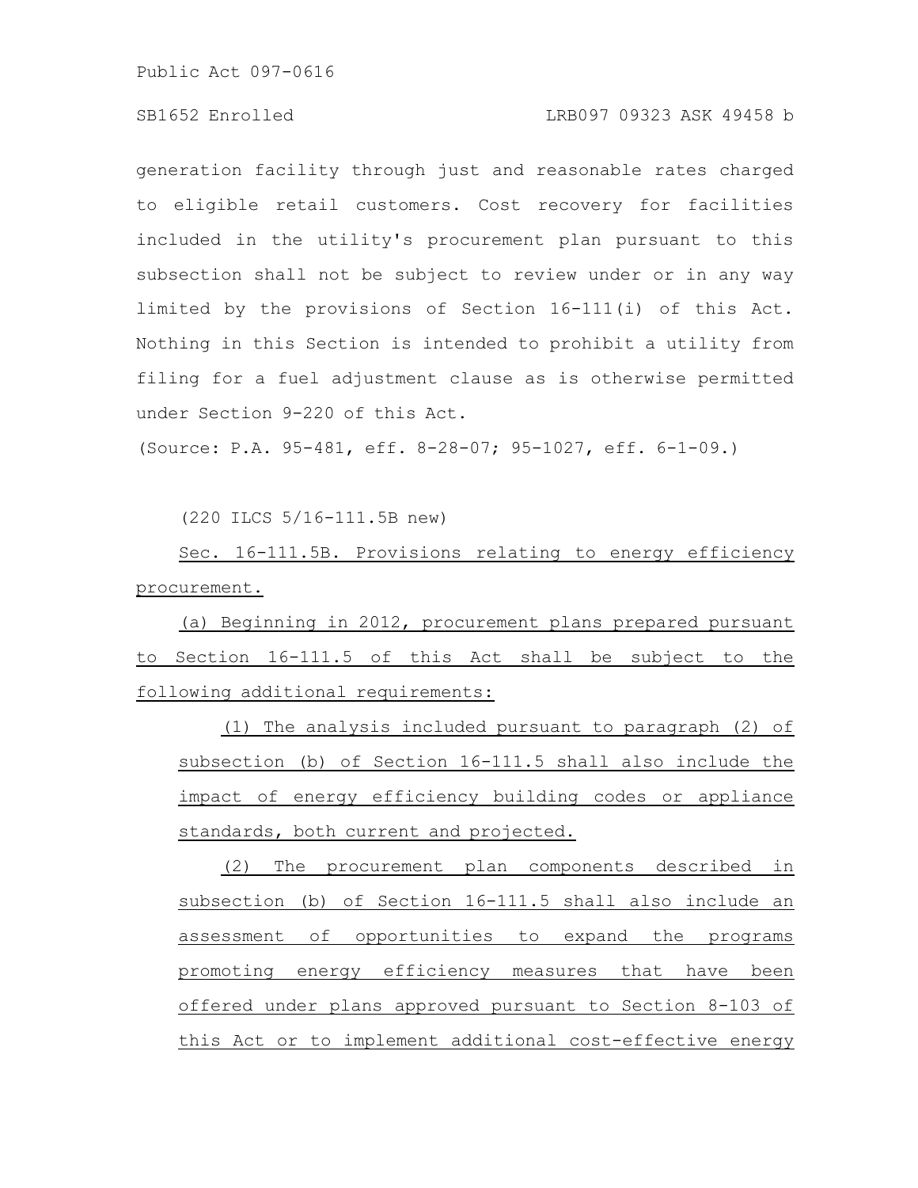generation facility through just and reasonable rates charged to eligible retail customers. Cost recovery for facilities included in the utility's procurement plan pursuant to this subsection shall not be subject to review under or in any way limited by the provisions of Section 16-111(i) of this Act. Nothing in this Section is intended to prohibit a utility from filing for a fuel adjustment clause as is otherwise permitted under Section 9-220 of this Act.

(Source: P.A. 95-481, eff. 8-28-07; 95-1027, eff. 6-1-09.)

(220 ILCS 5/16-111.5B new)

Sec. 16-111.5B. Provisions relating to energy efficiency procurement.

(a) Beginning in 2012, procurement plans prepared pursuant to Section 16-111.5 of this Act shall be subject to the following additional requirements:

(1) The analysis included pursuant to paragraph (2) of subsection (b) of Section 16-111.5 shall also include the impact of energy efficiency building codes or appliance standards, both current and projected.

(2) The procurement plan components described in subsection (b) of Section 16-111.5 shall also include an assessment of opportunities to expand the programs promoting energy efficiency measures that have been offered under plans approved pursuant to Section 8-103 of this Act or to implement additional cost-effective energy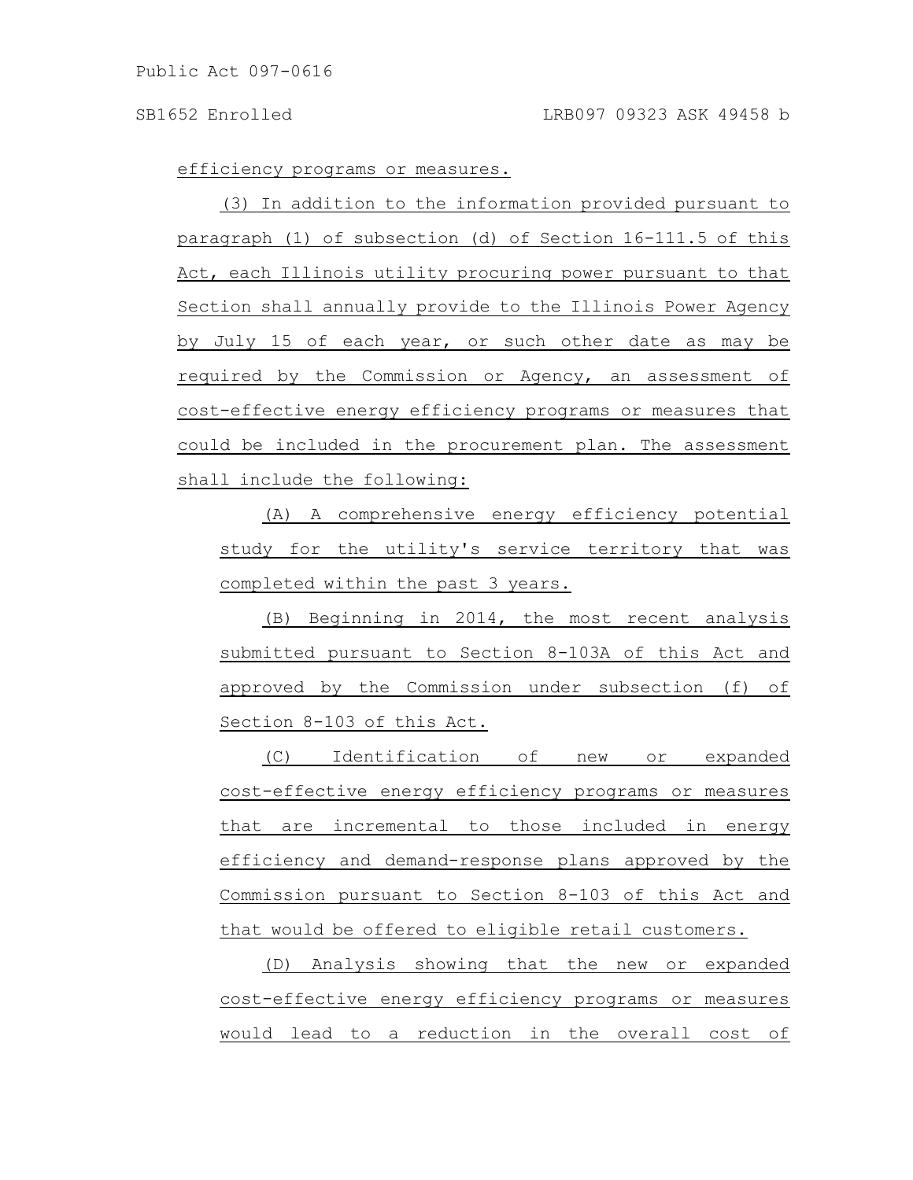efficiency programs or measures.

(3) In addition to the information provided pursuant to paragraph (1) of subsection (d) of Section 16-111.5 of this Act, each Illinois utility procuring power pursuant to that Section shall annually provide to the Illinois Power Agency by July 15 of each year, or such other date as may be required by the Commission or Agency, an assessment of cost-effective energy efficiency programs or measures that could be included in the procurement plan. The assessment shall include the following:

(A) A comprehensive energy efficiency potential study for the utility's service territory that was completed within the past 3 years.

(B) Beginning in 2014, the most recent analysis submitted pursuant to Section 8-103A of this Act and approved by the Commission under subsection (f) of Section 8-103 of this Act.

(C) Identification of new or expanded cost-effective energy efficiency programs or measures that are incremental to those included in energy efficiency and demand-response plans approved by the Commission pursuant to Section 8-103 of this Act and that would be offered to eligible retail customers.

(D) Analysis showing that the new or expanded cost-effective energy efficiency programs or measures would lead to a reduction in the overall cost of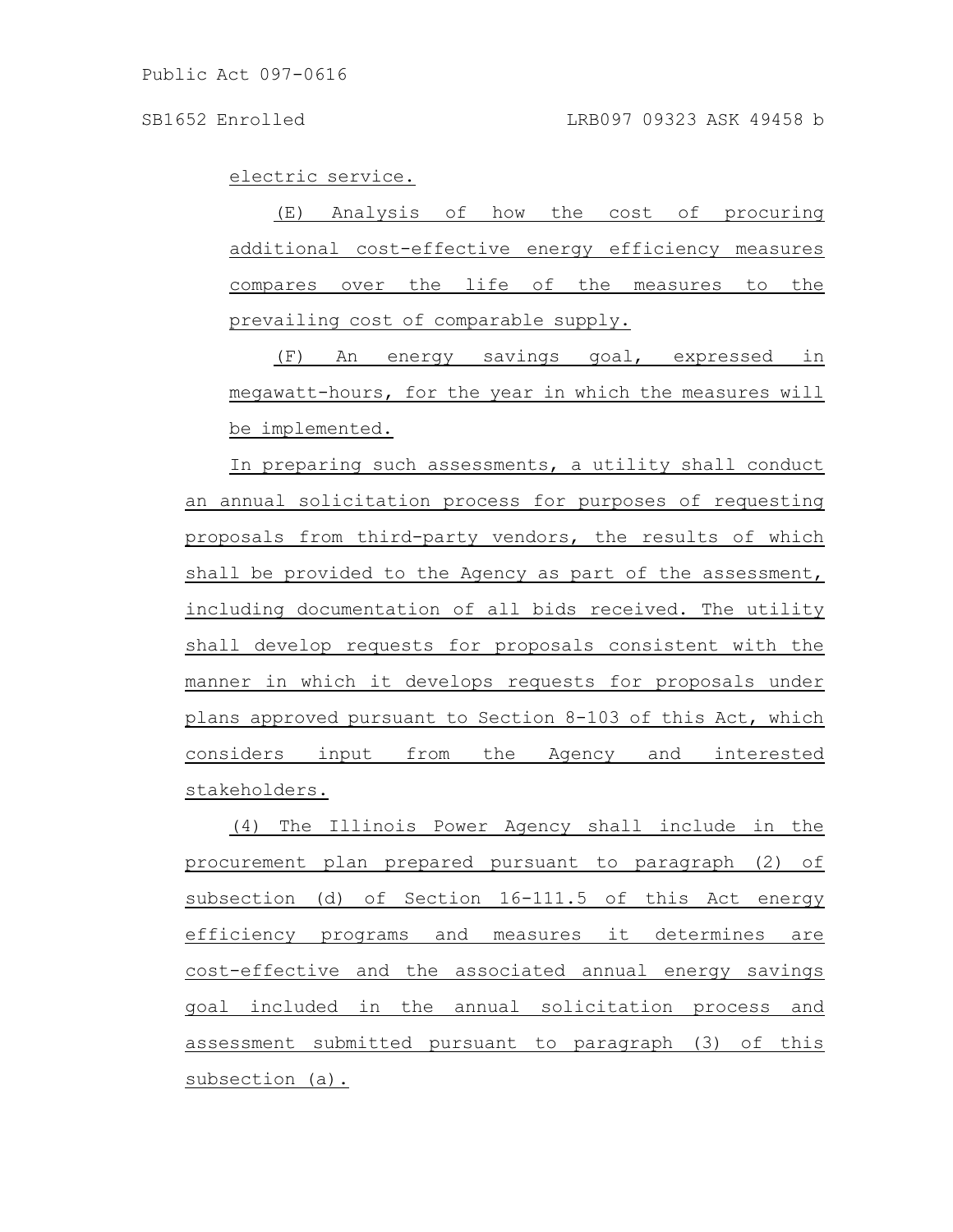electric service.

(E) Analysis of how the cost of procuring additional cost-effective energy efficiency measures compares over the life of the measures to the prevailing cost of comparable supply.

(F) An energy savings goal, expressed in megawatt-hours, for the year in which the measures will be implemented.

In preparing such assessments, a utility shall conduct an annual solicitation process for purposes of requesting proposals from third-party vendors, the results of which shall be provided to the Agency as part of the assessment, including documentation of all bids received. The utility shall develop requests for proposals consistent with the manner in which it develops requests for proposals under plans approved pursuant to Section 8-103 of this Act, which considers input from the Agency and interested stakeholders.

(4) The Illinois Power Agency shall include in the procurement plan prepared pursuant to paragraph (2) of subsection (d) of Section 16-111.5 of this Act energy efficiency programs and measures it determines are cost-effective and the associated annual energy savings goal included in the annual solicitation process and assessment submitted pursuant to paragraph (3) of this subsection (a).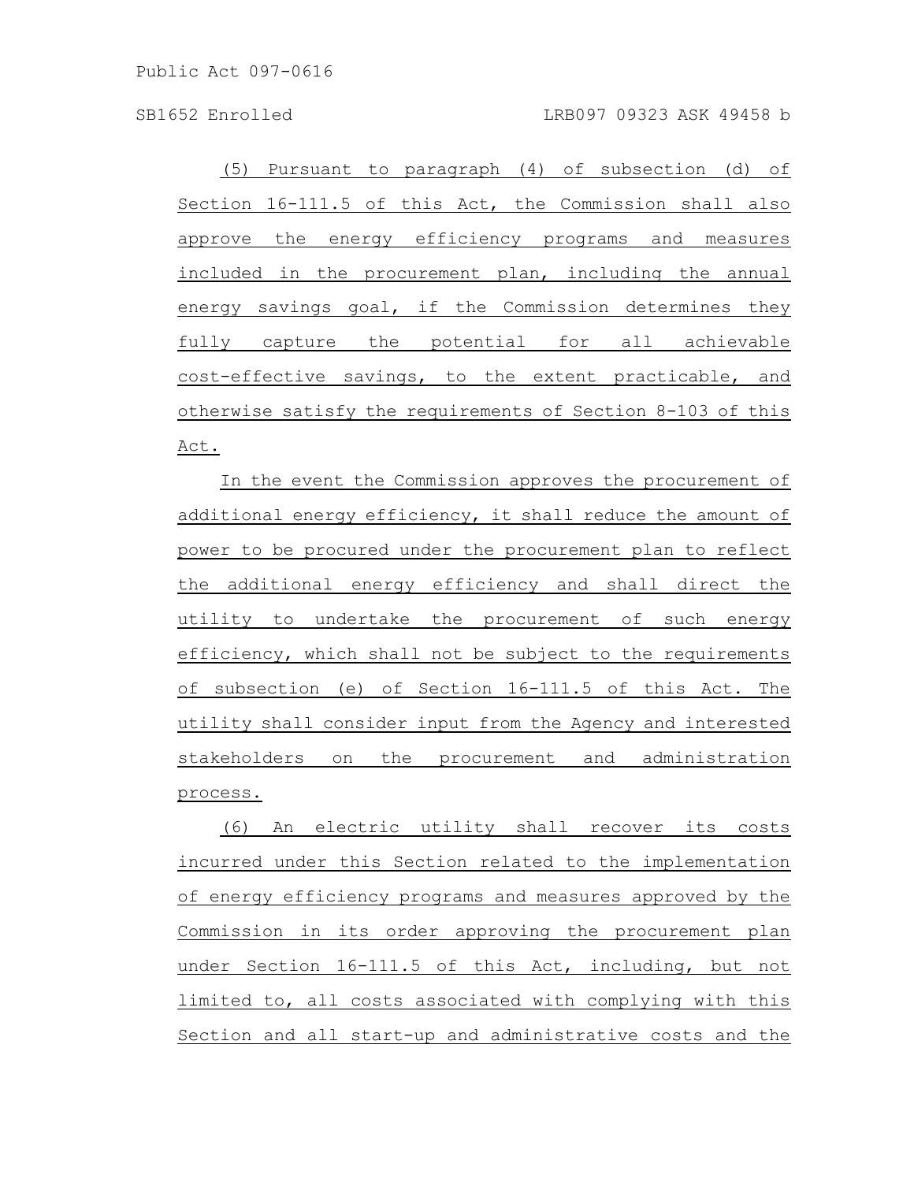(5) Pursuant to paragraph (4) of subsection (d) of Section 16-111.5 of this Act, the Commission shall also approve the energy efficiency programs and measures included in the procurement plan, including the annual energy savings goal, if the Commission determines they fully capture the potential for all achievable cost-effective savings, to the extent practicable, and otherwise satisfy the requirements of Section 8-103 of this Act.

In the event the Commission approves the procurement of additional energy efficiency, it shall reduce the amount of power to be procured under the procurement plan to reflect the additional energy efficiency and shall direct the utility to undertake the procurement of such energy efficiency, which shall not be subject to the requirements of subsection (e) of Section 16-111.5 of this Act. The utility shall consider input from the Agency and interested stakeholders on the procurement and administration process.

(6) An electric utility shall recover its costs incurred under this Section related to the implementation of energy efficiency programs and measures approved by the Commission in its order approving the procurement plan under Section 16-111.5 of this Act, including, but not limited to, all costs associated with complying with this Section and all start-up and administrative costs and the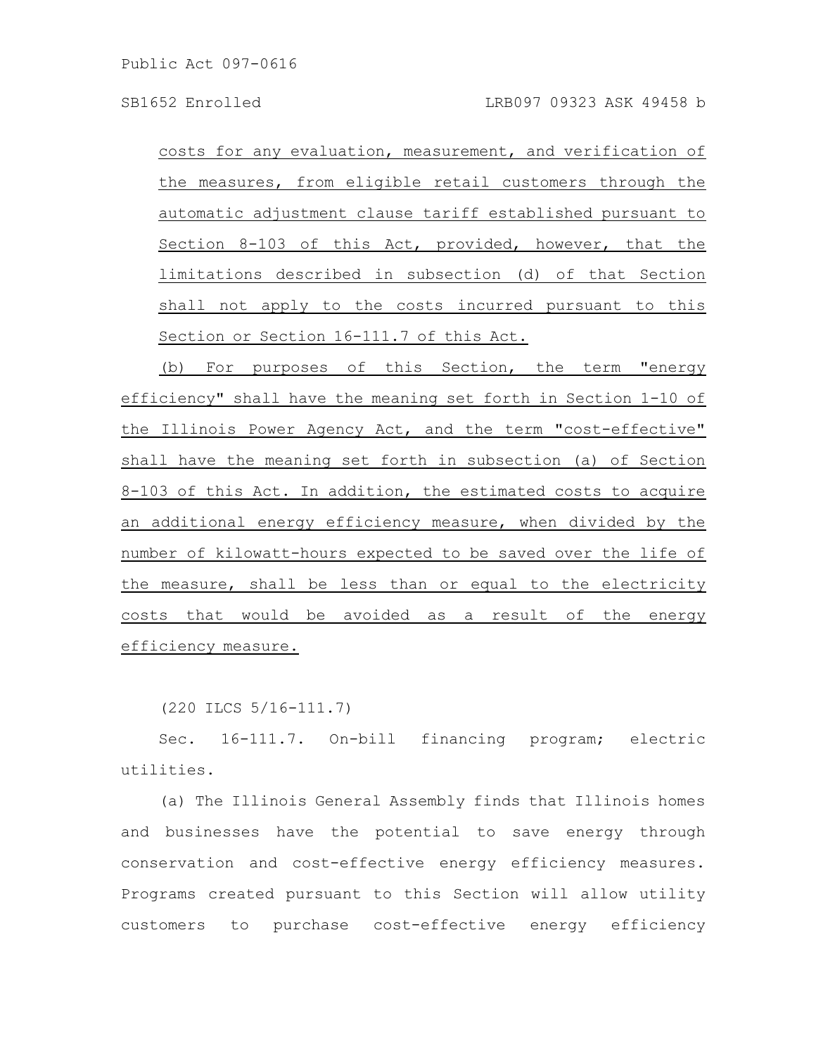costs for any evaluation, measurement, and verification of the measures, from eligible retail customers through the automatic adjustment clause tariff established pursuant to Section 8-103 of this Act, provided, however, that the limitations described in subsection (d) of that Section shall not apply to the costs incurred pursuant to this Section or Section 16-111.7 of this Act.

(b) For purposes of this Section, the term "energy efficiency" shall have the meaning set forth in Section 1-10 of the Illinois Power Agency Act, and the term "cost-effective" shall have the meaning set forth in subsection (a) of Section 8-103 of this Act. In addition, the estimated costs to acquire an additional energy efficiency measure, when divided by the number of kilowatt-hours expected to be saved over the life of the measure, shall be less than or equal to the electricity costs that would be avoided as a result of the energy efficiency measure.

(220 ILCS 5/16-111.7)

Sec. 16-111.7. On-bill financing program; electric utilities.

(a) The Illinois General Assembly finds that Illinois homes and businesses have the potential to save energy through conservation and cost-effective energy efficiency measures. Programs created pursuant to this Section will allow utility customers to purchase cost-effective energy efficiency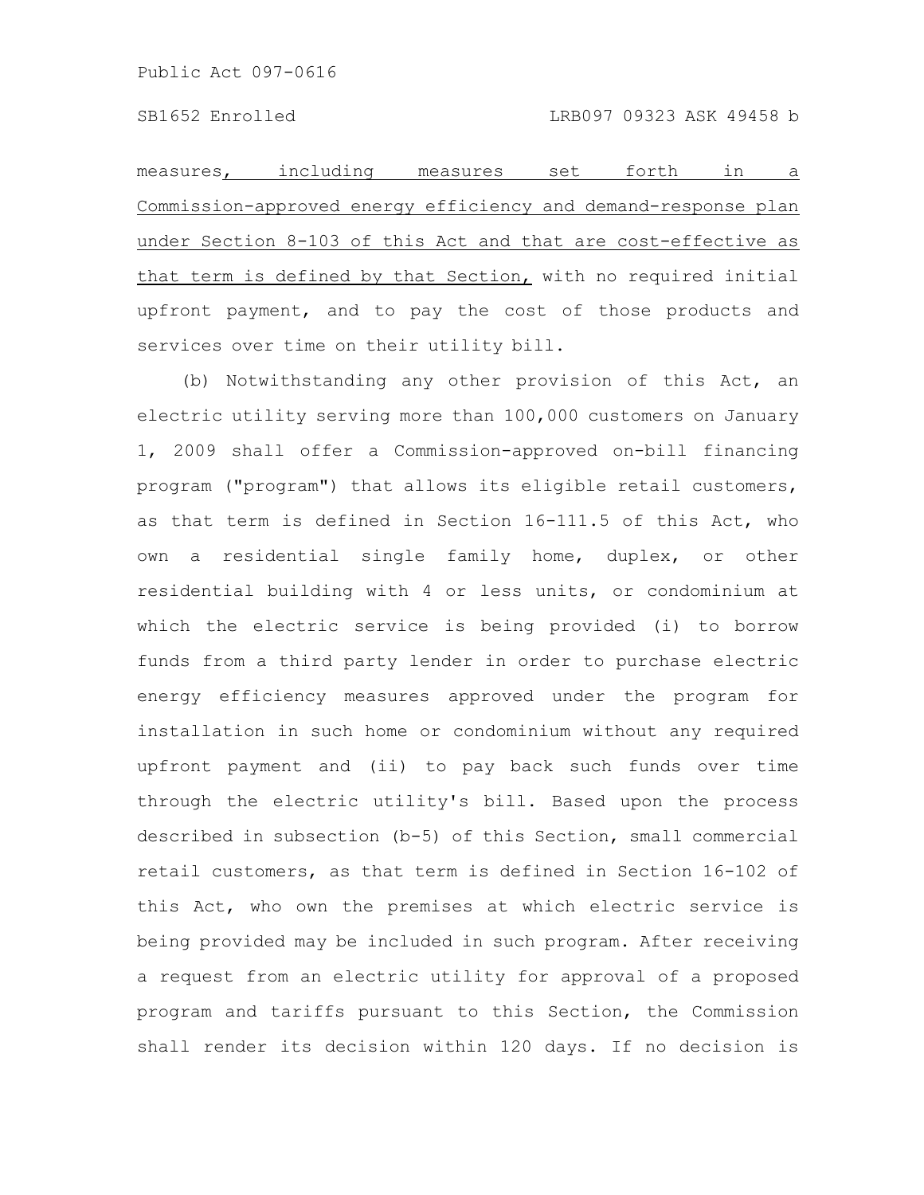measures, including measures set forth in a Commission-approved energy efficiency and demand-response plan under Section 8-103 of this Act and that are cost-effective as that term is defined by that Section, with no required initial upfront payment, and to pay the cost of those products and services over time on their utility bill.

(b) Notwithstanding any other provision of this Act, an electric utility serving more than 100,000 customers on January 1, 2009 shall offer a Commission-approved on-bill financing program ("program") that allows its eligible retail customers, as that term is defined in Section 16-111.5 of this Act, who own a residential single family home, duplex, or other residential building with 4 or less units, or condominium at which the electric service is being provided (i) to borrow funds from a third party lender in order to purchase electric energy efficiency measures approved under the program for installation in such home or condominium without any required upfront payment and (ii) to pay back such funds over time through the electric utility's bill. Based upon the process described in subsection (b-5) of this Section, small commercial retail customers, as that term is defined in Section 16-102 of this Act, who own the premises at which electric service is being provided may be included in such program. After receiving a request from an electric utility for approval of a proposed program and tariffs pursuant to this Section, the Commission shall render its decision within 120 days. If no decision is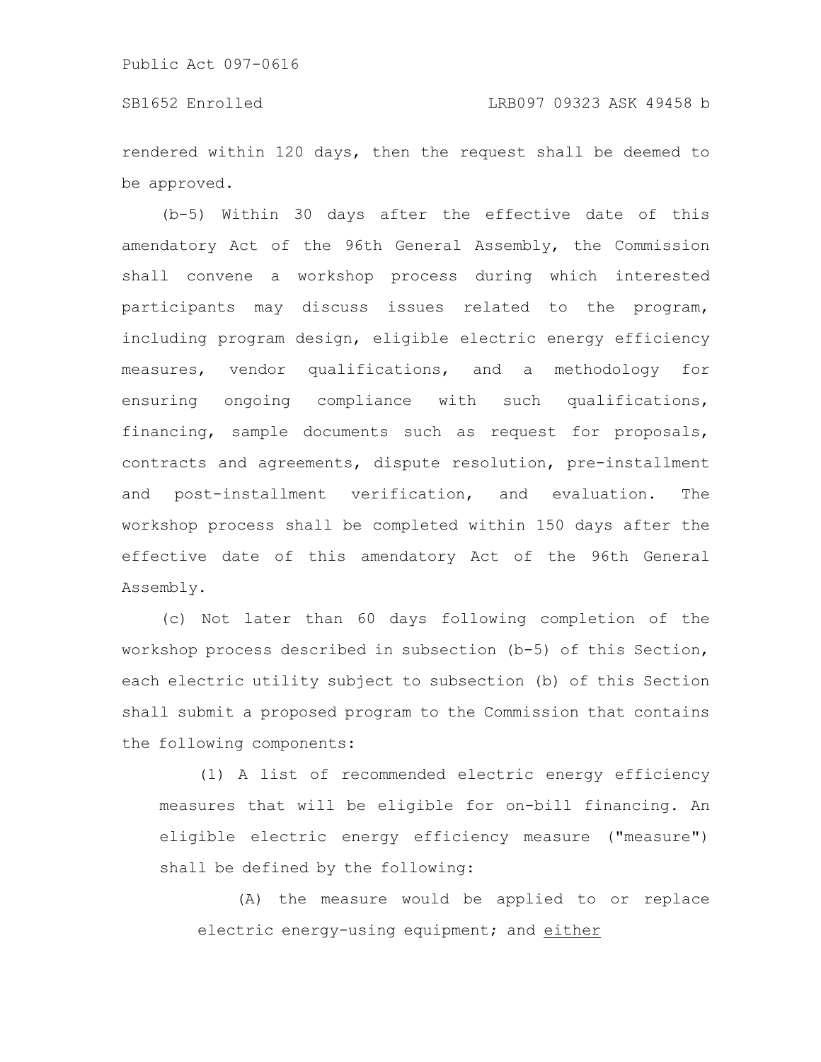rendered within 120 days, then the request shall be deemed to be approved.

(b-5) Within 30 days after the effective date of this amendatory Act of the 96th General Assembly, the Commission shall convene a workshop process during which interested participants may discuss issues related to the program, including program design, eligible electric energy efficiency measures, vendor qualifications, and a methodology for ensuring ongoing compliance with such qualifications, financing, sample documents such as request for proposals, contracts and agreements, dispute resolution, pre-installment and post-installment verification, and evaluation. The workshop process shall be completed within 150 days after the effective date of this amendatory Act of the 96th General Assembly.

(c) Not later than 60 days following completion of the workshop process described in subsection (b-5) of this Section, each electric utility subject to subsection (b) of this Section shall submit a proposed program to the Commission that contains the following components:

(1) A list of recommended electric energy efficiency measures that will be eligible for on-bill financing. An eligible electric energy efficiency measure ("measure") shall be defined by the following:

(A) the measure would be applied to or replace electric energy-using equipment; and either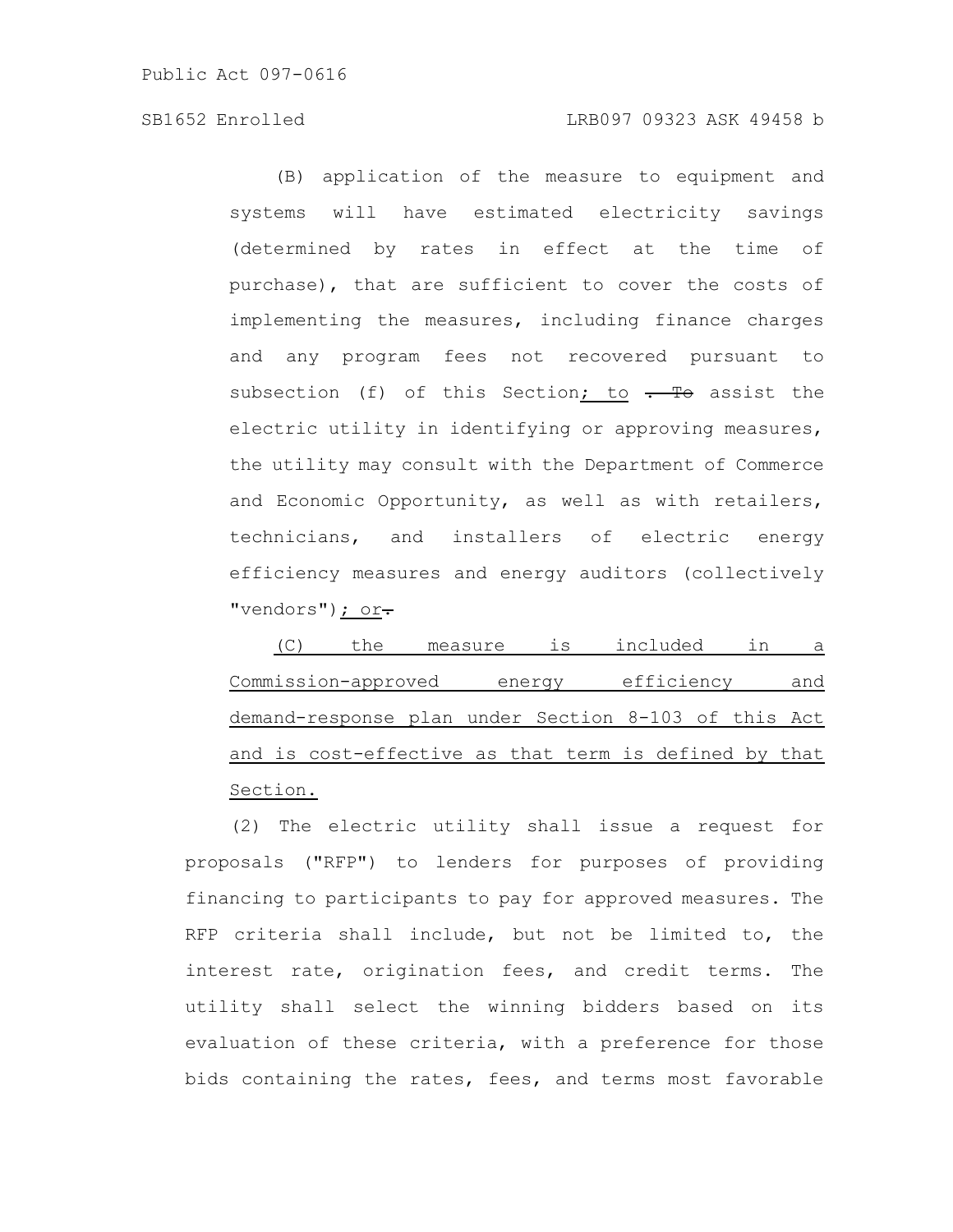(B) application of the measure to equipment and systems will have estimated electricity savings (determined by rates in effect at the time of purchase), that are sufficient to cover the costs of implementing the measures, including finance charges and any program fees not recovered pursuant to subsection (f) of this Section<u>; to</u> ~~. To~~ assist the electric utility in identifying or approving measures, the utility may consult with the Department of Commerce and Economic Opportunity, as well as with retailers, technicians, and installers of electric energy efficiency measures and energy auditors (collectively "vendors")<u>; or</u>~~.~~

<u>(C) the measure is included in a Commission-approved energy efficiency and demand-response plan under Section 8-103 of this Act and is cost-effective as that term is defined by that Section.</u>

(2) The electric utility shall issue a request for proposals ("RFP") to lenders for purposes of providing financing to participants to pay for approved measures. The RFP criteria shall include, but not be limited to, the interest rate, origination fees, and credit terms. The utility shall select the winning bidders based on its evaluation of these criteria, with a preference for those bids containing the rates, fees, and terms most favorable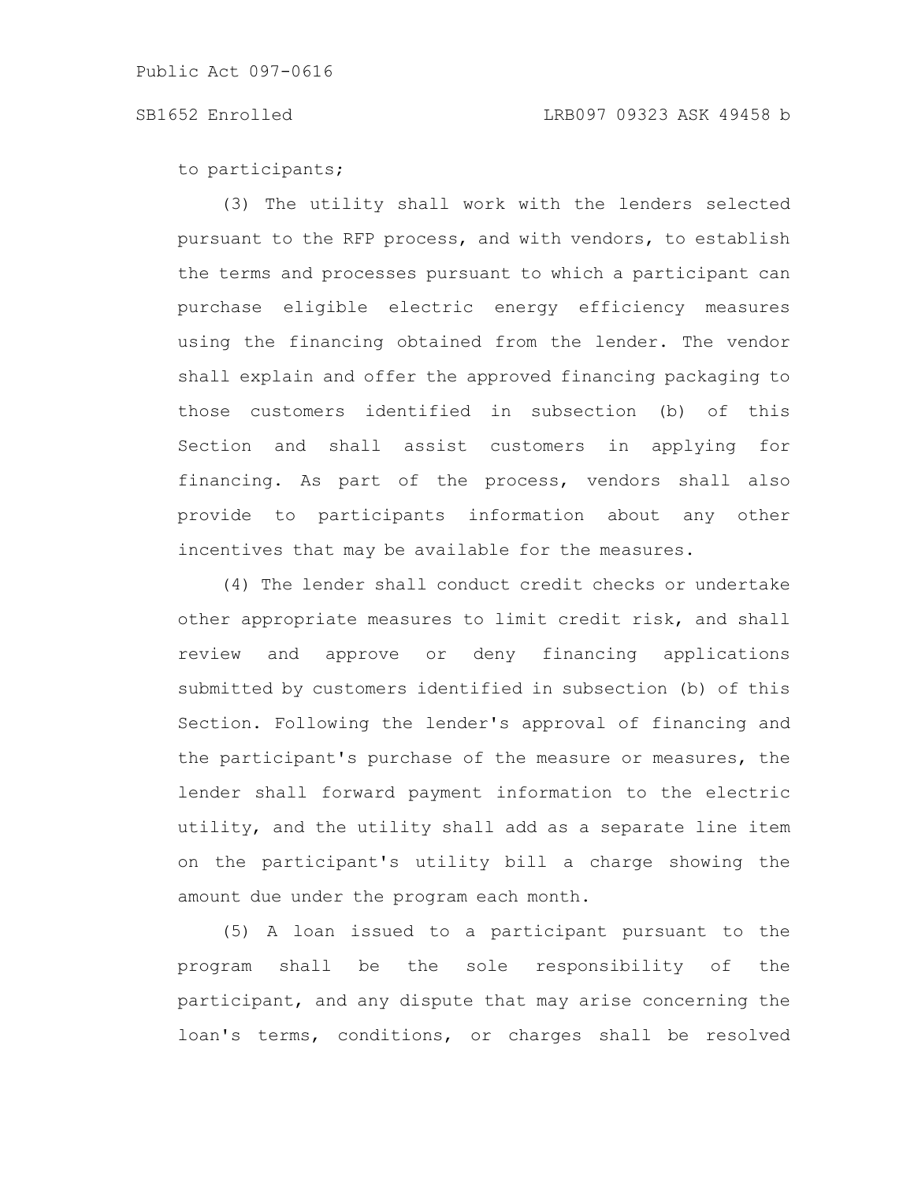to participants;

(3) The utility shall work with the lenders selected pursuant to the RFP process, and with vendors, to establish the terms and processes pursuant to which a participant can purchase eligible electric energy efficiency measures using the financing obtained from the lender. The vendor shall explain and offer the approved financing packaging to those customers identified in subsection (b) of this Section and shall assist customers in applying for financing. As part of the process, vendors shall also provide to participants information about any other incentives that may be available for the measures.

(4) The lender shall conduct credit checks or undertake other appropriate measures to limit credit risk, and shall review and approve or deny financing applications submitted by customers identified in subsection (b) of this Section. Following the lender's approval of financing and the participant's purchase of the measure or measures, the lender shall forward payment information to the electric utility, and the utility shall add as a separate line item on the participant's utility bill a charge showing the amount due under the program each month.

(5) A loan issued to a participant pursuant to the program shall be the sole responsibility of the participant, and any dispute that may arise concerning the loan's terms, conditions, or charges shall be resolved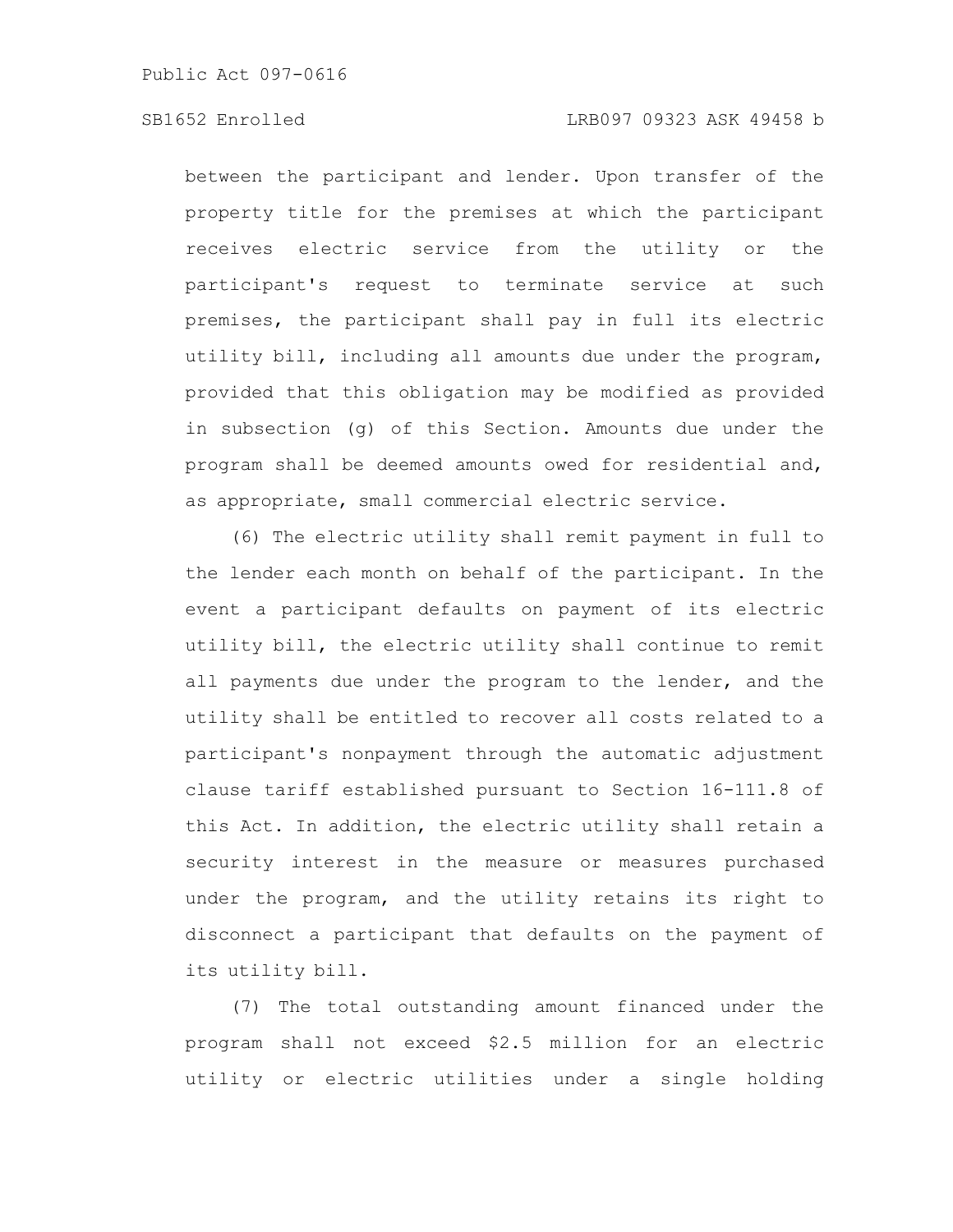between the participant and lender. Upon transfer of the property title for the premises at which the participant receives electric service from the utility or the participant's request to terminate service at such premises, the participant shall pay in full its electric utility bill, including all amounts due under the program, provided that this obligation may be modified as provided in subsection (g) of this Section. Amounts due under the program shall be deemed amounts owed for residential and, as appropriate, small commercial electric service.

(6) The electric utility shall remit payment in full to the lender each month on behalf of the participant. In the event a participant defaults on payment of its electric utility bill, the electric utility shall continue to remit all payments due under the program to the lender, and the utility shall be entitled to recover all costs related to a participant's nonpayment through the automatic adjustment clause tariff established pursuant to Section 16-111.8 of this Act. In addition, the electric utility shall retain a security interest in the measure or measures purchased under the program, and the utility retains its right to disconnect a participant that defaults on the payment of its utility bill.

(7) The total outstanding amount financed under the program shall not exceed $2.5 million for an electric utility or electric utilities under a single holding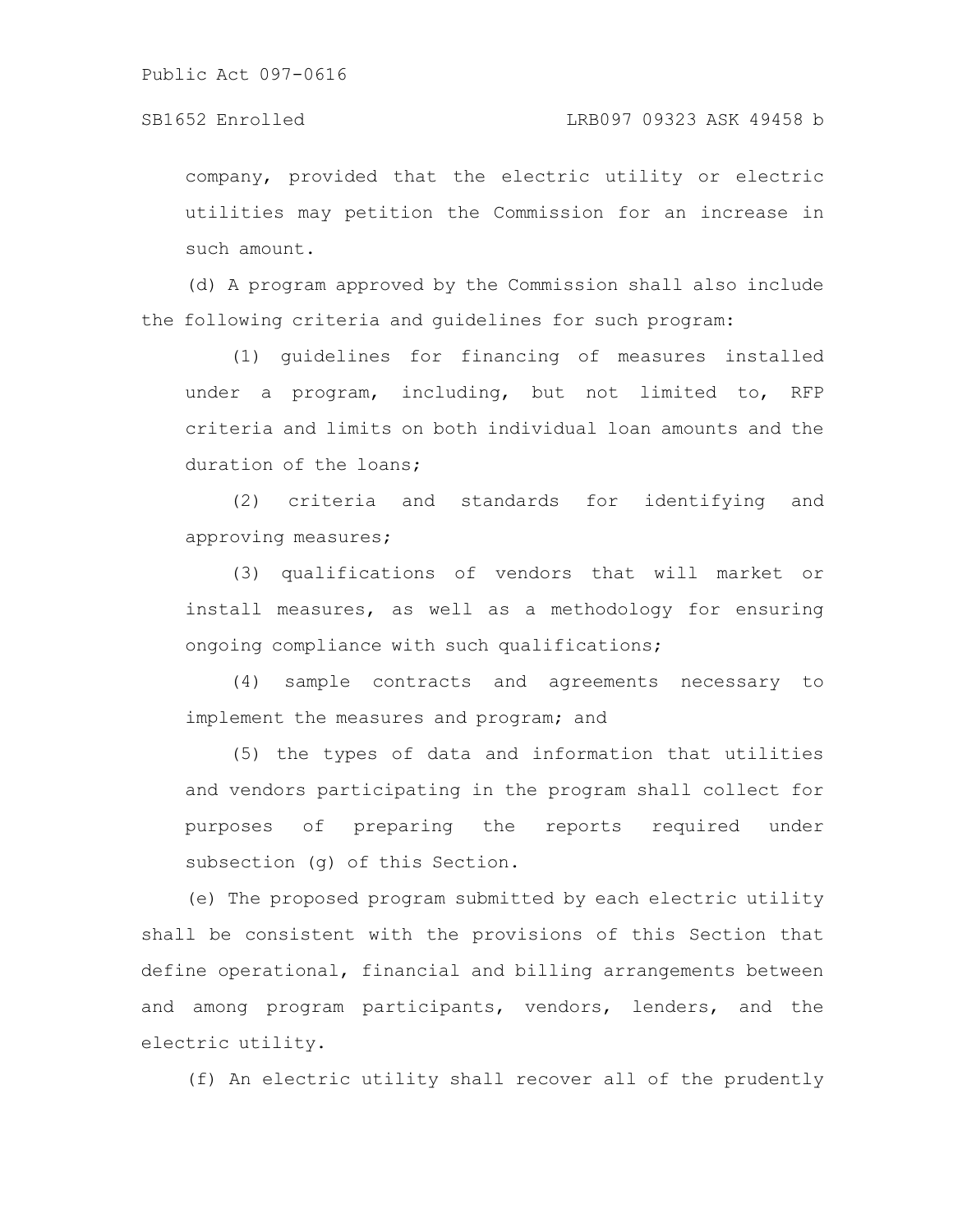company, provided that the electric utility or electric utilities may petition the Commission for an increase in such amount.

(d) A program approved by the Commission shall also include the following criteria and guidelines for such program:

(1) guidelines for financing of measures installed under a program, including, but not limited to, RFP criteria and limits on both individual loan amounts and the duration of the loans;

(2) criteria and standards for identifying and approving measures;

(3) qualifications of vendors that will market or install measures, as well as a methodology for ensuring ongoing compliance with such qualifications;

(4) sample contracts and agreements necessary to implement the measures and program; and

(5) the types of data and information that utilities and vendors participating in the program shall collect for purposes of preparing the reports required under subsection (g) of this Section.

(e) The proposed program submitted by each electric utility shall be consistent with the provisions of this Section that define operational, financial and billing arrangements between and among program participants, vendors, lenders, and the electric utility.

(f) An electric utility shall recover all of the prudently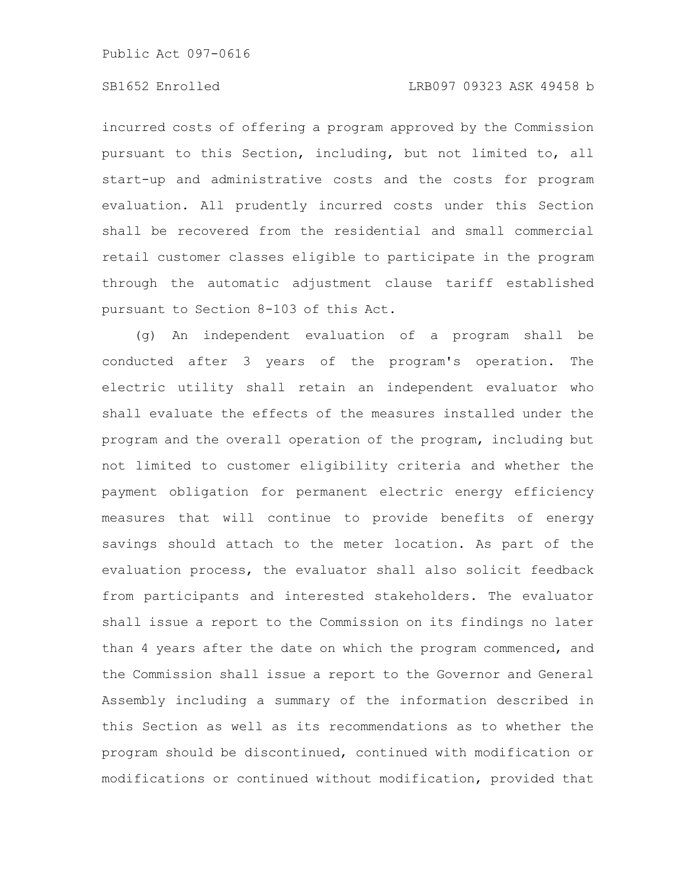incurred costs of offering a program approved by the Commission pursuant to this Section, including, but not limited to, all start-up and administrative costs and the costs for program evaluation. All prudently incurred costs under this Section shall be recovered from the residential and small commercial retail customer classes eligible to participate in the program through the automatic adjustment clause tariff established pursuant to Section 8-103 of this Act.

(g) An independent evaluation of a program shall be conducted after 3 years of the program's operation. The electric utility shall retain an independent evaluator who shall evaluate the effects of the measures installed under the program and the overall operation of the program, including but not limited to customer eligibility criteria and whether the payment obligation for permanent electric energy efficiency measures that will continue to provide benefits of energy savings should attach to the meter location. As part of the evaluation process, the evaluator shall also solicit feedback from participants and interested stakeholders. The evaluator shall issue a report to the Commission on its findings no later than 4 years after the date on which the program commenced, and the Commission shall issue a report to the Governor and General Assembly including a summary of the information described in this Section as well as its recommendations as to whether the program should be discontinued, continued with modification or modifications or continued without modification, provided that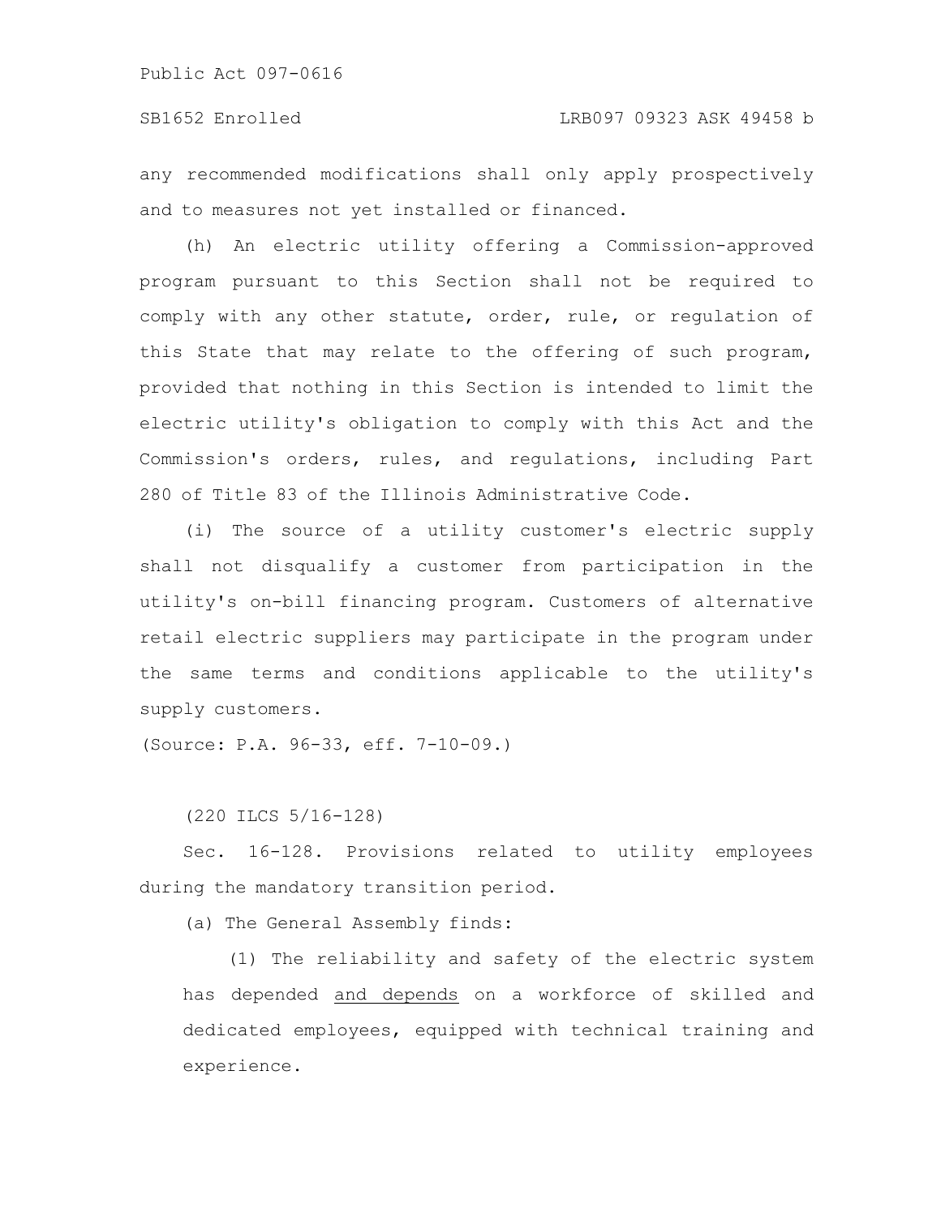any recommended modifications shall only apply prospectively and to measures not yet installed or financed.

(h) An electric utility offering a Commission-approved program pursuant to this Section shall not be required to comply with any other statute, order, rule, or regulation of this State that may relate to the offering of such program, provided that nothing in this Section is intended to limit the electric utility's obligation to comply with this Act and the Commission's orders, rules, and regulations, including Part 280 of Title 83 of the Illinois Administrative Code.

(i) The source of a utility customer's electric supply shall not disqualify a customer from participation in the utility's on-bill financing program. Customers of alternative retail electric suppliers may participate in the program under the same terms and conditions applicable to the utility's supply customers.

(Source: P.A. 96-33, eff. 7-10-09.)

(220 ILCS 5/16-128)

Sec. 16-128. Provisions related to utility employees during the mandatory transition period.

(a) The General Assembly finds:

(1) The reliability and safety of the electric system has depended <u>and depends</u> on a workforce of skilled and dedicated employees, equipped with technical training and experience.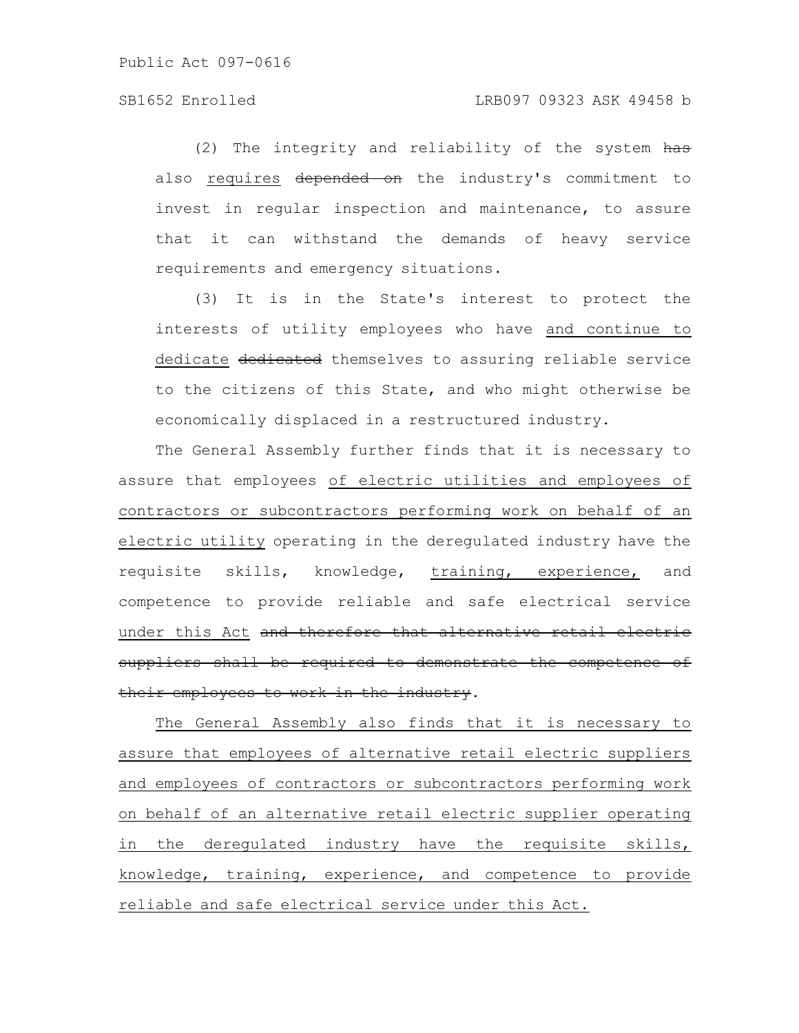(2) The integrity and reliability of the system ~~has~~ also <u>requires</u> ~~depended on~~ the industry's commitment to invest in regular inspection and maintenance, to assure that it can withstand the demands of heavy service requirements and emergency situations.

(3) It is in the State's interest to protect the interests of utility employees who have <u>and continue to dedicate</u> ~~dedicated~~ themselves to assuring reliable service to the citizens of this State, and who might otherwise be economically displaced in a restructured industry.

The General Assembly further finds that it is necessary to assure that employees <u>of electric utilities and employees of contractors or subcontractors performing work on behalf of an electric utility</u> operating in the deregulated industry have the requisite skills, knowledge, <u>training, experience,</u> and competence to provide reliable and safe electrical service <u>under this Act</u> ~~and therefore that alternative retail electric suppliers shall be required to demonstrate the competence of their employees to work in the industry~~.

<u>The General Assembly also finds that it is necessary to assure that employees of alternative retail electric suppliers and employees of contractors or subcontractors performing work on behalf of an alternative retail electric supplier operating in the deregulated industry have the requisite skills, knowledge, training, experience, and competence to provide reliable and safe electrical service under this Act.</u>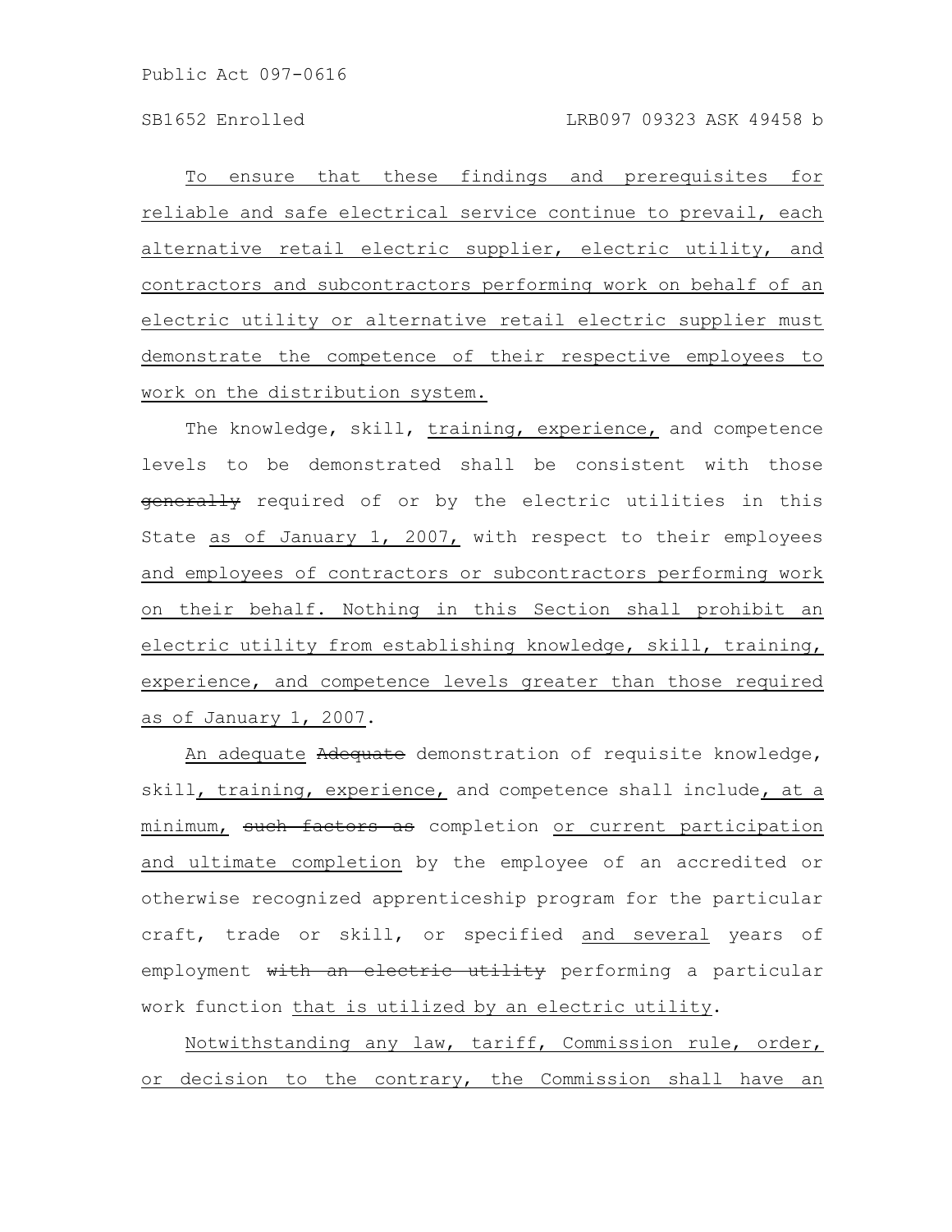To ensure that these findings and prerequisites for reliable and safe electrical service continue to prevail, each alternative retail electric supplier, electric utility, and contractors and subcontractors performing work on behalf of an electric utility or alternative retail electric supplier must demonstrate the competence of their respective employees to work on the distribution system.

The knowledge, skill, training, experience, and competence levels to be demonstrated shall be consistent with those ~~generally~~ required of or by the electric utilities in this State as of January 1, 2007, with respect to their employees and employees of contractors or subcontractors performing work on their behalf. Nothing in this Section shall prohibit an electric utility from establishing knowledge, skill, training, experience, and competence levels greater than those required as of January 1, 2007.

An adequate ~~Adequate~~ demonstration of requisite knowledge, skill, training, experience, and competence shall include, at a minimum, ~~such factors as~~ completion or current participation and ultimate completion by the employee of an accredited or otherwise recognized apprenticeship program for the particular craft, trade or skill, or specified and several years of employment ~~with an electric utility~~ performing a particular work function that is utilized by an electric utility.

Notwithstanding any law, tariff, Commission rule, order, or decision to the contrary, the Commission shall have an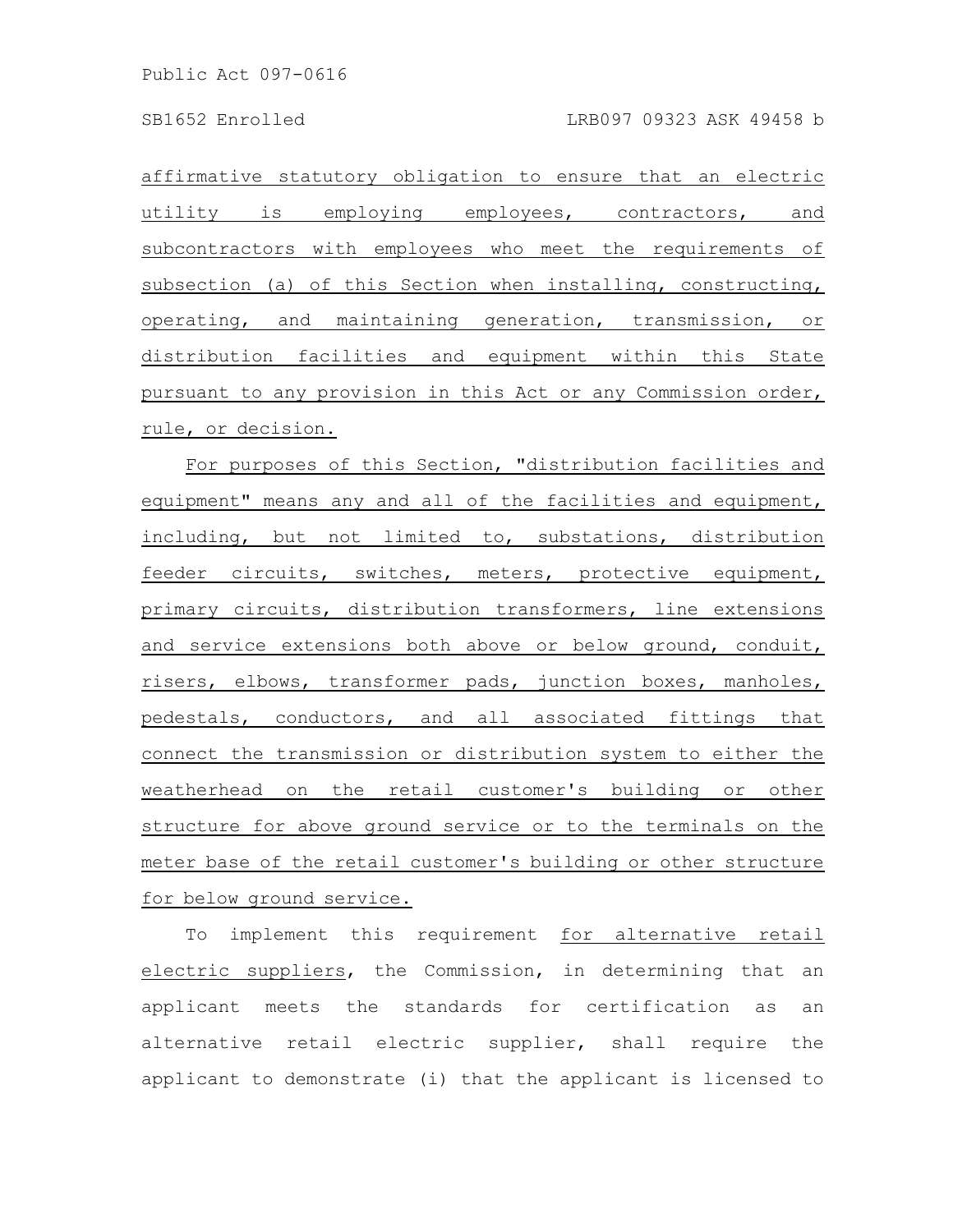affirmative statutory obligation to ensure that an electric utility is employing employees, contractors, and subcontractors with employees who meet the requirements of subsection (a) of this Section when installing, constructing, operating, and maintaining generation, transmission, or distribution facilities and equipment within this State pursuant to any provision in this Act or any Commission order, rule, or decision.

For purposes of this Section, "distribution facilities and equipment" means any and all of the facilities and equipment, including, but not limited to, substations, distribution feeder circuits, switches, meters, protective equipment, primary circuits, distribution transformers, line extensions and service extensions both above or below ground, conduit, risers, elbows, transformer pads, junction boxes, manholes, pedestals, conductors, and all associated fittings that connect the transmission or distribution system to either the weatherhead on the retail customer's building or other structure for above ground service or to the terminals on the meter base of the retail customer's building or other structure for below ground service.

To implement this requirement for alternative retail electric suppliers, the Commission, in determining that an applicant meets the standards for certification as an alternative retail electric supplier, shall require the applicant to demonstrate (i) that the applicant is licensed to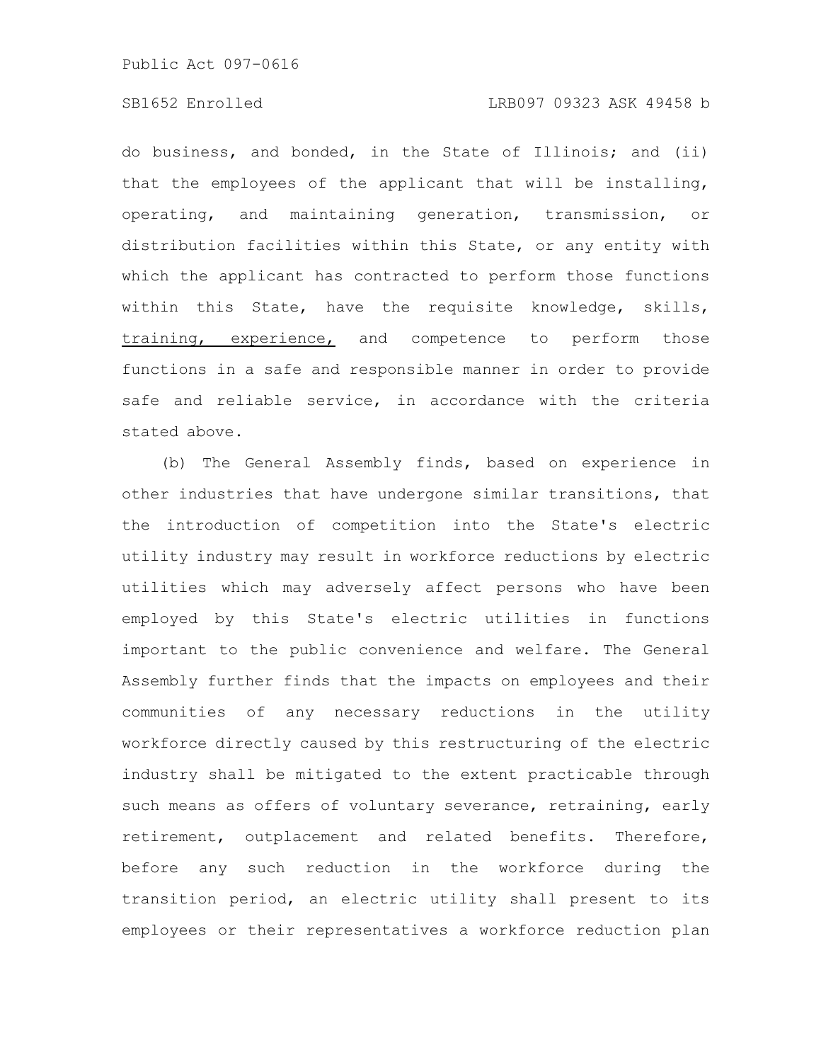do business, and bonded, in the State of Illinois; and (ii) that the employees of the applicant that will be installing, operating, and maintaining generation, transmission, or distribution facilities within this State, or any entity with which the applicant has contracted to perform those functions within this State, have the requisite knowledge, skills, <u>training, experience,</u> and competence to perform those functions in a safe and responsible manner in order to provide safe and reliable service, in accordance with the criteria stated above.

(b) The General Assembly finds, based on experience in other industries that have undergone similar transitions, that the introduction of competition into the State's electric utility industry may result in workforce reductions by electric utilities which may adversely affect persons who have been employed by this State's electric utilities in functions important to the public convenience and welfare. The General Assembly further finds that the impacts on employees and their communities of any necessary reductions in the utility workforce directly caused by this restructuring of the electric industry shall be mitigated to the extent practicable through such means as offers of voluntary severance, retraining, early retirement, outplacement and related benefits. Therefore, before any such reduction in the workforce during the transition period, an electric utility shall present to its employees or their representatives a workforce reduction plan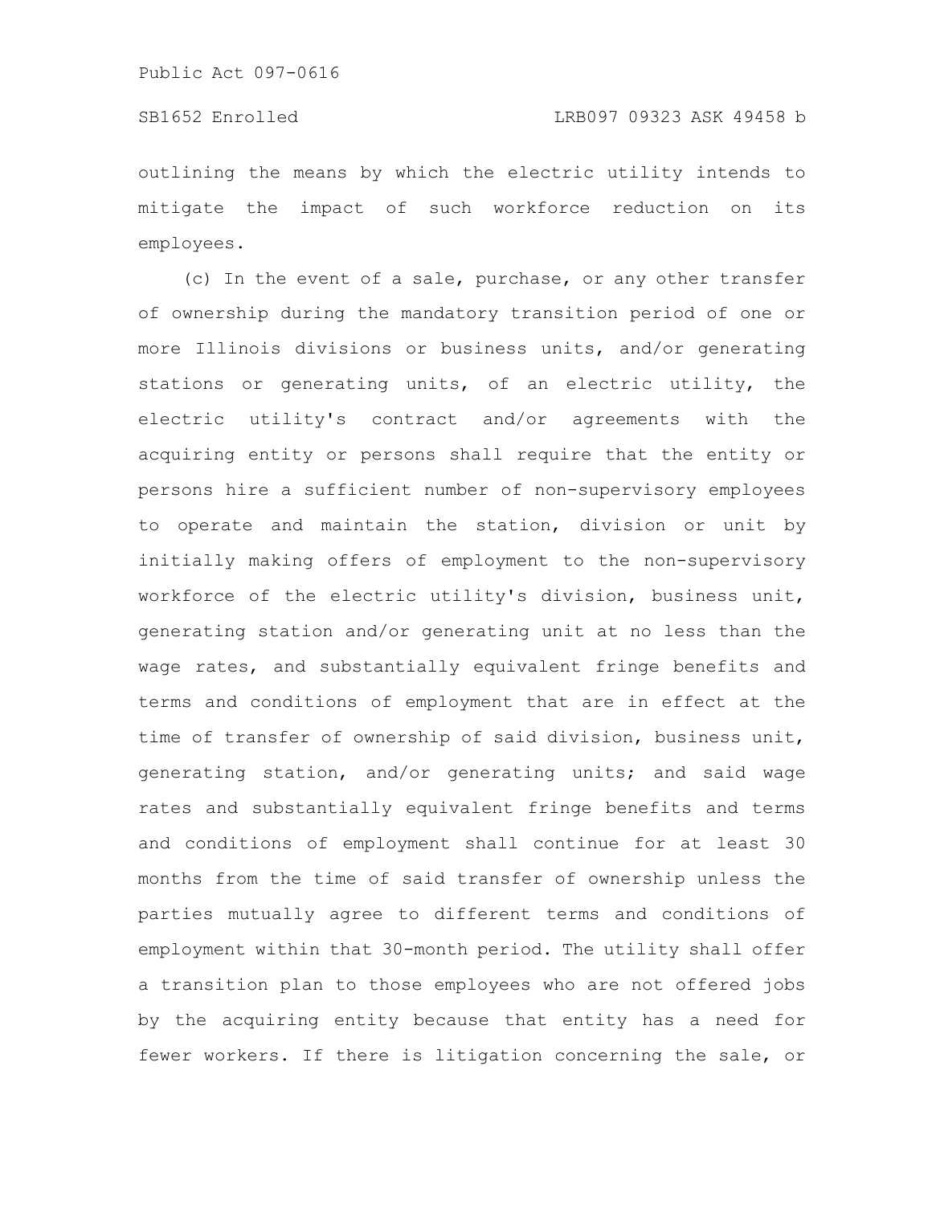outlining the means by which the electric utility intends to mitigate the impact of such workforce reduction on its employees.

(c) In the event of a sale, purchase, or any other transfer of ownership during the mandatory transition period of one or more Illinois divisions or business units, and/or generating stations or generating units, of an electric utility, the electric utility's contract and/or agreements with the acquiring entity or persons shall require that the entity or persons hire a sufficient number of non-supervisory employees to operate and maintain the station, division or unit by initially making offers of employment to the non-supervisory workforce of the electric utility's division, business unit, generating station and/or generating unit at no less than the wage rates, and substantially equivalent fringe benefits and terms and conditions of employment that are in effect at the time of transfer of ownership of said division, business unit, generating station, and/or generating units; and said wage rates and substantially equivalent fringe benefits and terms and conditions of employment shall continue for at least 30 months from the time of said transfer of ownership unless the parties mutually agree to different terms and conditions of employment within that 30-month period. The utility shall offer a transition plan to those employees who are not offered jobs by the acquiring entity because that entity has a need for fewer workers. If there is litigation concerning the sale, or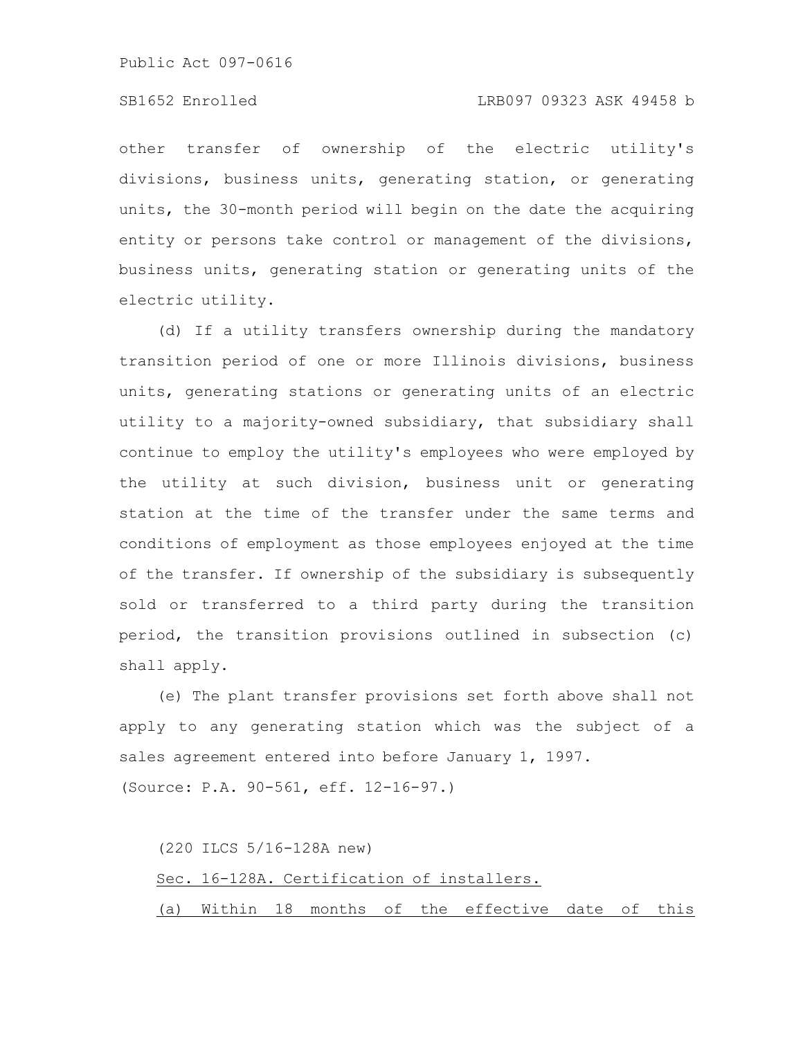other transfer of ownership of the electric utility's divisions, business units, generating station, or generating units, the 30-month period will begin on the date the acquiring entity or persons take control or management of the divisions, business units, generating station or generating units of the electric utility.

(d) If a utility transfers ownership during the mandatory transition period of one or more Illinois divisions, business units, generating stations or generating units of an electric utility to a majority-owned subsidiary, that subsidiary shall continue to employ the utility's employees who were employed by the utility at such division, business unit or generating station at the time of the transfer under the same terms and conditions of employment as those employees enjoyed at the time of the transfer. If ownership of the subsidiary is subsequently sold or transferred to a third party during the transition period, the transition provisions outlined in subsection (c) shall apply.

(e) The plant transfer provisions set forth above shall not apply to any generating station which was the subject of a sales agreement entered into before January 1, 1997.

(Source: P.A. 90-561, eff. 12-16-97.)

(220 ILCS 5/16-128A new)

Sec. 16-128A. Certification of installers.

(a) Within 18 months of the effective date of this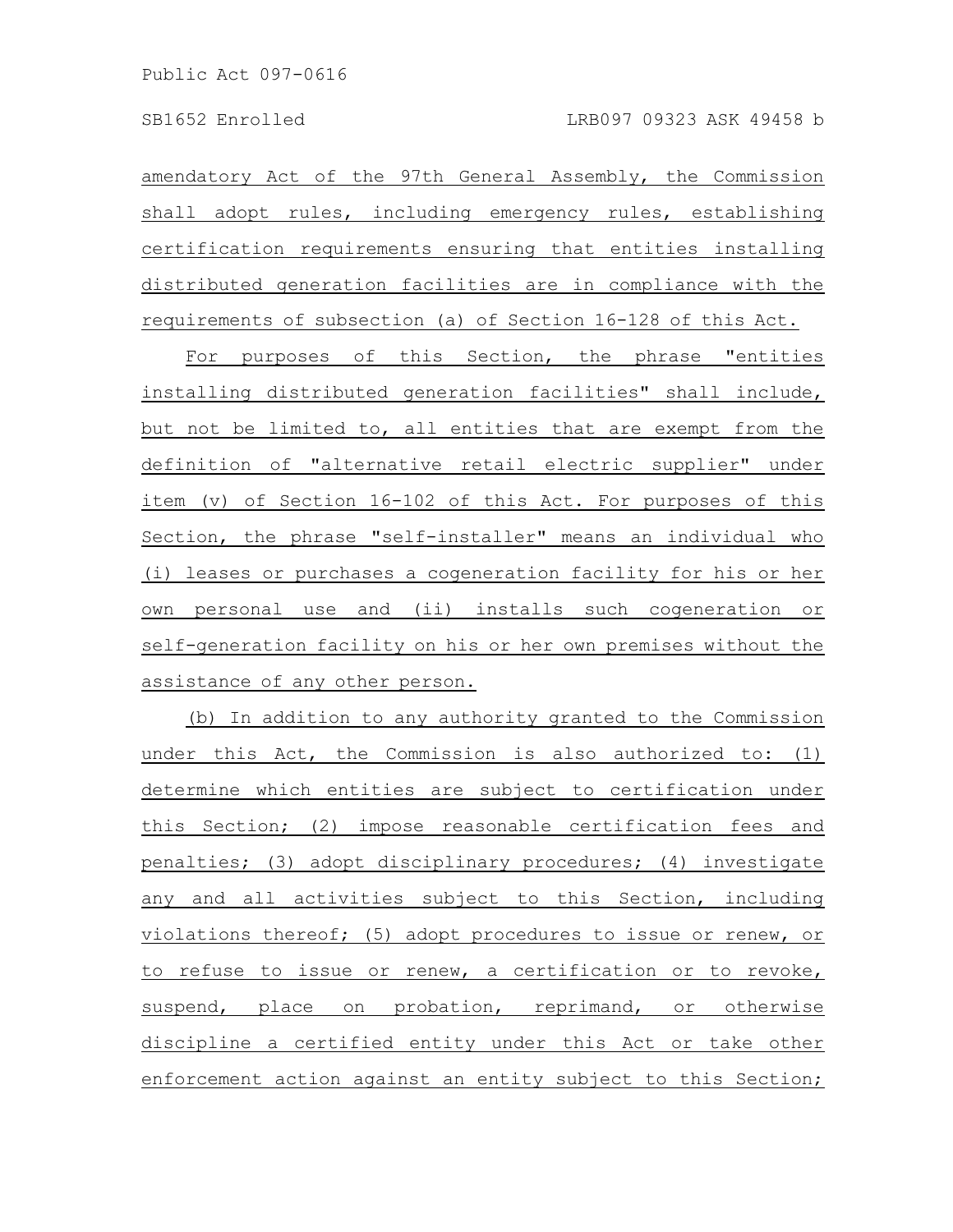amendatory Act of the 97th General Assembly, the Commission shall adopt rules, including emergency rules, establishing certification requirements ensuring that entities installing distributed generation facilities are in compliance with the requirements of subsection (a) of Section 16-128 of this Act.

For purposes of this Section, the phrase "entities installing distributed generation facilities" shall include, but not be limited to, all entities that are exempt from the definition of "alternative retail electric supplier" under item (v) of Section 16-102 of this Act. For purposes of this Section, the phrase "self-installer" means an individual who (i) leases or purchases a cogeneration facility for his or her own personal use and (ii) installs such cogeneration or self-generation facility on his or her own premises without the assistance of any other person.

(b) In addition to any authority granted to the Commission under this Act, the Commission is also authorized to: (1) determine which entities are subject to certification under this Section; (2) impose reasonable certification fees and penalties; (3) adopt disciplinary procedures; (4) investigate any and all activities subject to this Section, including violations thereof; (5) adopt procedures to issue or renew, or to refuse to issue or renew, a certification or to revoke, suspend, place on probation, reprimand, or otherwise discipline a certified entity under this Act or take other enforcement action against an entity subject to this Section;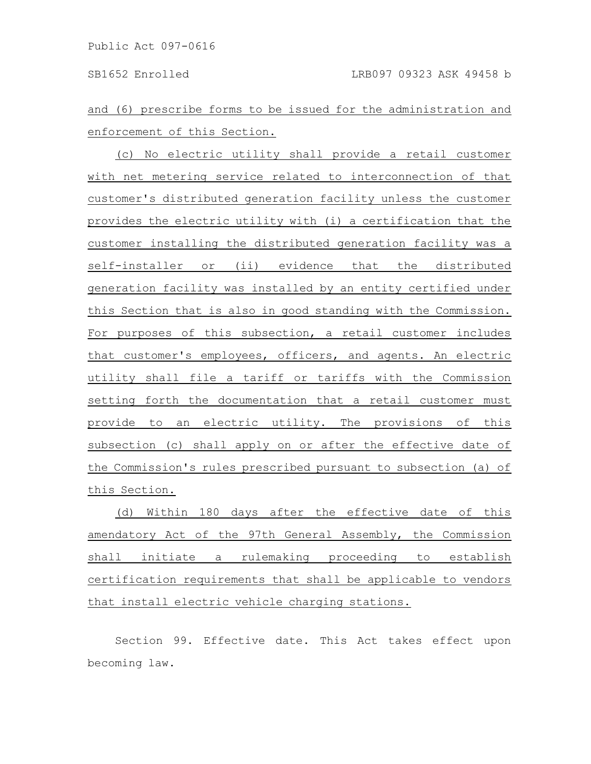and (6) prescribe forms to be issued for the administration and enforcement of this Section.

(c) No electric utility shall provide a retail customer with net metering service related to interconnection of that customer's distributed generation facility unless the customer provides the electric utility with (i) a certification that the customer installing the distributed generation facility was a self-installer or (ii) evidence that the distributed generation facility was installed by an entity certified under this Section that is also in good standing with the Commission. For purposes of this subsection, a retail customer includes that customer's employees, officers, and agents. An electric utility shall file a tariff or tariffs with the Commission setting forth the documentation that a retail customer must provide to an electric utility. The provisions of this subsection (c) shall apply on or after the effective date of the Commission's rules prescribed pursuant to subsection (a) of this Section.

(d) Within 180 days after the effective date of this amendatory Act of the 97th General Assembly, the Commission shall initiate a rulemaking proceeding to establish certification requirements that shall be applicable to vendors that install electric vehicle charging stations.

Section 99. Effective date. This Act takes effect upon becoming law.